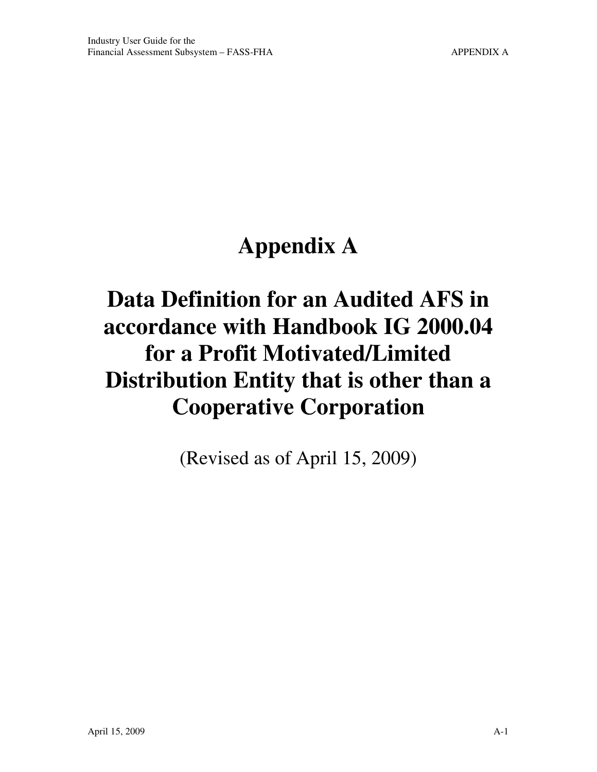# Appendix A

# Data Definition for an Audited AFS in accordance with Handbook IG 2000.04 for a Profit Motivated/Limited Distribution Entity that is other than a Cooperative Corporation

(Revised as of April 15, 2009)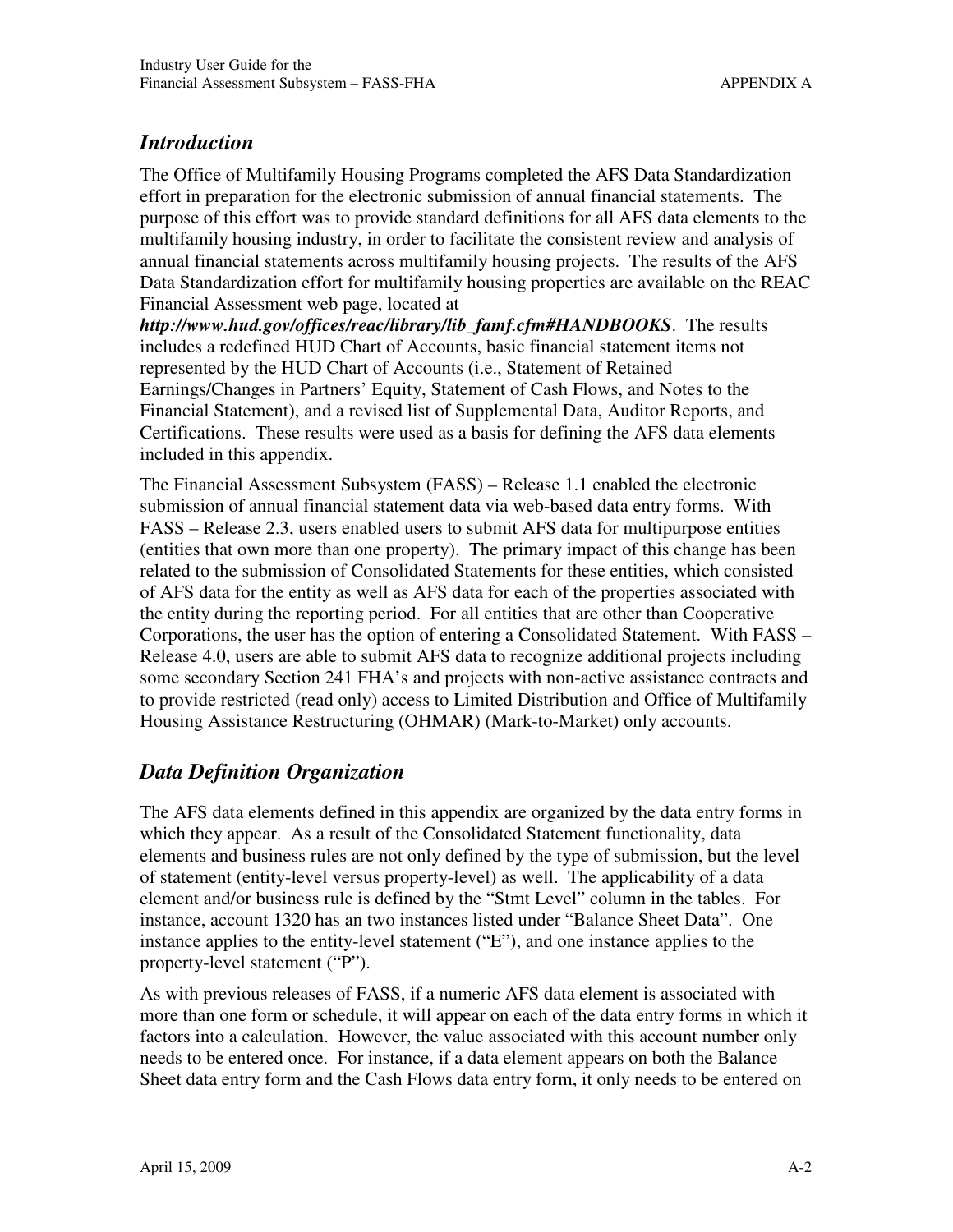## *Introduction*

The Office of Multifamily Housing Programs completed the AFS Data Standardization effort in preparation for the electronic submission of annual financial statements. The purpose of this effort was to provide standard definitions for all AFS data elements to the multifamily housing industry, in order to facilitate the consistent review and analysis of annual financial statements across multifamily housing projects. The results of the AFS Data Standardization effort for multifamily housing properties are available on the REAC Financial Assessment web page, located at ***http://www.hud.gov/offices/reac/library/lib_famf.cfm#HANDBOOKS***. The results includes a redefined HUD Chart of Accounts, basic financial statement items not represented by the HUD Chart of Accounts (i.e., Statement of Retained Earnings/Changes in Partners' Equity, Statement of Cash Flows, and Notes to the Financial Statement), and a revised list of Supplemental Data, Auditor Reports, and Certifications. These results were used as a basis for defining the AFS data elements included in this appendix.

The Financial Assessment Subsystem (FASS) – Release 1.1 enabled the electronic submission of annual financial statement data via web-based data entry forms. With FASS – Release 2.3, users enabled users to submit AFS data for multipurpose entities (entities that own more than one property). The primary impact of this change has been related to the submission of Consolidated Statements for these entities, which consisted of AFS data for the entity as well as AFS data for each of the properties associated with the entity during the reporting period. For all entities that are other than Cooperative Corporations, the user has the option of entering a Consolidated Statement. With FASS – Release 4.0, users are able to submit AFS data to recognize additional projects including some secondary Section 241 FHA's and projects with non-active assistance contracts and to provide restricted (read only) access to Limited Distribution and Office of Multifamily Housing Assistance Restructuring (OHMAR) (Mark-to-Market) only accounts.

## *Data Definition Organization*

The AFS data elements defined in this appendix are organized by the data entry forms in which they appear. As a result of the Consolidated Statement functionality, data elements and business rules are not only defined by the type of submission, but the level of statement (entity-level versus property-level) as well. The applicability of a data element and/or business rule is defined by the "Stmt Level" column in the tables. For instance, account 1320 has an two instances listed under "Balance Sheet Data". One instance applies to the entity-level statement ("E"), and one instance applies to the property-level statement ("P").

As with previous releases of FASS, if a numeric AFS data element is associated with more than one form or schedule, it will appear on each of the data entry forms in which it factors into a calculation. However, the value associated with this account number only needs to be entered once. For instance, if a data element appears on both the Balance Sheet data entry form and the Cash Flows data entry form, it only needs to be entered on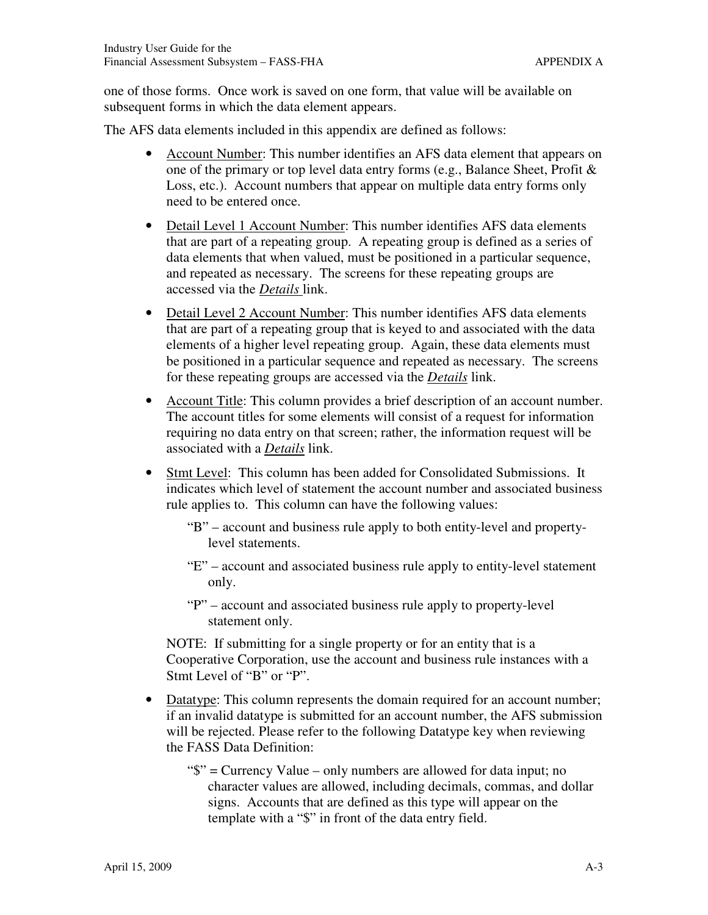one of those forms. Once work is saved on one form, that value will be available on subsequent forms in which the data element appears.

The AFS data elements included in this appendix are defined as follows:

- Account Number: This number identifies an AFS data element that appears on one of the primary or top level data entry forms (e.g., Balance Sheet, Profit & Loss, etc.). Account numbers that appear on multiple data entry forms only need to be entered once.
- Detail Level 1 Account Number: This number identifies AFS data elements that are part of a repeating group. A repeating group is defined as a series of data elements that when valued, must be positioned in a particular sequence, and repeated as necessary. The screens for these repeating groups are accessed via the ***Details*** link.
- Detail Level 2 Account Number: This number identifies AFS data elements that are part of a repeating group that is keyed to and associated with the data elements of a higher level repeating group. Again, these data elements must be positioned in a particular sequence and repeated as necessary. The screens for these repeating groups are accessed via the ***Details*** link.
- Account Title: This column provides a brief description of an account number. The account titles for some elements will consist of a request for information requiring no data entry on that screen; rather, the information request will be associated with a ***Details*** link.
- Stmt Level: This column has been added for Consolidated Submissions. It indicates which level of statement the account number and associated business rule applies to. This column can have the following values:

  "B" – account and business rule apply to both entity-level and property-level statements.

  "E" – account and associated business rule apply to entity-level statement only.

  "P" – account and associated business rule apply to property-level statement only.

  NOTE: If submitting for a single property or for an entity that is a Cooperative Corporation, use the account and business rule instances with a Stmt Level of "B" or "P".

- Datatype: This column represents the domain required for an account number; if an invalid datatype is submitted for an account number, the AFS submission will be rejected. Please refer to the following Datatype key when reviewing the FASS Data Definition:

  "$" = Currency Value – only numbers are allowed for data input; no character values are allowed, including decimals, commas, and dollar signs. Accounts that are defined as this type will appear on the template with a "$" in front of the data entry field.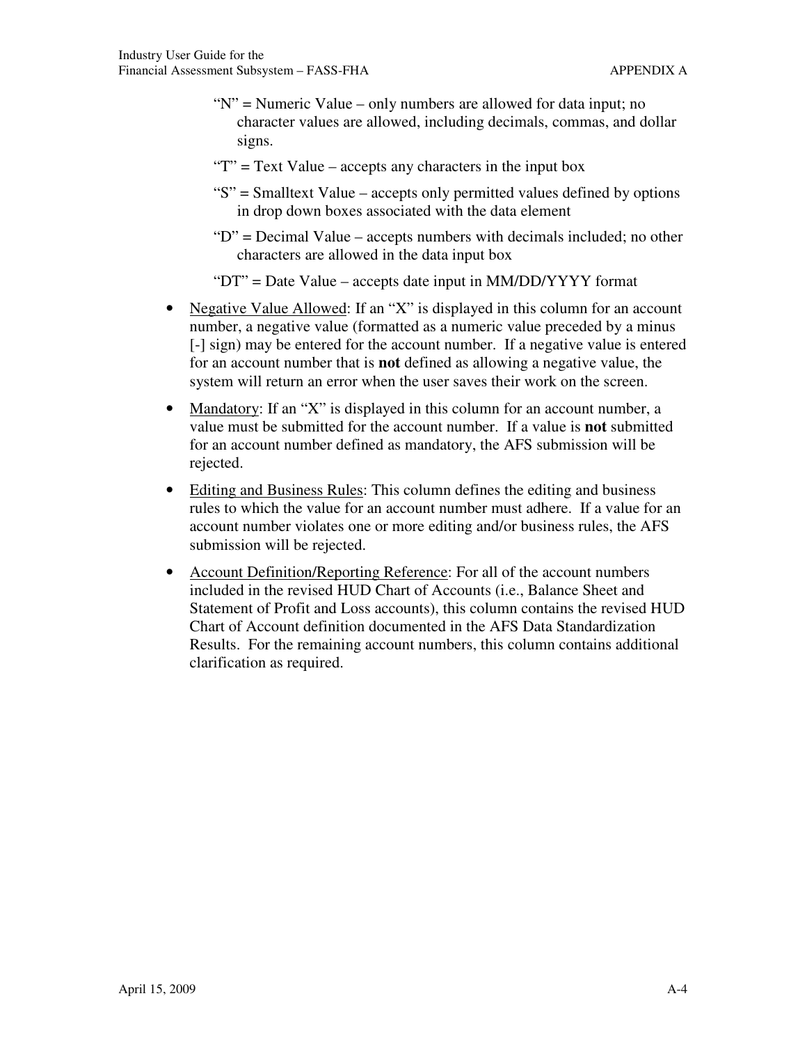"N" = Numeric Value – only numbers are allowed for data input; no character values are allowed, including decimals, commas, and dollar signs.

"T" = Text Value – accepts any characters in the input box

"S" = Smalltext Value – accepts only permitted values defined by options in drop down boxes associated with the data element

"D" = Decimal Value – accepts numbers with decimals included; no other characters are allowed in the data input box

"DT" = Date Value – accepts date input in MM/DD/YYYY format

- Negative Value Allowed: If an "X" is displayed in this column for an account number, a negative value (formatted as a numeric value preceded by a minus [-] sign) may be entered for the account number. If a negative value is entered for an account number that is **not** defined as allowing a negative value, the system will return an error when the user saves their work on the screen.
- Mandatory: If an "X" is displayed in this column for an account number, a value must be submitted for the account number. If a value is **not** submitted for an account number defined as mandatory, the AFS submission will be rejected.
- Editing and Business Rules: This column defines the editing and business rules to which the value for an account number must adhere. If a value for an account number violates one or more editing and/or business rules, the AFS submission will be rejected.
- Account Definition/Reporting Reference: For all of the account numbers included in the revised HUD Chart of Accounts (i.e., Balance Sheet and Statement of Profit and Loss accounts), this column contains the revised HUD Chart of Account definition documented in the AFS Data Standardization Results. For the remaining account numbers, this column contains additional clarification as required.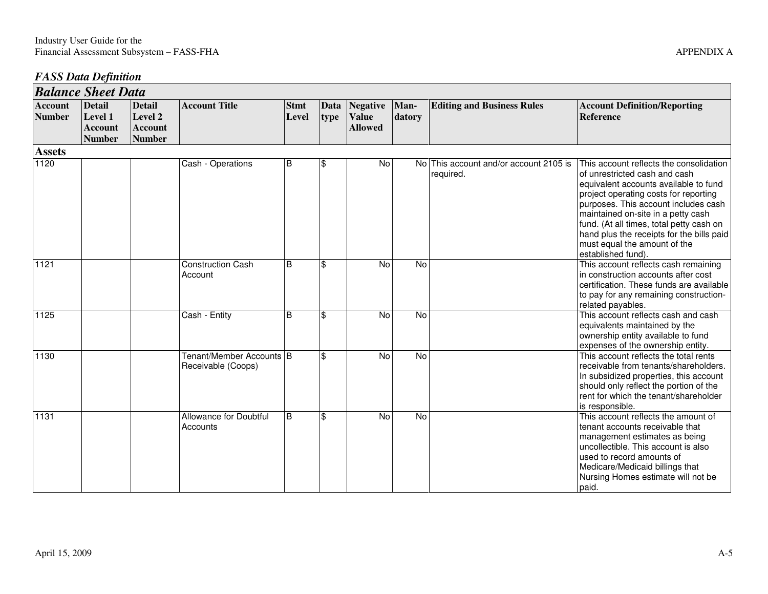## *FASS Data Definition*

| *Balance Sheet Data* | | | | | | | | | |
|---|---|---|---|---|---|---|---|---|---|
| **Account Number** | **Detail Level 1 Account Number** | **Detail Level 2 Account Number** | **Account Title** | **Stmt Level** | **Data type** | **Negative Value Allowed** | **Man-datory** | **Editing and Business Rules** | **Account Definition/Reporting Reference** |
| **Assets** | | | | | | | | | |
| 1120 | | | Cash - Operations | B | $ | No | No | This account and/or account 2105 is required. | This account reflects the consolidation of unrestricted cash and cash equivalent accounts available to fund project operating costs for reporting purposes. This account includes cash maintained on-site in a petty cash fund. (At all times, total petty cash on hand plus the receipts for the bills paid must equal the amount of the established fund). |
| 1121 | | | Construction Cash Account | B | $ | No | No | | This account reflects cash remaining in construction accounts after cost certification. These funds are available to pay for any remaining construction-related payables. |
| 1125 | | | Cash - Entity | B | $ | No | No | | This account reflects cash and cash equivalents maintained by the ownership entity available to fund expenses of the ownership entity. |
| 1130 | | | Tenant/Member Accounts Receivable (Coops) | B | $ | No | No | | This account reflects the total rents receivable from tenants/shareholders. In subsidized properties, this account should only reflect the portion of the rent for which the tenant/shareholder is responsible. |
| 1131 | | | Allowance for Doubtful Accounts | B | $ | No | No | | This account reflects the amount of tenant accounts receivable that management estimates as being uncollectible. This account is also used to record amounts of Medicare/Medicaid billings that Nursing Homes estimate will not be paid. |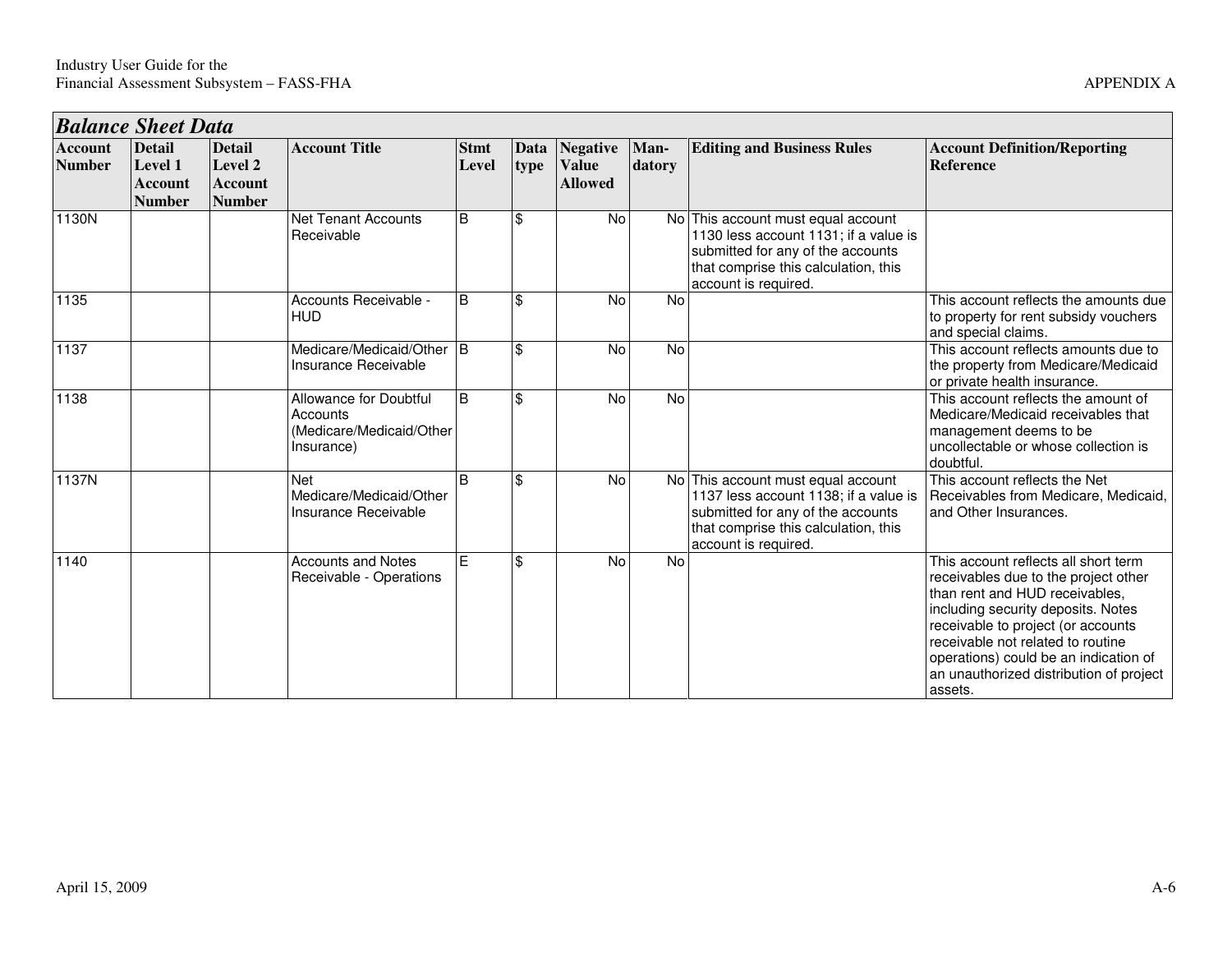## *Balance Sheet Data*

| Account Number | Detail Level 1 Account Number | Detail Level 2 Account Number | Account Title | Stmt Level | Data type | Negative Value Allowed | Man-datory | Editing and Business Rules | Account Definition/Reporting Reference |
|---|---|---|---|---|---|---|---|---|---|
| 1130N | | | Net Tenant Accounts Receivable | B | $ | No | No | This account must equal account 1130 less account 1131; if a value is submitted for any of the accounts that comprise this calculation, this account is required. | |
| 1135 | | | Accounts Receivable - HUD | B | $ | No | No | | This account reflects the amounts due to property for rent subsidy vouchers and special claims. |
| 1137 | | | Medicare/Medicaid/Other Insurance Receivable | B | $ | No | No | | This account reflects amounts due to the property from Medicare/Medicaid or private health insurance. |
| 1138 | | | Allowance for Doubtful Accounts (Medicare/Medicaid/Other Insurance) | B | $ | No | No | | This account reflects the amount of Medicare/Medicaid receivables that management deems to be uncollectable or whose collection is doubtful. |
| 1137N | | | Net Medicare/Medicaid/Other Insurance Receivable | B | $ | No | No | This account must equal account 1137 less account 1138; if a value is submitted for any of the accounts that comprise this calculation, this account is required. | This account reflects the Net Receivables from Medicare, Medicaid, and Other Insurances. |
| 1140 | | | Accounts and Notes Receivable - Operations | E | $ | No | No | | This account reflects all short term receivables due to the project other than rent and HUD receivables, including security deposits. Notes receivable to project (or accounts receivable not related to routine operations) could be an indication of an unauthorized distribution of project assets. |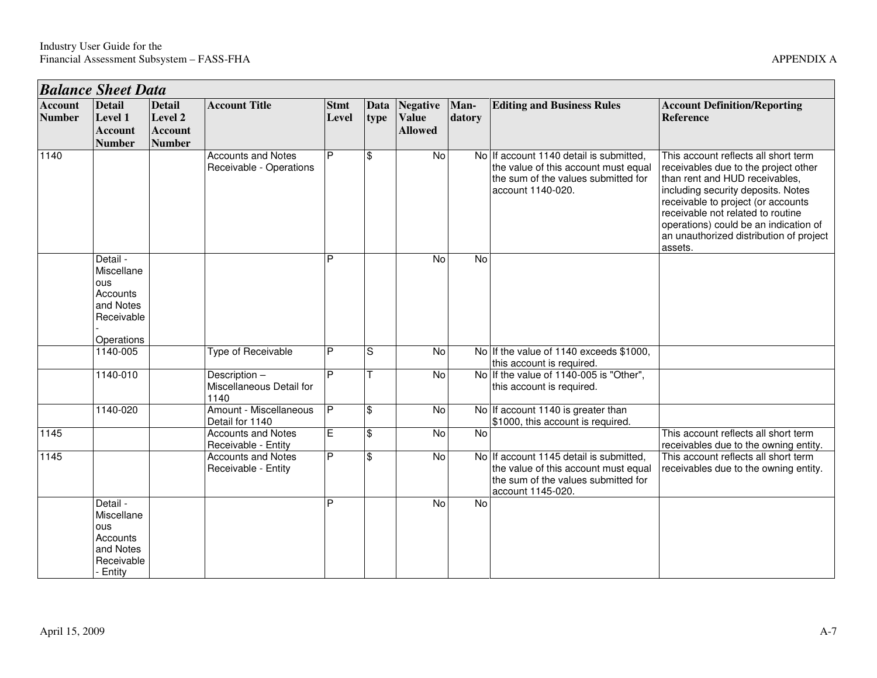## Balance Sheet Data

| Account Number | Detail Level 1 Account Number | Detail Level 2 Account Number | Account Title | Stmt Level | Data type | Negative Value Allowed | Man-datory | Editing and Business Rules | Account Definition/Reporting Reference |
|---|---|---|---|---|---|---|---|---|---|
| 1140 | | | Accounts and Notes Receivable - Operations | P | $ | No | No | If account 1140 detail is submitted, the value of this account must equal the sum of the values submitted for account 1140-020. | This account reflects all short term receivables due to the project other than rent and HUD receivables, including security deposits. Notes receivable to project (or accounts receivable not related to routine operations) could be an indication of an unauthorized distribution of project assets. |
| | Detail - Miscellaneous Accounts and Notes Receivable - Operations | | | P | | No | No | | |
| | 1140-005 | | Type of Receivable | P | S | No | No | If the value of 1140 exceeds $1000, this account is required. | |
| | 1140-010 | | Description – Miscellaneous Detail for 1140 | P | T | No | No | If the value of 1140-005 is "Other", this account is required. | |
| | 1140-020 | | Amount - Miscellaneous Detail for 1140 | P | $ | No | No | If account 1140 is greater than $1000, this account is required. | |
| 1145 | | | Accounts and Notes Receivable - Entity | E | $ | No | No | | This account reflects all short term receivables due to the owning entity. |
| 1145 | | | Accounts and Notes Receivable - Entity | P | $ | No | No | If account 1145 detail is submitted, the value of this account must equal the sum of the values submitted for account 1145-020. | This account reflects all short term receivables due to the owning entity. |
| | Detail - Miscellaneous Accounts and Notes Receivable - Entity | | | P | | No | No | | |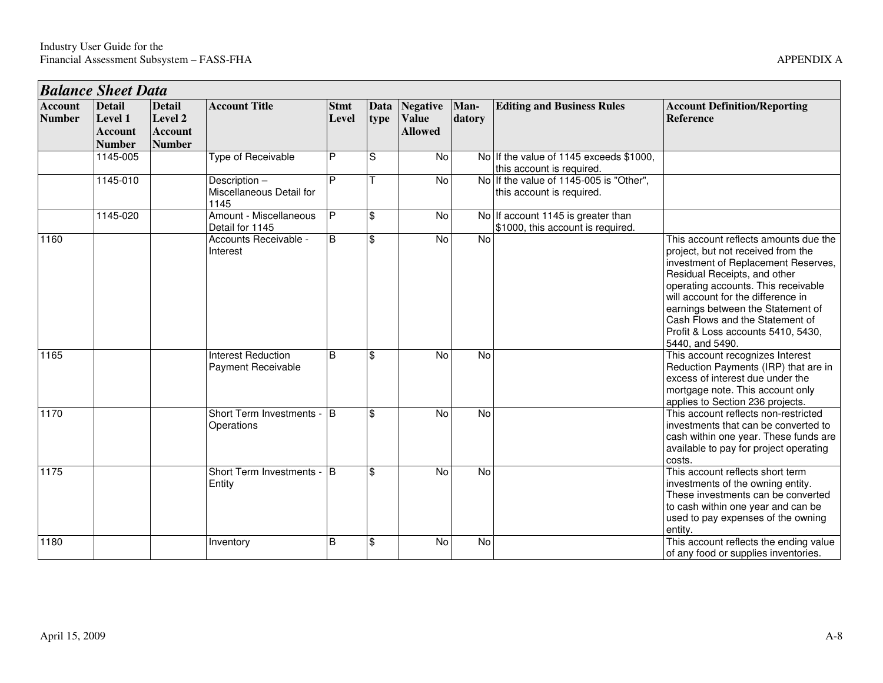## *Balance Sheet Data*

| Account Number | Detail Level 1 Account Number | Detail Level 2 Account Number | Account Title | Stmt Level | Data type | Negative Value Allowed | Man-datory | Editing and Business Rules | Account Definition/Reporting Reference |
|---|---|---|---|---|---|---|---|---|---|
| | 1145-005 | | Type of Receivable | P | S | No | No | If the value of 1145 exceeds $1000, this account is required. | |
| | 1145-010 | | Description – Miscellaneous Detail for 1145 | P | T | No | No | If the value of 1145-005 is "Other", this account is required. | |
| | 1145-020 | | Amount - Miscellaneous Detail for 1145 | P | $ | No | No | If account 1145 is greater than $1000, this account is required. | |
| 1160 | | | Accounts Receivable - Interest | B | $ | No | No | | This account reflects amounts due the project, but not received from the investment of Replacement Reserves, Residual Receipts, and other operating accounts. This receivable will account for the difference in earnings between the Statement of Cash Flows and the Statement of Profit & Loss accounts 5410, 5430, 5440, and 5490. |
| 1165 | | | Interest Reduction Payment Receivable | B | $ | No | No | | This account recognizes Interest Reduction Payments (IRP) that are in excess of interest due under the mortgage note. This account only applies to Section 236 projects. |
| 1170 | | | Short Term Investments - Operations | B | $ | No | No | | This account reflects non-restricted investments that can be converted to cash within one year. These funds are available to pay for project operating costs. |
| 1175 | | | Short Term Investments - Entity | B | $ | No | No | | This account reflects short term investments of the owning entity. These investments can be converted to cash within one year and can be used to pay expenses of the owning entity. |
| 1180 | | | Inventory | B | $ | No | No | | This account reflects the ending value of any food or supplies inventories. |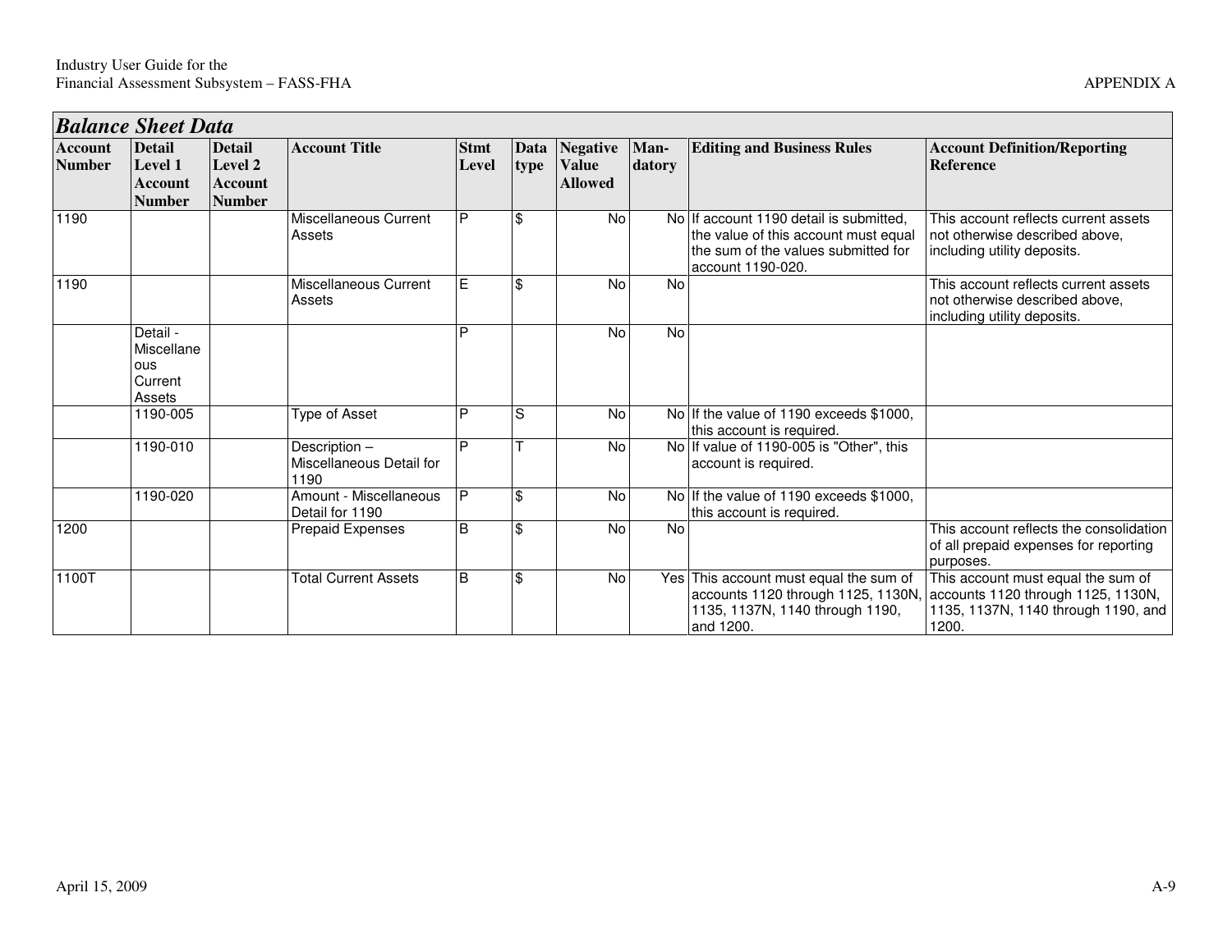## Balance Sheet Data

| Account Number | Detail Level 1 Account Number | Detail Level 2 Account Number | Account Title | Stmt Level | Data type | Negative Value Allowed | Man-datory | Editing and Business Rules | Account Definition/Reporting Reference |
|---|---|---|---|---|---|---|---|---|---|
| 1190 | | | Miscellaneous Current Assets | P | $ | No | No | If account 1190 detail is submitted, the value of this account must equal the sum of the values submitted for account 1190-020. | This account reflects current assets not otherwise described above, including utility deposits. |
| 1190 | | | Miscellaneous Current Assets | E | $ | No | No | | This account reflects current assets not otherwise described above, including utility deposits. |
| | Detail - Miscellaneous Current Assets | | | P | | No | No | | |
| | 1190-005 | | Type of Asset | P | S | No | No | If the value of 1190 exceeds $1000, this account is required. | |
| | 1190-010 | | Description – Miscellaneous Detail for 1190 | P | T | No | No | If value of 1190-005 is "Other", this account is required. | |
| | 1190-020 | | Amount - Miscellaneous Detail for 1190 | P | $ | No | No | If the value of 1190 exceeds $1000, this account is required. | |
| 1200 | | | Prepaid Expenses | B | $ | No | No | | This account reflects the consolidation of all prepaid expenses for reporting purposes. |
| 1100T | | | Total Current Assets | B | $ | No | Yes | This account must equal the sum of accounts 1120 through 1125, 1130N, 1135, 1137N, 1140 through 1190, and 1200. | This account must equal the sum of accounts 1120 through 1125, 1130N, 1135, 1137N, 1140 through 1190, and 1200. |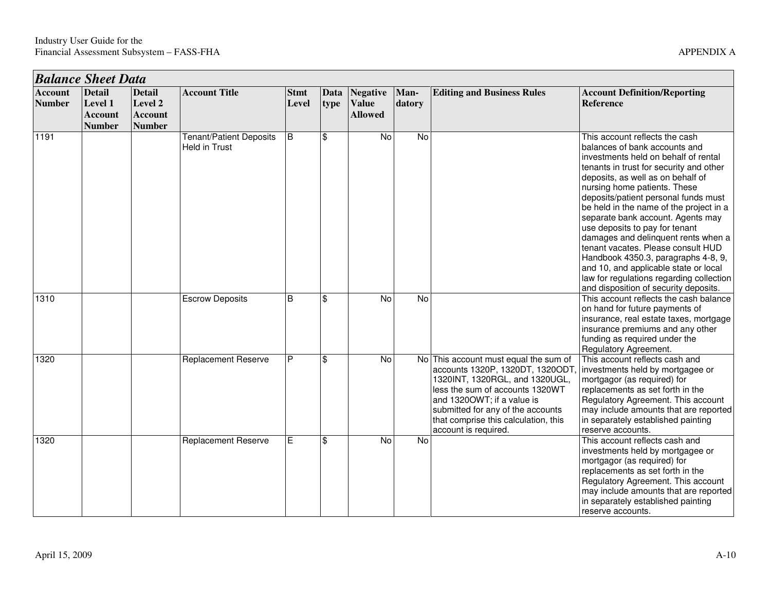| *Balance Sheet Data* | | | | | | | | | |
|---|---|---|---|---|---|---|---|---|---|
| **Account Number** | **Detail Level 1 Account Number** | **Detail Level 2 Account Number** | **Account Title** | **Stmt Level** | **Data type** | **Negative Value Allowed** | **Man-datory** | **Editing and Business Rules** | **Account Definition/Reporting Reference** |
| 1191 | | | Tenant/Patient Deposits Held in Trust | B | $ | No | No | | This account reflects the cash balances of bank accounts and investments held on behalf of rental tenants in trust for security and other deposits, as well as on behalf of nursing home patients. These deposits/patient personal funds must be held in the name of the project in a separate bank account. Agents may use deposits to pay for tenant damages and delinquent rents when a tenant vacates. Please consult HUD Handbook 4350.3, paragraphs 4-8, 9, and 10, and applicable state or local law for regulations regarding collection and disposition of security deposits. |
| 1310 | | | Escrow Deposits | B | $ | No | No | | This account reflects the cash balance on hand for future payments of insurance, real estate taxes, mortgage insurance premiums and any other funding as required under the Regulatory Agreement. |
| 1320 | | | Replacement Reserve | P | $ | No | No | This account must equal the sum of accounts 1320P, 1320DT, 1320ODT, 1320INT, 1320RGL, and 1320UGL, less the sum of accounts 1320WT and 1320OWT; if a value is submitted for any of the accounts that comprise this calculation, this account is required. | This account reflects cash and investments held by mortgagee or mortgagor (as required) for replacements as set forth in the Regulatory Agreement. This account may include amounts that are reported in separately established painting reserve accounts. |
| 1320 | | | Replacement Reserve | E | $ | No | No | | This account reflects cash and investments held by mortgagee or mortgagor (as required) for replacements as set forth in the Regulatory Agreement. This account may include amounts that are reported in separately established painting reserve accounts. |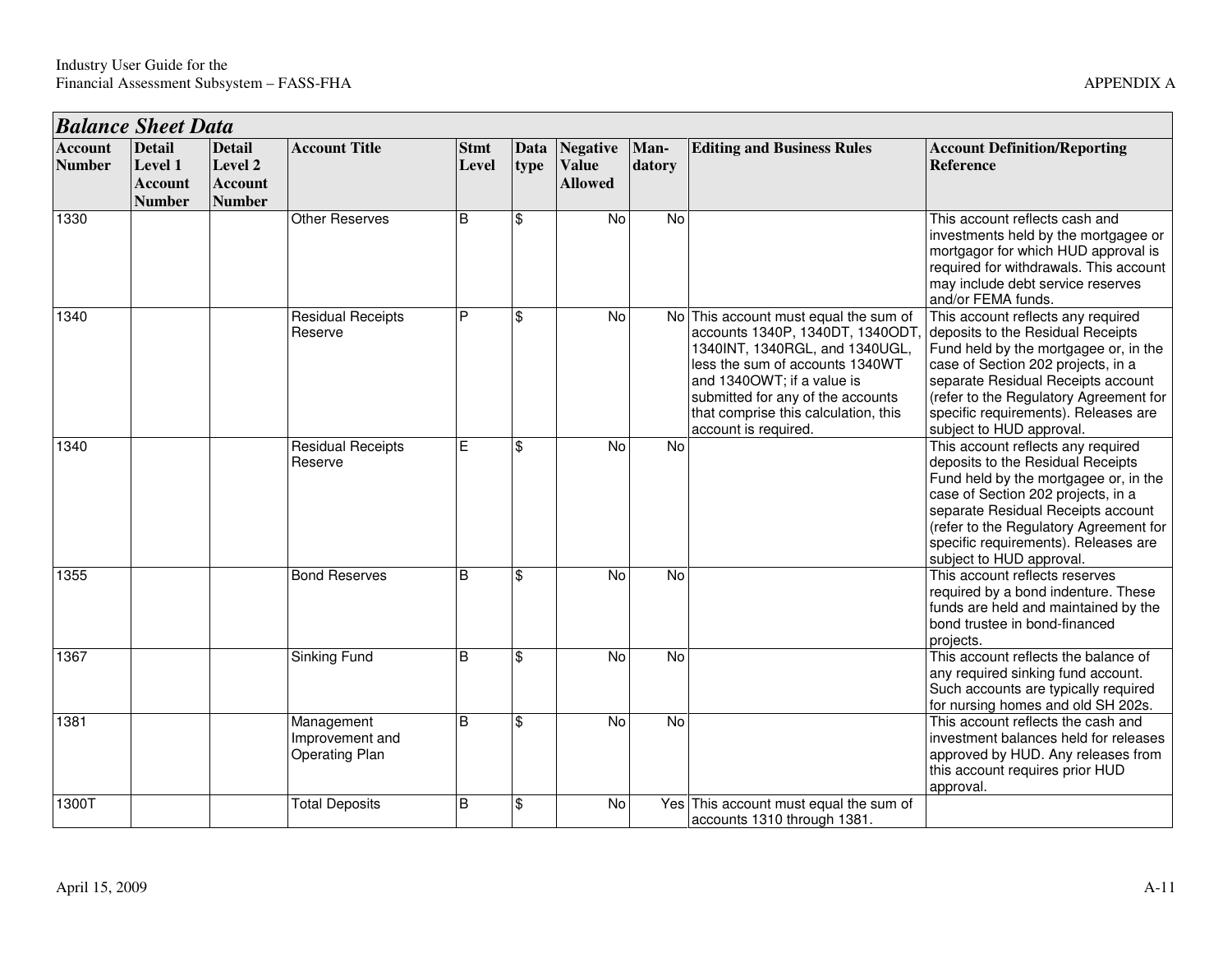## *Balance Sheet Data*

| Account Number | Detail Level 1 Account Number | Detail Level 2 Account Number | Account Title | Stmt Level | Data type | Negative Value Allowed | Man-datory | Editing and Business Rules | Account Definition/Reporting Reference |
|---|---|---|---|---|---|---|---|---|---|
| 1330 | | | Other Reserves | B | $ | No | No | | This account reflects cash and investments held by the mortgagee or mortgagor for which HUD approval is required for withdrawals. This account may include debt service reserves and/or FEMA funds. |
| 1340 | | | Residual Receipts Reserve | P | $ | No | No | This account must equal the sum of accounts 1340P, 1340DT, 1340ODT, 1340INT, 1340RGL, and 1340UGL, less the sum of accounts 1340WT and 1340OWT; if a value is submitted for any of the accounts that comprise this calculation, this account is required. | This account reflects any required deposits to the Residual Receipts Fund held by the mortgagee or, in the case of Section 202 projects, in a separate Residual Receipts account (refer to the Regulatory Agreement for specific requirements). Releases are subject to HUD approval. |
| 1340 | | | Residual Receipts Reserve | E | $ | No | No | | This account reflects any required deposits to the Residual Receipts Fund held by the mortgagee or, in the case of Section 202 projects, in a separate Residual Receipts account (refer to the Regulatory Agreement for specific requirements). Releases are subject to HUD approval. |
| 1355 | | | Bond Reserves | B | $ | No | No | | This account reflects reserves required by a bond indenture. These funds are held and maintained by the bond trustee in bond-financed projects. |
| 1367 | | | Sinking Fund | B | $ | No | No | | This account reflects the balance of any required sinking fund account. Such accounts are typically required for nursing homes and old SH 202s. |
| 1381 | | | Management Improvement and Operating Plan | B | $ | No | No | | This account reflects the cash and investment balances held for releases approved by HUD. Any releases from this account requires prior HUD approval. |
| 1300T | | | Total Deposits | B | $ | No | Yes | This account must equal the sum of accounts 1310 through 1381. | |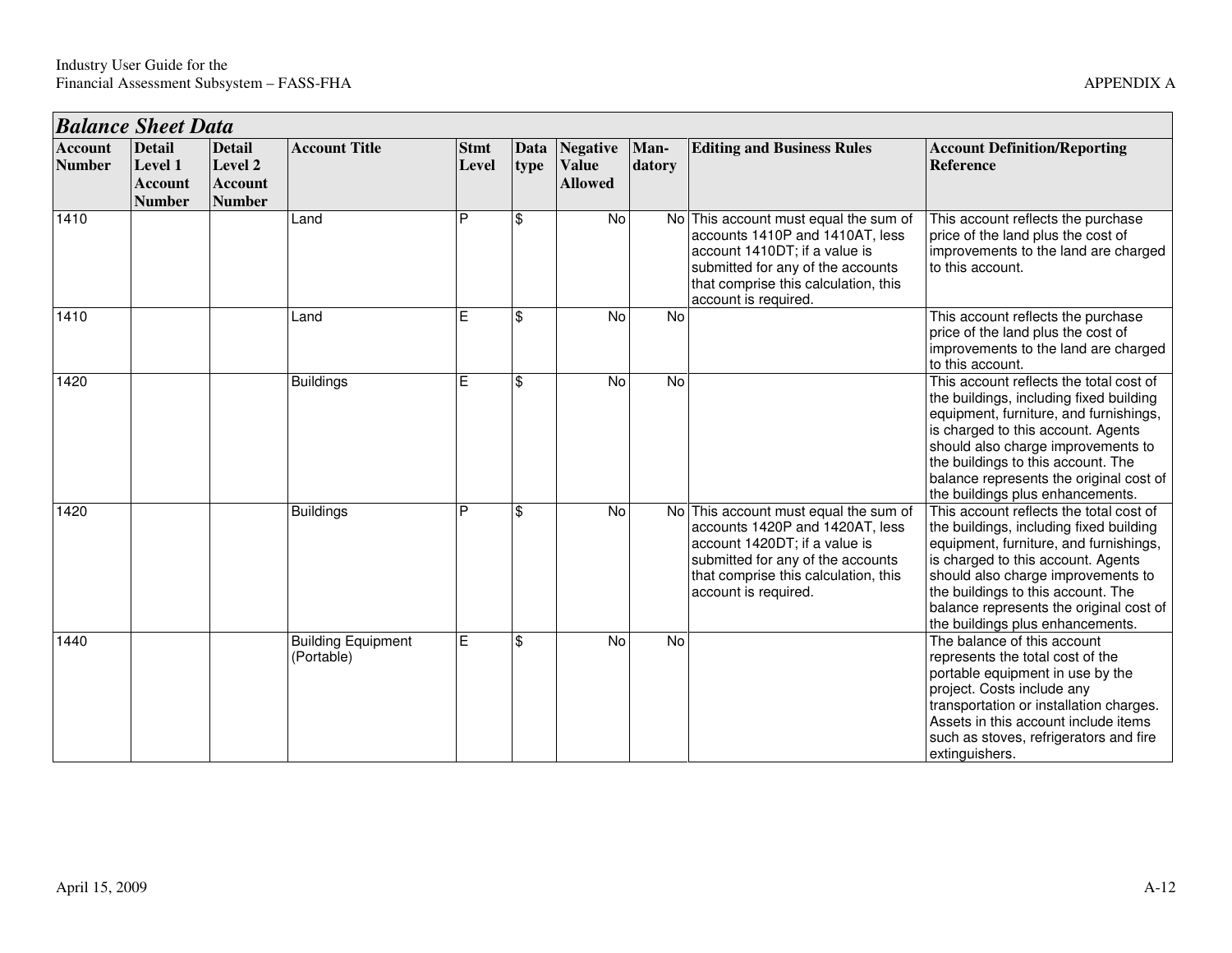## Balance Sheet Data

| Account Number | Detail Level 1 Account Number | Detail Level 2 Account Number | Account Title | Stmt Level | Data type | Negative Value Allowed | Man-datory | Editing and Business Rules | Account Definition/Reporting Reference |
|---|---|---|---|---|---|---|---|---|---|
| 1410 | | | Land | P | $ | No | No | This account must equal the sum of accounts 1410P and 1410AT, less account 1410DT; if a value is submitted for any of the accounts that comprise this calculation, this account is required. | This account reflects the purchase price of the land plus the cost of improvements to the land are charged to this account. |
| 1410 | | | Land | E | $ | No | No | | This account reflects the purchase price of the land plus the cost of improvements to the land are charged to this account. |
| 1420 | | | Buildings | E | $ | No | No | | This account reflects the total cost of the buildings, including fixed building equipment, furniture, and furnishings, is charged to this account. Agents should also charge improvements to the buildings to this account. The balance represents the original cost of the buildings plus enhancements. |
| 1420 | | | Buildings | P | $ | No | No | This account must equal the sum of accounts 1420P and 1420AT, less account 1420DT; if a value is submitted for any of the accounts that comprise this calculation, this account is required. | This account reflects the total cost of the buildings, including fixed building equipment, furniture, and furnishings, is charged to this account. Agents should also charge improvements to the buildings to this account. The balance represents the original cost of the buildings plus enhancements. |
| 1440 | | | Building Equipment (Portable) | E | $ | No | No | | The balance of this account represents the total cost of the portable equipment in use by the project. Costs include any transportation or installation charges. Assets in this account include items such as stoves, refrigerators and fire extinguishers. |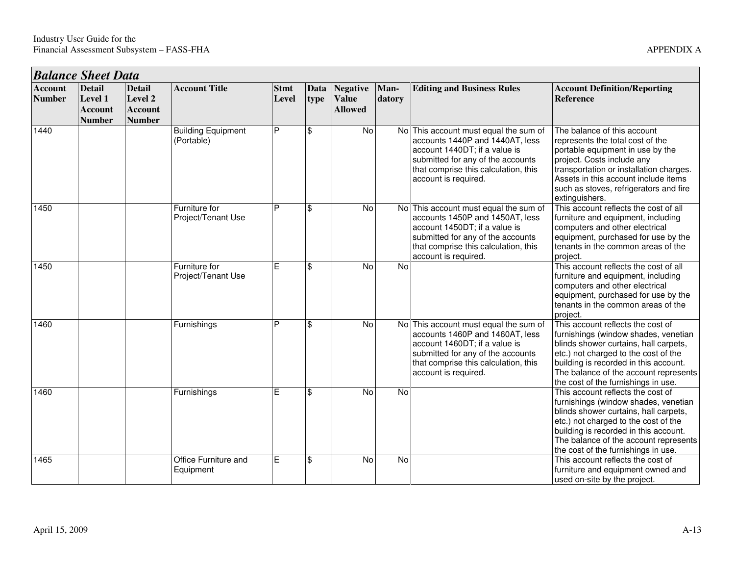| *Balance Sheet Data* | | | | | | | | | |
|---|---|---|---|---|---|---|---|---|---|
| **Account Number** | **Detail Level 1 Account Number** | **Detail Level 2 Account Number** | **Account Title** | **Stmt Level** | **Data type** | **Negative Value Allowed** | **Man-datory** | **Editing and Business Rules** | **Account Definition/Reporting Reference** |
| 1440 | | | Building Equipment (Portable) | P | $ | No | No | This account must equal the sum of accounts 1440P and 1440AT, less account 1440DT; if a value is submitted for any of the accounts that comprise this calculation, this account is required. | The balance of this account represents the total cost of the portable equipment in use by the project. Costs include any transportation or installation charges. Assets in this account include items such as stoves, refrigerators and fire extinguishers. |
| 1450 | | | Furniture for Project/Tenant Use | P | $ | No | No | This account must equal the sum of accounts 1450P and 1450AT, less account 1450DT; if a value is submitted for any of the accounts that comprise this calculation, this account is required. | This account reflects the cost of all furniture and equipment, including computers and other electrical equipment, purchased for use by the tenants in the common areas of the project. |
| 1450 | | | Furniture for Project/Tenant Use | E | $ | No | No | | This account reflects the cost of all furniture and equipment, including computers and other electrical equipment, purchased for use by the tenants in the common areas of the project. |
| 1460 | | | Furnishings | P | $ | No | No | This account must equal the sum of accounts 1460P and 1460AT, less account 1460DT; if a value is submitted for any of the accounts that comprise this calculation, this account is required. | This account reflects the cost of furnishings (window shades, venetian blinds shower curtains, hall carpets, etc.) not charged to the cost of the building is recorded in this account. The balance of the account represents the cost of the furnishings in use. |
| 1460 | | | Furnishings | E | $ | No | No | | This account reflects the cost of furnishings (window shades, venetian blinds shower curtains, hall carpets, etc.) not charged to the cost of the building is recorded in this account. The balance of the account represents the cost of the furnishings in use. |
| 1465 | | | Office Furniture and Equipment | E | $ | No | No | | This account reflects the cost of furniture and equipment owned and used on-site by the project. |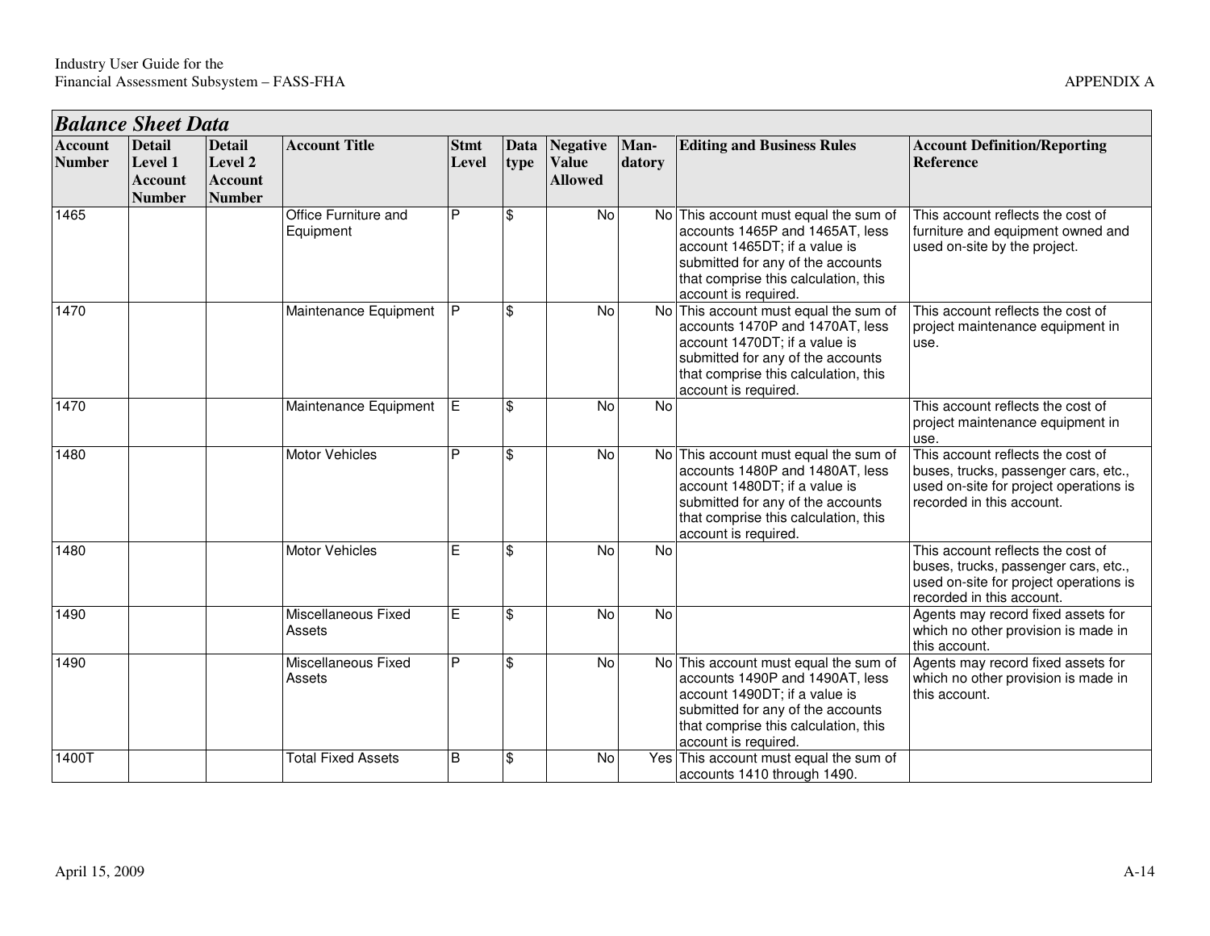## Balance Sheet Data

| Account Number | Detail Level 1 Account Number | Detail Level 2 Account Number | Account Title | Stmt Level | Data type | Negative Value Allowed | Man-datory | Editing and Business Rules | Account Definition/Reporting Reference |
|---|---|---|---|---|---|---|---|---|---|
| 1465 | | | Office Furniture and Equipment | P | $ | No | No | This account must equal the sum of accounts 1465P and 1465AT, less account 1465DT; if a value is submitted for any of the accounts that comprise this calculation, this account is required. | This account reflects the cost of furniture and equipment owned and used on-site by the project. |
| 1470 | | | Maintenance Equipment | P | $ | No | No | This account must equal the sum of accounts 1470P and 1470AT, less account 1470DT; if a value is submitted for any of the accounts that comprise this calculation, this account is required. | This account reflects the cost of project maintenance equipment in use. |
| 1470 | | | Maintenance Equipment | E | $ | No | No | | This account reflects the cost of project maintenance equipment in use. |
| 1480 | | | Motor Vehicles | P | $ | No | No | This account must equal the sum of accounts 1480P and 1480AT, less account 1480DT; if a value is submitted for any of the accounts that comprise this calculation, this account is required. | This account reflects the cost of buses, trucks, passenger cars, etc., used on-site for project operations is recorded in this account. |
| 1480 | | | Motor Vehicles | E | $ | No | No | | This account reflects the cost of buses, trucks, passenger cars, etc., used on-site for project operations is recorded in this account. |
| 1490 | | | Miscellaneous Fixed Assets | E | $ | No | No | | Agents may record fixed assets for which no other provision is made in this account. |
| 1490 | | | Miscellaneous Fixed Assets | P | $ | No | No | This account must equal the sum of accounts 1490P and 1490AT, less account 1490DT; if a value is submitted for any of the accounts that comprise this calculation, this account is required. | Agents may record fixed assets for which no other provision is made in this account. |
| 1400T | | | Total Fixed Assets | B | $ | No | Yes | This account must equal the sum of accounts 1410 through 1490. | |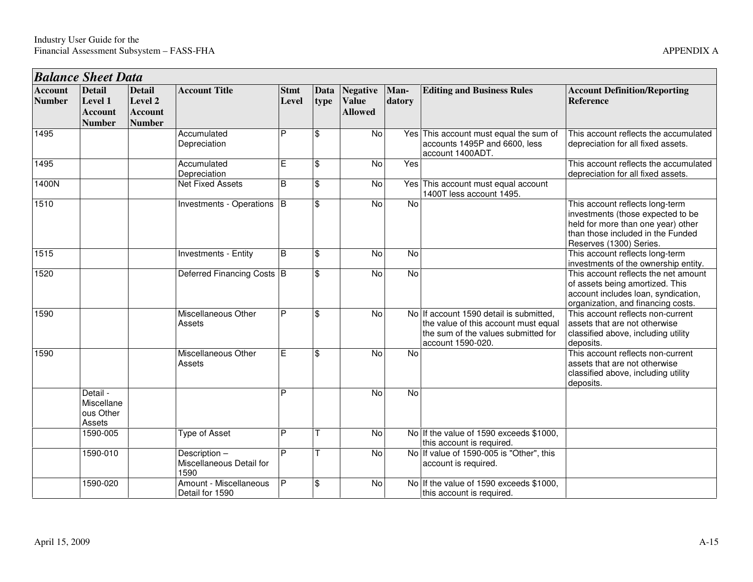## *Balance Sheet Data*

| Account Number | Detail Level 1 Account Number | Detail Level 2 Account Number | Account Title | Stmt Level | Data type | Negative Value Allowed | Man-datory | Editing and Business Rules | Account Definition/Reporting Reference |
|---|---|---|---|---|---|---|---|---|---|
| 1495 | | | Accumulated Depreciation | P | $ | No | Yes | This account must equal the sum of accounts 1495P and 6600, less account 1400ADT. | This account reflects the accumulated depreciation for all fixed assets. |
| 1495 | | | Accumulated Depreciation | E | $ | No | Yes | | This account reflects the accumulated depreciation for all fixed assets. |
| 1400N | | | Net Fixed Assets | B | $ | No | Yes | This account must equal account 1400T less account 1495. | |
| 1510 | | | Investments - Operations | B | $ | No | No | | This account reflects long-term investments (those expected to be held for more than one year) other than those included in the Funded Reserves (1300) Series. |
| 1515 | | | Investments - Entity | B | $ | No | No | | This account reflects long-term investments of the ownership entity. |
| 1520 | | | Deferred Financing Costs | B | $ | No | No | | This account reflects the net amount of assets being amortized. This account includes loan, syndication, organization, and financing costs. |
| 1590 | | | Miscellaneous Other Assets | P | $ | No | No | If account 1590 detail is submitted, the value of this account must equal the sum of the values submitted for account 1590-020. | This account reflects non-current assets that are not otherwise classified above, including utility deposits. |
| 1590 | | | Miscellaneous Other Assets | E | $ | No | No | | This account reflects non-current assets that are not otherwise classified above, including utility deposits. |
| | Detail - Miscellaneous Other Assets | | | P | | No | No | | |
| | 1590-005 | | Type of Asset | P | T | No | No | If the value of 1590 exceeds $1000, this account is required. | |
| | 1590-010 | | Description – Miscellaneous Detail for 1590 | P | T | No | No | If value of 1590-005 is "Other", this account is required. | |
| | 1590-020 | | Amount - Miscellaneous Detail for 1590 | P | $ | No | No | If the value of 1590 exceeds $1000, this account is required. | |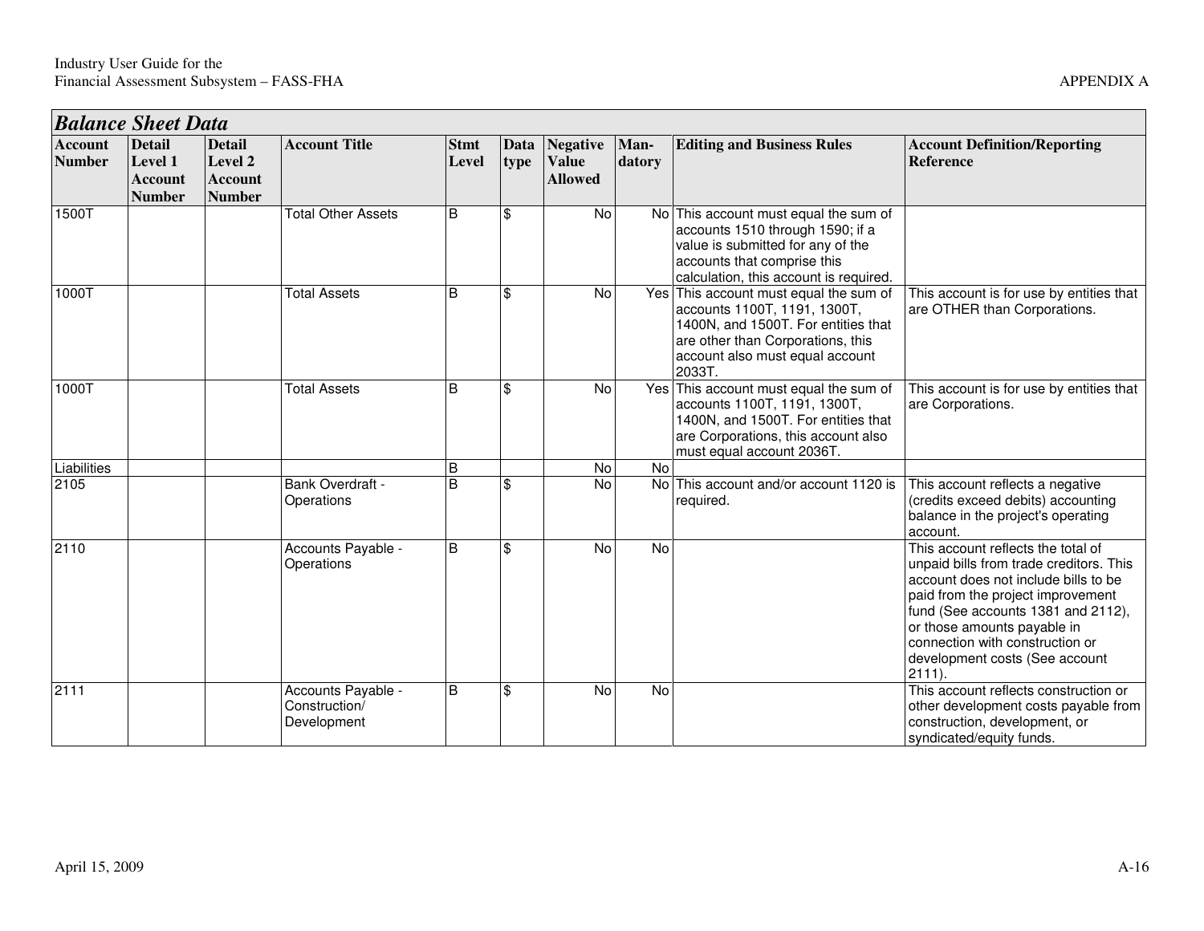## *Balance Sheet Data*

| Account Number | Detail Level 1 Account Number | Detail Level 2 Account Number | Account Title | Stmt Level | Data type | Negative Value Allowed | Man-datory | Editing and Business Rules | Account Definition/Reporting Reference |
|---|---|---|---|---|---|---|---|---|---|
| 1500T | | | Total Other Assets | B | $ | No | No | This account must equal the sum of accounts 1510 through 1590; if a value is submitted for any of the accounts that comprise this calculation, this account is required. | |
| 1000T | | | Total Assets | B | $ | No | Yes | This account must equal the sum of accounts 1100T, 1191, 1300T, 1400N, and 1500T. For entities that are other than Corporations, this account also must equal account 2033T. | This account is for use by entities that are OTHER than Corporations. |
| 1000T | | | Total Assets | B | $ | No | Yes | This account must equal the sum of accounts 1100T, 1191, 1300T, 1400N, and 1500T. For entities that are Corporations, this account also must equal account 2036T. | This account is for use by entities that are Corporations. |
| Liabilities | | | | B | | No | No | | |
| 2105 | | | Bank Overdraft - Operations | B | $ | No | No | This account and/or account 1120 is required. | This account reflects a negative (credits exceed debits) accounting balance in the project's operating account. |
| 2110 | | | Accounts Payable - Operations | B | $ | No | No | | This account reflects the total of unpaid bills from trade creditors. This account does not include bills to be paid from the project improvement fund (See accounts 1381 and 2112), or those amounts payable in connection with construction or development costs (See account 2111). |
| 2111 | | | Accounts Payable - Construction/ Development | B | $ | No | No | | This account reflects construction or other development costs payable from construction, development, or syndicated/equity funds. |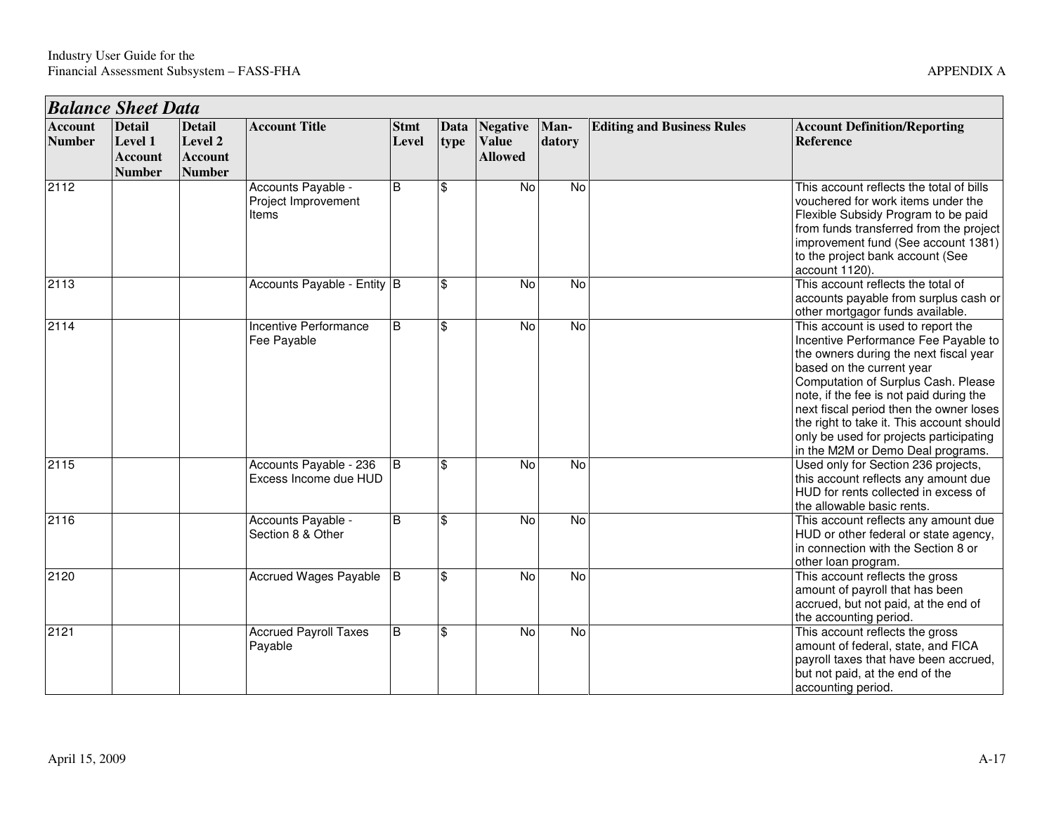## *Balance Sheet Data*

| Account Number | Detail Level 1 Account Number | Detail Level 2 Account Number | Account Title | Stmt Level | Data type | Negative Value Allowed | Man-datory | Editing and Business Rules | Account Definition/Reporting Reference |
|---|---|---|---|---|---|---|---|---|---|
| 2112 | | | Accounts Payable - Project Improvement Items | B | $ | No | No | | This account reflects the total of bills vouchered for work items under the Flexible Subsidy Program to be paid from funds transferred from the project improvement fund (See account 1381) to the project bank account (See account 1120). |
| 2113 | | | Accounts Payable - Entity | B | $ | No | No | | This account reflects the total of accounts payable from surplus cash or other mortgagor funds available. |
| 2114 | | | Incentive Performance Fee Payable | B | $ | No | No | | This account is used to report the Incentive Performance Fee Payable to the owners during the next fiscal year based on the current year Computation of Surplus Cash. Please note, if the fee is not paid during the next fiscal period then the owner loses the right to take it. This account should only be used for projects participating in the M2M or Demo Deal programs. |
| 2115 | | | Accounts Payable - 236 Excess Income due HUD | B | $ | No | No | | Used only for Section 236 projects, this account reflects any amount due HUD for rents collected in excess of the allowable basic rents. |
| 2116 | | | Accounts Payable - Section 8 & Other | B | $ | No | No | | This account reflects any amount due HUD or other federal or state agency, in connection with the Section 8 or other loan program. |
| 2120 | | | Accrued Wages Payable | B | $ | No | No | | This account reflects the gross amount of payroll that has been accrued, but not paid, at the end of the accounting period. |
| 2121 | | | Accrued Payroll Taxes Payable | B | $ | No | No | | This account reflects the gross amount of federal, state, and FICA payroll taxes that have been accrued, but not paid, at the end of the accounting period. |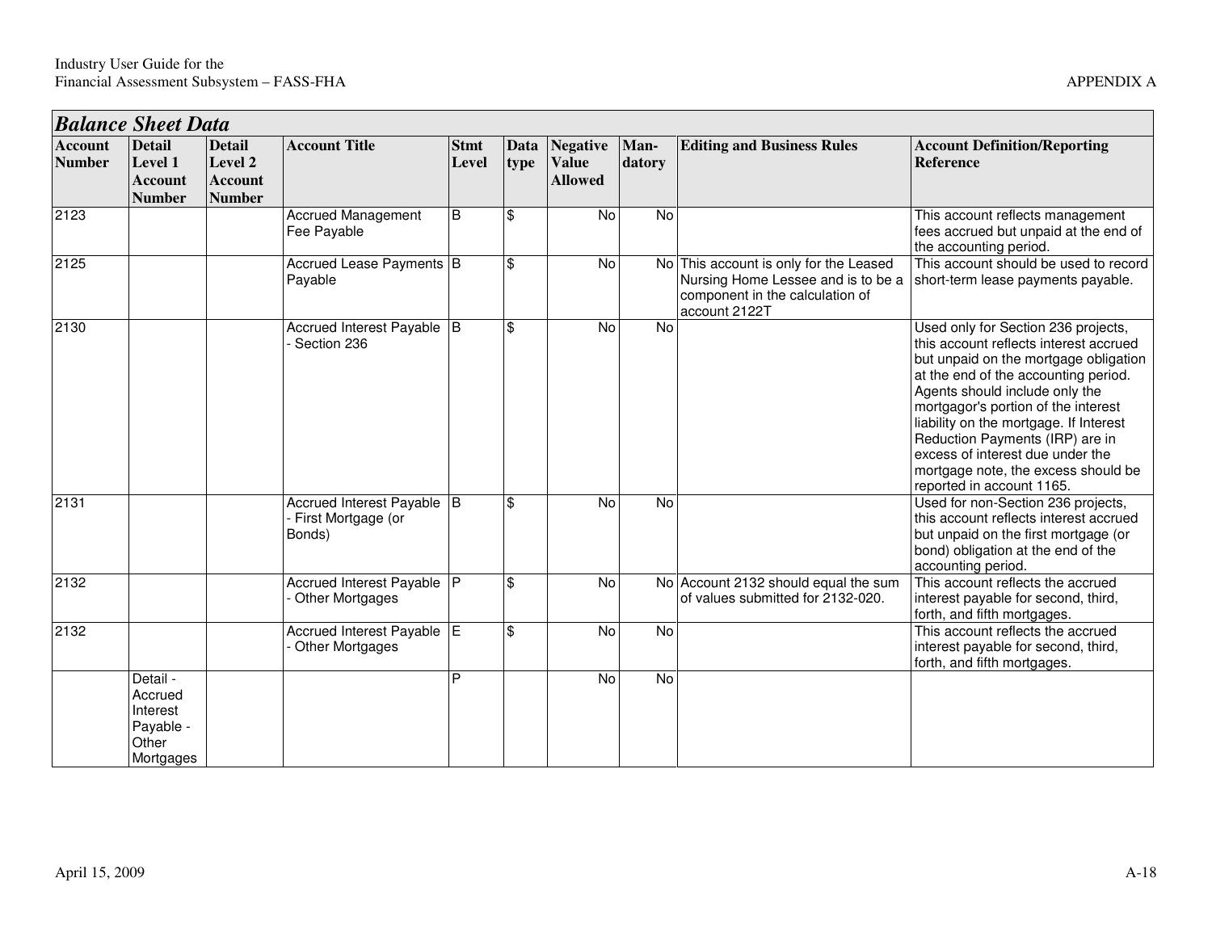## Balance Sheet Data

| Account Number | Detail Level 1 Account Number | Detail Level 2 Account Number | Account Title | Stmt Level | Data type | Negative Value Allowed | Man-datory | Editing and Business Rules | Account Definition/Reporting Reference |
|---|---|---|---|---|---|---|---|---|---|
| 2123 | | | Accrued Management Fee Payable | B | $ | No | No | | This account reflects management fees accrued but unpaid at the end of the accounting period. |
| 2125 | | | Accrued Lease Payments Payable | B | $ | No | No | This account is only for the Leased Nursing Home Lessee and is to be a component in the calculation of account 2122T | This account should be used to record short-term lease payments payable. |
| 2130 | | | Accrued Interest Payable - Section 236 | B | $ | No | No | | Used only for Section 236 projects, this account reflects interest accrued but unpaid on the mortgage obligation at the end of the accounting period. Agents should include only the mortgagor's portion of the interest liability on the mortgage. If Interest Reduction Payments (IRP) are in excess of interest due under the mortgage note, the excess should be reported in account 1165. |
| 2131 | | | Accrued Interest Payable - First Mortgage (or Bonds) | B | $ | No | No | | Used for non-Section 236 projects, this account reflects interest accrued but unpaid on the first mortgage (or bond) obligation at the end of the accounting period. |
| 2132 | | | Accrued Interest Payable - Other Mortgages | P | $ | No | No | Account 2132 should equal the sum of values submitted for 2132-020. | This account reflects the accrued interest payable for second, third, forth, and fifth mortgages. |
| 2132 | | | Accrued Interest Payable - Other Mortgages | E | $ | No | No | | This account reflects the accrued interest payable for second, third, forth, and fifth mortgages. |
| | Detail - Accrued Interest Payable - Other Mortgages | | | P | | No | No | | |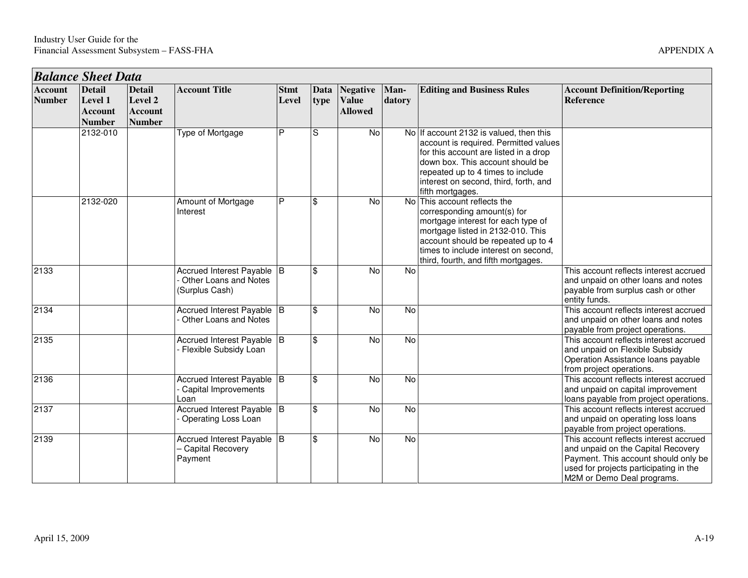## Balance Sheet Data

| Account Number | Detail Level 1 Account Number | Detail Level 2 Account Number | Account Title | Stmt Level | Data type | Negative Value Allowed | Man-datory | Editing and Business Rules | Account Definition/Reporting Reference |
|---|---|---|---|---|---|---|---|---|---|
| | 2132-010 | | Type of Mortgage | P | S | No | No | If account 2132 is valued, then this account is required. Permitted values for this account are listed in a drop down box. This account should be repeated up to 4 times to include interest on second, third, forth, and fifth mortgages. | |
| | 2132-020 | | Amount of Mortgage Interest | P | $ | No | No | This account reflects the corresponding amount(s) for mortgage interest for each type of mortgage listed in 2132-010. This account should be repeated up to 4 times to include interest on second, third, fourth, and fifth mortgages. | |
| 2133 | | | Accrued Interest Payable - Other Loans and Notes (Surplus Cash) | B | $ | No | No | | This account reflects interest accrued and unpaid on other loans and notes payable from surplus cash or other entity funds. |
| 2134 | | | Accrued Interest Payable - Other Loans and Notes | B | $ | No | No | | This account reflects interest accrued and unpaid on other loans and notes payable from project operations. |
| 2135 | | | Accrued Interest Payable - Flexible Subsidy Loan | B | $ | No | No | | This account reflects interest accrued and unpaid on Flexible Subsidy Operation Assistance loans payable from project operations. |
| 2136 | | | Accrued Interest Payable - Capital Improvements Loan | B | $ | No | No | | This account reflects interest accrued and unpaid on capital improvement loans payable from project operations. |
| 2137 | | | Accrued Interest Payable - Operating Loss Loan | B | $ | No | No | | This account reflects interest accrued and unpaid on operating loss loans payable from project operations. |
| 2139 | | | Accrued Interest Payable – Capital Recovery Payment | B | $ | No | No | | This account reflects interest accrued and unpaid on the Capital Recovery Payment. This account should only be used for projects participating in the M2M or Demo Deal programs. |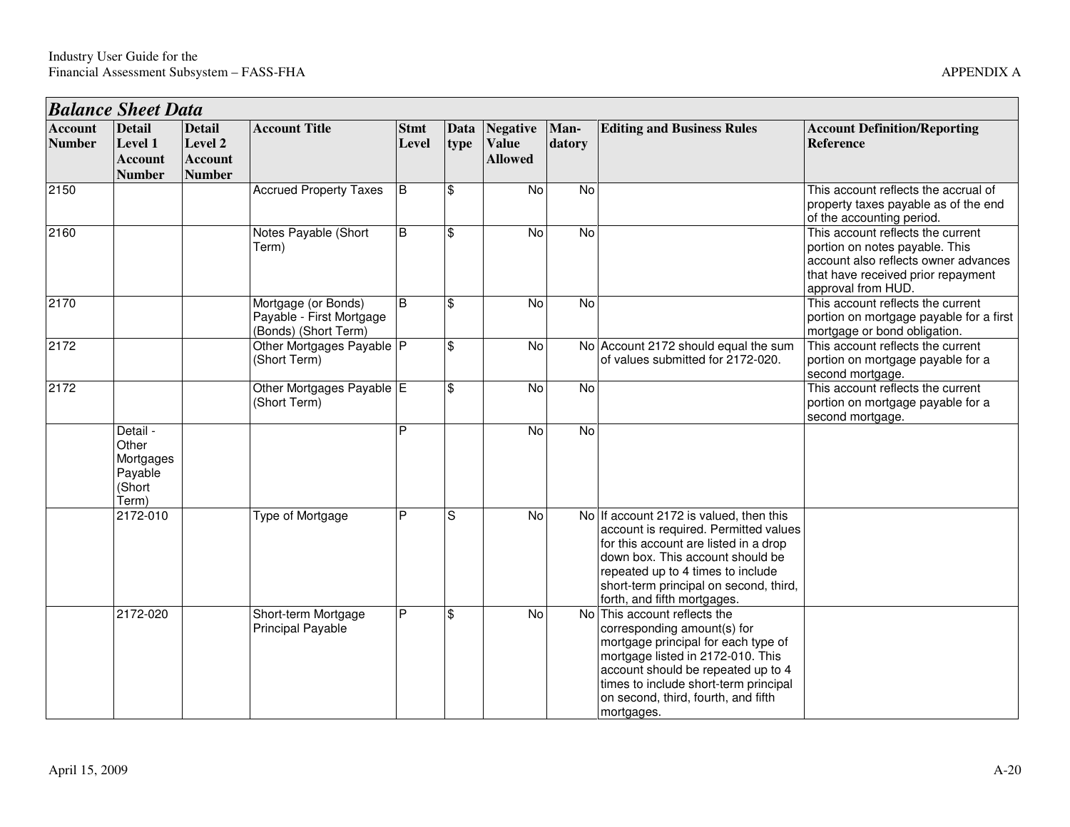| *Balance Sheet Data* | | | | | | | | | |
|---|---|---|---|---|---|---|---|---|---|
| **Account Number** | **Detail Level 1 Account Number** | **Detail Level 2 Account Number** | **Account Title** | **Stmt Level** | **Data type** | **Negative Value Allowed** | **Man-datory** | **Editing and Business Rules** | **Account Definition/Reporting Reference** |
| 2150 | | | Accrued Property Taxes | B | $ | No | No | | This account reflects the accrual of property taxes payable as of the end of the accounting period. |
| 2160 | | | Notes Payable (Short Term) | B | $ | No | No | | This account reflects the current portion on notes payable. This account also reflects owner advances that have received prior repayment approval from HUD. |
| 2170 | | | Mortgage (or Bonds) Payable - First Mortgage (Bonds) (Short Term) | B | $ | No | No | | This account reflects the current portion on mortgage payable for a first mortgage or bond obligation. |
| 2172 | | | Other Mortgages Payable (Short Term) | P | $ | No | No | Account 2172 should equal the sum of values submitted for 2172-020. | This account reflects the current portion on mortgage payable for a second mortgage. |
| 2172 | | | Other Mortgages Payable (Short Term) | E | $ | No | No | | This account reflects the current portion on mortgage payable for a second mortgage. |
| | Detail - Other Mortgages Payable (Short Term) | | | P | | No | No | | |
| | 2172-010 | | Type of Mortgage | P | S | No | No | If account 2172 is valued, then this account is required. Permitted values for this account are listed in a drop down box. This account should be repeated up to 4 times to include short-term principal on second, third, forth, and fifth mortgages. | |
| | 2172-020 | | Short-term Mortgage Principal Payable | P | $ | No | No | This account reflects the corresponding amount(s) for mortgage principal for each type of mortgage listed in 2172-010. This account should be repeated up to 4 times to include short-term principal on second, third, fourth, and fifth mortgages. | |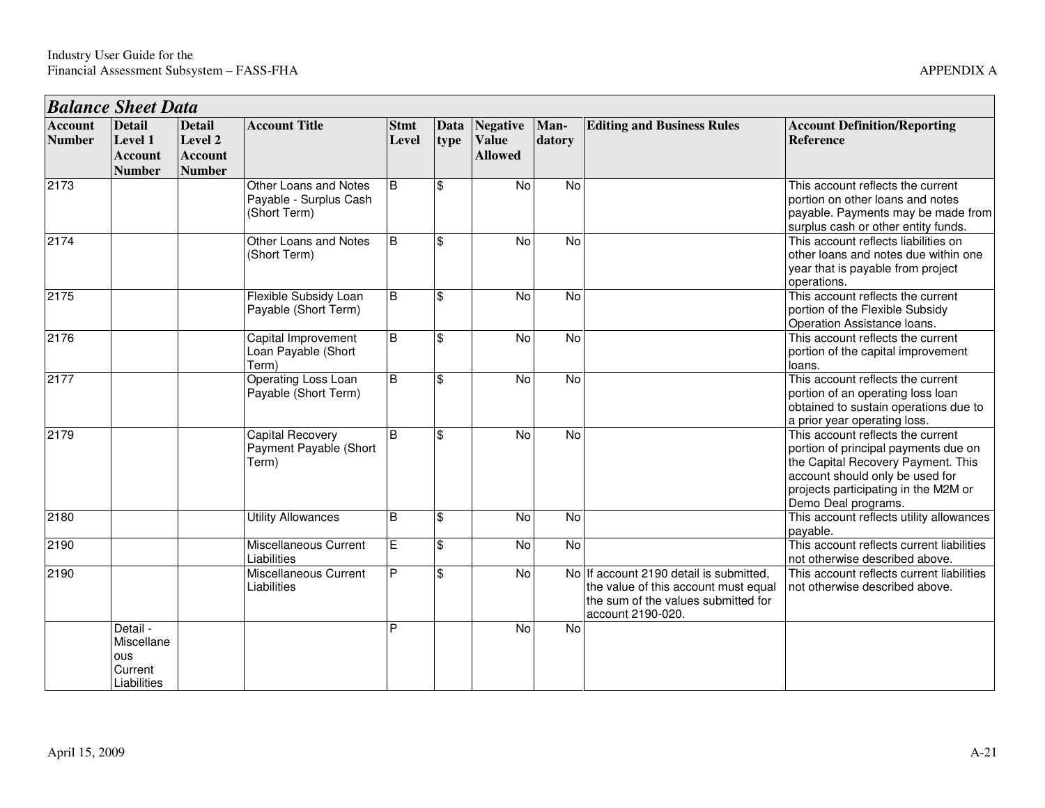## Balance Sheet Data

| Account Number | Detail Level 1 Account Number | Detail Level 2 Account Number | Account Title | Stmt Level | Data type | Negative Value Allowed | Man-datory | Editing and Business Rules | Account Definition/Reporting Reference |
|---|---|---|---|---|---|---|---|---|---|
| 2173 | | | Other Loans and Notes Payable - Surplus Cash (Short Term) | B | $ | No | No | | This account reflects the current portion on other loans and notes payable. Payments may be made from surplus cash or other entity funds. |
| 2174 | | | Other Loans and Notes (Short Term) | B | $ | No | No | | This account reflects liabilities on other loans and notes due within one year that is payable from project operations. |
| 2175 | | | Flexible Subsidy Loan Payable (Short Term) | B | $ | No | No | | This account reflects the current portion of the Flexible Subsidy Operation Assistance loans. |
| 2176 | | | Capital Improvement Loan Payable (Short Term) | B | $ | No | No | | This account reflects the current portion of the capital improvement loans. |
| 2177 | | | Operating Loss Loan Payable (Short Term) | B | $ | No | No | | This account reflects the current portion of an operating loss loan obtained to sustain operations due to a prior year operating loss. |
| 2179 | | | Capital Recovery Payment Payable (Short Term) | B | $ | No | No | | This account reflects the current portion of principal payments due on the Capital Recovery Payment. This account should only be used for projects participating in the M2M or Demo Deal programs. |
| 2180 | | | Utility Allowances | B | $ | No | No | | This account reflects utility allowances payable. |
| 2190 | | | Miscellaneous Current Liabilities | E | $ | No | No | | This account reflects current liabilities not otherwise described above. |
| 2190 | | | Miscellaneous Current Liabilities | P | $ | No | No | If account 2190 detail is submitted, the value of this account must equal the sum of the values submitted for account 2190-020. | This account reflects current liabilities not otherwise described above. |
| | Detail - Miscellaneous Current Liabilities | | | P | | No | No | | |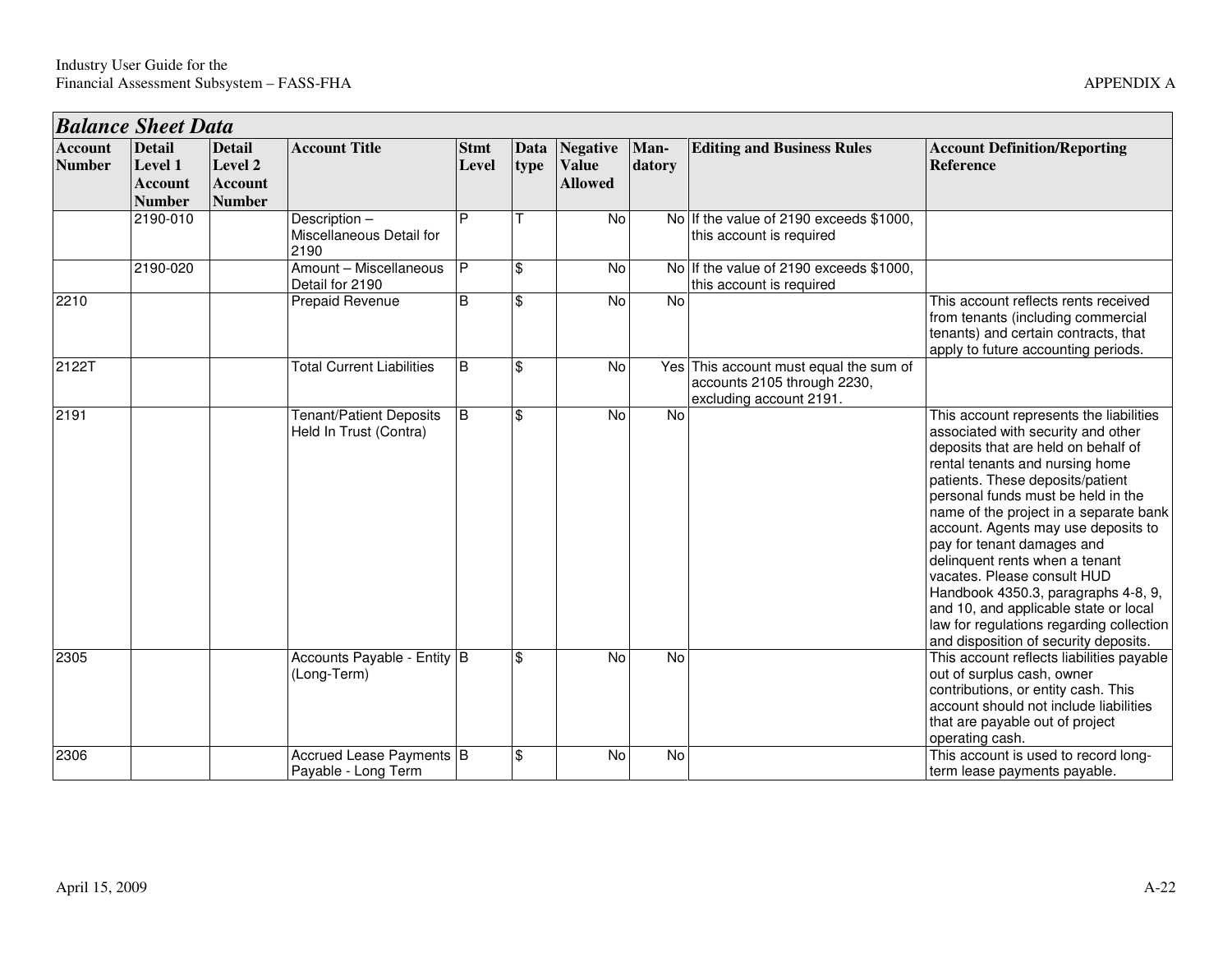## Balance Sheet Data

| Account Number | Detail Level 1 Account Number | Detail Level 2 Account Number | Account Title | Stmt Level | Data type | Negative Value Allowed | Man-datory | Editing and Business Rules | Account Definition/Reporting Reference |
|---|---|---|---|---|---|---|---|---|---|
| | 2190-010 | | Description – Miscellaneous Detail for 2190 | P | T | No | No | If the value of 2190 exceeds $1000, this account is required | |
| | 2190-020 | | Amount – Miscellaneous Detail for 2190 | P | $ | No | No | If the value of 2190 exceeds $1000, this account is required | |
| 2210 | | | Prepaid Revenue | B | $ | No | No | | This account reflects rents received from tenants (including commercial tenants) and certain contracts, that apply to future accounting periods. |
| 2122T | | | Total Current Liabilities | B | $ | No | Yes | This account must equal the sum of accounts 2105 through 2230, excluding account 2191. | |
| 2191 | | | Tenant/Patient Deposits Held In Trust (Contra) | B | $ | No | No | | This account represents the liabilities associated with security and other deposits that are held on behalf of rental tenants and nursing home patients. These deposits/patient personal funds must be held in the name of the project in a separate bank account. Agents may use deposits to pay for tenant damages and delinquent rents when a tenant vacates. Please consult HUD Handbook 4350.3, paragraphs 4-8, 9, and 10, and applicable state or local law for regulations regarding collection and disposition of security deposits. |
| 2305 | | | Accounts Payable - Entity (Long-Term) | B | $ | No | No | | This account reflects liabilities payable out of surplus cash, owner contributions, or entity cash. This account should not include liabilities that are payable out of project operating cash. |
| 2306 | | | Accrued Lease Payments Payable - Long Term | B | $ | No | No | | This account is used to record long-term lease payments payable. |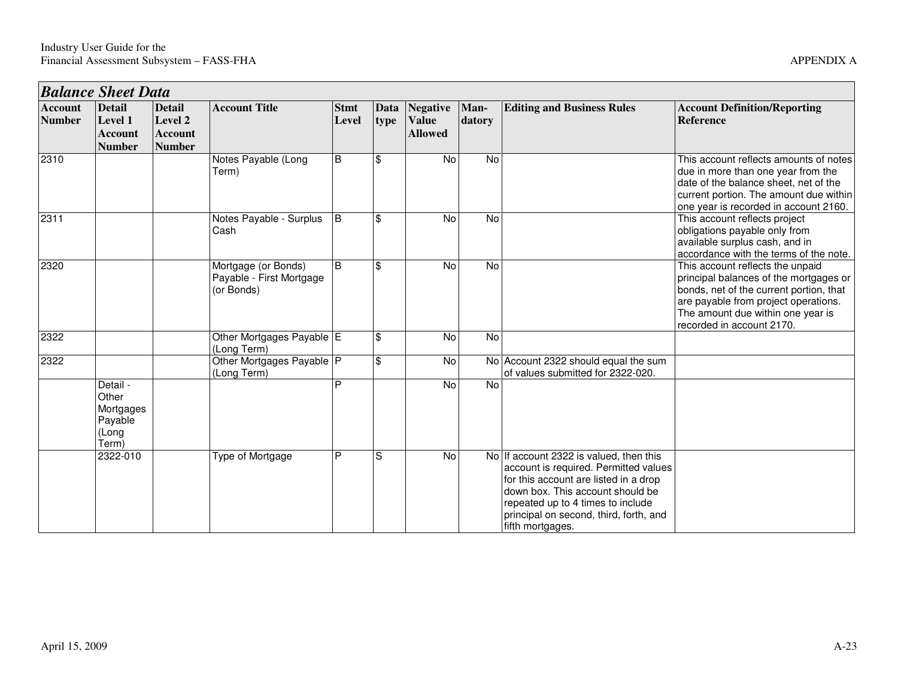## Balance Sheet Data

| Account Number | Detail Level 1 Account Number | Detail Level 2 Account Number | Account Title | Stmt Level | Data type | Negative Value Allowed | Man-datory | Editing and Business Rules | Account Definition/Reporting Reference |
|---|---|---|---|---|---|---|---|---|---|
| 2310 | | | Notes Payable (Long Term) | B | $ | No | No | | This account reflects amounts of notes due in more than one year from the date of the balance sheet, net of the current portion. The amount due within one year is recorded in account 2160. |
| 2311 | | | Notes Payable - Surplus Cash | B | $ | No | No | | This account reflects project obligations payable only from available surplus cash, and in accordance with the terms of the note. |
| 2320 | | | Mortgage (or Bonds) Payable - First Mortgage (or Bonds) | B | $ | No | No | | This account reflects the unpaid principal balances of the mortgages or bonds, net of the current portion, that are payable from project operations. The amount due within one year is recorded in account 2170. |
| 2322 | | | Other Mortgages Payable (Long Term) | E | $ | No | No | | |
| 2322 | | | Other Mortgages Payable (Long Term) | P | $ | No | No | Account 2322 should equal the sum of values submitted for 2322-020. | |
| | Detail - Other Mortgages Payable (Long Term) | | | P | | No | No | | |
| | 2322-010 | | Type of Mortgage | P | S | No | No | If account 2322 is valued, then this account is required. Permitted values for this account are listed in a drop down box. This account should be repeated up to 4 times to include principal on second, third, forth, and fifth mortgages. | |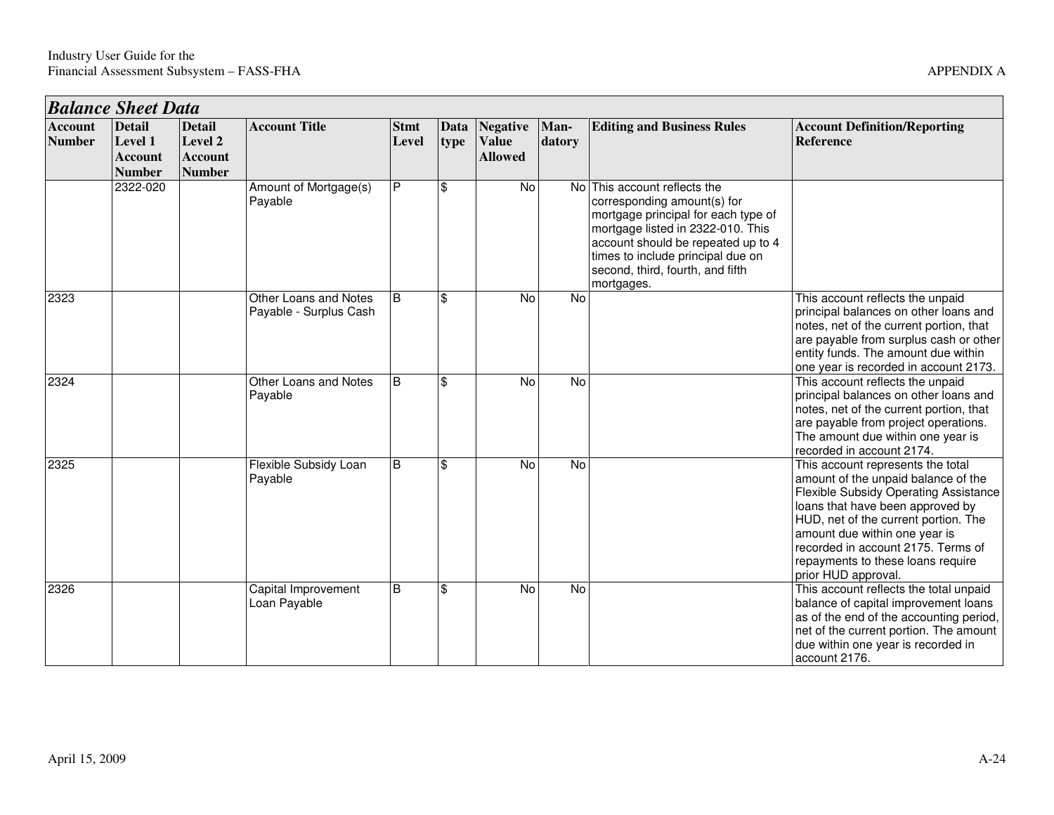## Balance Sheet Data

| Account Number | Detail Level 1 Account Number | Detail Level 2 Account Number | Account Title | Stmt Level | Data type | Negative Value Allowed | Man-datory | Editing and Business Rules | Account Definition/Reporting Reference |
|---|---|---|---|---|---|---|---|---|---|
| | 2322-020 | | Amount of Mortgage(s) Payable | P | $ | No | No | This account reflects the corresponding amount(s) for mortgage principal for each type of mortgage listed in 2322-010. This account should be repeated up to 4 times to include principal due on second, third, fourth, and fifth mortgages. | |
| 2323 | | | Other Loans and Notes Payable - Surplus Cash | B | $ | No | No | | This account reflects the unpaid principal balances on other loans and notes, net of the current portion, that are payable from surplus cash or other entity funds. The amount due within one year is recorded in account 2173. |
| 2324 | | | Other Loans and Notes Payable | B | $ | No | No | | This account reflects the unpaid principal balances on other loans and notes, net of the current portion, that are payable from project operations. The amount due within one year is recorded in account 2174. |
| 2325 | | | Flexible Subsidy Loan Payable | B | $ | No | No | | This account represents the total amount of the unpaid balance of the Flexible Subsidy Operating Assistance loans that have been approved by HUD, net of the current portion. The amount due within one year is recorded in account 2175. Terms of repayments to these loans require prior HUD approval. |
| 2326 | | | Capital Improvement Loan Payable | B | $ | No | No | | This account reflects the total unpaid balance of capital improvement loans as of the end of the accounting period, net of the current portion. The amount due within one year is recorded in account 2176. |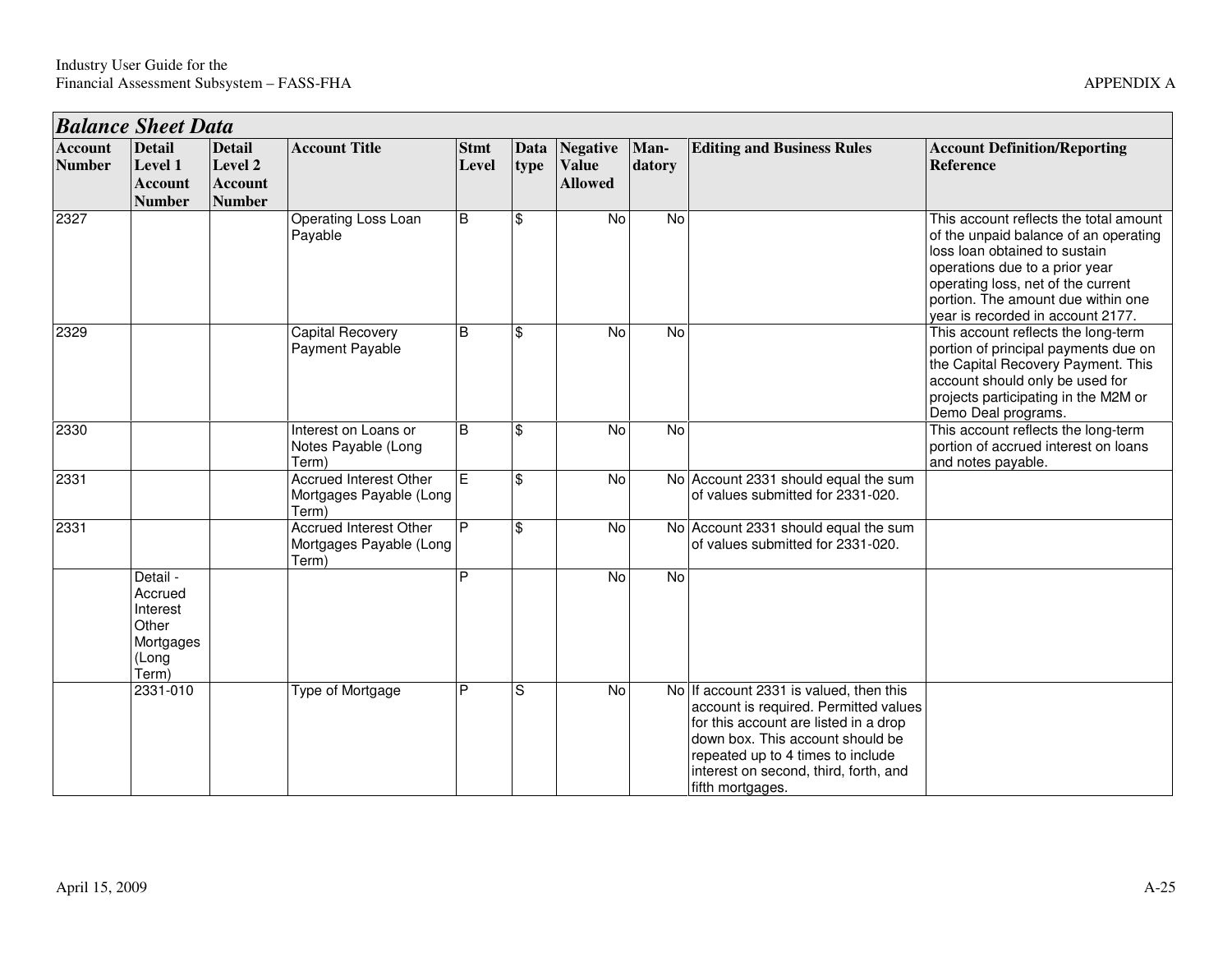| *Balance Sheet Data* | | | | | | | | | |
|---|---|---|---|---|---|---|---|---|---|
| **Account Number** | **Detail Level 1 Account Number** | **Detail Level 2 Account Number** | **Account Title** | **Stmt Level** | **Data type** | **Negative Value Allowed** | **Man-datory** | **Editing and Business Rules** | **Account Definition/Reporting Reference** |
| 2327 | | | Operating Loss Loan Payable | B | $ | No | No | | This account reflects the total amount of the unpaid balance of an operating loss loan obtained to sustain operations due to a prior year operating loss, net of the current portion. The amount due within one year is recorded in account 2177. |
| 2329 | | | Capital Recovery Payment Payable | B | $ | No | No | | This account reflects the long-term portion of principal payments due on the Capital Recovery Payment. This account should only be used for projects participating in the M2M or Demo Deal programs. |
| 2330 | | | Interest on Loans or Notes Payable (Long Term) | B | $ | No | No | | This account reflects the long-term portion of accrued interest on loans and notes payable. |
| 2331 | | | Accrued Interest Other Mortgages Payable (Long Term) | E | $ | No | No | Account 2331 should equal the sum of values submitted for 2331-020. | |
| 2331 | | | Accrued Interest Other Mortgages Payable (Long Term) | P | $ | No | No | Account 2331 should equal the sum of values submitted for 2331-020. | |
| | Detail - Accrued Interest Other Mortgages (Long Term) | | | P | | No | No | | |
| | 2331-010 | | Type of Mortgage | P | S | No | No | If account 2331 is valued, then this account is required. Permitted values for this account are listed in a drop down box. This account should be repeated up to 4 times to include interest on second, third, forth, and fifth mortgages. | |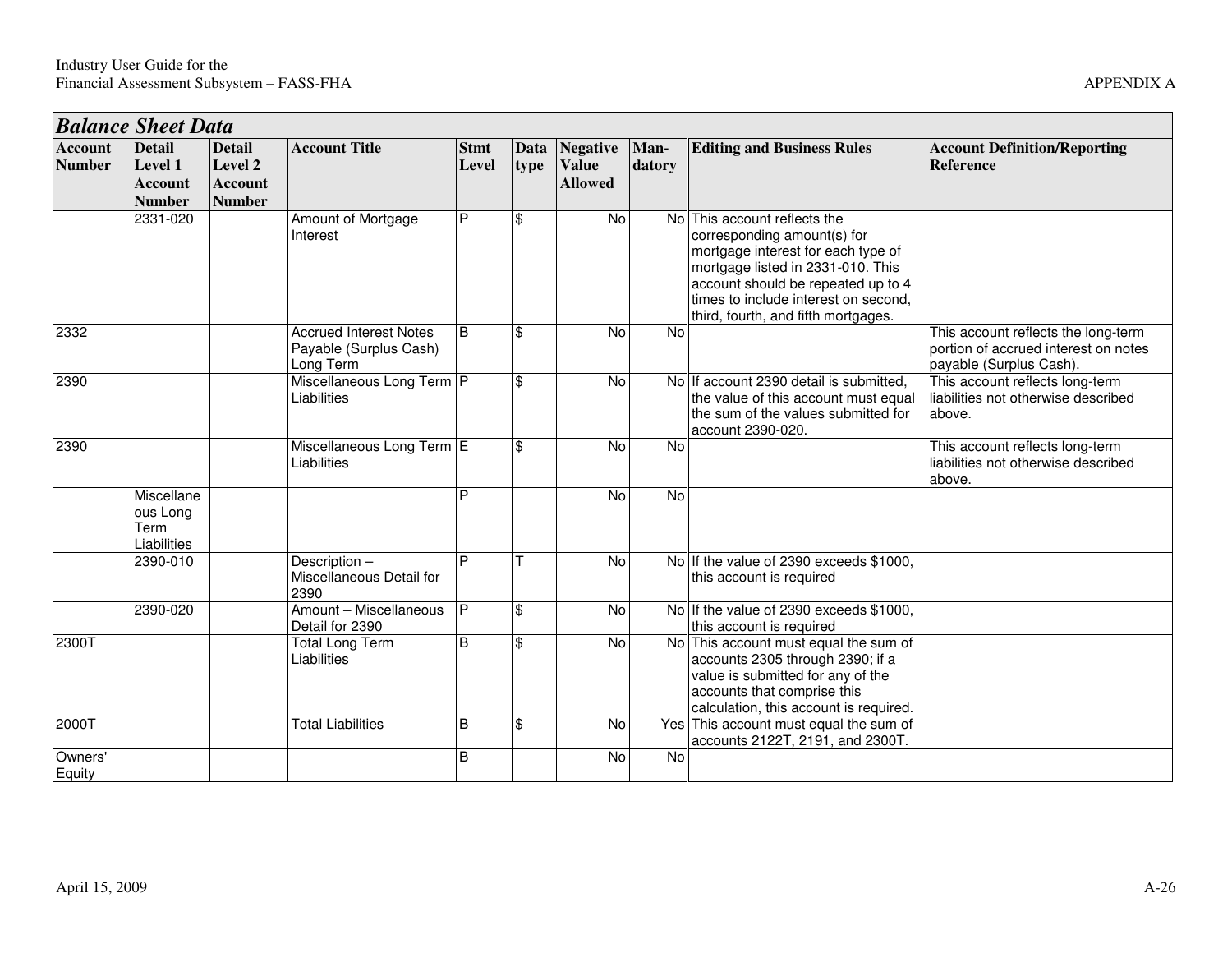## Balance Sheet Data

| Account Number | Detail Level 1 Account Number | Detail Level 2 Account Number | Account Title | Stmt Level | Data type | Negative Value Allowed | Man-datory | Editing and Business Rules | Account Definition/Reporting Reference |
|---|---|---|---|---|---|---|---|---|---|
| | 2331-020 | | Amount of Mortgage Interest | P | $ | No | No | This account reflects the corresponding amount(s) for mortgage interest for each type of mortgage listed in 2331-010. This account should be repeated up to 4 times to include interest on second, third, fourth, and fifth mortgages. | |
| 2332 | | | Accrued Interest Notes Payable (Surplus Cash) Long Term | B | $ | No | No | | This account reflects the long-term portion of accrued interest on notes payable (Surplus Cash). |
| 2390 | | | Miscellaneous Long Term Liabilities | P | $ | No | No | If account 2390 detail is submitted, the value of this account must equal the sum of the values submitted for account 2390-020. | This account reflects long-term liabilities not otherwise described above. |
| 2390 | | | Miscellaneous Long Term Liabilities | E | $ | No | No | | This account reflects long-term liabilities not otherwise described above. |
| | Miscellaneous Long Term Liabilities | | | P | | No | No | | |
| | 2390-010 | | Description – Miscellaneous Detail for 2390 | P | T | No | No | If the value of 2390 exceeds $1000, this account is required | |
| | 2390-020 | | Amount – Miscellaneous Detail for 2390 | P | $ | No | No | If the value of 2390 exceeds $1000, this account is required | |
| 2300T | | | Total Long Term Liabilities | B | $ | No | No | This account must equal the sum of accounts 2305 through 2390; if a value is submitted for any of the accounts that comprise this calculation, this account is required. | |
| 2000T | | | Total Liabilities | B | $ | No | Yes | This account must equal the sum of accounts 2122T, 2191, and 2300T. | |
| Owners' Equity | | | | B | | No | No | | |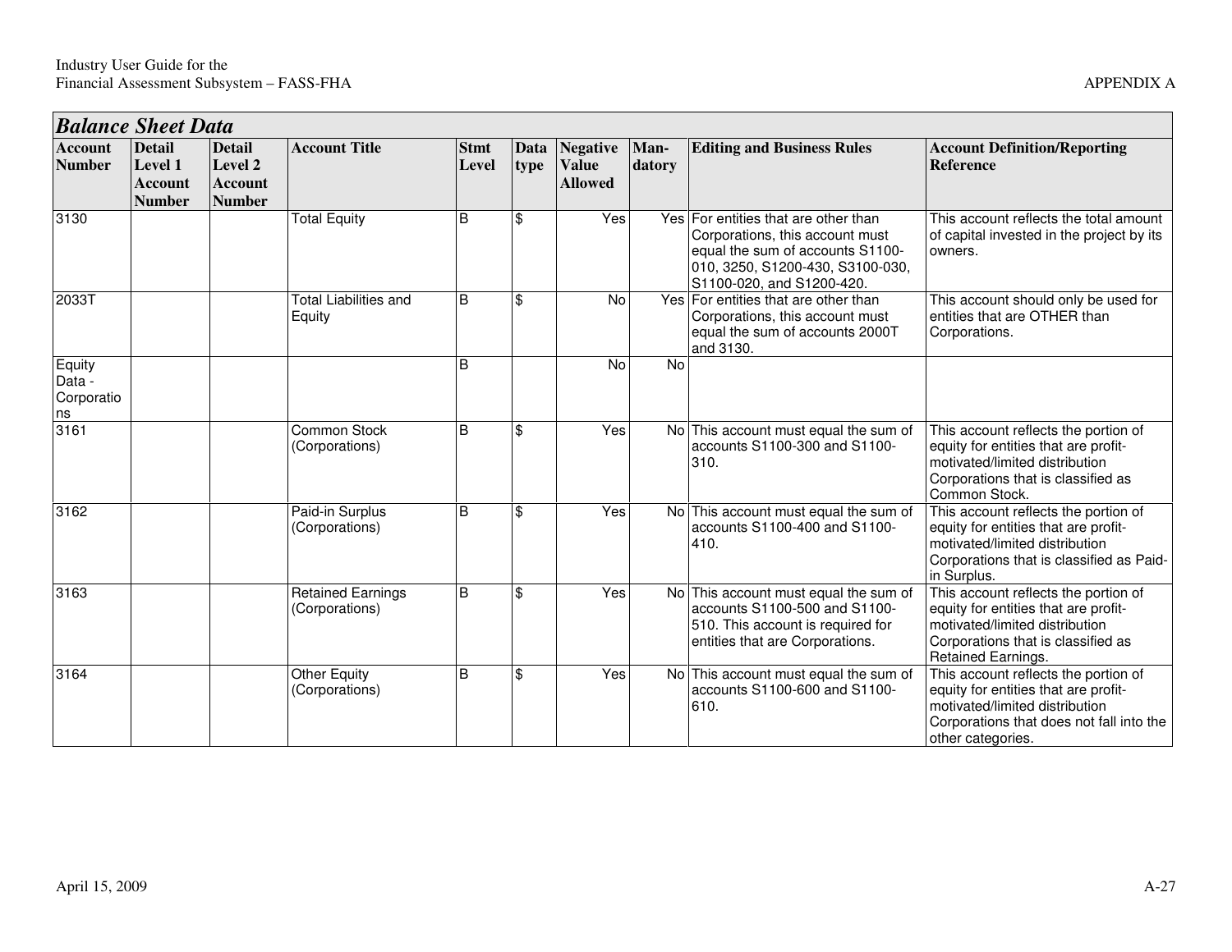## Balance Sheet Data

| Account Number | Detail Level 1 Account Number | Detail Level 2 Account Number | Account Title | Stmt Level | Data type | Negative Value Allowed | Man-datory | Editing and Business Rules | Account Definition/Reporting Reference |
|---|---|---|---|---|---|---|---|---|---|
| 3130 | | | Total Equity | B | $ | Yes | Yes | For entities that are other than Corporations, this account must equal the sum of accounts S1100-010, 3250, S1200-430, S3100-030, S1100-020, and S1200-420. | This account reflects the total amount of capital invested in the project by its owners. |
| 2033T | | | Total Liabilities and Equity | B | $ | No | Yes | For entities that are other than Corporations, this account must equal the sum of accounts 2000T and 3130. | This account should only be used for entities that are OTHER than Corporations. |
| Equity Data - Corporations | | | | B | | No | No | | |
| 3161 | | | Common Stock (Corporations) | B | $ | Yes | No | This account must equal the sum of accounts S1100-300 and S1100-310. | This account reflects the portion of equity for entities that are profit-motivated/limited distribution Corporations that is classified as Common Stock. |
| 3162 | | | Paid-in Surplus (Corporations) | B | $ | Yes | No | This account must equal the sum of accounts S1100-400 and S1100-410. | This account reflects the portion of equity for entities that are profit-motivated/limited distribution Corporations that is classified as Paid-in Surplus. |
| 3163 | | | Retained Earnings (Corporations) | B | $ | Yes | No | This account must equal the sum of accounts S1100-500 and S1100-510. This account is required for entities that are Corporations. | This account reflects the portion of equity for entities that are profit-motivated/limited distribution Corporations that is classified as Retained Earnings. |
| 3164 | | | Other Equity (Corporations) | B | $ | Yes | No | This account must equal the sum of accounts S1100-600 and S1100-610. | This account reflects the portion of equity for entities that are profit-motivated/limited distribution Corporations that does not fall into the other categories. |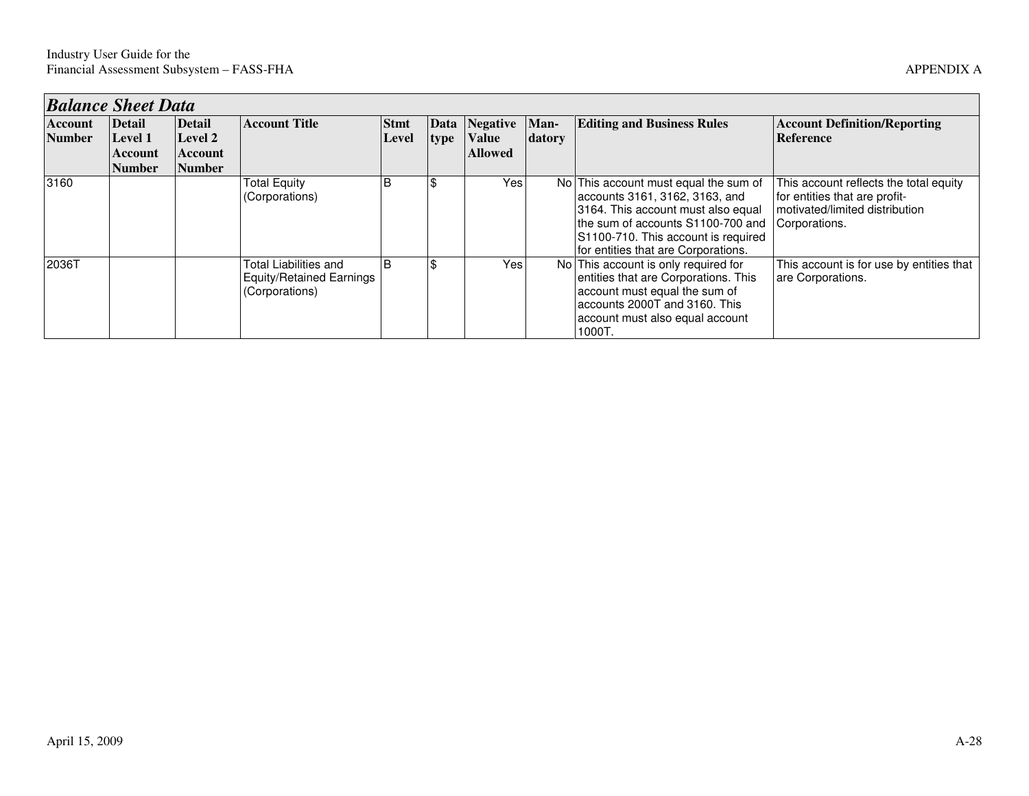## *Balance Sheet Data*

| Account Number | Detail Level 1 Account Number | Detail Level 2 Account Number | Account Title | Stmt Level | Data type | Negative Value Allowed | Man-datory | Editing and Business Rules | Account Definition/Reporting Reference |
|---|---|---|---|---|---|---|---|---|---|
| 3160 | | | Total Equity (Corporations) | B | $ | Yes | No | This account must equal the sum of accounts 3161, 3162, 3163, and 3164. This account must also equal the sum of accounts S1100-700 and S1100-710. This account is required for entities that are Corporations. | This account reflects the total equity for entities that are profit-motivated/limited distribution Corporations. |
| 2036T | | | Total Liabilities and Equity/Retained Earnings (Corporations) | B | $ | Yes | No | This account is only required for entities that are Corporations. This account must equal the sum of accounts 2000T and 3160. This account must also equal account 1000T. | This account is for use by entities that are Corporations. |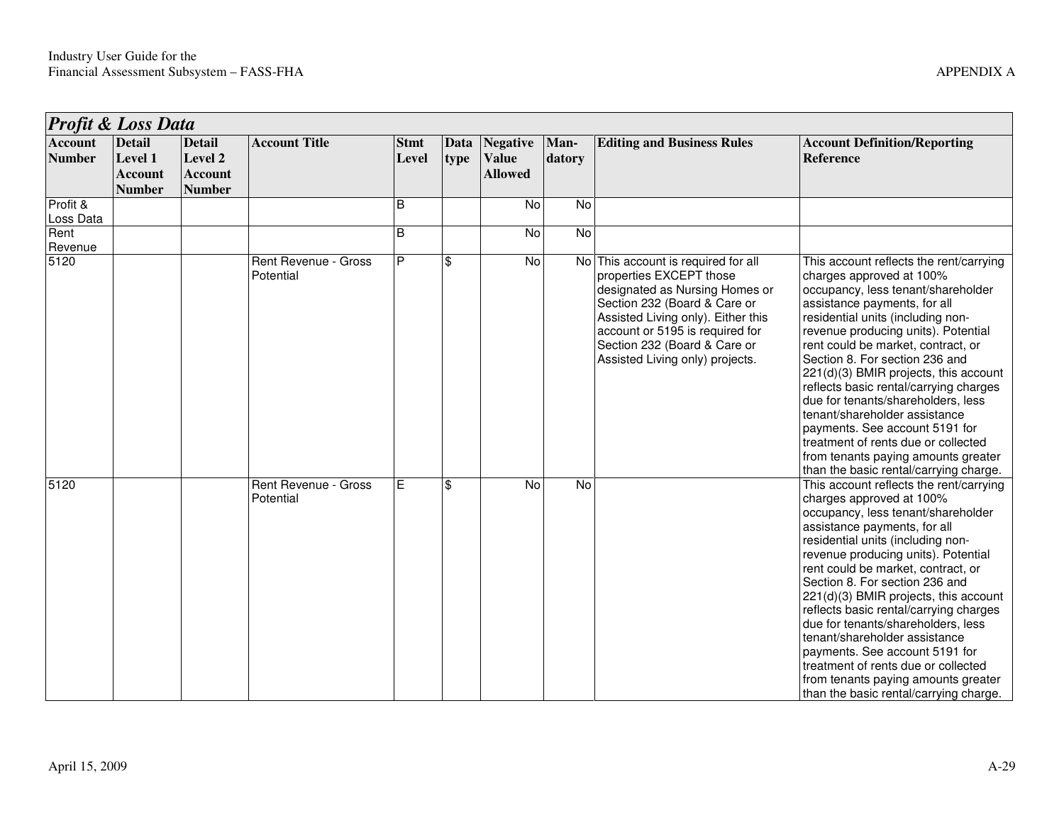## *Profit & Loss Data*

| Account Number | Detail Level 1 Account Number | Detail Level 2 Account Number | Account Title | Stmt Level | Data type | Negative Value Allowed | Man-datory | Editing and Business Rules | Account Definition/Reporting Reference |
|---|---|---|---|---|---|---|---|---|---|
| Profit & Loss Data | | | | B | | No | No | | |
| Rent Revenue | | | | B | | No | No | | |
| 5120 | | | Rent Revenue - Gross Potential | P | $ | No | No | This account is required for all properties EXCEPT those designated as Nursing Homes or Section 232 (Board & Care or Assisted Living only). Either this account or 5195 is required for Section 232 (Board & Care or Assisted Living only) projects. | This account reflects the rent/carrying charges approved at 100% occupancy, less tenant/shareholder assistance payments, for all residential units (including non-revenue producing units). Potential rent could be market, contract, or Section 8. For section 236 and 221(d)(3) BMIR projects, this account reflects basic rental/carrying charges due for tenants/shareholders, less tenant/shareholder assistance payments. See account 5191 for treatment of rents due or collected from tenants paying amounts greater than the basic rental/carrying charge. |
| 5120 | | | Rent Revenue - Gross Potential | E | $ | No | No | | This account reflects the rent/carrying charges approved at 100% occupancy, less tenant/shareholder assistance payments, for all residential units (including non-revenue producing units). Potential rent could be market, contract, or Section 8. For section 236 and 221(d)(3) BMIR projects, this account reflects basic rental/carrying charges due for tenants/shareholders, less tenant/shareholder assistance payments. See account 5191 for treatment of rents due or collected from tenants paying amounts greater than the basic rental/carrying charge. |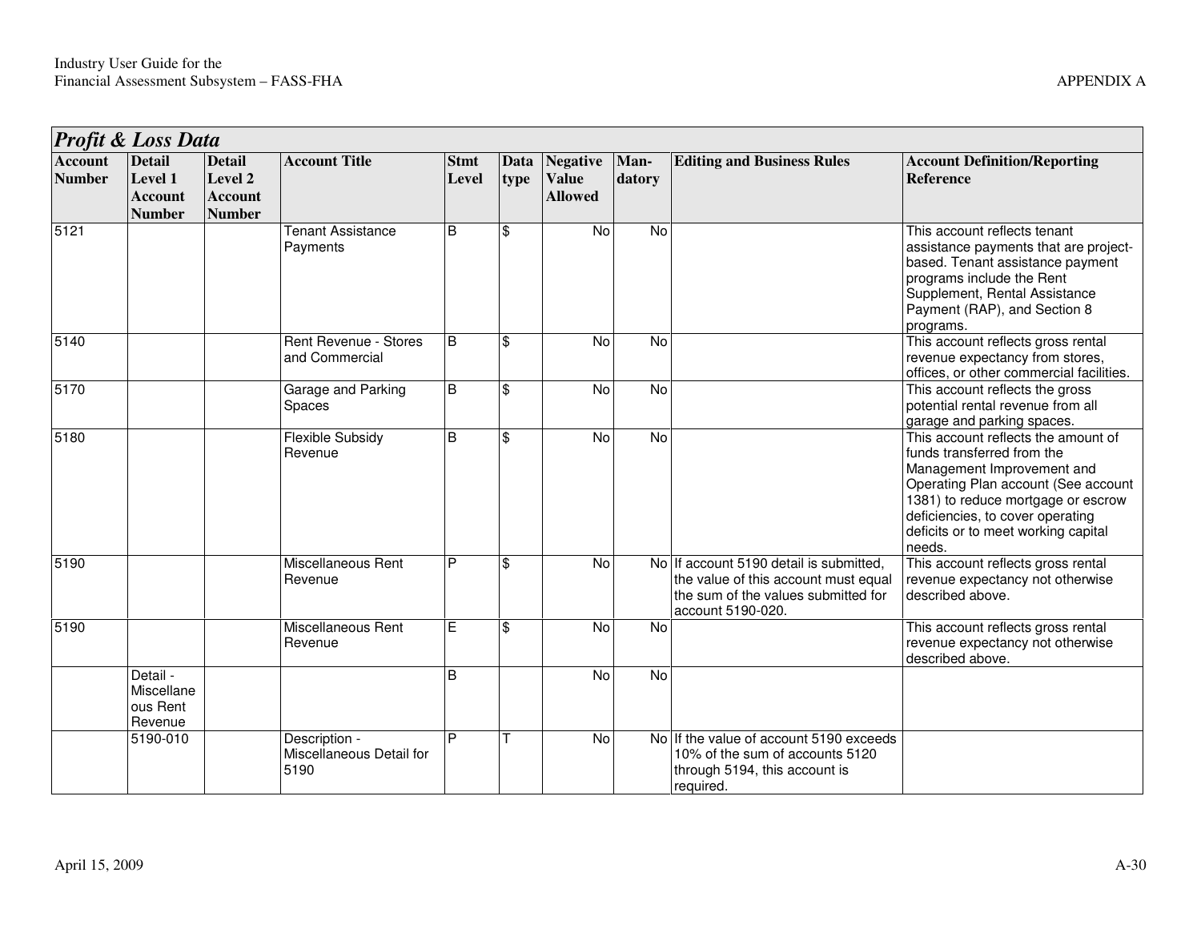## Profit & Loss Data

| Account Number | Detail Level 1 Account Number | Detail Level 2 Account Number | Account Title | Stmt Level | Data type | Negative Value Allowed | Man-datory | Editing and Business Rules | Account Definition/Reporting Reference |
|---|---|---|---|---|---|---|---|---|---|
| 5121 | | | Tenant Assistance Payments | B | $ | No | No | | This account reflects tenant assistance payments that are project-based. Tenant assistance payment programs include the Rent Supplement, Rental Assistance Payment (RAP), and Section 8 programs. |
| 5140 | | | Rent Revenue - Stores and Commercial | B | $ | No | No | | This account reflects gross rental revenue expectancy from stores, offices, or other commercial facilities. |
| 5170 | | | Garage and Parking Spaces | B | $ | No | No | | This account reflects the gross potential rental revenue from all garage and parking spaces. |
| 5180 | | | Flexible Subsidy Revenue | B | $ | No | No | | This account reflects the amount of funds transferred from the Management Improvement and Operating Plan account (See account 1381) to reduce mortgage or escrow deficiencies, to cover operating deficits or to meet working capital needs. |
| 5190 | | | Miscellaneous Rent Revenue | P | $ | No | No | If account 5190 detail is submitted, the value of this account must equal the sum of the values submitted for account 5190-020. | This account reflects gross rental revenue expectancy not otherwise described above. |
| 5190 | | | Miscellaneous Rent Revenue | E | $ | No | No | | This account reflects gross rental revenue expectancy not otherwise described above. |
| | Detail - Miscellaneous Rent Revenue | | | B | | No | No | | |
| | 5190-010 | | Description - Miscellaneous Detail for 5190 | P | T | No | No | If the value of account 5190 exceeds 10% of the sum of accounts 5120 through 5194, this account is required. | |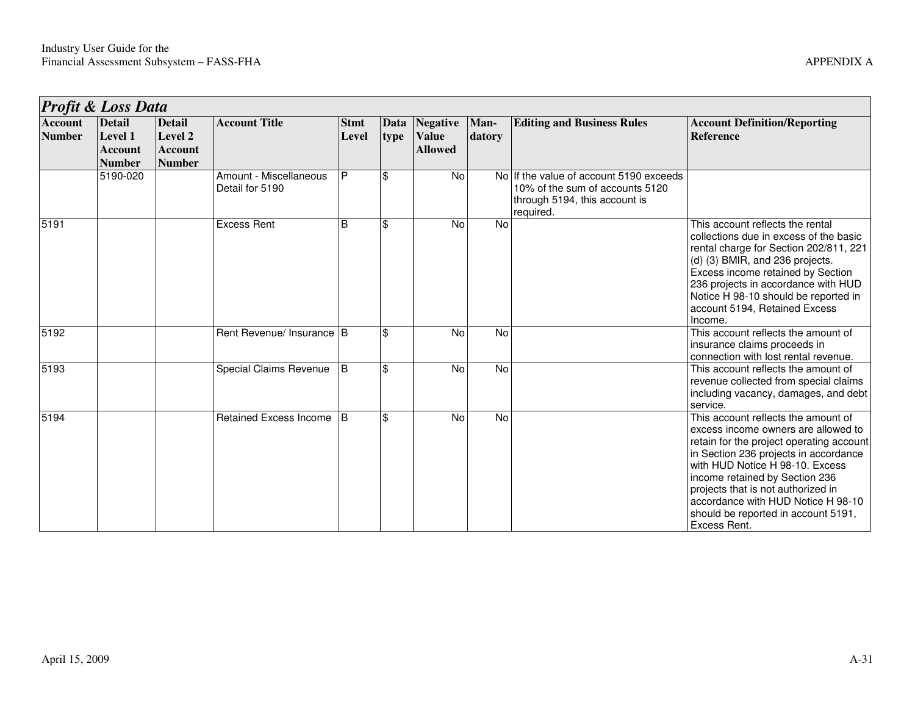## *Profit & Loss Data*

| Account Number | Detail Level 1 Account Number | Detail Level 2 Account Number | Account Title | Stmt Level | Data type | Negative Value Allowed | Man-datory | Editing and Business Rules | Account Definition/Reporting Reference |
|---|---|---|---|---|---|---|---|---|---|
| | 5190-020 | | Amount - Miscellaneous Detail for 5190 | P | $ | No | No | If the value of account 5190 exceeds 10% of the sum of accounts 5120 through 5194, this account is required. | |
| 5191 | | | Excess Rent | B | $ | No | No | | This account reflects the rental collections due in excess of the basic rental charge for Section 202/811, 221 (d) (3) BMIR, and 236 projects. Excess income retained by Section 236 projects in accordance with HUD Notice H 98-10 should be reported in account 5194, Retained Excess Income. |
| 5192 | | | Rent Revenue/ Insurance | B | $ | No | No | | This account reflects the amount of insurance claims proceeds in connection with lost rental revenue. |
| 5193 | | | Special Claims Revenue | B | $ | No | No | | This account reflects the amount of revenue collected from special claims including vacancy, damages, and debt service. |
| 5194 | | | Retained Excess Income | B | $ | No | No | | This account reflects the amount of excess income owners are allowed to retain for the project operating account in Section 236 projects in accordance with HUD Notice H 98-10. Excess income retained by Section 236 projects that is not authorized in accordance with HUD Notice H 98-10 should be reported in account 5191, Excess Rent. |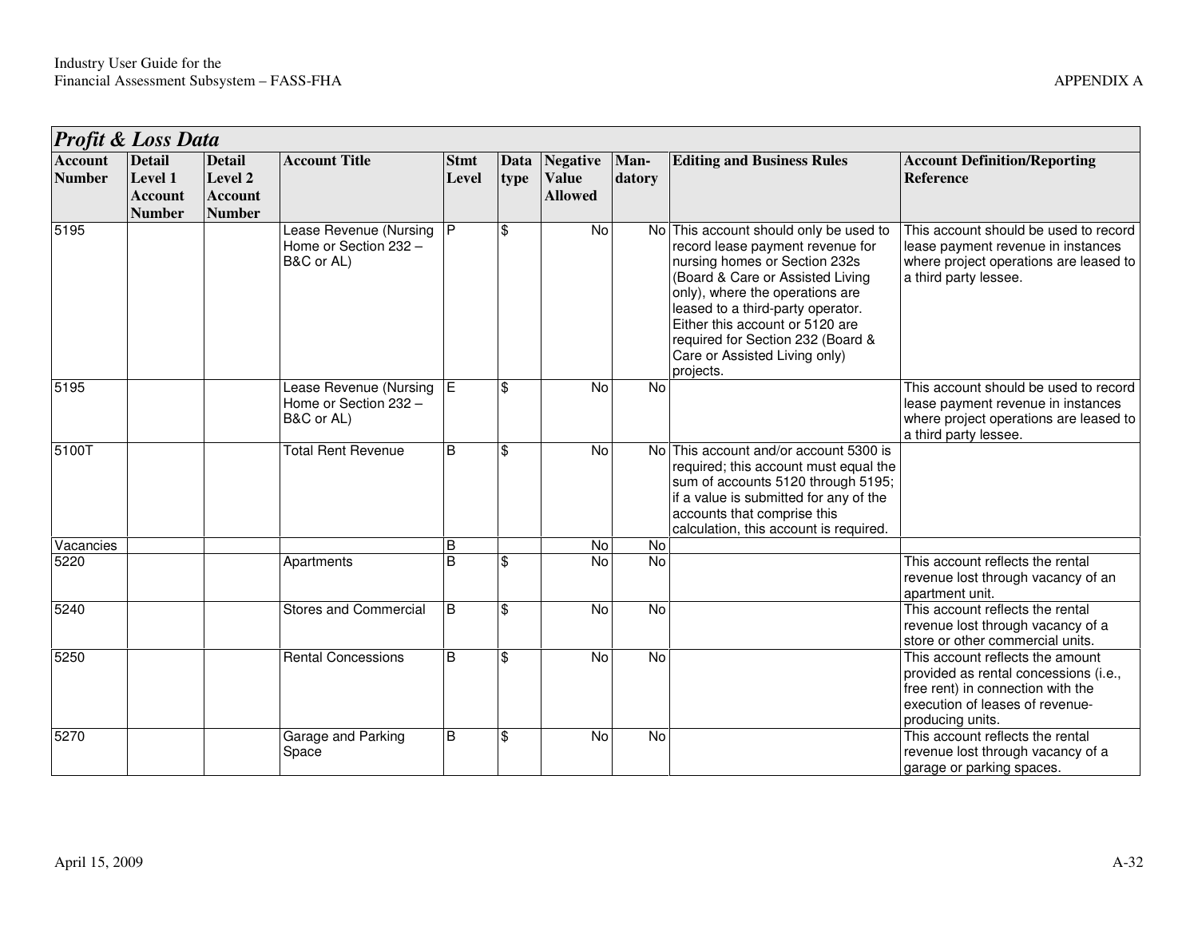## Profit & Loss Data

| Account Number | Detail Level 1 Account Number | Detail Level 2 Account Number | Account Title | Stmt Level | Data type | Negative Value Allowed | Man-datory | Editing and Business Rules | Account Definition/Reporting Reference |
|---|---|---|---|---|---|---|---|---|---|
| 5195 | | | Lease Revenue (Nursing Home or Section 232 – B&C or AL) | P | $ | No | No | This account should only be used to record lease payment revenue for nursing homes or Section 232s (Board & Care or Assisted Living only), where the operations are leased to a third-party operator. Either this account or 5120 are required for Section 232 (Board & Care or Assisted Living only) projects. | This account should be used to record lease payment revenue in instances where project operations are leased to a third party lessee. |
| 5195 | | | Lease Revenue (Nursing Home or Section 232 – B&C or AL) | E | $ | No | No | | This account should be used to record lease payment revenue in instances where project operations are leased to a third party lessee. |
| 5100T | | | Total Rent Revenue | B | $ | No | No | This account and/or account 5300 is required; this account must equal the sum of accounts 5120 through 5195; if a value is submitted for any of the accounts that comprise this calculation, this account is required. | |
| Vacancies | | | | B | | No | No | | |
| 5220 | | | Apartments | B | $ | No | No | | This account reflects the rental revenue lost through vacancy of an apartment unit. |
| 5240 | | | Stores and Commercial | B | $ | No | No | | This account reflects the rental revenue lost through vacancy of a store or other commercial units. |
| 5250 | | | Rental Concessions | B | $ | No | No | | This account reflects the amount provided as rental concessions (i.e., free rent) in connection with the execution of leases of revenue-producing units. |
| 5270 | | | Garage and Parking Space | B | $ | No | No | | This account reflects the rental revenue lost through vacancy of a garage or parking spaces. |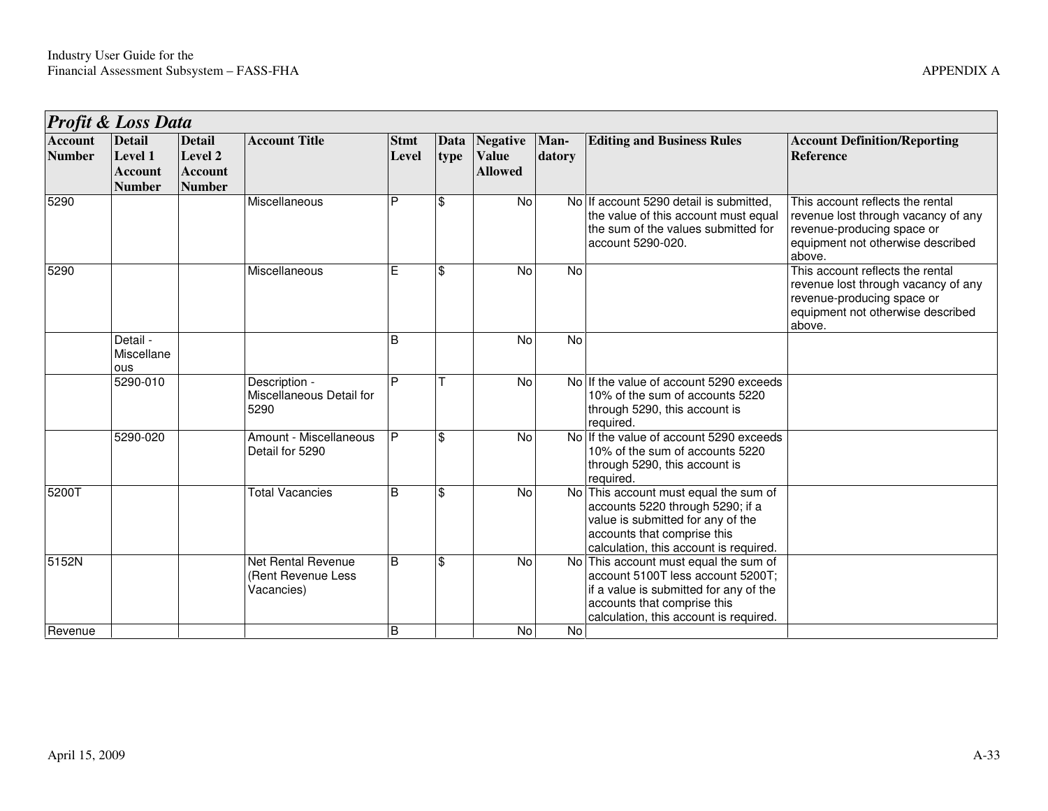## Profit & Loss Data

| Account Number | Detail Level 1 Account Number | Detail Level 2 Account Number | Account Title | Stmt Level | Data type | Negative Value Allowed | Man-datory | Editing and Business Rules | Account Definition/Reporting Reference |
|---|---|---|---|---|---|---|---|---|---|
| 5290 | | | Miscellaneous | P | $ | No | No | If account 5290 detail is submitted, the value of this account must equal the sum of the values submitted for account 5290-020. | This account reflects the rental revenue lost through vacancy of any revenue-producing space or equipment not otherwise described above. |
| 5290 | | | Miscellaneous | E | $ | No | No | | This account reflects the rental revenue lost through vacancy of any revenue-producing space or equipment not otherwise described above. |
| | Detail - Miscellaneous | | | B | | No | No | | |
| | 5290-010 | | Description - Miscellaneous Detail for 5290 | P | T | No | No | If the value of account 5290 exceeds 10% of the sum of accounts 5220 through 5290, this account is required. | |
| | 5290-020 | | Amount - Miscellaneous Detail for 5290 | P | $ | No | No | If the value of account 5290 exceeds 10% of the sum of accounts 5220 through 5290, this account is required. | |
| 5200T | | | Total Vacancies | B | $ | No | No | This account must equal the sum of accounts 5220 through 5290; if a value is submitted for any of the accounts that comprise this calculation, this account is required. | |
| 5152N | | | Net Rental Revenue (Rent Revenue Less Vacancies) | B | $ | No | No | This account must equal the sum of account 5100T less account 5200T; if a value is submitted for any of the accounts that comprise this calculation, this account is required. | |
| Revenue | | | | B | | No | No | | |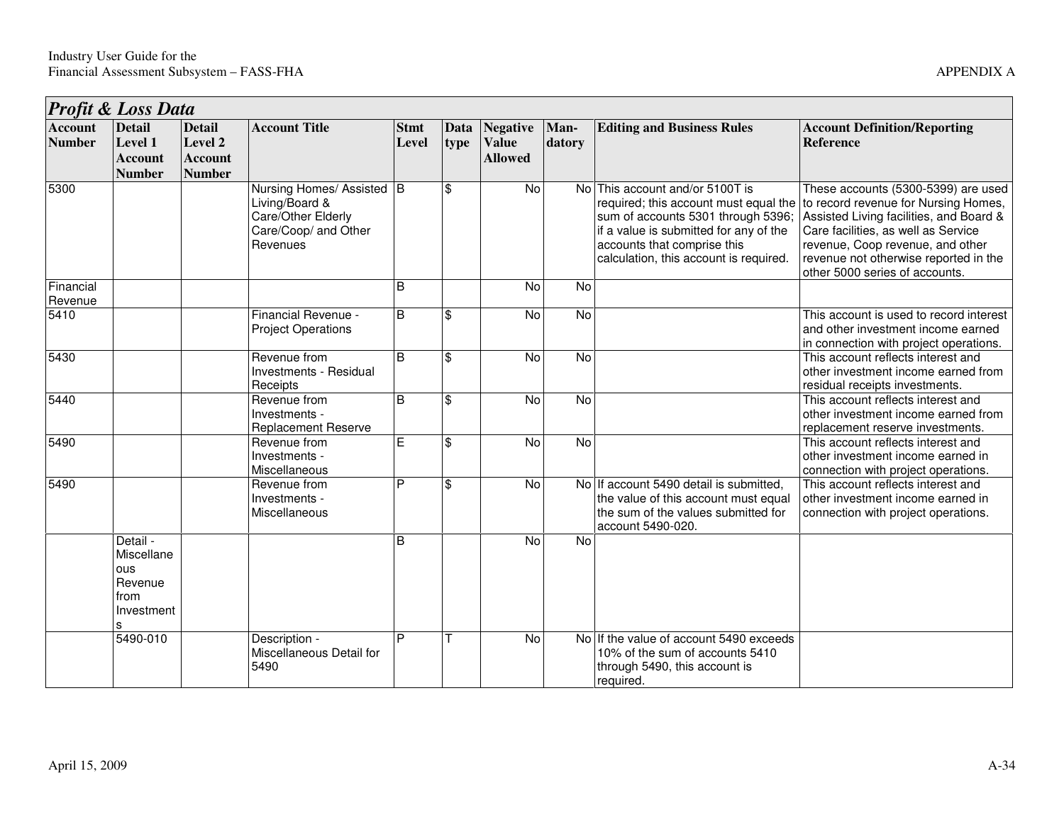## *Profit & Loss Data*

| Account Number | Detail Level 1 Account Number | Detail Level 2 Account Number | Account Title | Stmt Level | Data type | Negative Value Allowed | Man-datory | Editing and Business Rules | Account Definition/Reporting Reference |
|---|---|---|---|---|---|---|---|---|---|
| 5300 | | | Nursing Homes/ Assisted Living/Board & Care/Other Elderly Care/Coop/ and Other Revenues | B | $ | No | No | This account and/or 5100T is required; this account must equal the sum of accounts 5301 through 5396; if a value is submitted for any of the accounts that comprise this calculation, this account is required. | These accounts (5300-5399) are used to record revenue for Nursing Homes, Assisted Living facilities, and Board & Care facilities, as well as Service revenue, Coop revenue, and other revenue not otherwise reported in the other 5000 series of accounts. |
| Financial Revenue | | | | B | | No | No | | |
| 5410 | | | Financial Revenue - Project Operations | B | $ | No | No | | This account is used to record interest and other investment income earned in connection with project operations. |
| 5430 | | | Revenue from Investments - Residual Receipts | B | $ | No | No | | This account reflects interest and other investment income earned from residual receipts investments. |
| 5440 | | | Revenue from Investments - Replacement Reserve | B | $ | No | No | | This account reflects interest and other investment income earned from replacement reserve investments. |
| 5490 | | | Revenue from Investments - Miscellaneous | E | $ | No | No | | This account reflects interest and other investment income earned in connection with project operations. |
| 5490 | | | Revenue from Investments - Miscellaneous | P | $ | No | No | If account 5490 detail is submitted, the value of this account must equal the sum of the values submitted for account 5490-020. | This account reflects interest and other investment income earned in connection with project operations. |
| | Detail - Miscellaneous Revenue from Investments | | | B | | No | No | | |
| | 5490-010 | | Description - Miscellaneous Detail for 5490 | P | T | No | No | If the value of account 5490 exceeds 10% of the sum of accounts 5410 through 5490, this account is required. | |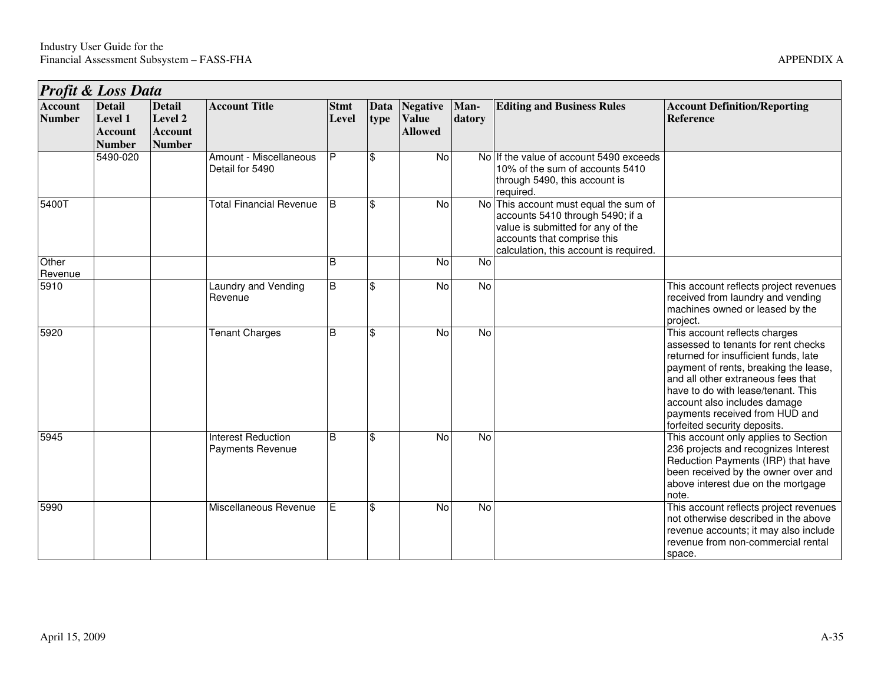## *Profit & Loss Data*

| Account Number | Detail Level 1 Account Number | Detail Level 2 Account Number | Account Title | Stmt Level | Data type | Negative Value Allowed | Man-datory | Editing and Business Rules | Account Definition/Reporting Reference |
|---|---|---|---|---|---|---|---|---|---|
| | 5490-020 | | Amount - Miscellaneous Detail for 5490 | P | $ | No | No | If the value of account 5490 exceeds 10% of the sum of accounts 5410 through 5490, this account is required. | |
| 5400T | | | Total Financial Revenue | B | $ | No | No | This account must equal the sum of accounts 5410 through 5490; if a value is submitted for any of the accounts that comprise this calculation, this account is required. | |
| Other Revenue | | | | B | | No | No | | |
| 5910 | | | Laundry and Vending Revenue | B | $ | No | No | | This account reflects project revenues received from laundry and vending machines owned or leased by the project. |
| 5920 | | | Tenant Charges | B | $ | No | No | | This account reflects charges assessed to tenants for rent checks returned for insufficient funds, late payment of rents, breaking the lease, and all other extraneous fees that have to do with lease/tenant. This account also includes damage payments received from HUD and forfeited security deposits. |
| 5945 | | | Interest Reduction Payments Revenue | B | $ | No | No | | This account only applies to Section 236 projects and recognizes Interest Reduction Payments (IRP) that have been received by the owner over and above interest due on the mortgage note. |
| 5990 | | | Miscellaneous Revenue | E | $ | No | No | | This account reflects project revenues not otherwise described in the above revenue accounts; it may also include revenue from non-commercial rental space. |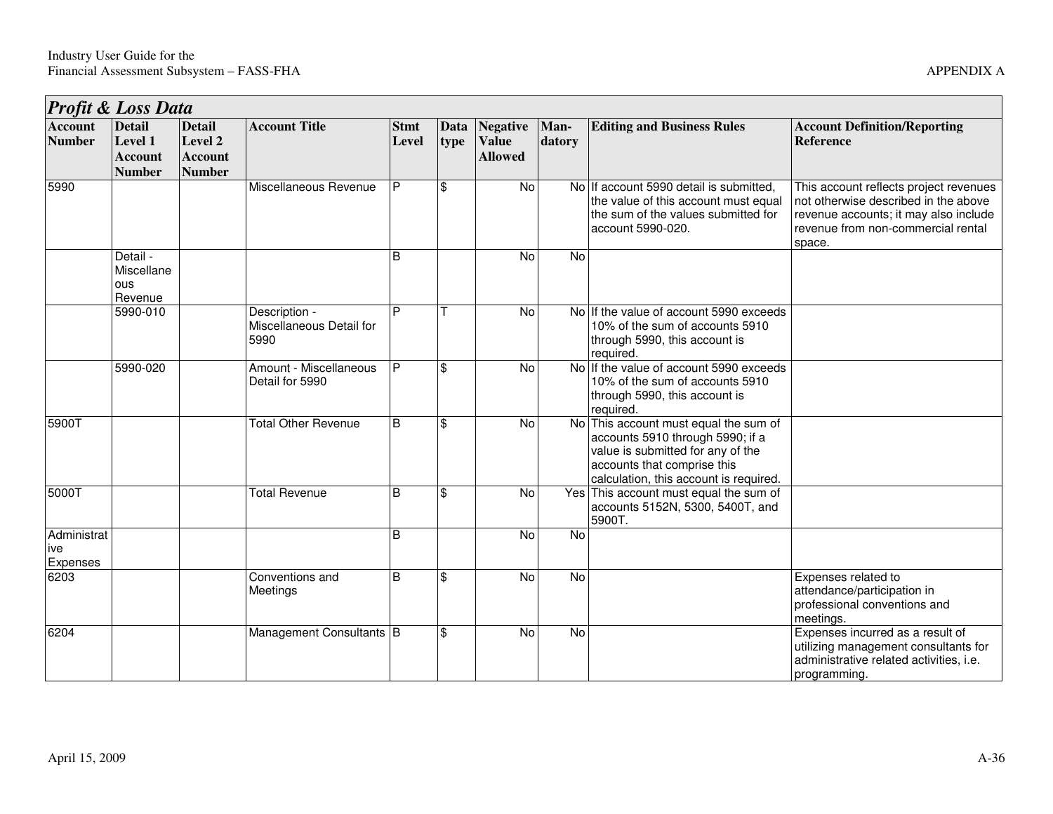## Profit & Loss Data

| Account Number | Detail Level 1 Account Number | Detail Level 2 Account Number | Account Title | Stmt Level | Data type | Negative Value Allowed | Man-datory | Editing and Business Rules | Account Definition/Reporting Reference |
|---|---|---|---|---|---|---|---|---|---|
| 5990 | | | Miscellaneous Revenue | P | $ | No | No | If account 5990 detail is submitted, the value of this account must equal the sum of the values submitted for account 5990-020. | This account reflects project revenues not otherwise described in the above revenue accounts; it may also include revenue from non-commercial rental space. |
| | Detail - Miscellaneous Revenue | | | B | | No | No | | |
| | 5990-010 | | Description - Miscellaneous Detail for 5990 | P | T | No | No | If the value of account 5990 exceeds 10% of the sum of accounts 5910 through 5990, this account is required. | |
| | 5990-020 | | Amount - Miscellaneous Detail for 5990 | P | $ | No | No | If the value of account 5990 exceeds 10% of the sum of accounts 5910 through 5990, this account is required. | |
| 5900T | | | Total Other Revenue | B | $ | No | No | This account must equal the sum of accounts 5910 through 5990; if a value is submitted for any of the accounts that comprise this calculation, this account is required. | |
| 5000T | | | Total Revenue | B | $ | No | Yes | This account must equal the sum of accounts 5152N, 5300, 5400T, and 5900T. | |
| Administrative Expenses | | | | B | | No | No | | |
| 6203 | | | Conventions and Meetings | B | $ | No | No | | Expenses related to attendance/participation in professional conventions and meetings. |
| 6204 | | | Management Consultants | B | $ | No | No | | Expenses incurred as a result of utilizing management consultants for administrative related activities, i.e. programming. |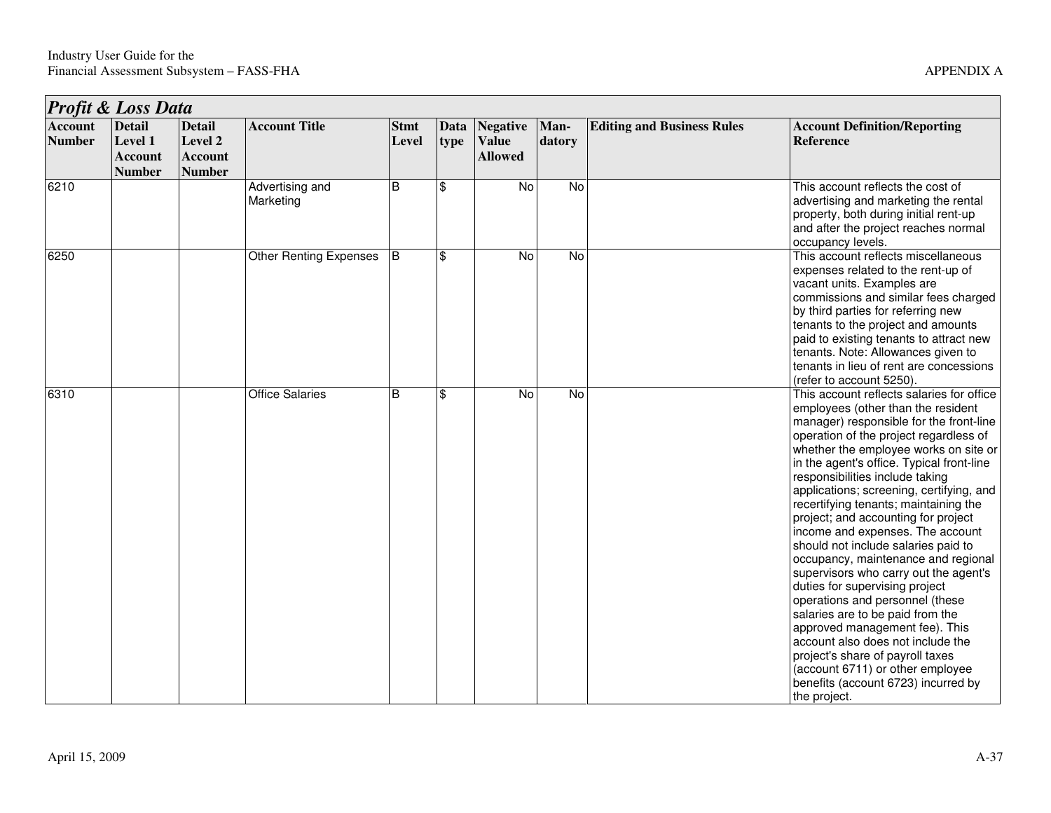## Profit & Loss Data

| Account Number | Detail Level 1 Account Number | Detail Level 2 Account Number | Account Title | Stmt Level | Data type | Negative Value Allowed | Man-datory | Editing and Business Rules | Account Definition/Reporting Reference |
|---|---|---|---|---|---|---|---|---|---|
| 6210 | | | Advertising and Marketing | B | $ | No | No | | This account reflects the cost of advertising and marketing the rental property, both during initial rent-up and after the project reaches normal occupancy levels. |
| 6250 | | | Other Renting Expenses | B | $ | No | No | | This account reflects miscellaneous expenses related to the rent-up of vacant units. Examples are commissions and similar fees charged by third parties for referring new tenants to the project and amounts paid to existing tenants to attract new tenants. Note: Allowances given to tenants in lieu of rent are concessions (refer to account 5250). |
| 6310 | | | Office Salaries | B | $ | No | No | | This account reflects salaries for office employees (other than the resident manager) responsible for the front-line operation of the project regardless of whether the employee works on site or in the agent's office. Typical front-line responsibilities include taking applications; screening, certifying, and recertifying tenants; maintaining the project; and accounting for project income and expenses. The account should not include salaries paid to occupancy, maintenance and regional supervisors who carry out the agent's duties for supervising project operations and personnel (these salaries are to be paid from the approved management fee). This account also does not include the project's share of payroll taxes (account 6711) or other employee benefits (account 6723) incurred by the project. |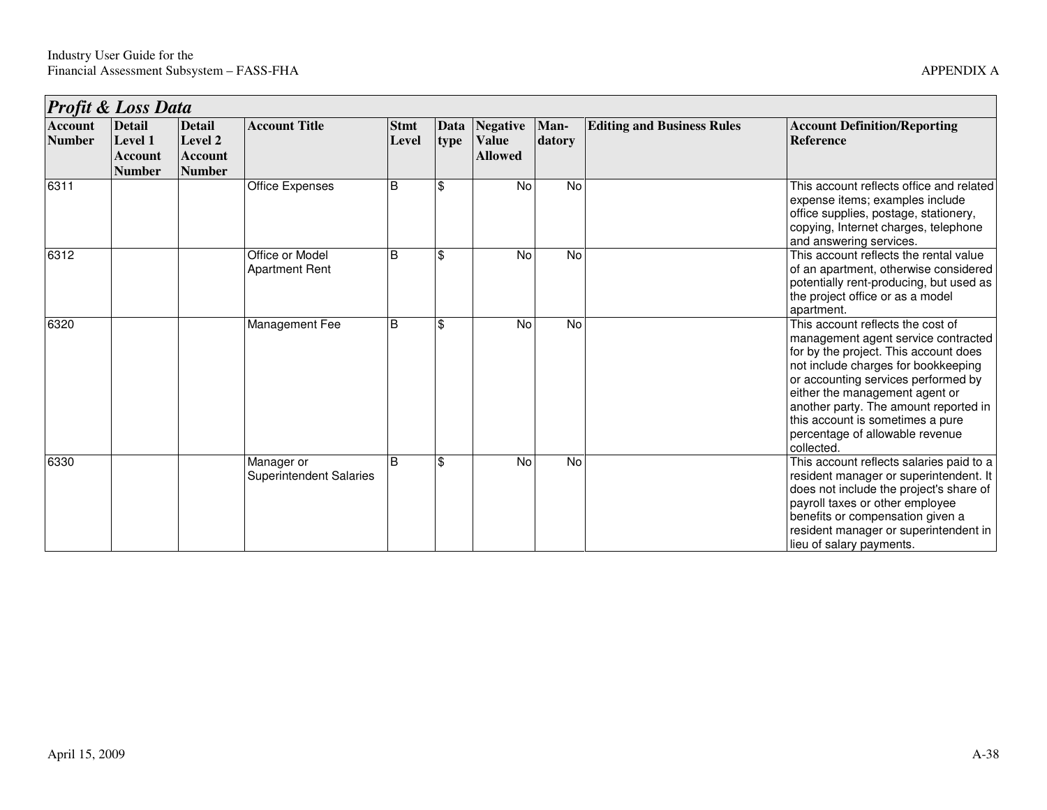## *Profit & Loss Data*

| Account Number | Detail Level 1 Account Number | Detail Level 2 Account Number | Account Title | Stmt Level | Data type | Negative Value Allowed | Man-datory | Editing and Business Rules | Account Definition/Reporting Reference |
|---|---|---|---|---|---|---|---|---|---|
| 6311 | | | Office Expenses | B | $ | No | No | | This account reflects office and related expense items; examples include office supplies, postage, stationery, copying, Internet charges, telephone and answering services. |
| 6312 | | | Office or Model Apartment Rent | B | $ | No | No | | This account reflects the rental value of an apartment, otherwise considered potentially rent-producing, but used as the project office or as a model apartment. |
| 6320 | | | Management Fee | B | $ | No | No | | This account reflects the cost of management agent service contracted for by the project. This account does not include charges for bookkeeping or accounting services performed by either the management agent or another party. The amount reported in this account is sometimes a pure percentage of allowable revenue collected. |
| 6330 | | | Manager or Superintendent Salaries | B | $ | No | No | | This account reflects salaries paid to a resident manager or superintendent. It does not include the project's share of payroll taxes or other employee benefits or compensation given a resident manager or superintendent in lieu of salary payments. |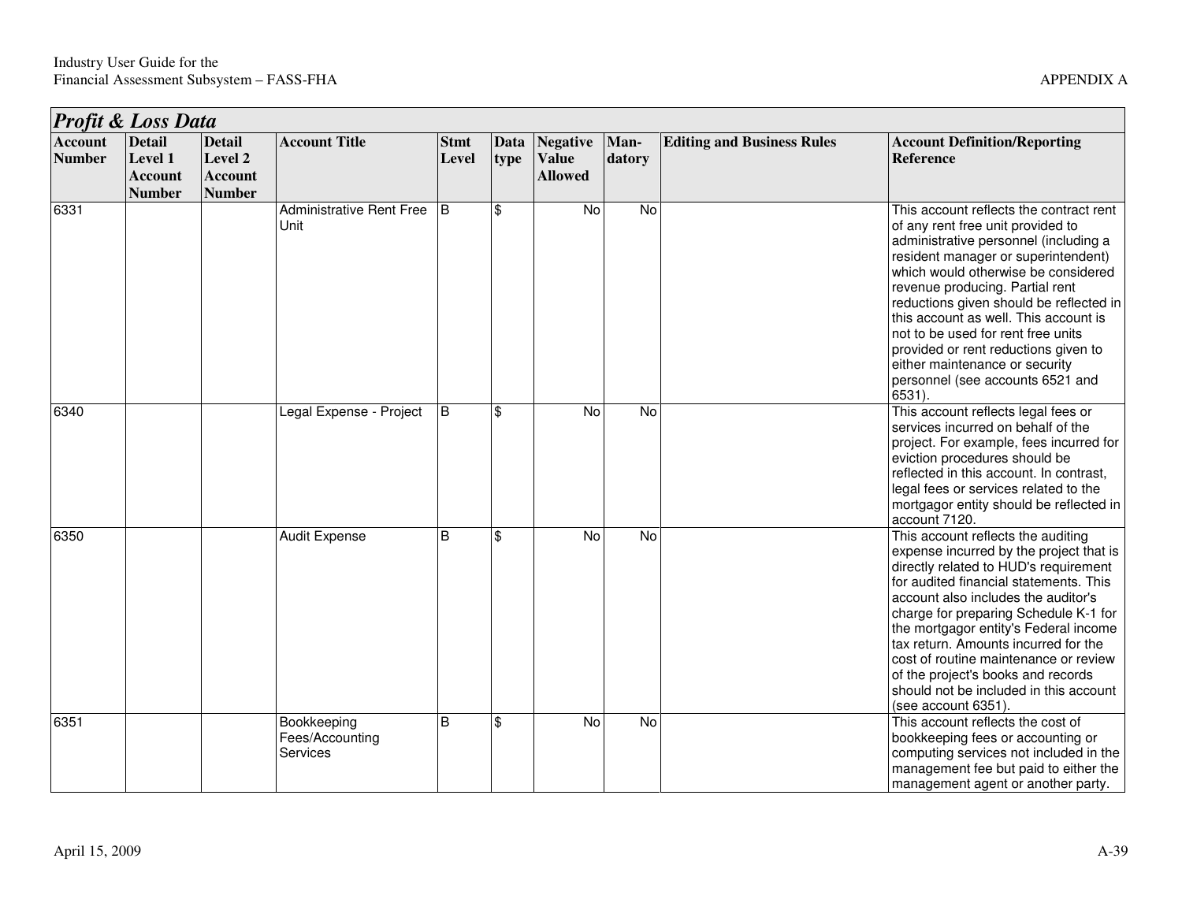## *Profit & Loss Data*

| Account Number | Detail Level 1 Account Number | Detail Level 2 Account Number | Account Title | Stmt Level | Data type | Negative Value Allowed | Man-datory | Editing and Business Rules | Account Definition/Reporting Reference |
|---|---|---|---|---|---|---|---|---|---|
| 6331 | | | Administrative Rent Free Unit | B | $ | No | No | | This account reflects the contract rent of any rent free unit provided to administrative personnel (including a resident manager or superintendent) which would otherwise be considered revenue producing. Partial rent reductions given should be reflected in this account as well. This account is not to be used for rent free units provided or rent reductions given to either maintenance or security personnel (see accounts 6521 and 6531). |
| 6340 | | | Legal Expense - Project | B | $ | No | No | | This account reflects legal fees or services incurred on behalf of the project. For example, fees incurred for eviction procedures should be reflected in this account. In contrast, legal fees or services related to the mortgagor entity should be reflected in account 7120. |
| 6350 | | | Audit Expense | B | $ | No | No | | This account reflects the auditing expense incurred by the project that is directly related to HUD's requirement for audited financial statements. This account also includes the auditor's charge for preparing Schedule K-1 for the mortgagor entity's Federal income tax return. Amounts incurred for the cost of routine maintenance or review of the project's books and records should not be included in this account (see account 6351). |
| 6351 | | | Bookkeeping Fees/Accounting Services | B | $ | No | No | | This account reflects the cost of bookkeeping fees or accounting or computing services not included in the management fee but paid to either the management agent or another party. |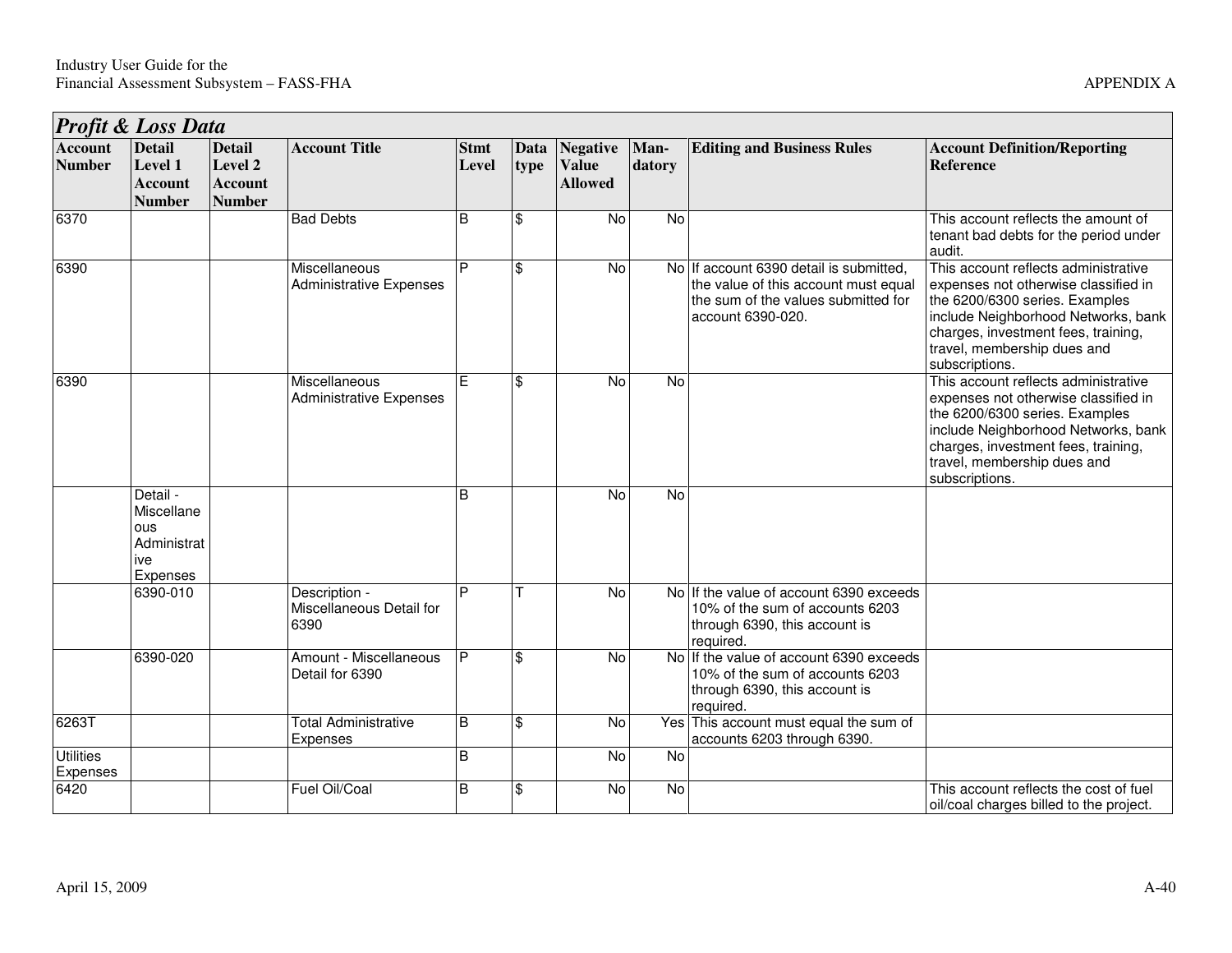## Profit & Loss Data

| Account Number | Detail Level 1 Account Number | Detail Level 2 Account Number | Account Title | Stmt Level | Data type | Negative Value Allowed | Man-datory | Editing and Business Rules | Account Definition/Reporting Reference |
|---|---|---|---|---|---|---|---|---|---|
| 6370 | | | Bad Debts | B | $ | No | No | | This account reflects the amount of tenant bad debts for the period under audit. |
| 6390 | | | Miscellaneous Administrative Expenses | P | $ | No | No | If account 6390 detail is submitted, the value of this account must equal the sum of the values submitted for account 6390-020. | This account reflects administrative expenses not otherwise classified in the 6200/6300 series. Examples include Neighborhood Networks, bank charges, investment fees, training, travel, membership dues and subscriptions. |
| 6390 | | | Miscellaneous Administrative Expenses | E | $ | No | No | | This account reflects administrative expenses not otherwise classified in the 6200/6300 series. Examples include Neighborhood Networks, bank charges, investment fees, training, travel, membership dues and subscriptions. |
| | Detail - Miscellaneous Administrative Expenses | | | B | | No | No | | |
| | 6390-010 | | Description - Miscellaneous Detail for 6390 | P | T | No | No | If the value of account 6390 exceeds 10% of the sum of accounts 6203 through 6390, this account is required. | |
| | 6390-020 | | Amount - Miscellaneous Detail for 6390 | P | $ | No | No | If the value of account 6390 exceeds 10% of the sum of accounts 6203 through 6390, this account is required. | |
| 6263T | | | Total Administrative Expenses | B | $ | No | Yes | This account must equal the sum of accounts 6203 through 6390. | |
| Utilities Expenses | | | | B | | No | No | | |
| 6420 | | | Fuel Oil/Coal | B | $ | No | No | | This account reflects the cost of fuel oil/coal charges billed to the project. |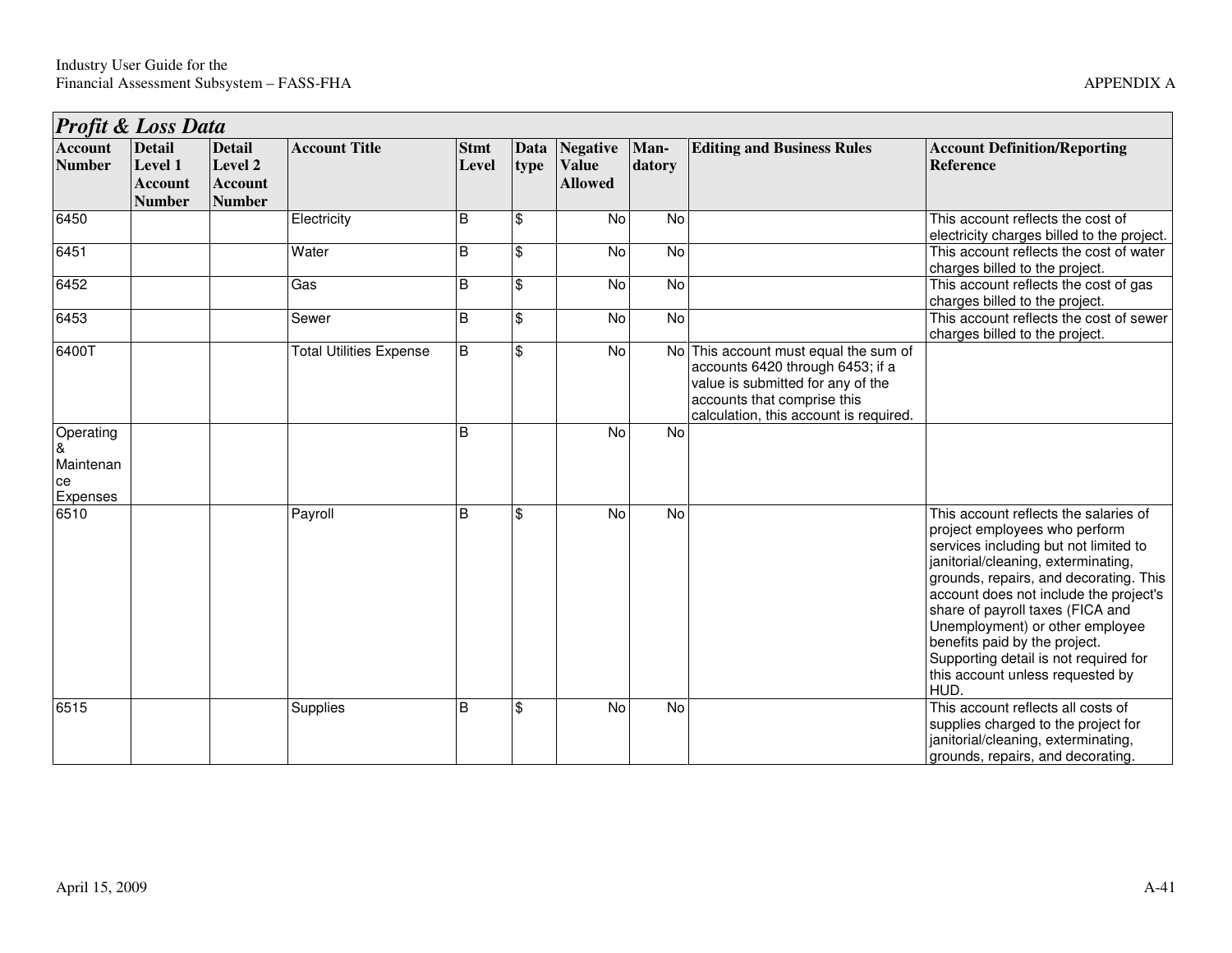## *Profit & Loss Data*

| Account Number | Detail Level 1 Account Number | Detail Level 2 Account Number | Account Title | Stmt Level | Data type | Negative Value Allowed | Man-datory | Editing and Business Rules | Account Definition/Reporting Reference |
|---|---|---|---|---|---|---|---|---|---|
| 6450 | | | Electricity | B | $ | No | No | | This account reflects the cost of electricity charges billed to the project. |
| 6451 | | | Water | B | $ | No | No | | This account reflects the cost of water charges billed to the project. |
| 6452 | | | Gas | B | $ | No | No | | This account reflects the cost of gas charges billed to the project. |
| 6453 | | | Sewer | B | $ | No | No | | This account reflects the cost of sewer charges billed to the project. |
| 6400T | | | Total Utilities Expense | B | $ | No | No | This account must equal the sum of accounts 6420 through 6453; if a value is submitted for any of the accounts that comprise this calculation, this account is required. | |
| Operating & Maintenance Expenses | | | | B | | No | No | | |
| 6510 | | | Payroll | B | $ | No | No | | This account reflects the salaries of project employees who perform services including but not limited to janitorial/cleaning, exterminating, grounds, repairs, and decorating. This account does not include the project's share of payroll taxes (FICA and Unemployment) or other employee benefits paid by the project. Supporting detail is not required for this account unless requested by HUD. |
| 6515 | | | Supplies | B | $ | No | No | | This account reflects all costs of supplies charged to the project for janitorial/cleaning, exterminating, grounds, repairs, and decorating. |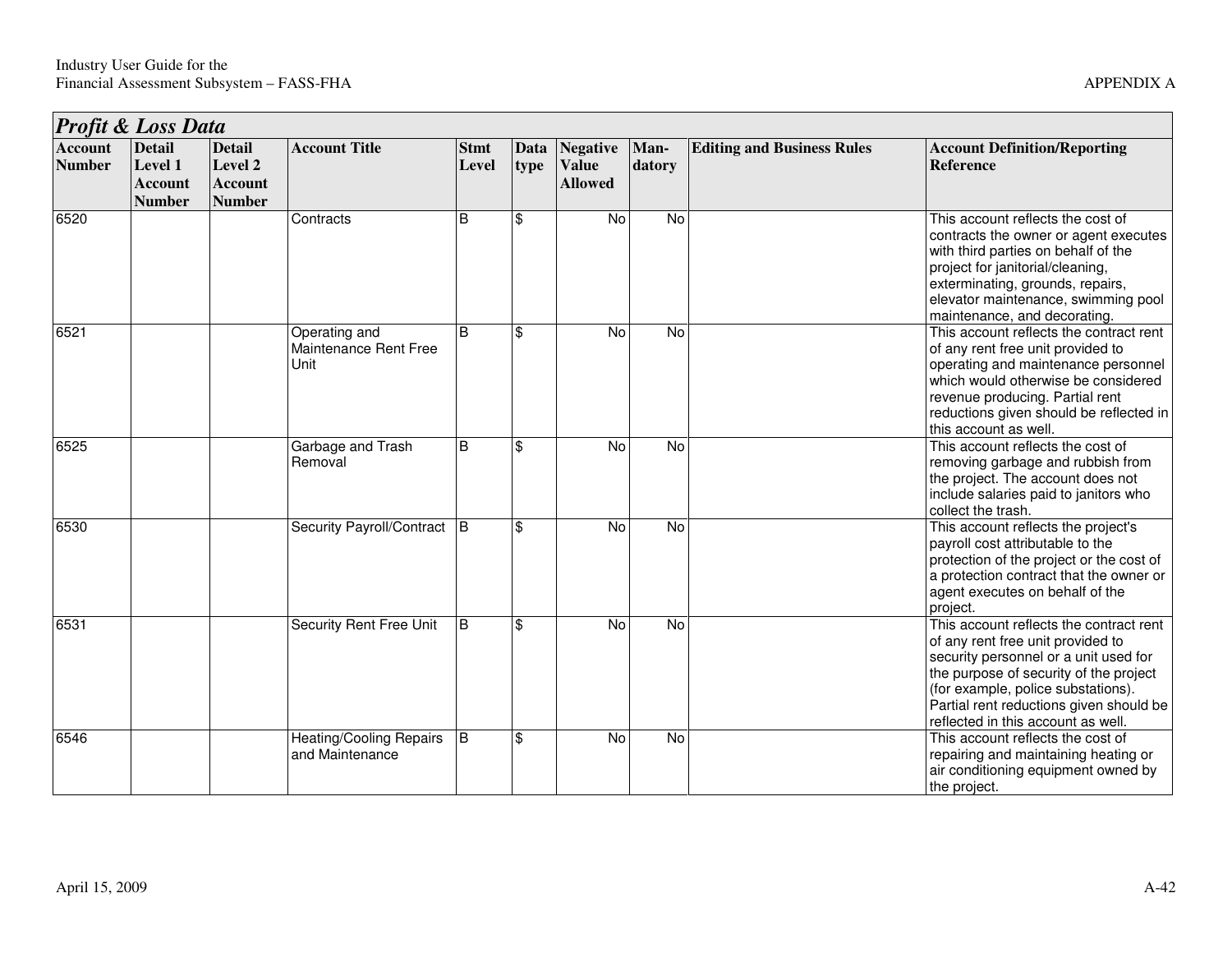## Profit & Loss Data

| Account Number | Detail Level 1 Account Number | Detail Level 2 Account Number | Account Title | Stmt Level | Data type | Negative Value Allowed | Man-datory | Editing and Business Rules | Account Definition/Reporting Reference |
|---|---|---|---|---|---|---|---|---|---|
| 6520 | | | Contracts | B | $ | No | No | | This account reflects the cost of contracts the owner or agent executes with third parties on behalf of the project for janitorial/cleaning, exterminating, grounds, repairs, elevator maintenance, swimming pool maintenance, and decorating. |
| 6521 | | | Operating and Maintenance Rent Free Unit | B | $ | No | No | | This account reflects the contract rent of any rent free unit provided to operating and maintenance personnel which would otherwise be considered revenue producing. Partial rent reductions given should be reflected in this account as well. |
| 6525 | | | Garbage and Trash Removal | B | $ | No | No | | This account reflects the cost of removing garbage and rubbish from the project. The account does not include salaries paid to janitors who collect the trash. |
| 6530 | | | Security Payroll/Contract | B | $ | No | No | | This account reflects the project's payroll cost attributable to the protection of the project or the cost of a protection contract that the owner or agent executes on behalf of the project. |
| 6531 | | | Security Rent Free Unit | B | $ | No | No | | This account reflects the contract rent of any rent free unit provided to security personnel or a unit used for the purpose of security of the project (for example, police substations). Partial rent reductions given should be reflected in this account as well. |
| 6546 | | | Heating/Cooling Repairs and Maintenance | B | $ | No | No | | This account reflects the cost of repairing and maintaining heating or air conditioning equipment owned by the project. |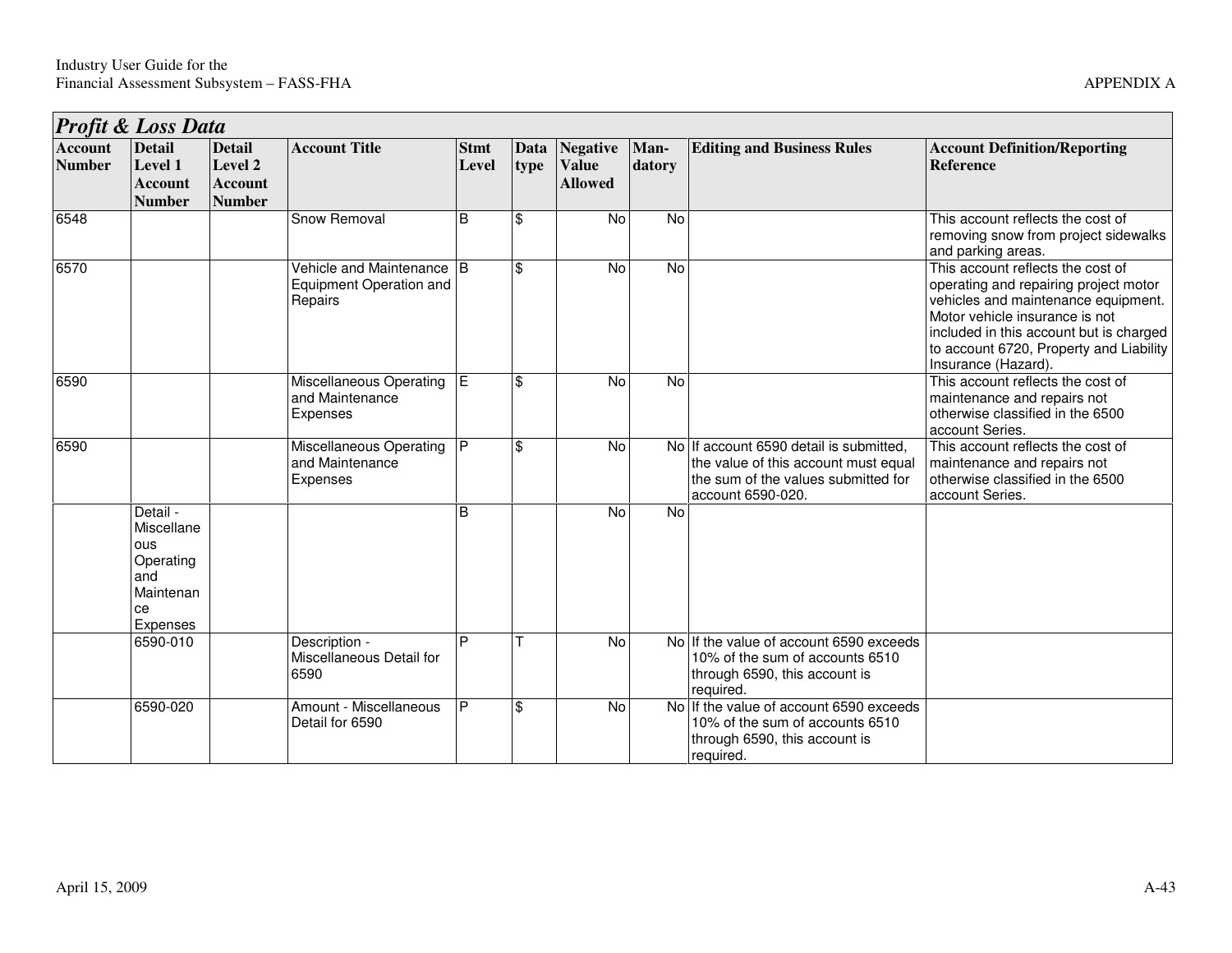## Profit & Loss Data

| Account Number | Detail Level 1 Account Number | Detail Level 2 Account Number | Account Title | Stmt Level | Data type | Negative Value Allowed | Man-datory | Editing and Business Rules | Account Definition/Reporting Reference |
|---|---|---|---|---|---|---|---|---|---|
| 6548 | | | Snow Removal | B | $ | No | No | | This account reflects the cost of removing snow from project sidewalks and parking areas. |
| 6570 | | | Vehicle and Maintenance Equipment Operation and Repairs | B | $ | No | No | | This account reflects the cost of operating and repairing project motor vehicles and maintenance equipment. Motor vehicle insurance is not included in this account but is charged to account 6720, Property and Liability Insurance (Hazard). |
| 6590 | | | Miscellaneous Operating and Maintenance Expenses | E | $ | No | No | | This account reflects the cost of maintenance and repairs not otherwise classified in the 6500 account Series. |
| 6590 | | | Miscellaneous Operating and Maintenance Expenses | P | $ | No | No | If account 6590 detail is submitted, the value of this account must equal the sum of the values submitted for account 6590-020. | This account reflects the cost of maintenance and repairs not otherwise classified in the 6500 account Series. |
| | Detail - Miscellaneous Operating and Maintenance Expenses | | | B | | No | No | | |
| | 6590-010 | | Description - Miscellaneous Detail for 6590 | P | T | No | No | If the value of account 6590 exceeds 10% of the sum of accounts 6510 through 6590, this account is required. | |
| | 6590-020 | | Amount - Miscellaneous Detail for 6590 | P | $ | No | No | If the value of account 6590 exceeds 10% of the sum of accounts 6510 through 6590, this account is required. | |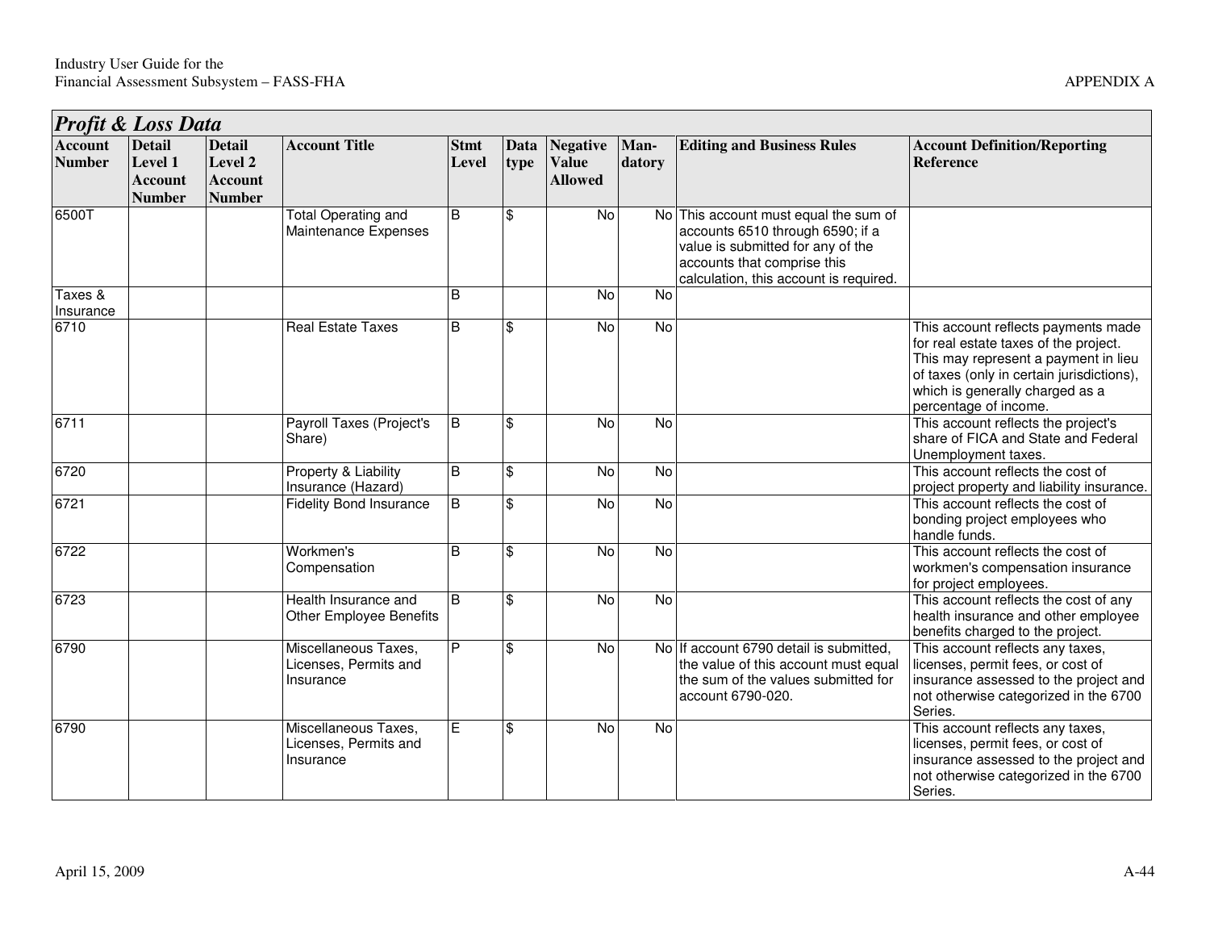## Profit & Loss Data

| Account Number | Detail Level 1 Account Number | Detail Level 2 Account Number | Account Title | Stmt Level | Data type | Negative Value Allowed | Man-datory | Editing and Business Rules | Account Definition/Reporting Reference |
|---|---|---|---|---|---|---|---|---|---|
| 6500T | | | Total Operating and Maintenance Expenses | B | $ | No | No | This account must equal the sum of accounts 6510 through 6590; if a value is submitted for any of the accounts that comprise this calculation, this account is required. | |
| Taxes & Insurance | | | | B | | No | No | | |
| 6710 | | | Real Estate Taxes | B | $ | No | No | | This account reflects payments made for real estate taxes of the project. This may represent a payment in lieu of taxes (only in certain jurisdictions), which is generally charged as a percentage of income. |
| 6711 | | | Payroll Taxes (Project's Share) | B | $ | No | No | | This account reflects the project's share of FICA and State and Federal Unemployment taxes. |
| 6720 | | | Property & Liability Insurance (Hazard) | B | $ | No | No | | This account reflects the cost of project property and liability insurance. |
| 6721 | | | Fidelity Bond Insurance | B | $ | No | No | | This account reflects the cost of bonding project employees who handle funds. |
| 6722 | | | Workmen's Compensation | B | $ | No | No | | This account reflects the cost of workmen's compensation insurance for project employees. |
| 6723 | | | Health Insurance and Other Employee Benefits | B | $ | No | No | | This account reflects the cost of any health insurance and other employee benefits charged to the project. |
| 6790 | | | Miscellaneous Taxes, Licenses, Permits and Insurance | P | $ | No | No | If account 6790 detail is submitted, the value of this account must equal the sum of the values submitted for account 6790-020. | This account reflects any taxes, licenses, permit fees, or cost of insurance assessed to the project and not otherwise categorized in the 6700 Series. |
| 6790 | | | Miscellaneous Taxes, Licenses, Permits and Insurance | E | $ | No | No | | This account reflects any taxes, licenses, permit fees, or cost of insurance assessed to the project and not otherwise categorized in the 6700 Series. |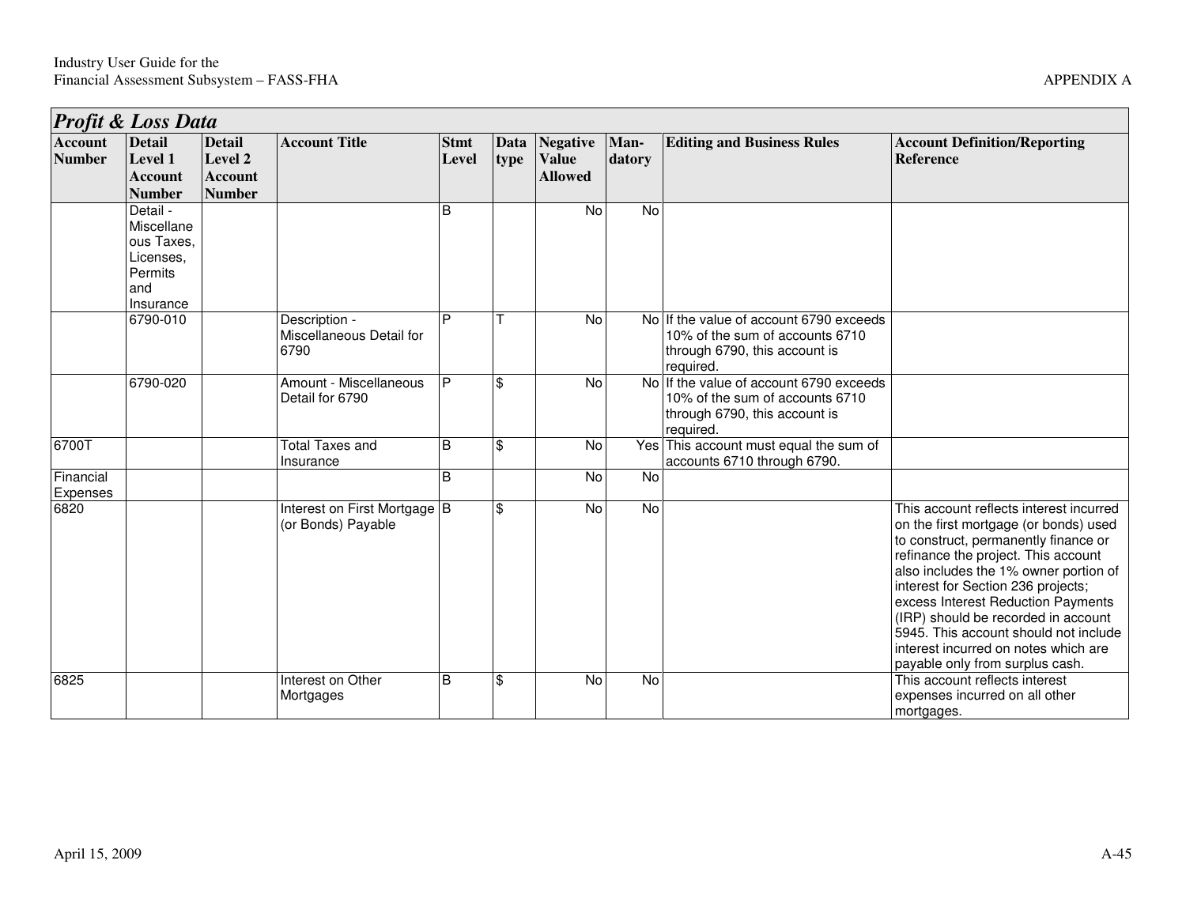## Profit & Loss Data

| Account Number | Detail Level 1 Account Number | Detail Level 2 Account Number | Account Title | Stmt Level | Data type | Negative Value Allowed | Man-datory | Editing and Business Rules | Account Definition/Reporting Reference |
|---|---|---|---|---|---|---|---|---|---|
| | Detail - Miscellaneous Taxes, Licenses, Permits and Insurance | | | B | | No | No | | |
| | 6790-010 | | Description - Miscellaneous Detail for 6790 | P | T | No | No | If the value of account 6790 exceeds 10% of the sum of accounts 6710 through 6790, this account is required. | |
| | 6790-020 | | Amount - Miscellaneous Detail for 6790 | P | $ | No | No | If the value of account 6790 exceeds 10% of the sum of accounts 6710 through 6790, this account is required. | |
| 6700T | | | Total Taxes and Insurance | B | $ | No | Yes | This account must equal the sum of accounts 6710 through 6790. | |
| Financial Expenses | | | | B | | No | No | | |
| 6820 | | | Interest on First Mortgage (or Bonds) Payable | B | $ | No | No | | This account reflects interest incurred on the first mortgage (or bonds) used to construct, permanently finance or refinance the project. This account also includes the 1% owner portion of interest for Section 236 projects; excess Interest Reduction Payments (IRP) should be recorded in account 5945. This account should not include interest incurred on notes which are payable only from surplus cash. |
| 6825 | | | Interest on Other Mortgages | B | $ | No | No | | This account reflects interest expenses incurred on all other mortgages. |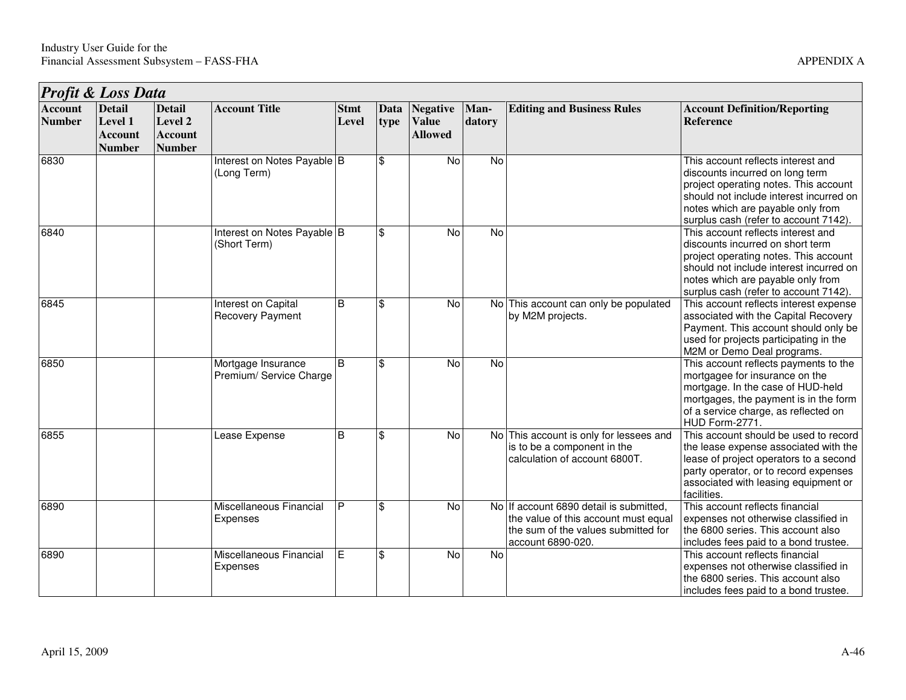## Profit & Loss Data

| Account Number | Detail Level 1 Account Number | Detail Level 2 Account Number | Account Title | Stmt Level | Data type | Negative Value Allowed | Man-datory | Editing and Business Rules | Account Definition/Reporting Reference |
|---|---|---|---|---|---|---|---|---|---|
| 6830 | | | Interest on Notes Payable (Long Term) | B | $ | No | No | | This account reflects interest and discounts incurred on long term project operating notes. This account should not include interest incurred on notes which are payable only from surplus cash (refer to account 7142). |
| 6840 | | | Interest on Notes Payable (Short Term) | B | $ | No | No | | This account reflects interest and discounts incurred on short term project operating notes. This account should not include interest incurred on notes which are payable only from surplus cash (refer to account 7142). |
| 6845 | | | Interest on Capital Recovery Payment | B | $ | No | No | This account can only be populated by M2M projects. | This account reflects interest expense associated with the Capital Recovery Payment. This account should only be used for projects participating in the M2M or Demo Deal programs. |
| 6850 | | | Mortgage Insurance Premium/ Service Charge | B | $ | No | No | | This account reflects payments to the mortgagee for insurance on the mortgage. In the case of HUD-held mortgages, the payment is in the form of a service charge, as reflected on HUD Form-2771. |
| 6855 | | | Lease Expense | B | $ | No | No | This account is only for lessees and is to be a component in the calculation of account 6800T. | This account should be used to record the lease expense associated with the lease of project operators to a second party operator, or to record expenses associated with leasing equipment or facilities. |
| 6890 | | | Miscellaneous Financial Expenses | P | $ | No | No | If account 6890 detail is submitted, the value of this account must equal the sum of the values submitted for account 6890-020. | This account reflects financial expenses not otherwise classified in the 6800 series. This account also includes fees paid to a bond trustee. |
| 6890 | | | Miscellaneous Financial Expenses | E | $ | No | No | | This account reflects financial expenses not otherwise classified in the 6800 series. This account also includes fees paid to a bond trustee. |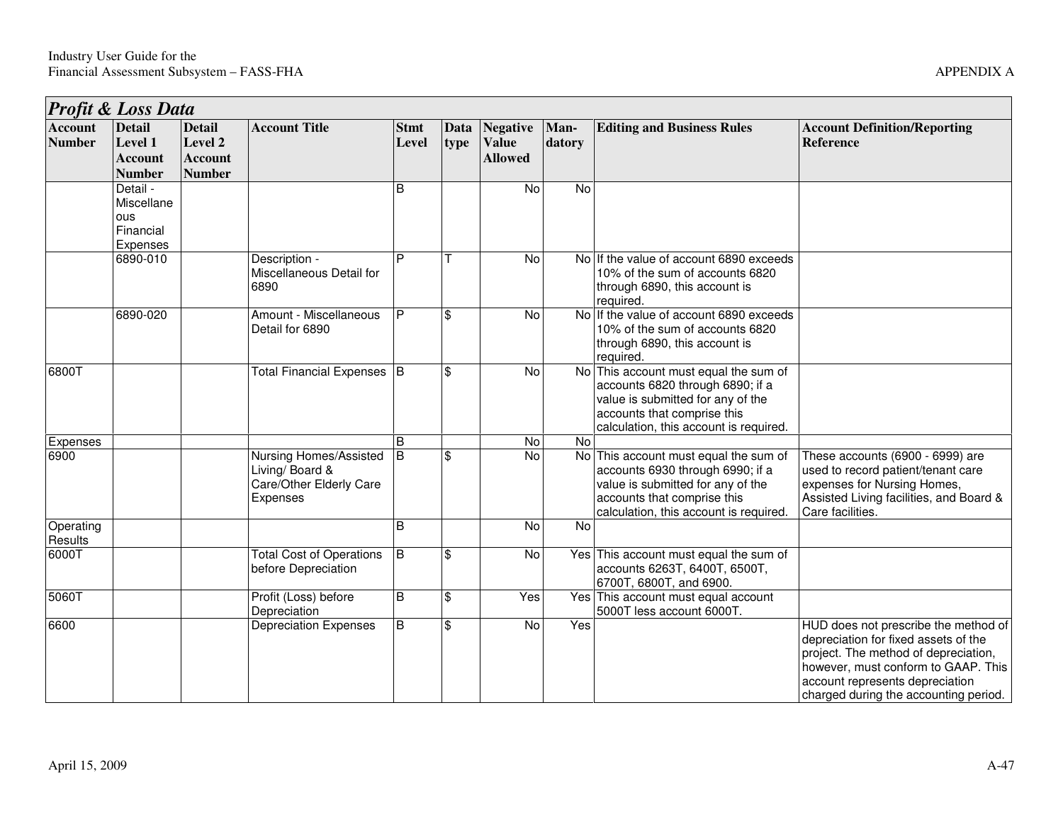## Profit & Loss Data

| Account Number | Detail Level 1 Account Number | Detail Level 2 Account Number | Account Title | Stmt Level | Data type | Negative Value Allowed | Man-datory | Editing and Business Rules | Account Definition/Reporting Reference |
|---|---|---|---|---|---|---|---|---|---|
| | Detail - Miscellaneous Financial Expenses | | | B | | No | No | | |
| | 6890-010 | | Description - Miscellaneous Detail for 6890 | P | T | No | No | If the value of account 6890 exceeds 10% of the sum of accounts 6820 through 6890, this account is required. | |
| | 6890-020 | | Amount - Miscellaneous Detail for 6890 | P | $ | No | No | If the value of account 6890 exceeds 10% of the sum of accounts 6820 through 6890, this account is required. | |
| 6800T | | | Total Financial Expenses | B | $ | No | No | This account must equal the sum of accounts 6820 through 6890; if a value is submitted for any of the accounts that comprise this calculation, this account is required. | |
| Expenses | | | | B | | No | No | | |
| 6900 | | | Nursing Homes/Assisted Living/ Board & Care/Other Elderly Care Expenses | B | $ | No | No | This account must equal the sum of accounts 6930 through 6990; if a value is submitted for any of the accounts that comprise this calculation, this account is required. | These accounts (6900 - 6999) are used to record patient/tenant care expenses for Nursing Homes, Assisted Living facilities, and Board & Care facilities. |
| Operating Results | | | | B | | No | No | | |
| 6000T | | | Total Cost of Operations before Depreciation | B | $ | No | Yes | This account must equal the sum of accounts 6263T, 6400T, 6500T, 6700T, 6800T, and 6900. | |
| 5060T | | | Profit (Loss) before Depreciation | B | $ | Yes | Yes | This account must equal account 5000T less account 6000T. | |
| 6600 | | | Depreciation Expenses | B | $ | No | Yes | | HUD does not prescribe the method of depreciation for fixed assets of the project. The method of depreciation, however, must conform to GAAP. This account represents depreciation charged during the accounting period. |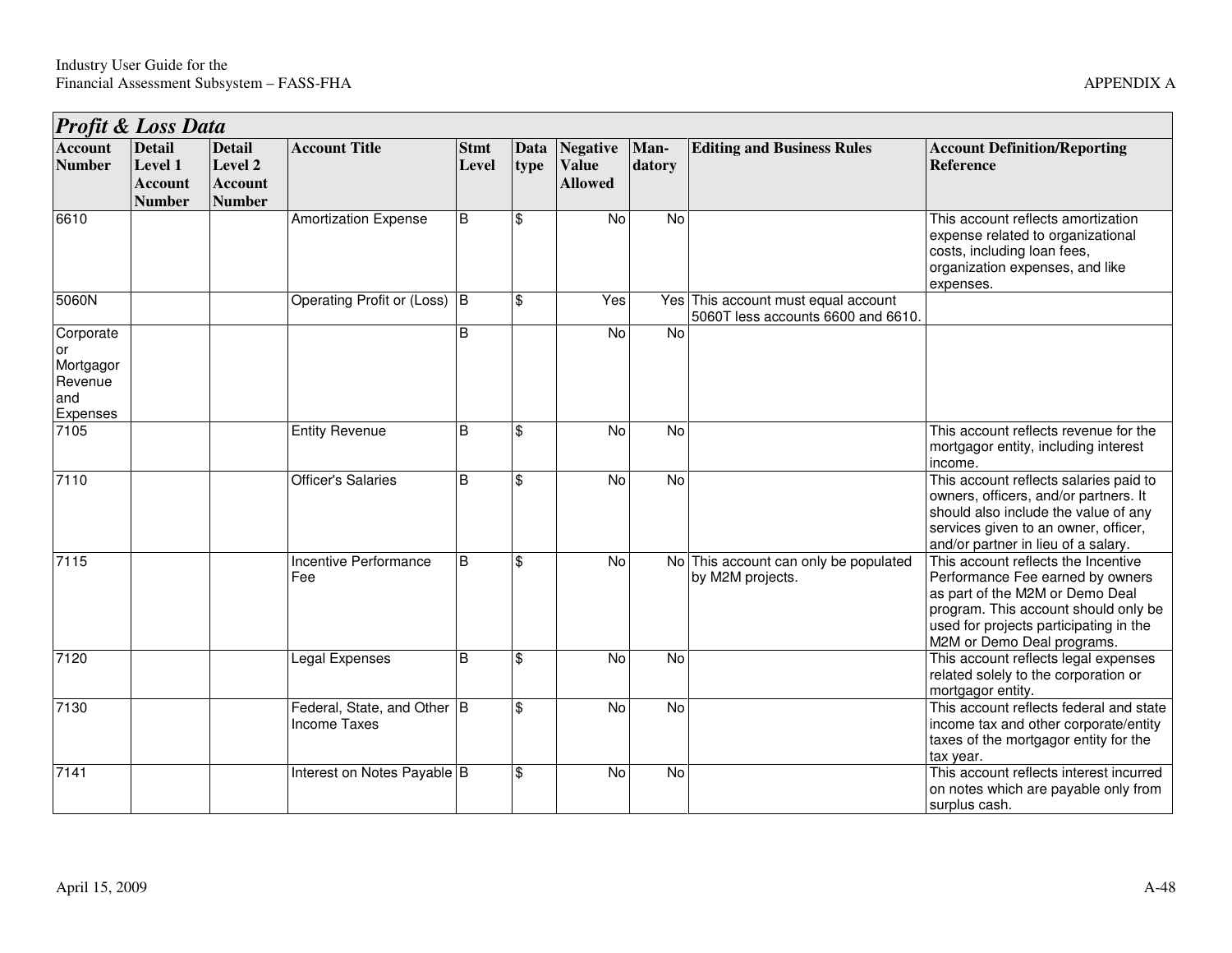| ***Profit & Loss Data*** | | | | | | | | | |
|---|---|---|---|---|---|---|---|---|---|
| **Account Number** | **Detail Level 1 Account Number** | **Detail Level 2 Account Number** | **Account Title** | **Stmt Level** | **Data type** | **Negative Value Allowed** | **Man-datory** | **Editing and Business Rules** | **Account Definition/Reporting Reference** |
| 6610 | | | Amortization Expense | B | $ | No | No | | This account reflects amortization expense related to organizational costs, including loan fees, organization expenses, and like expenses. |
| 5060N | | | Operating Profit or (Loss) | B | $ | Yes | Yes | This account must equal account 5060T less accounts 6600 and 6610. | |
| Corporate or Mortgagor Revenue and Expenses | | | | B | | No | No | | |
| 7105 | | | Entity Revenue | B | $ | No | No | | This account reflects revenue for the mortgagor entity, including interest income. |
| 7110 | | | Officer's Salaries | B | $ | No | No | | This account reflects salaries paid to owners, officers, and/or partners. It should also include the value of any services given to an owner, officer, and/or partner in lieu of a salary. |
| 7115 | | | Incentive Performance Fee | B | $ | No | No | This account can only be populated by M2M projects. | This account reflects the Incentive Performance Fee earned by owners as part of the M2M or Demo Deal program. This account should only be used for projects participating in the M2M or Demo Deal programs. |
| 7120 | | | Legal Expenses | B | $ | No | No | | This account reflects legal expenses related solely to the corporation or mortgagor entity. |
| 7130 | | | Federal, State, and Other Income Taxes | B | $ | No | No | | This account reflects federal and state income tax and other corporate/entity taxes of the mortgagor entity for the tax year. |
| 7141 | | | Interest on Notes Payable | B | $ | No | No | | This account reflects interest incurred on notes which are payable only from surplus cash. |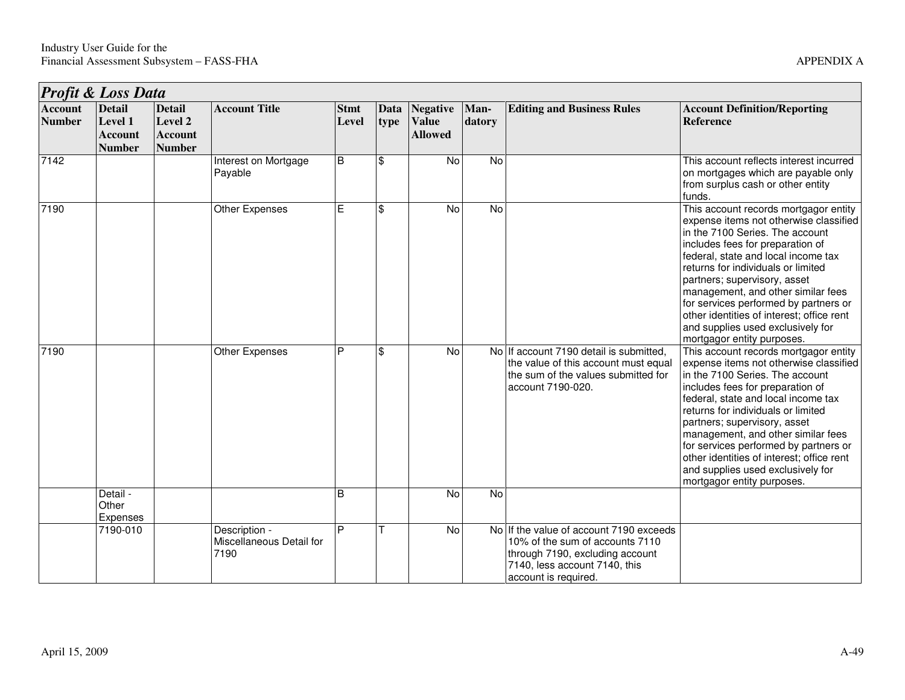## Profit & Loss Data

| Account Number | Detail Level 1 Account Number | Detail Level 2 Account Number | Account Title | Stmt Level | Data type | Negative Value Allowed | Man-datory | Editing and Business Rules | Account Definition/Reporting Reference |
|---|---|---|---|---|---|---|---|---|---|
| 7142 | | | Interest on Mortgage Payable | B | $ | No | No | | This account reflects interest incurred on mortgages which are payable only from surplus cash or other entity funds. |
| 7190 | | | Other Expenses | E | $ | No | No | | This account records mortgagor entity expense items not otherwise classified in the 7100 Series. The account includes fees for preparation of federal, state and local income tax returns for individuals or limited partners; supervisory, asset management, and other similar fees for services performed by partners or other identities of interest; office rent and supplies used exclusively for mortgagor entity purposes. |
| 7190 | | | Other Expenses | P | $ | No | No | If account 7190 detail is submitted, the value of this account must equal the sum of the values submitted for account 7190-020. | This account records mortgagor entity expense items not otherwise classified in the 7100 Series. The account includes fees for preparation of federal, state and local income tax returns for individuals or limited partners; supervisory, asset management, and other similar fees for services performed by partners or other identities of interest; office rent and supplies used exclusively for mortgagor entity purposes. |
| | Detail - Other Expenses | | | B | | No | No | | |
| | 7190-010 | | Description - Miscellaneous Detail for 7190 | P | T | No | No | If the value of account 7190 exceeds 10% of the sum of accounts 7110 through 7190, excluding account 7140, less account 7140, this account is required. | |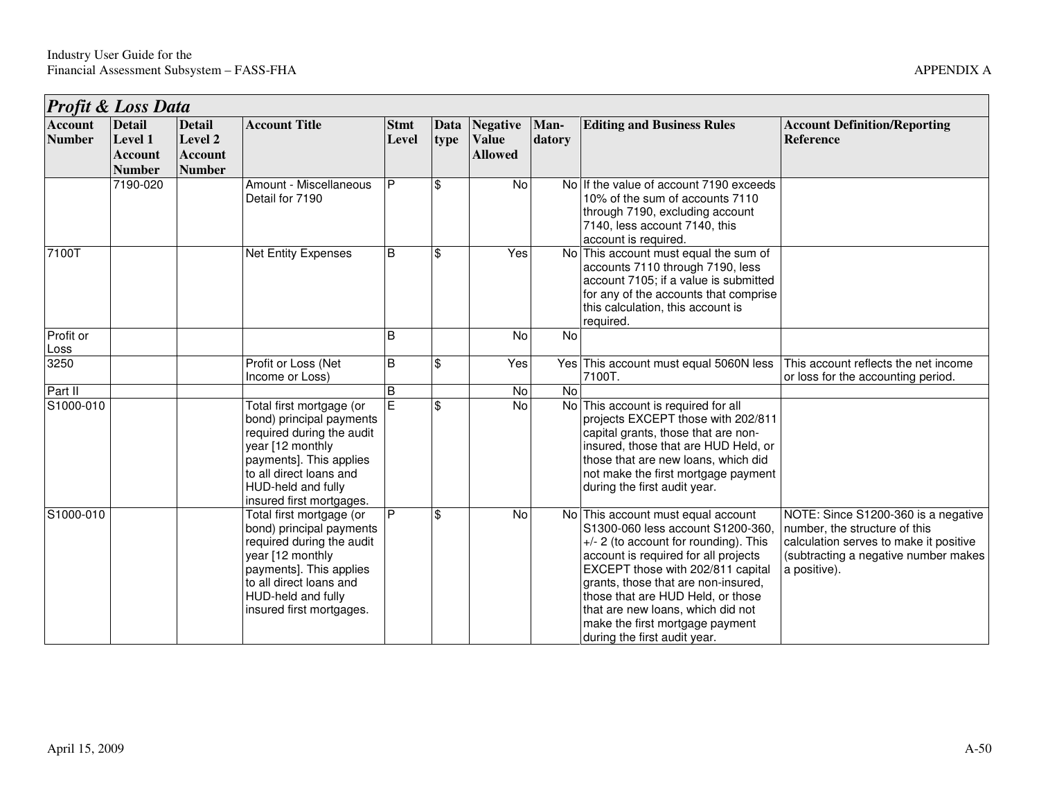## Profit & Loss Data

| Account Number | Detail Level 1 Account Number | Detail Level 2 Account Number | Account Title | Stmt Level | Data type | Negative Value Allowed | Man-datory | Editing and Business Rules | Account Definition/Reporting Reference |
|---|---|---|---|---|---|---|---|---|---|
| | 7190-020 | | Amount - Miscellaneous Detail for 7190 | P | $ | No | No | If the value of account 7190 exceeds 10% of the sum of accounts 7110 through 7190, excluding account 7140, less account 7140, this account is required. | |
| 7100T | | | Net Entity Expenses | B | $ | Yes | No | This account must equal the sum of accounts 7110 through 7190, less account 7105; if a value is submitted for any of the accounts that comprise this calculation, this account is required. | |
| Profit or Loss | | | | B | | No | No | | |
| 3250 | | | Profit or Loss (Net Income or Loss) | B | $ | Yes | Yes | This account must equal 5060N less 7100T. | This account reflects the net income or loss for the accounting period. |
| Part II | | | | B | | No | No | | |
| S1000-010 | | | Total first mortgage (or bond) principal payments required during the audit year [12 monthly payments]. This applies to all direct loans and HUD-held and fully insured first mortgages. | E | $ | No | No | This account is required for all projects EXCEPT those with 202/811 capital grants, those that are non-insured, those that are HUD Held, or those that are new loans, which did not make the first mortgage payment during the first audit year. | |
| S1000-010 | | | Total first mortgage (or bond) principal payments required during the audit year [12 monthly payments]. This applies to all direct loans and HUD-held and fully insured first mortgages. | P | $ | No | No | This account must equal account S1300-060 less account S1200-360, +/- 2 (to account for rounding). This account is required for all projects EXCEPT those with 202/811 capital grants, those that are non-insured, those that are HUD Held, or those that are new loans, which did not make the first mortgage payment during the first audit year. | NOTE: Since S1200-360 is a negative number, the structure of this calculation serves to make it positive (subtracting a negative number makes a positive). |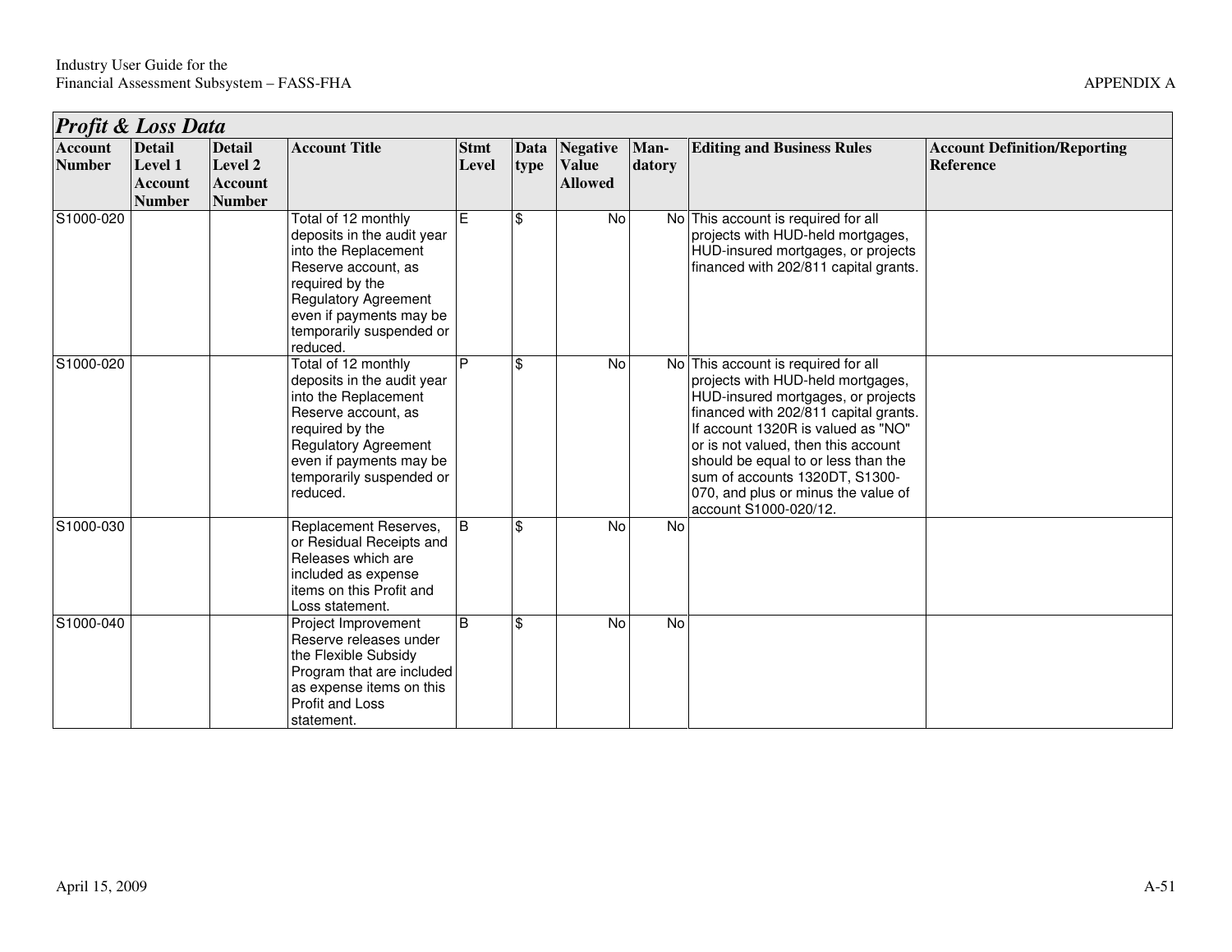## Profit & Loss Data

| Account Number | Detail Level 1 Account Number | Detail Level 2 Account Number | Account Title | Stmt Level | Data type | Negative Value Allowed | Man-datory | Editing and Business Rules | Account Definition/Reporting Reference |
|---|---|---|---|---|---|---|---|---|---|
| S1000-020 | | | Total of 12 monthly deposits in the audit year into the Replacement Reserve account, as required by the Regulatory Agreement even if payments may be temporarily suspended or reduced. | E | $ | No | No | This account is required for all projects with HUD-held mortgages, HUD-insured mortgages, or projects financed with 202/811 capital grants. | |
| S1000-020 | | | Total of 12 monthly deposits in the audit year into the Replacement Reserve account, as required by the Regulatory Agreement even if payments may be temporarily suspended or reduced. | P | $ | No | No | This account is required for all projects with HUD-held mortgages, HUD-insured mortgages, or projects financed with 202/811 capital grants. If account 1320R is valued as "NO" or is not valued, then this account should be equal to or less than the sum of accounts 1320DT, S1300-070, and plus or minus the value of account S1000-020/12. | |
| S1000-030 | | | Replacement Reserves, or Residual Receipts and Releases which are included as expense items on this Profit and Loss statement. | B | $ | No | No | | |
| S1000-040 | | | Project Improvement Reserve releases under the Flexible Subsidy Program that are included as expense items on this Profit and Loss statement. | B | $ | No | No | | |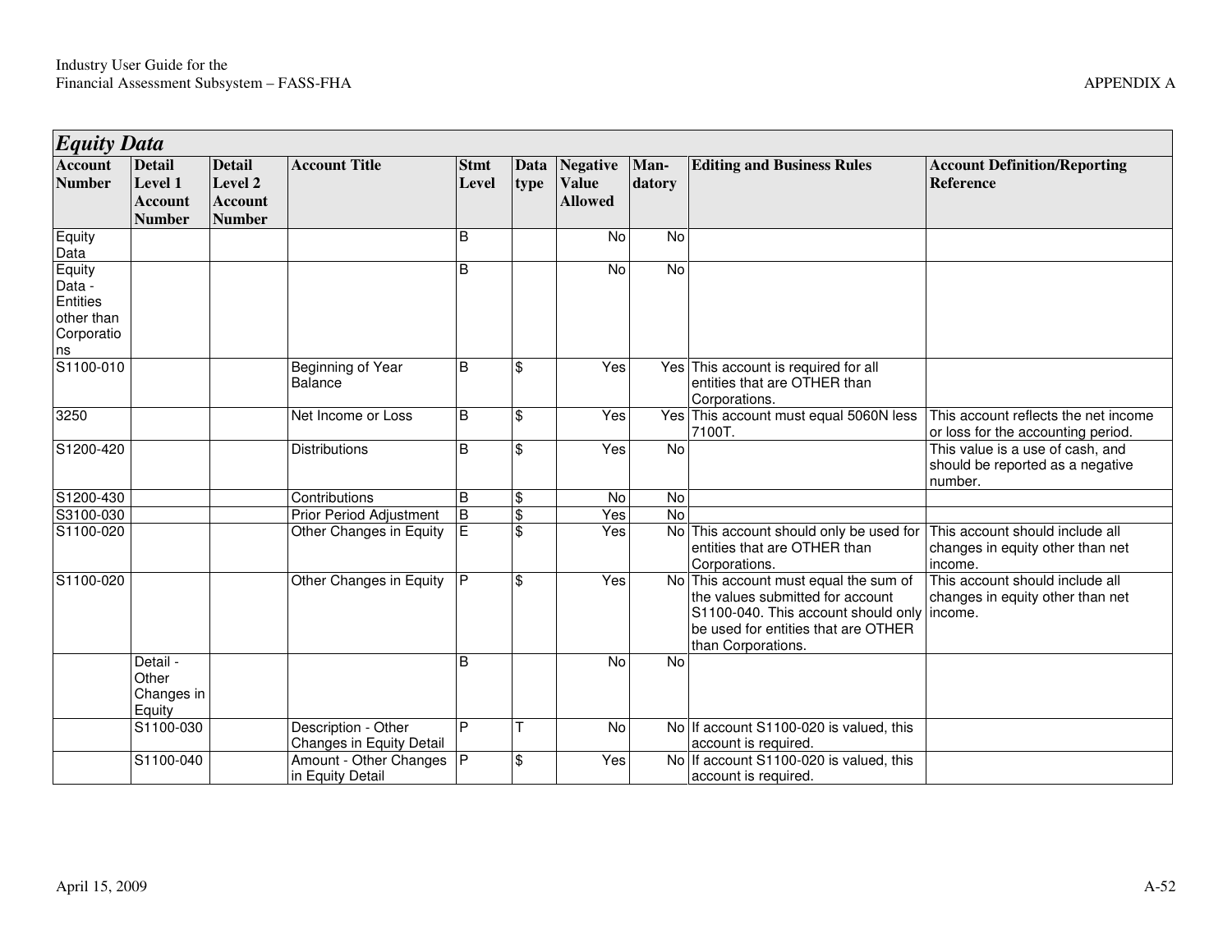## *Equity Data*

| Account Number | Detail Level 1 Account Number | Detail Level 2 Account Number | Account Title | Stmt Level | Data type | Negative Value Allowed | Man-datory | Editing and Business Rules | Account Definition/Reporting Reference |
|---|---|---|---|---|---|---|---|---|---|
| Equity Data | | | | B | | No | No | | |
| Equity Data - Entities other than Corporations | | | | B | | No | No | | |
| S1100-010 | | | Beginning of Year Balance | B | $ | Yes | Yes | This account is required for all entities that are OTHER than Corporations. | |
| 3250 | | | Net Income or Loss | B | $ | Yes | Yes | This account must equal 5060N less 7100T. | This account reflects the net income or loss for the accounting period. |
| S1200-420 | | | Distributions | B | $ | Yes | No | | This value is a use of cash, and should be reported as a negative number. |
| S1200-430 | | | Contributions | B | $ | No | No | | |
| S3100-030 | | | Prior Period Adjustment | B | $ | Yes | No | | |
| S1100-020 | | | Other Changes in Equity | E | $ | Yes | No | This account should only be used for entities that are OTHER than Corporations. | This account should include all changes in equity other than net income. |
| S1100-020 | | | Other Changes in Equity | P | $ | Yes | No | This account must equal the sum of the values submitted for account S1100-040. This account should only be used for entities that are OTHER than Corporations. | This account should include all changes in equity other than net income. |
| | Detail - Other Changes in Equity | | | B | | No | No | | |
| | S1100-030 | | Description - Other Changes in Equity Detail | P | T | No | No | If account S1100-020 is valued, this account is required. | |
| | S1100-040 | | Amount - Other Changes in Equity Detail | P | $ | Yes | No | If account S1100-020 is valued, this account is required. | |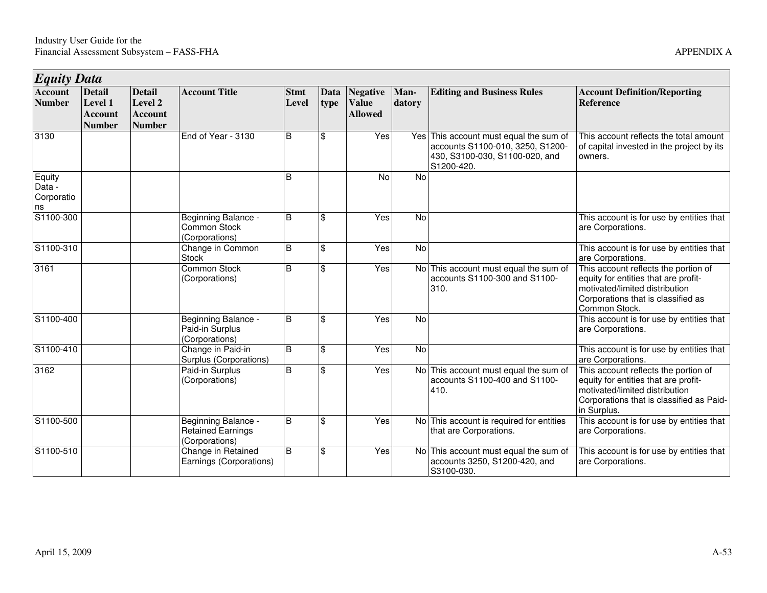## *Equity Data*

| Account Number | Detail Level 1 Account Number | Detail Level 2 Account Number | Account Title | Stmt Level | Data type | Negative Value Allowed | Man-datory | Editing and Business Rules | Account Definition/Reporting Reference |
|---|---|---|---|---|---|---|---|---|---|
| 3130 | | | End of Year - 3130 | B | $ | Yes | Yes | This account must equal the sum of accounts S1100-010, 3250, S1200-430, S3100-030, S1100-020, and S1200-420. | This account reflects the total amount of capital invested in the project by its owners. |
| Equity Data - Corporations | | | | B | | No | No | | |
| S1100-300 | | | Beginning Balance - Common Stock (Corporations) | B | $ | Yes | No | | This account is for use by entities that are Corporations. |
| S1100-310 | | | Change in Common Stock | B | $ | Yes | No | | This account is for use by entities that are Corporations. |
| 3161 | | | Common Stock (Corporations) | B | $ | Yes | No | This account must equal the sum of accounts S1100-300 and S1100-310. | This account reflects the portion of equity for entities that are profit-motivated/limited distribution Corporations that is classified as Common Stock. |
| S1100-400 | | | Beginning Balance - Paid-in Surplus (Corporations) | B | $ | Yes | No | | This account is for use by entities that are Corporations. |
| S1100-410 | | | Change in Paid-in Surplus (Corporations) | B | $ | Yes | No | | This account is for use by entities that are Corporations. |
| 3162 | | | Paid-in Surplus (Corporations) | B | $ | Yes | No | This account must equal the sum of accounts S1100-400 and S1100-410. | This account reflects the portion of equity for entities that are profit-motivated/limited distribution Corporations that is classified as Paid-in Surplus. |
| S1100-500 | | | Beginning Balance - Retained Earnings (Corporations) | B | $ | Yes | No | This account is required for entities that are Corporations. | This account is for use by entities that are Corporations. |
| S1100-510 | | | Change in Retained Earnings (Corporations) | B | $ | Yes | No | This account must equal the sum of accounts 3250, S1200-420, and S3100-030. | This account is for use by entities that are Corporations. |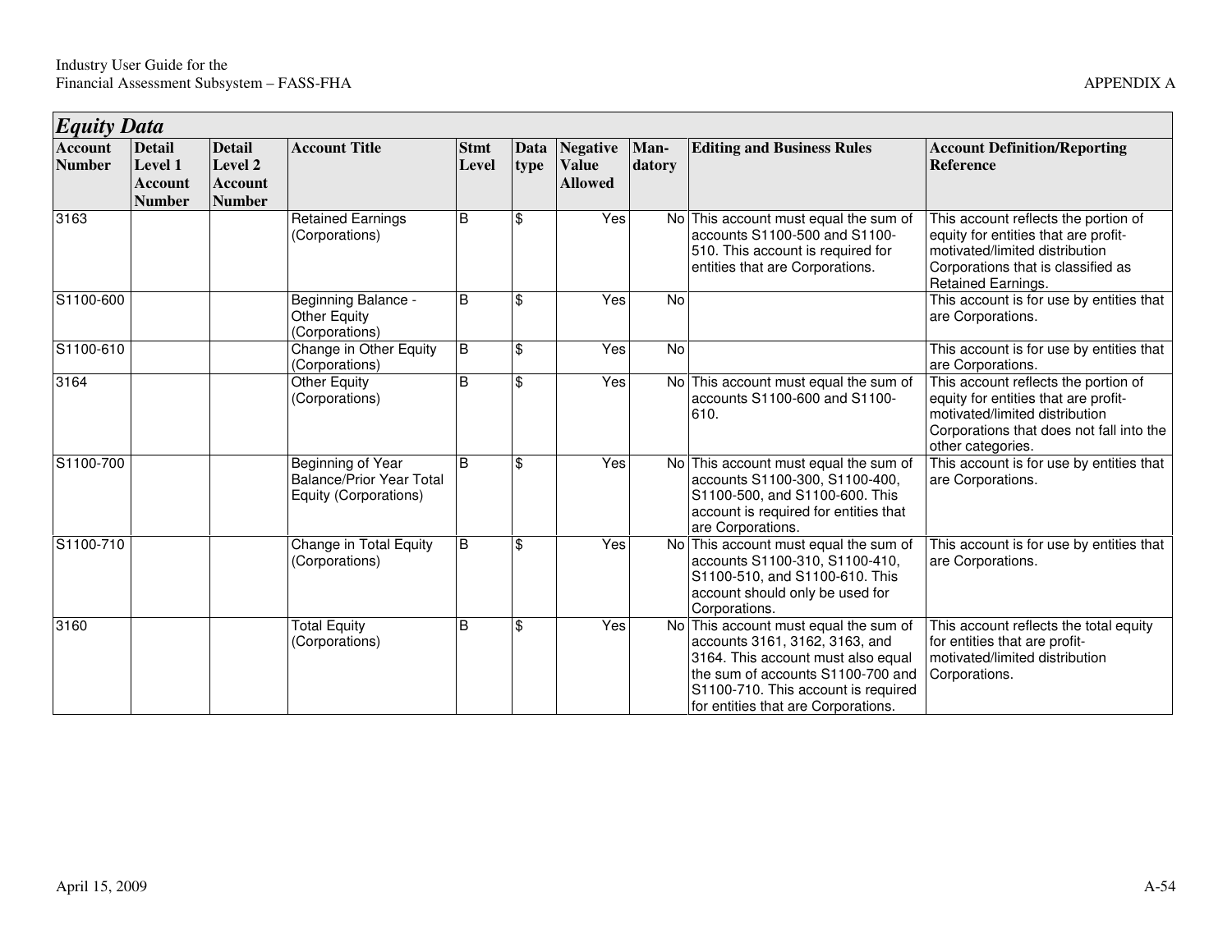## *Equity Data*

| Account Number | Detail Level 1 Account Number | Detail Level 2 Account Number | Account Title | Stmt Level | Data type | Negative Value Allowed | Man-datory | Editing and Business Rules | Account Definition/Reporting Reference |
|---|---|---|---|---|---|---|---|---|---|
| 3163 | | | Retained Earnings (Corporations) | B | $ | Yes | No | This account must equal the sum of accounts S1100-500 and S1100-510. This account is required for entities that are Corporations. | This account reflects the portion of equity for entities that are profit-motivated/limited distribution Corporations that is classified as Retained Earnings. |
| S1100-600 | | | Beginning Balance - Other Equity (Corporations) | B | $ | Yes | No | | This account is for use by entities that are Corporations. |
| S1100-610 | | | Change in Other Equity (Corporations) | B | $ | Yes | No | | This account is for use by entities that are Corporations. |
| 3164 | | | Other Equity (Corporations) | B | $ | Yes | No | This account must equal the sum of accounts S1100-600 and S1100-610. | This account reflects the portion of equity for entities that are profit-motivated/limited distribution Corporations that does not fall into the other categories. |
| S1100-700 | | | Beginning of Year Balance/Prior Year Total Equity (Corporations) | B | $ | Yes | No | This account must equal the sum of accounts S1100-300, S1100-400, S1100-500, and S1100-600. This account is required for entities that are Corporations. | This account is for use by entities that are Corporations. |
| S1100-710 | | | Change in Total Equity (Corporations) | B | $ | Yes | No | This account must equal the sum of accounts S1100-310, S1100-410, S1100-510, and S1100-610. This account should only be used for Corporations. | This account is for use by entities that are Corporations. |
| 3160 | | | Total Equity (Corporations) | B | $ | Yes | No | This account must equal the sum of accounts 3161, 3162, 3163, and 3164. This account must also equal the sum of accounts S1100-700 and S1100-710. This account is required for entities that are Corporations. | This account reflects the total equity for entities that are profit-motivated/limited distribution Corporations. |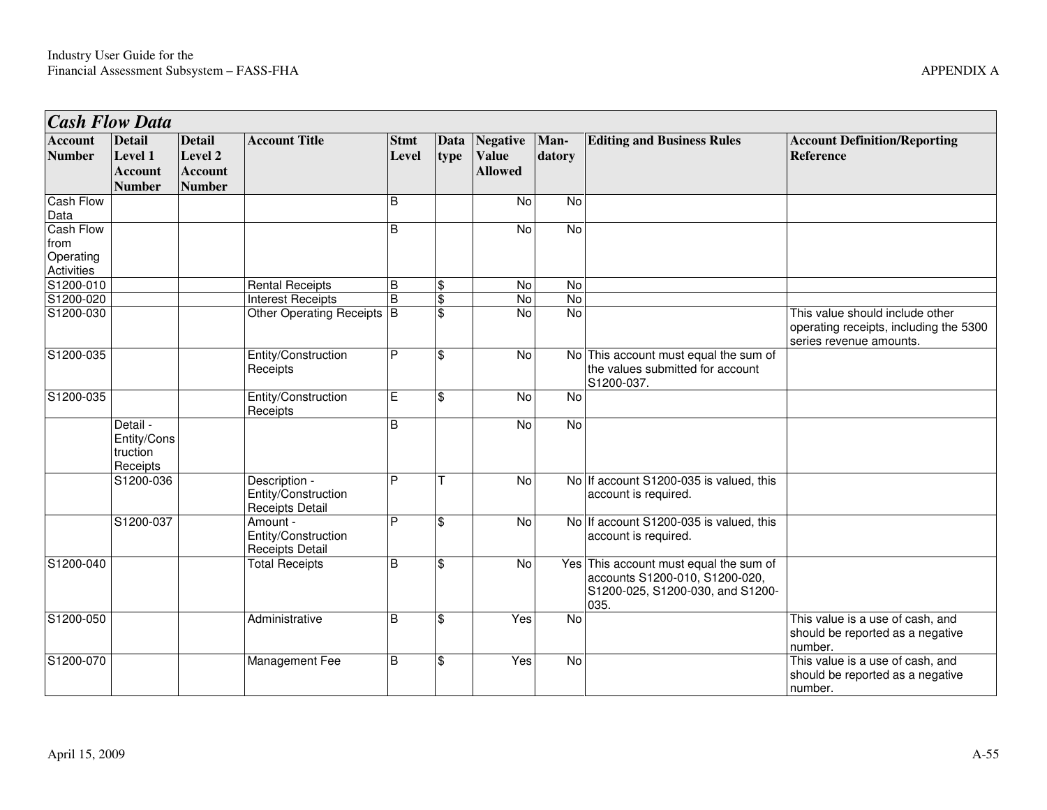## Cash Flow Data

| Account Number | Detail Level 1 Account Number | Detail Level 2 Account Number | Account Title | Stmt Level | Data type | Negative Value Allowed | Man-datory | Editing and Business Rules | Account Definition/Reporting Reference |
|---|---|---|---|---|---|---|---|---|---|
| Cash Flow Data | | | | B | | No | No | | |
| Cash Flow from Operating Activities | | | | B | | No | No | | |
| S1200-010 | | | Rental Receipts | B | $ | No | No | | |
| S1200-020 | | | Interest Receipts | B | $ | No | No | | |
| S1200-030 | | | Other Operating Receipts | B | $ | No | No | | This value should include other operating receipts, including the 5300 series revenue amounts. |
| S1200-035 | | | Entity/Construction Receipts | P | $ | No | No | This account must equal the sum of the values submitted for account S1200-037. | |
| S1200-035 | | | Entity/Construction Receipts | E | $ | No | No | | |
| | Detail - Entity/Construction Receipts | | | B | | No | No | | |
| | S1200-036 | | Description - Entity/Construction Receipts Detail | P | T | No | No | If account S1200-035 is valued, this account is required. | |
| | S1200-037 | | Amount - Entity/Construction Receipts Detail | P | $ | No | No | If account S1200-035 is valued, this account is required. | |
| S1200-040 | | | Total Receipts | B | $ | No | Yes | This account must equal the sum of accounts S1200-010, S1200-020, S1200-025, S1200-030, and S1200-035. | |
| S1200-050 | | | Administrative | B | $ | Yes | No | | This value is a use of cash, and should be reported as a negative number. |
| S1200-070 | | | Management Fee | B | $ | Yes | No | | This value is a use of cash, and should be reported as a negative number. |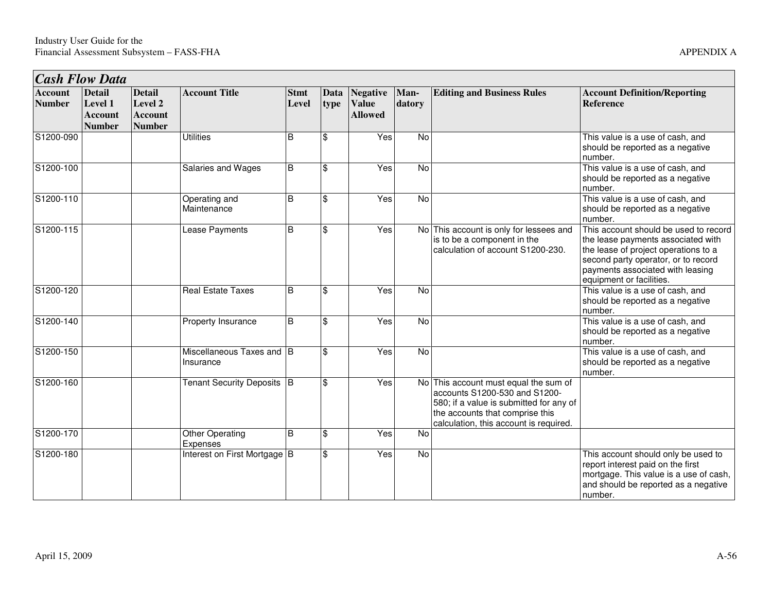## *Cash Flow Data*

| Account Number | Detail Level 1 Account Number | Detail Level 2 Account Number | Account Title | Stmt Level | Data type | Negative Value Allowed | Man-datory | Editing and Business Rules | Account Definition/Reporting Reference |
|---|---|---|---|---|---|---|---|---|---|
| S1200-090 | | | Utilities | B | $ | Yes | No | | This value is a use of cash, and should be reported as a negative number. |
| S1200-100 | | | Salaries and Wages | B | $ | Yes | No | | This value is a use of cash, and should be reported as a negative number. |
| S1200-110 | | | Operating and Maintenance | B | $ | Yes | No | | This value is a use of cash, and should be reported as a negative number. |
| S1200-115 | | | Lease Payments | B | $ | Yes | No | This account is only for lessees and is to be a component in the calculation of account S1200-230. | This account should be used to record the lease payments associated with the lease of project operations to a second party operator, or to record payments associated with leasing equipment or facilities. |
| S1200-120 | | | Real Estate Taxes | B | $ | Yes | No | | This value is a use of cash, and should be reported as a negative number. |
| S1200-140 | | | Property Insurance | B | $ | Yes | No | | This value is a use of cash, and should be reported as a negative number. |
| S1200-150 | | | Miscellaneous Taxes and Insurance | B | $ | Yes | No | | This value is a use of cash, and should be reported as a negative number. |
| S1200-160 | | | Tenant Security Deposits | B | $ | Yes | No | This account must equal the sum of accounts S1200-530 and S1200-580; if a value is submitted for any of the accounts that comprise this calculation, this account is required. | |
| S1200-170 | | | Other Operating Expenses | B | $ | Yes | No | | |
| S1200-180 | | | Interest on First Mortgage | B | $ | Yes | No | | This account should only be used to report interest paid on the first mortgage. This value is a use of cash, and should be reported as a negative number. |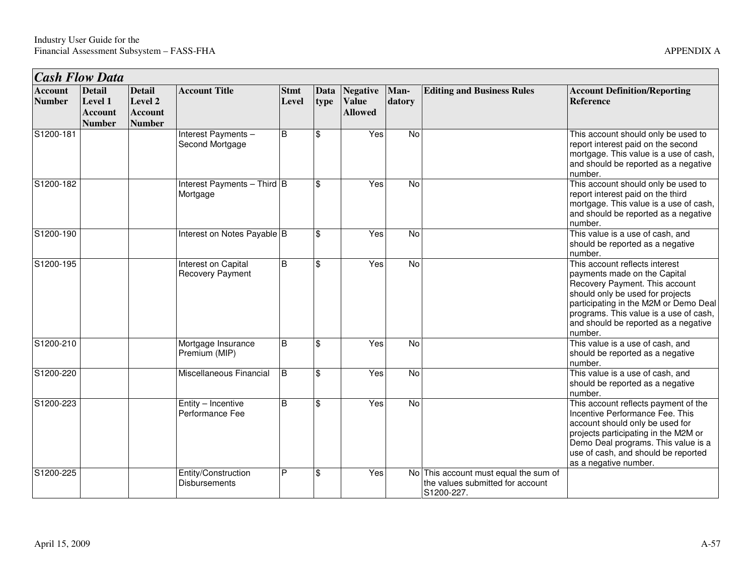## *Cash Flow Data*

| Account Number | Detail Level 1 Account Number | Detail Level 2 Account Number | Account Title | Stmt Level | Data type | Negative Value Allowed | Man-datory | Editing and Business Rules | Account Definition/Reporting Reference |
|---|---|---|---|---|---|---|---|---|---|
| S1200-181 | | | Interest Payments – Second Mortgage | B | $ | Yes | No | | This account should only be used to report interest paid on the second mortgage. This value is a use of cash, and should be reported as a negative number. |
| S1200-182 | | | Interest Payments – Third Mortgage | B | $ | Yes | No | | This account should only be used to report interest paid on the third mortgage. This value is a use of cash, and should be reported as a negative number. |
| S1200-190 | | | Interest on Notes Payable | B | $ | Yes | No | | This value is a use of cash, and should be reported as a negative number. |
| S1200-195 | | | Interest on Capital Recovery Payment | B | $ | Yes | No | | This account reflects interest payments made on the Capital Recovery Payment. This account should only be used for projects participating in the M2M or Demo Deal programs. This value is a use of cash, and should be reported as a negative number. |
| S1200-210 | | | Mortgage Insurance Premium (MIP) | B | $ | Yes | No | | This value is a use of cash, and should be reported as a negative number. |
| S1200-220 | | | Miscellaneous Financial | B | $ | Yes | No | | This value is a use of cash, and should be reported as a negative number. |
| S1200-223 | | | Entity – Incentive Performance Fee | B | $ | Yes | No | | This account reflects payment of the Incentive Performance Fee. This account should only be used for projects participating in the M2M or Demo Deal programs. This value is a use of cash, and should be reported as a negative number. |
| S1200-225 | | | Entity/Construction Disbursements | P | $ | Yes | No | This account must equal the sum of the values submitted for account S1200-227. | |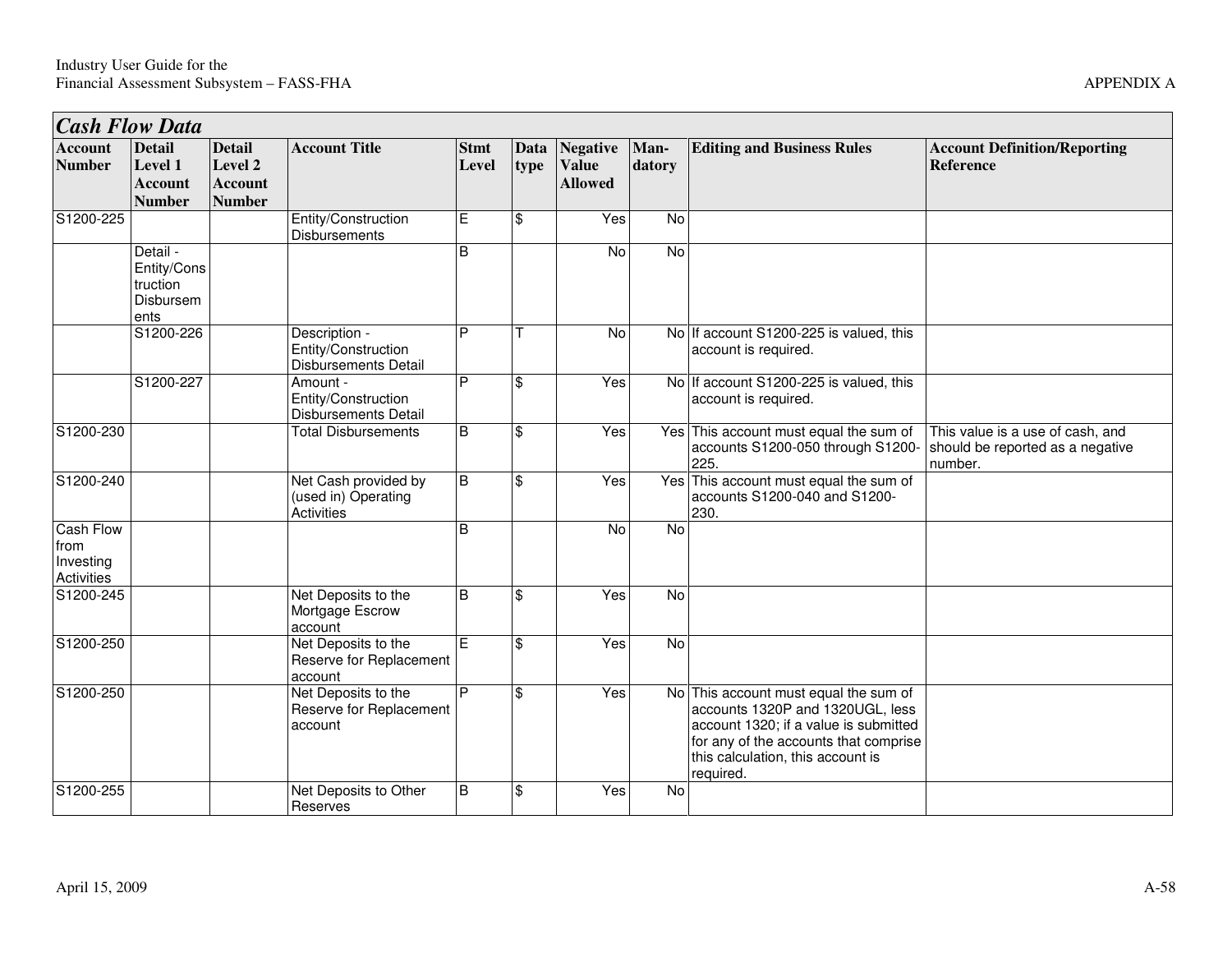| *Cash Flow Data* | | | | | | | | | |
|---|---|---|---|---|---|---|---|---|---|
| **Account Number** | **Detail Level 1 Account Number** | **Detail Level 2 Account Number** | **Account Title** | **Stmt Level** | **Data type** | **Negative Value Allowed** | **Man-datory** | **Editing and Business Rules** | **Account Definition/Reporting Reference** |
| S1200-225 | | | Entity/Construction Disbursements | E | $ | Yes | No | | |
| | Detail - Entity/Construction Disbursements | | | B | | No | No | | |
| | S1200-226 | | Description - Entity/Construction Disbursements Detail | P | T | No | No | If account S1200-225 is valued, this account is required. | |
| | S1200-227 | | Amount - Entity/Construction Disbursements Detail | P | $ | Yes | No | If account S1200-225 is valued, this account is required. | |
| S1200-230 | | | Total Disbursements | B | $ | Yes | Yes | This account must equal the sum of accounts S1200-050 through S1200-225. | This value is a use of cash, and should be reported as a negative number. |
| S1200-240 | | | Net Cash provided by (used in) Operating Activities | B | $ | Yes | Yes | This account must equal the sum of accounts S1200-040 and S1200-230. | |
| Cash Flow from Investing Activities | | | | B | | No | No | | |
| S1200-245 | | | Net Deposits to the Mortgage Escrow account | B | $ | Yes | No | | |
| S1200-250 | | | Net Deposits to the Reserve for Replacement account | E | $ | Yes | No | | |
| S1200-250 | | | Net Deposits to the Reserve for Replacement account | P | $ | Yes | No | This account must equal the sum of accounts 1320P and 1320UGL, less account 1320; if a value is submitted for any of the accounts that comprise this calculation, this account is required. | |
| S1200-255 | | | Net Deposits to Other Reserves | B | $ | Yes | No | | |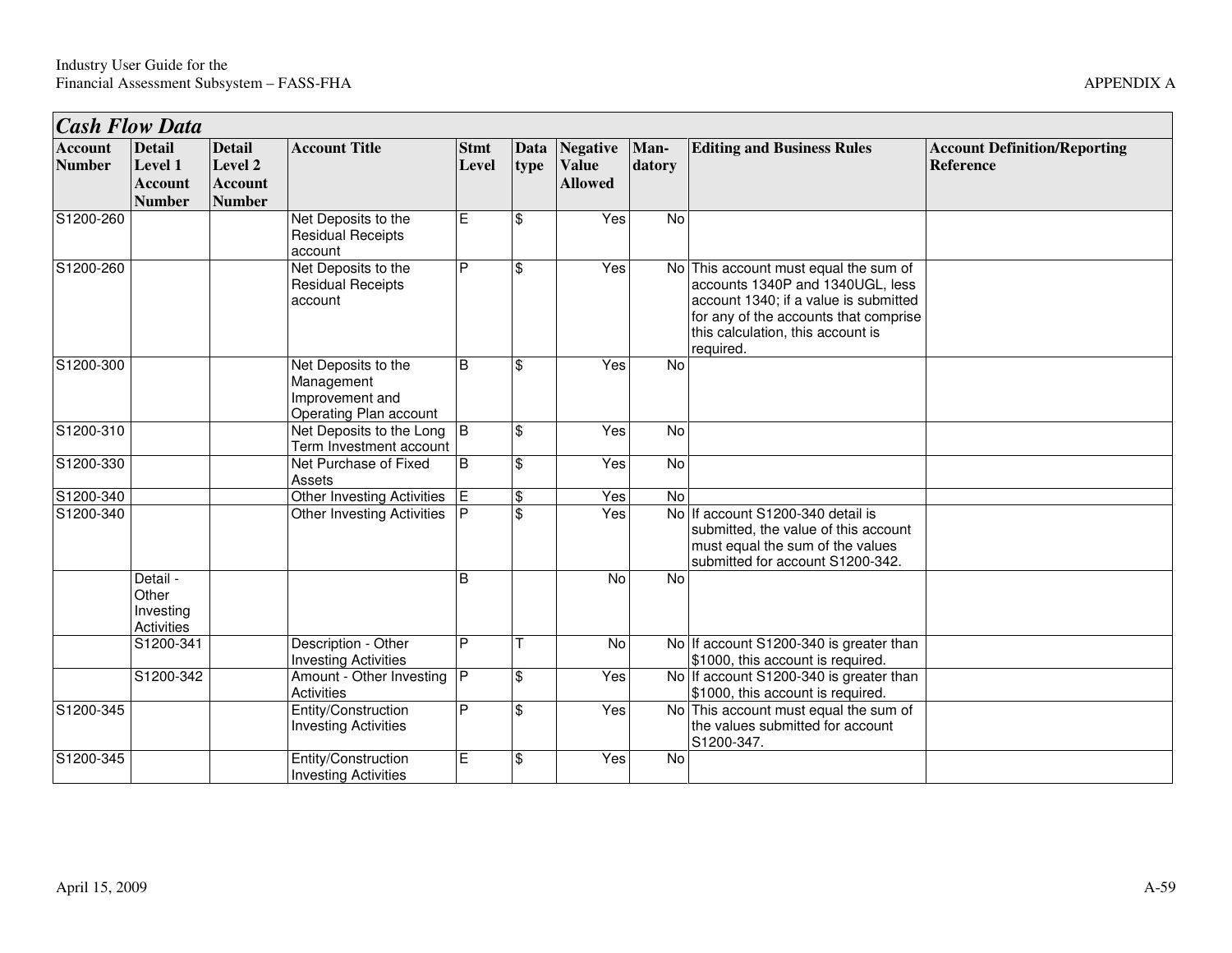## Cash Flow Data

| Account Number | Detail Level 1 Account Number | Detail Level 2 Account Number | Account Title | Stmt Level | Data type | Negative Value Allowed | Man-datory | Editing and Business Rules | Account Definition/Reporting Reference |
|---|---|---|---|---|---|---|---|---|---|
| S1200-260 | | | Net Deposits to the Residual Receipts account | E | $ | Yes | No | | |
| S1200-260 | | | Net Deposits to the Residual Receipts account | P | $ | Yes | No | This account must equal the sum of accounts 1340P and 1340UGL, less account 1340; if a value is submitted for any of the accounts that comprise this calculation, this account is required. | |
| S1200-300 | | | Net Deposits to the Management Improvement and Operating Plan account | B | $ | Yes | No | | |
| S1200-310 | | | Net Deposits to the Long Term Investment account | B | $ | Yes | No | | |
| S1200-330 | | | Net Purchase of Fixed Assets | B | $ | Yes | No | | |
| S1200-340 | | | Other Investing Activities | E | $ | Yes | No | | |
| S1200-340 | | | Other Investing Activities | P | $ | Yes | No | If account S1200-340 detail is submitted, the value of this account must equal the sum of the values submitted for account S1200-342. | |
| | Detail - Other Investing Activities | | | B | | No | No | | |
| | S1200-341 | | Description - Other Investing Activities | P | T | No | No | If account S1200-340 is greater than $1000, this account is required. | |
| | S1200-342 | | Amount - Other Investing Activities | P | $ | Yes | No | If account S1200-340 is greater than $1000, this account is required. | |
| S1200-345 | | | Entity/Construction Investing Activities | P | $ | Yes | No | This account must equal the sum of the values submitted for account S1200-347. | |
| S1200-345 | | | Entity/Construction Investing Activities | E | $ | Yes | No | | |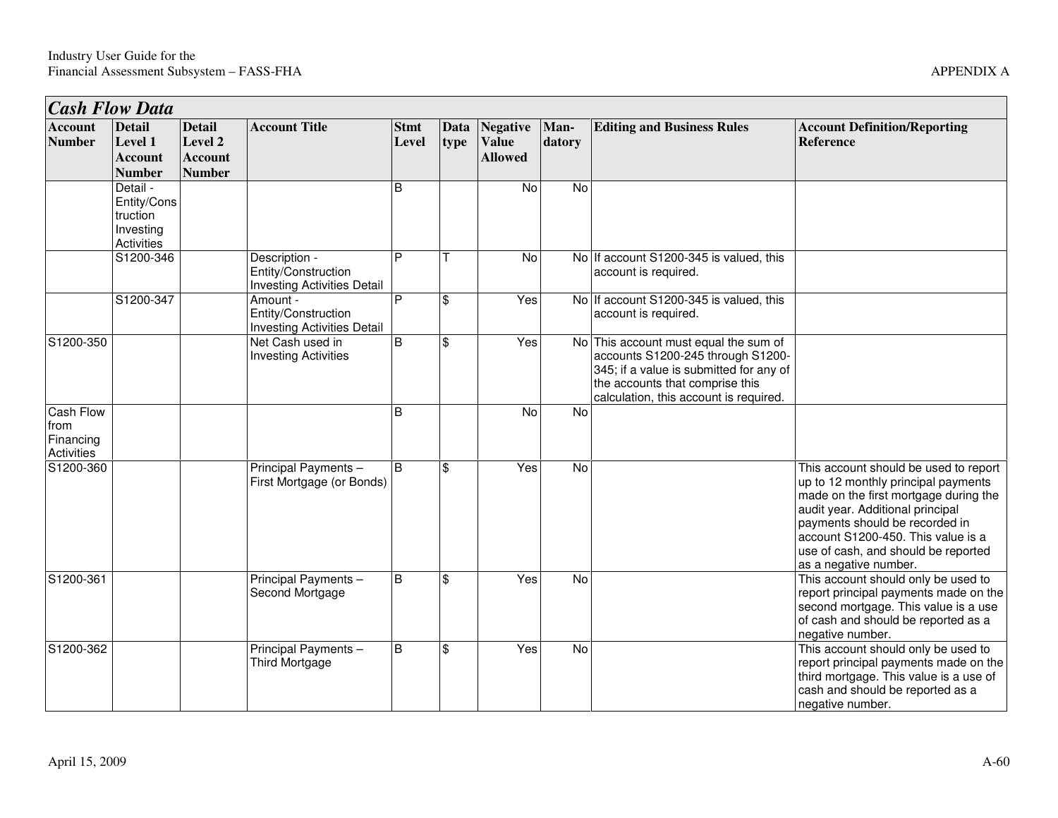| *Cash Flow Data* | | | | | | | | | |
|---|---|---|---|---|---|---|---|---|---|
| **Account Number** | **Detail Level 1 Account Number** | **Detail Level 2 Account Number** | **Account Title** | **Stmt Level** | **Data type** | **Negative Value Allowed** | **Man-datory** | **Editing and Business Rules** | **Account Definition/Reporting Reference** |
| | Detail - Entity/Construction Investing Activities | | | B | | No | No | | |
| | S1200-346 | | Description - Entity/Construction Investing Activities Detail | P | T | No | No | If account S1200-345 is valued, this account is required. | |
| | S1200-347 | | Amount - Entity/Construction Investing Activities Detail | P | $ | Yes | No | If account S1200-345 is valued, this account is required. | |
| S1200-350 | | | Net Cash used in Investing Activities | B | $ | Yes | No | This account must equal the sum of accounts S1200-245 through S1200-345; if a value is submitted for any of the accounts that comprise this calculation, this account is required. | |
| Cash Flow from Financing Activities | | | | B | | No | No | | |
| S1200-360 | | | Principal Payments – First Mortgage (or Bonds) | B | $ | Yes | No | | This account should be used to report up to 12 monthly principal payments made on the first mortgage during the audit year. Additional principal payments should be recorded in account S1200-450. This value is a use of cash, and should be reported as a negative number. |
| S1200-361 | | | Principal Payments – Second Mortgage | B | $ | Yes | No | | This account should only be used to report principal payments made on the second mortgage. This value is a use of cash and should be reported as a negative number. |
| S1200-362 | | | Principal Payments – Third Mortgage | B | $ | Yes | No | | This account should only be used to report principal payments made on the third mortgage. This value is a use of cash and should be reported as a negative number. |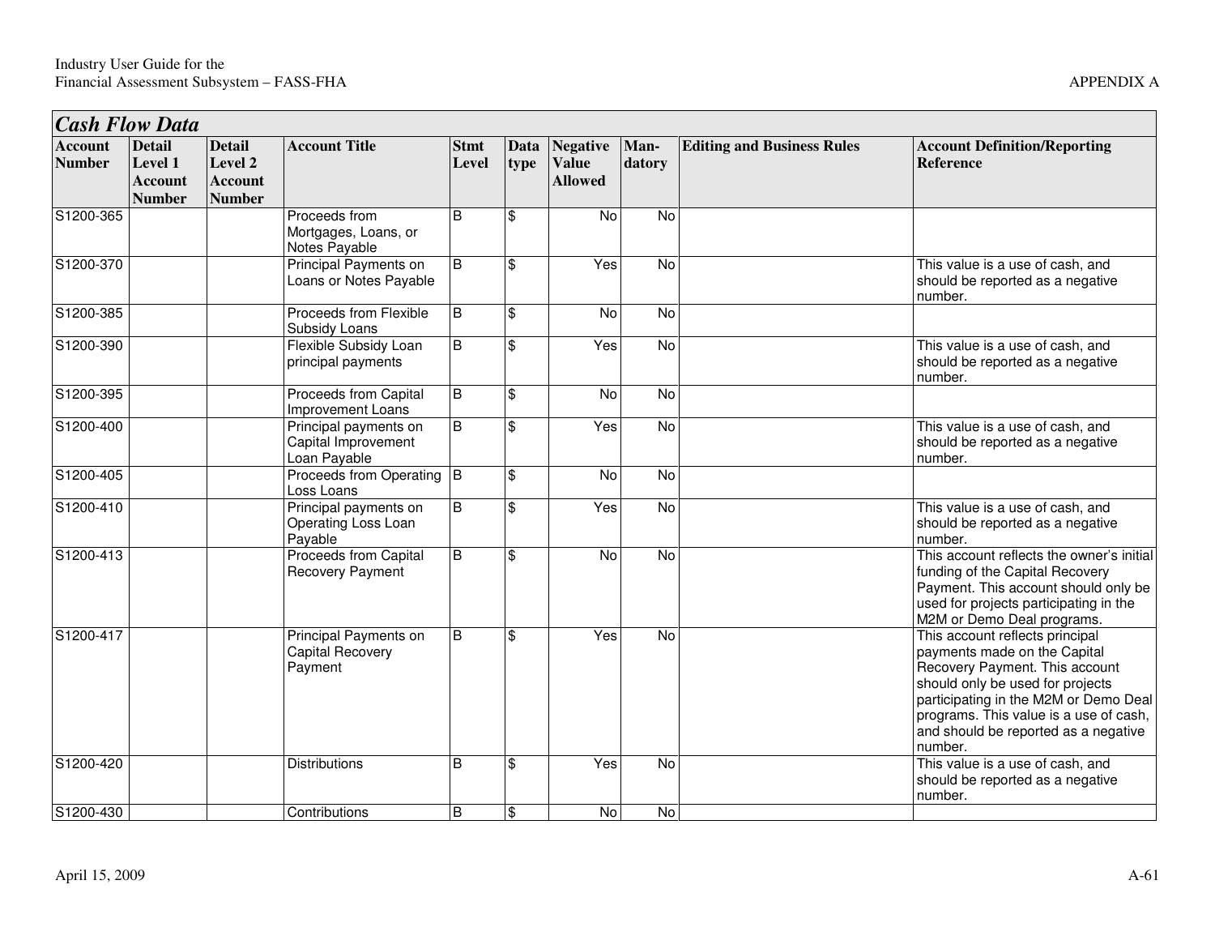## *Cash Flow Data*

| Account Number | Detail Level 1 Account Number | Detail Level 2 Account Number | Account Title | Stmt Level | Data type | Negative Value Allowed | Man-datory | Editing and Business Rules | Account Definition/Reporting Reference |
|---|---|---|---|---|---|---|---|---|---|
| S1200-365 | | | Proceeds from Mortgages, Loans, or Notes Payable | B | $ | No | No | | |
| S1200-370 | | | Principal Payments on Loans or Notes Payable | B | $ | Yes | No | | This value is a use of cash, and should be reported as a negative number. |
| S1200-385 | | | Proceeds from Flexible Subsidy Loans | B | $ | No | No | | |
| S1200-390 | | | Flexible Subsidy Loan principal payments | B | $ | Yes | No | | This value is a use of cash, and should be reported as a negative number. |
| S1200-395 | | | Proceeds from Capital Improvement Loans | B | $ | No | No | | |
| S1200-400 | | | Principal payments on Capital Improvement Loan Payable | B | $ | Yes | No | | This value is a use of cash, and should be reported as a negative number. |
| S1200-405 | | | Proceeds from Operating Loss Loans | B | $ | No | No | | |
| S1200-410 | | | Principal payments on Operating Loss Loan Payable | B | $ | Yes | No | | This value is a use of cash, and should be reported as a negative number. |
| S1200-413 | | | Proceeds from Capital Recovery Payment | B | $ | No | No | | This account reflects the owner's initial funding of the Capital Recovery Payment. This account should only be used for projects participating in the M2M or Demo Deal programs. |
| S1200-417 | | | Principal Payments on Capital Recovery Payment | B | $ | Yes | No | | This account reflects principal payments made on the Capital Recovery Payment. This account should only be used for projects participating in the M2M or Demo Deal programs. This value is a use of cash, and should be reported as a negative number. |
| S1200-420 | | | Distributions | B | $ | Yes | No | | This value is a use of cash, and should be reported as a negative number. |
| S1200-430 | | | Contributions | B | $ | No | No | | |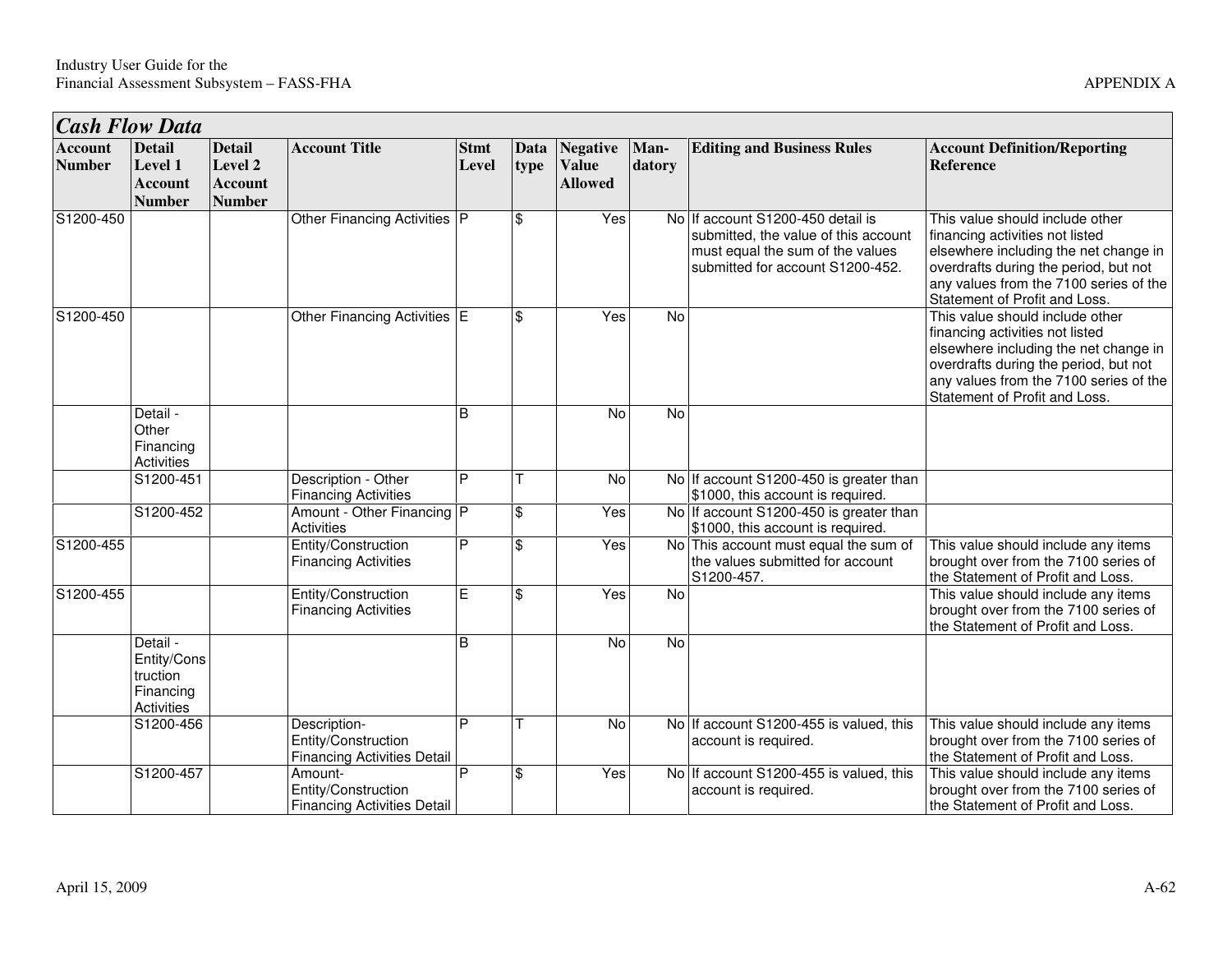## Cash Flow Data

| Account Number | Detail Level 1 Account Number | Detail Level 2 Account Number | Account Title | Stmt Level | Data type | Negative Value Allowed | Man-datory | Editing and Business Rules | Account Definition/Reporting Reference |
|---|---|---|---|---|---|---|---|---|---|
| S1200-450 | | | Other Financing Activities | P | $ | Yes | No | If account S1200-450 detail is submitted, the value of this account must equal the sum of the values submitted for account S1200-452. | This value should include other financing activities not listed elsewhere including the net change in overdrafts during the period, but not any values from the 7100 series of the Statement of Profit and Loss. |
| S1200-450 | | | Other Financing Activities | E | $ | Yes | No | | This value should include other financing activities not listed elsewhere including the net change in overdrafts during the period, but not any values from the 7100 series of the Statement of Profit and Loss. |
| | Detail - Other Financing Activities | | | B | | No | No | | |
| | S1200-451 | | Description - Other Financing Activities | P | T | No | No | If account S1200-450 is greater than $1000, this account is required. | |
| | S1200-452 | | Amount - Other Financing Activities | P | $ | Yes | No | If account S1200-450 is greater than $1000, this account is required. | |
| S1200-455 | | | Entity/Construction Financing Activities | P | $ | Yes | No | This account must equal the sum of the values submitted for account S1200-457. | This value should include any items brought over from the 7100 series of the Statement of Profit and Loss. |
| S1200-455 | | | Entity/Construction Financing Activities | E | $ | Yes | No | | This value should include any items brought over from the 7100 series of the Statement of Profit and Loss. |
| | Detail - Entity/Construction Financing Activities | | | B | | No | No | | |
| | S1200-456 | | Description- Entity/Construction Financing Activities Detail | P | T | No | No | If account S1200-455 is valued, this account is required. | This value should include any items brought over from the 7100 series of the Statement of Profit and Loss. |
| | S1200-457 | | Amount- Entity/Construction Financing Activities Detail | P | $ | Yes | No | If account S1200-455 is valued, this account is required. | This value should include any items brought over from the 7100 series of the Statement of Profit and Loss. |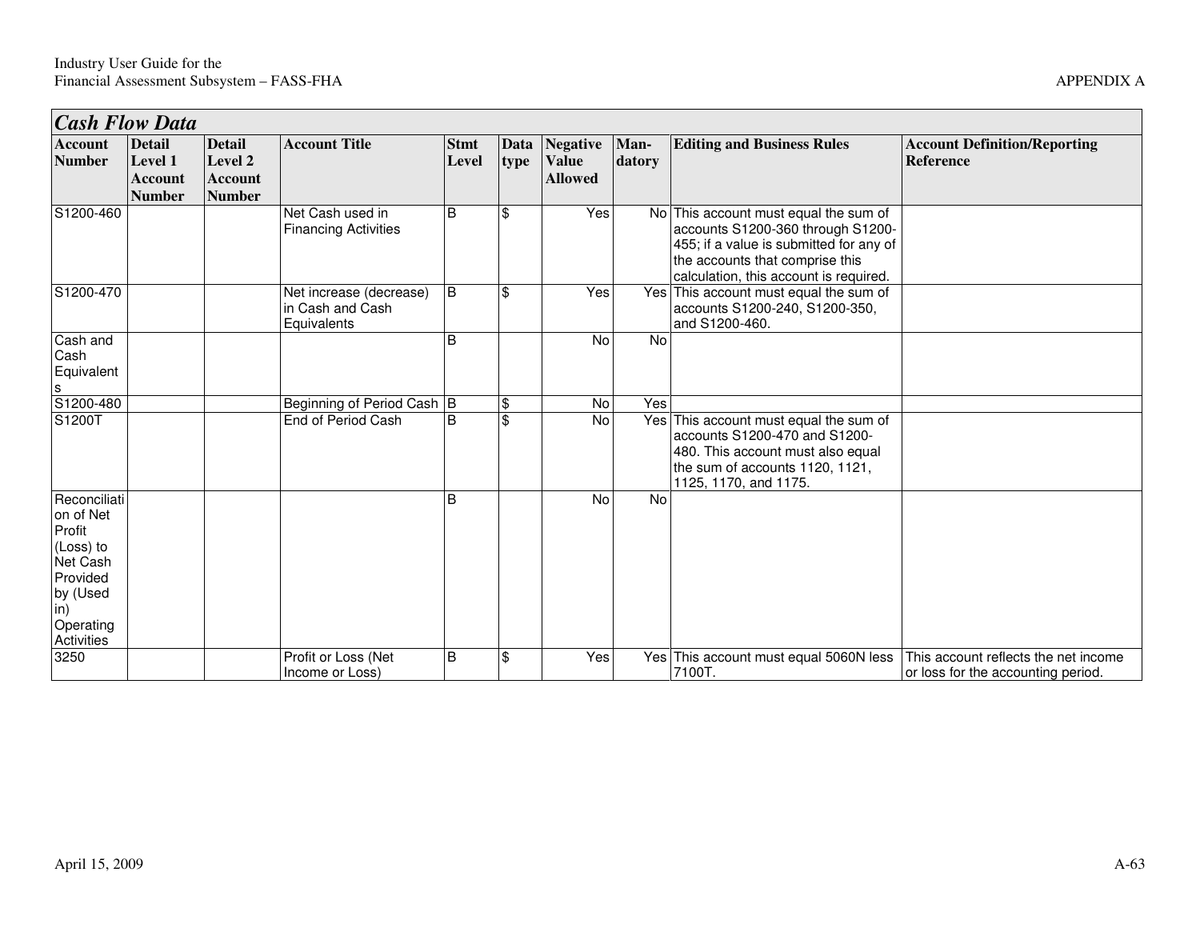## Cash Flow Data

| Account Number | Detail Level 1 Account Number | Detail Level 2 Account Number | Account Title | Stmt Level | Data type | Negative Value Allowed | Man-datory | Editing and Business Rules | Account Definition/Reporting Reference |
|---|---|---|---|---|---|---|---|---|---|
| S1200-460 | | | Net Cash used in Financing Activities | B | $ | Yes | No | This account must equal the sum of accounts S1200-360 through S1200-455; if a value is submitted for any of the accounts that comprise this calculation, this account is required. | |
| S1200-470 | | | Net increase (decrease) in Cash and Cash Equivalents | B | $ | Yes | Yes | This account must equal the sum of accounts S1200-240, S1200-350, and S1200-460. | |
| Cash and Cash Equivalents | | | | B | | No | No | | |
| S1200-480 | | | Beginning of Period Cash | B | $ | No | Yes | | |
| S1200T | | | End of Period Cash | B | $ | No | Yes | This account must equal the sum of accounts S1200-470 and S1200-480. This account must also equal the sum of accounts 1120, 1121, 1125, 1170, and 1175. | |
| Reconciliation of Net Profit (Loss) to Net Cash Provided by (Used in) Operating Activities | | | | B | | No | No | | |
| 3250 | | | Profit or Loss (Net Income or Loss) | B | $ | Yes | Yes | This account must equal 5060N less 7100T. | This account reflects the net income or loss for the accounting period. |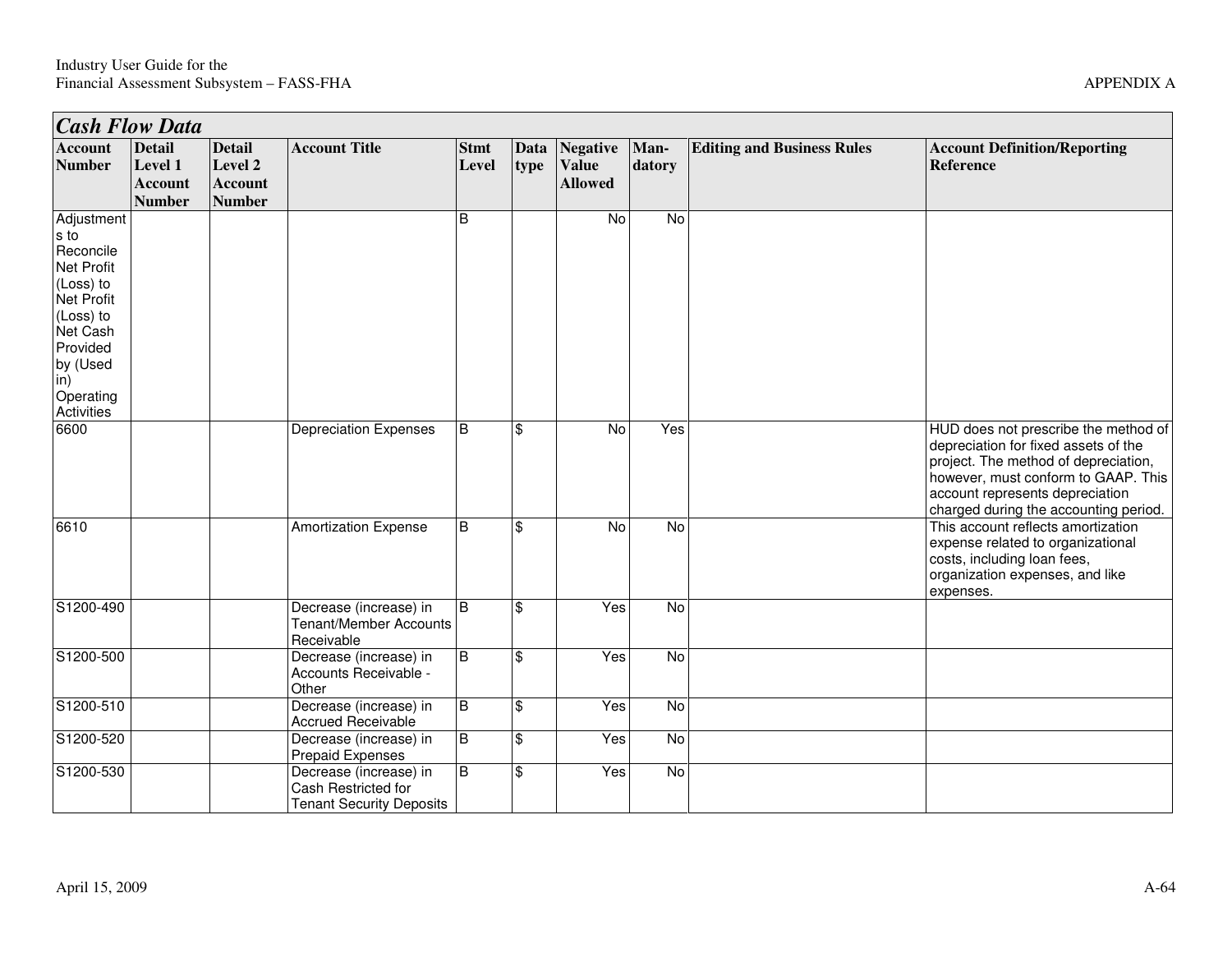## *Cash Flow Data*

| Account Number | Detail Level 1 Account Number | Detail Level 2 Account Number | Account Title | Stmt Level | Data type | Negative Value Allowed | Man-datory | Editing and Business Rules | Account Definition/Reporting Reference |
|---|---|---|---|---|---|---|---|---|---|
| Adjustments to Reconcile Net Profit (Loss) to Net Profit (Loss) to Net Cash Provided by (Used in) Operating Activities | | | | B | | No | No | | |
| 6600 | | | Depreciation Expenses | B | $ | No | Yes | | HUD does not prescribe the method of depreciation for fixed assets of the project. The method of depreciation, however, must conform to GAAP. This account represents depreciation charged during the accounting period. |
| 6610 | | | Amortization Expense | B | $ | No | No | | This account reflects amortization expense related to organizational costs, including loan fees, organization expenses, and like expenses. |
| S1200-490 | | | Decrease (increase) in Tenant/Member Accounts Receivable | B | $ | Yes | No | | |
| S1200-500 | | | Decrease (increase) in Accounts Receivable - Other | B | $ | Yes | No | | |
| S1200-510 | | | Decrease (increase) in Accrued Receivable | B | $ | Yes | No | | |
| S1200-520 | | | Decrease (increase) in Prepaid Expenses | B | $ | Yes | No | | |
| S1200-530 | | | Decrease (increase) in Cash Restricted for Tenant Security Deposits | B | $ | Yes | No | | |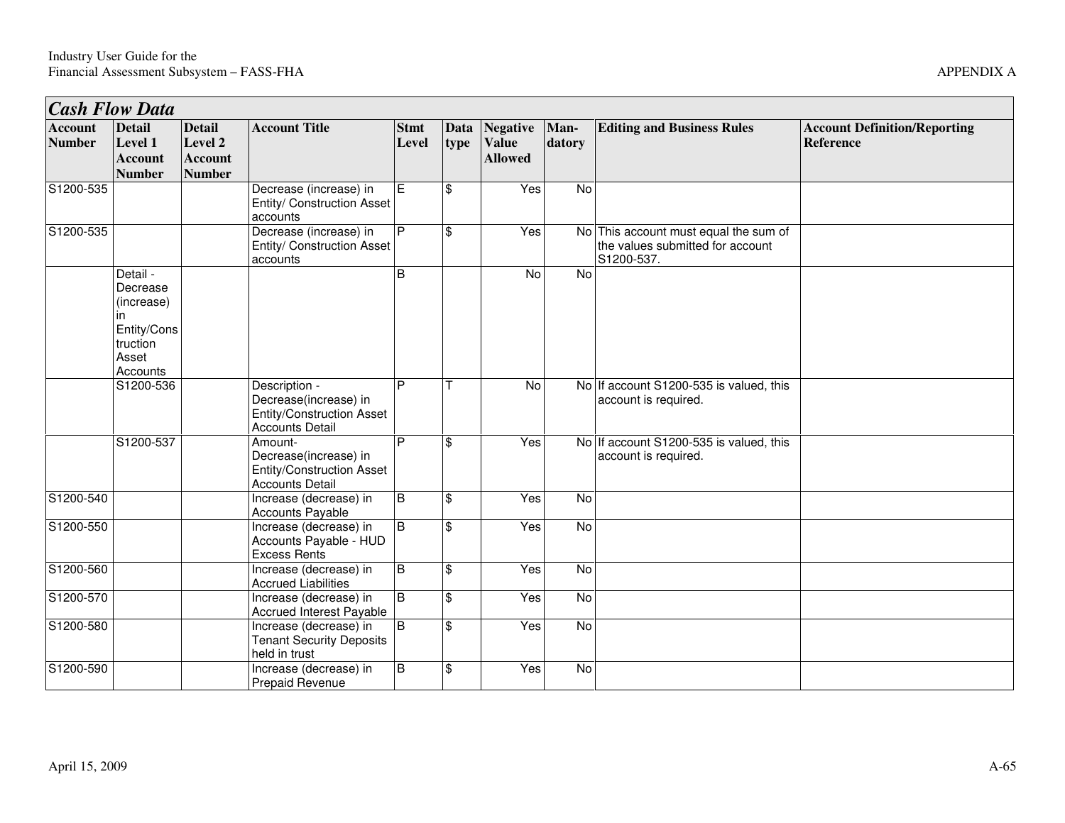## *Cash Flow Data*

| Account Number | Detail Level 1 Account Number | Detail Level 2 Account Number | Account Title | Stmt Level | Data type | Negative Value Allowed | Man-datory | Editing and Business Rules | Account Definition/Reporting Reference |
|---|---|---|---|---|---|---|---|---|---|
| S1200-535 | | | Decrease (increase) in Entity/ Construction Asset accounts | E | $ | Yes | No | | |
| S1200-535 | | | Decrease (increase) in Entity/ Construction Asset accounts | P | $ | Yes | No | This account must equal the sum of the values submitted for account S1200-537. | |
| | Detail - Decrease (increase) in Entity/Construction Asset Accounts | | | B | | No | No | | |
| | S1200-536 | | Description - Decrease(increase) in Entity/Construction Asset Accounts Detail | P | T | No | No | If account S1200-535 is valued, this account is required. | |
| | S1200-537 | | Amount- Decrease(increase) in Entity/Construction Asset Accounts Detail | P | $ | Yes | No | If account S1200-535 is valued, this account is required. | |
| S1200-540 | | | Increase (decrease) in Accounts Payable | B | $ | Yes | No | | |
| S1200-550 | | | Increase (decrease) in Accounts Payable - HUD Excess Rents | B | $ | Yes | No | | |
| S1200-560 | | | Increase (decrease) in Accrued Liabilities | B | $ | Yes | No | | |
| S1200-570 | | | Increase (decrease) in Accrued Interest Payable | B | $ | Yes | No | | |
| S1200-580 | | | Increase (decrease) in Tenant Security Deposits held in trust | B | $ | Yes | No | | |
| S1200-590 | | | Increase (decrease) in Prepaid Revenue | B | $ | Yes | No | | |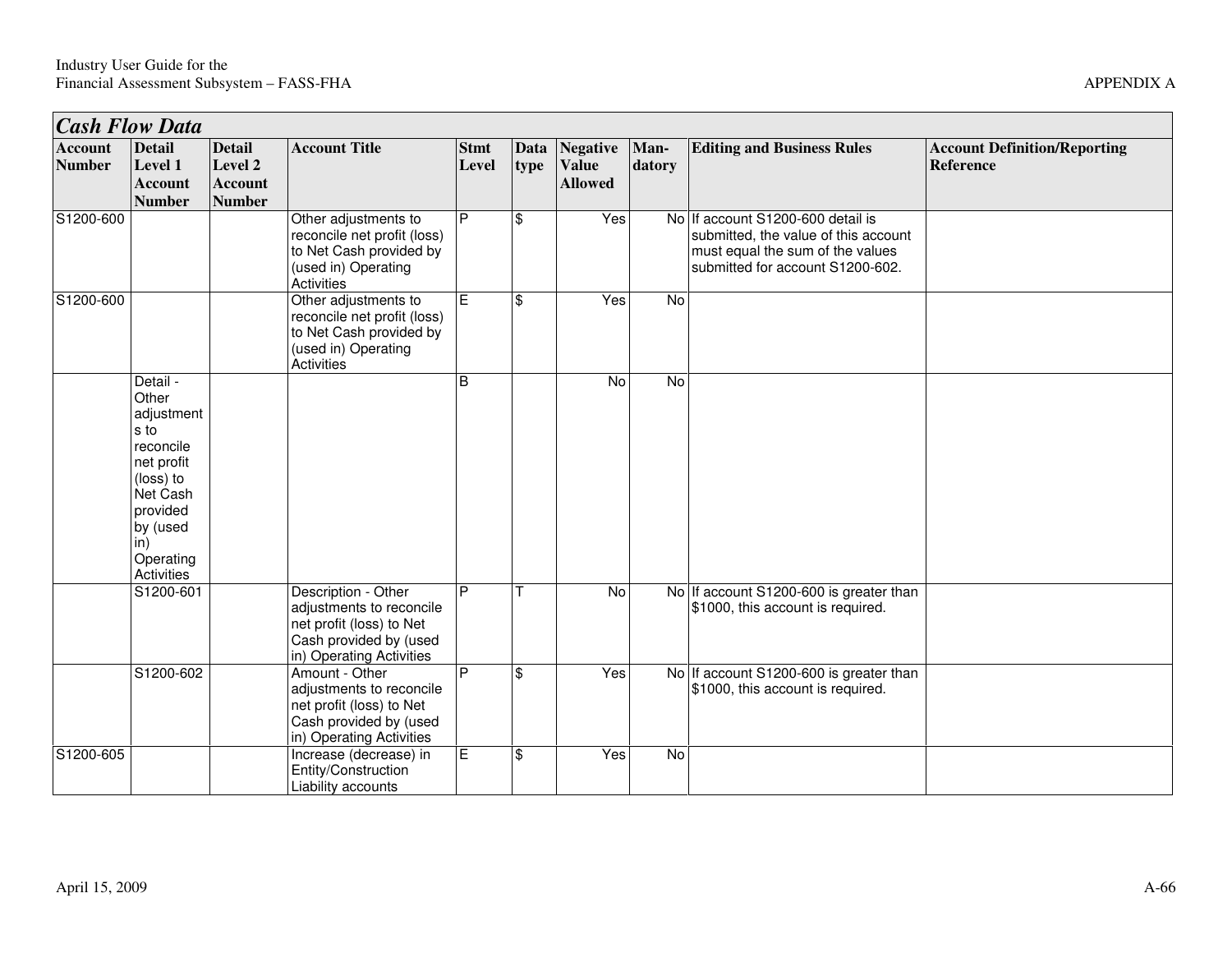## *Cash Flow Data*

| Account Number | Detail Level 1 Account Number | Detail Level 2 Account Number | Account Title | Stmt Level | Data type | Negative Value Allowed | Man-datory | Editing and Business Rules | Account Definition/Reporting Reference |
|---|---|---|---|---|---|---|---|---|---|
| S1200-600 | | | Other adjustments to reconcile net profit (loss) to Net Cash provided by (used in) Operating Activities | P | $ | Yes | No | If account S1200-600 detail is submitted, the value of this account must equal the sum of the values submitted for account S1200-602. | |
| S1200-600 | | | Other adjustments to reconcile net profit (loss) to Net Cash provided by (used in) Operating Activities | E | $ | Yes | No | | |
| | Detail - Other adjustments to reconcile net profit (loss) to Net Cash provided by (used in) Operating Activities | | | B | | No | No | | |
| | S1200-601 | | Description - Other adjustments to reconcile net profit (loss) to Net Cash provided by (used in) Operating Activities | P | T | No | No | If account S1200-600 is greater than $1000, this account is required. | |
| | S1200-602 | | Amount - Other adjustments to reconcile net profit (loss) to Net Cash provided by (used in) Operating Activities | P | $ | Yes | No | If account S1200-600 is greater than $1000, this account is required. | |
| S1200-605 | | | Increase (decrease) in Entity/Construction Liability accounts | E | $ | Yes | No | | |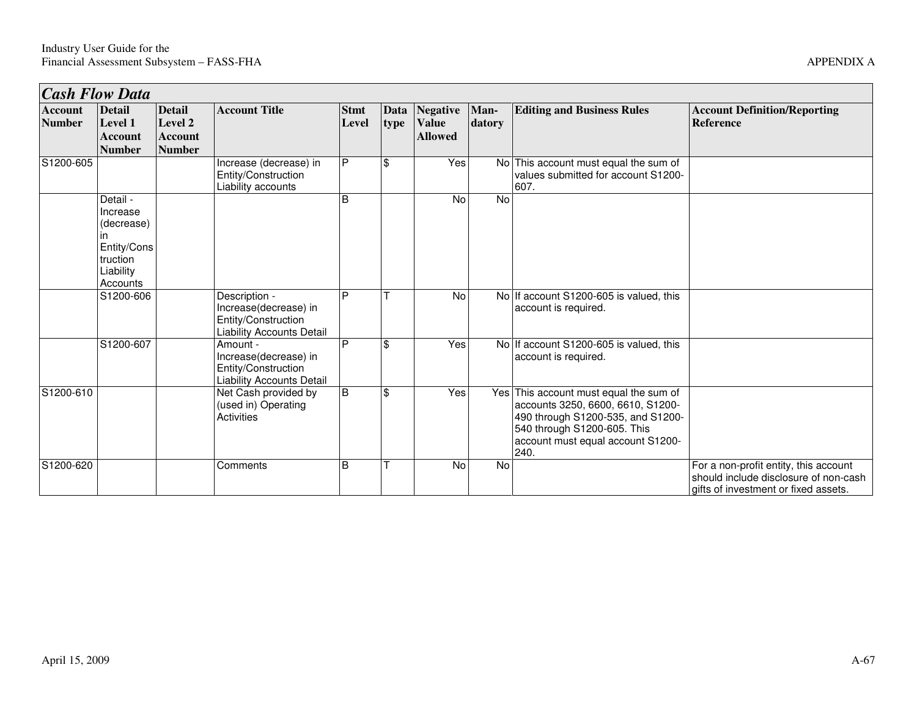## *Cash Flow Data*

| Account Number | Detail Level 1 Account Number | Detail Level 2 Account Number | Account Title | Stmt Level | Data type | Negative Value Allowed | Man-datory | Editing and Business Rules | Account Definition/Reporting Reference |
|---|---|---|---|---|---|---|---|---|---|
| S1200-605 | | | Increase (decrease) in Entity/Construction Liability accounts | P | $ | Yes | No | This account must equal the sum of values submitted for account S1200-607. | |
| | Detail - Increase (decrease) in Entity/Construction Liability Accounts | | | B | | No | No | | |
| | S1200-606 | | Description - Increase(decrease) in Entity/Construction Liability Accounts Detail | P | T | No | No | If account S1200-605 is valued, this account is required. | |
| | S1200-607 | | Amount - Increase(decrease) in Entity/Construction Liability Accounts Detail | P | $ | Yes | No | If account S1200-605 is valued, this account is required. | |
| S1200-610 | | | Net Cash provided by (used in) Operating Activities | B | $ | Yes | Yes | This account must equal the sum of accounts 3250, 6600, 6610, S1200-490 through S1200-535, and S1200-540 through S1200-605. This account must equal account S1200-240. | |
| S1200-620 | | | Comments | B | T | No | No | | For a non-profit entity, this account should include disclosure of non-cash gifts of investment or fixed assets. |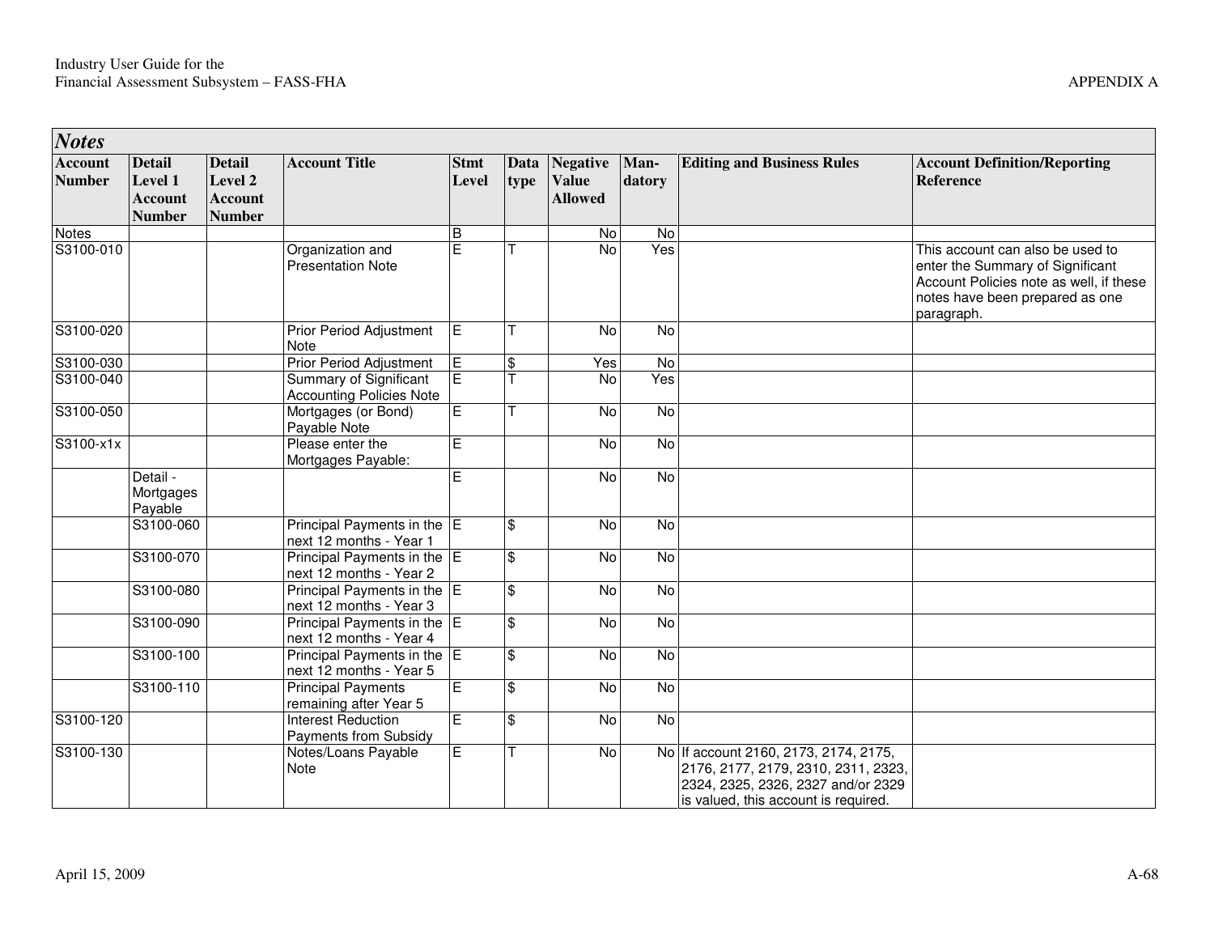| *Notes* | | | | | | | | | |
|---|---|---|---|---|---|---|---|---|---|
| **Account Number** | **Detail Level 1 Account Number** | **Detail Level 2 Account Number** | **Account Title** | **Stmt Level** | **Data type** | **Negative Value Allowed** | **Man-datory** | **Editing and Business Rules** | **Account Definition/Reporting Reference** |
| Notes | | | | B | | No | No | | |
| S3100-010 | | | Organization and Presentation Note | E | T | No | Yes | | This account can also be used to enter the Summary of Significant Account Policies note as well, if these notes have been prepared as one paragraph. |
| S3100-020 | | | Prior Period Adjustment Note | E | T | No | No | | |
| S3100-030 | | | Prior Period Adjustment | E | $ | Yes | No | | |
| S3100-040 | | | Summary of Significant Accounting Policies Note | E | T | No | Yes | | |
| S3100-050 | | | Mortgages (or Bond) Payable Note | E | T | No | No | | |
| S3100-x1x | | | Please enter the Mortgages Payable: | E | | No | No | | |
| | Detail - Mortgages Payable | | | E | | No | No | | |
| | S3100-060 | | Principal Payments in the next 12 months - Year 1 | E | $ | No | No | | |
| | S3100-070 | | Principal Payments in the next 12 months - Year 2 | E | $ | No | No | | |
| | S3100-080 | | Principal Payments in the next 12 months - Year 3 | E | $ | No | No | | |
| | S3100-090 | | Principal Payments in the next 12 months - Year 4 | E | $ | No | No | | |
| | S3100-100 | | Principal Payments in the next 12 months - Year 5 | E | $ | No | No | | |
| | S3100-110 | | Principal Payments remaining after Year 5 | E | $ | No | No | | |
| S3100-120 | | | Interest Reduction Payments from Subsidy | E | $ | No | No | | |
| S3100-130 | | | Notes/Loans Payable Note | E | T | No | No | If account 2160, 2173, 2174, 2175, 2176, 2177, 2179, 2310, 2311, 2323, 2324, 2325, 2326, 2327 and/or 2329 is valued, this account is required. | |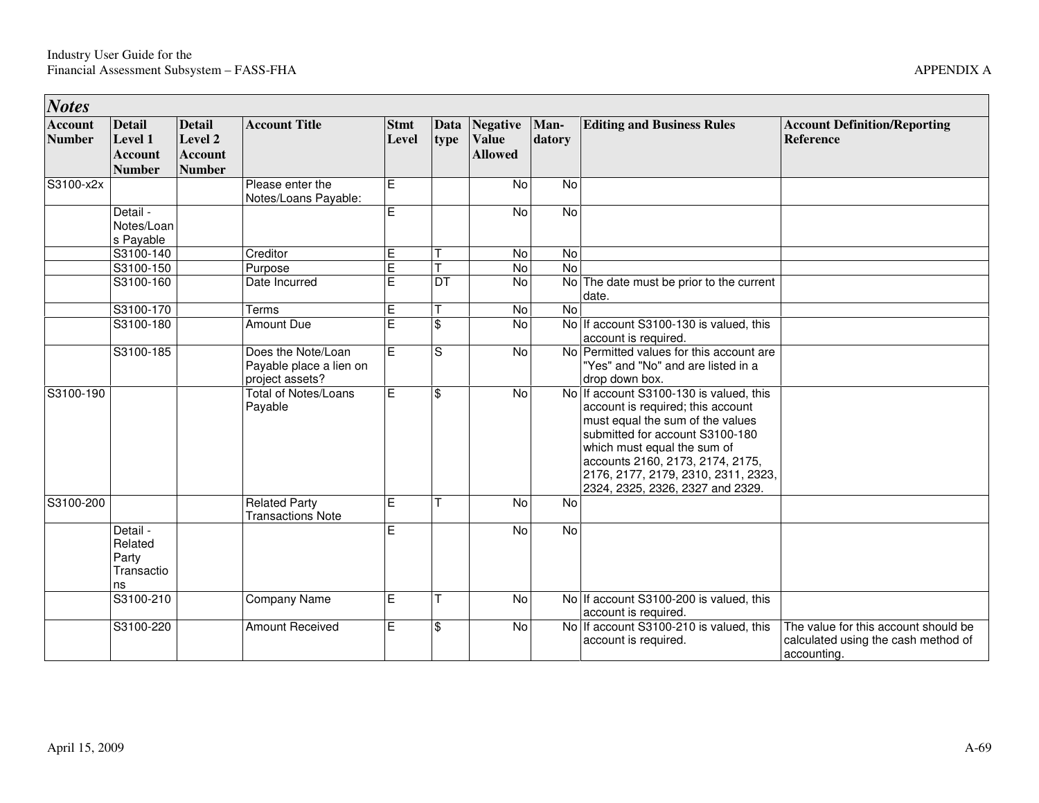## *Notes*

| Account Number | Detail Level 1 Account Number | Detail Level 2 Account Number | Account Title | Stmt Level | Data type | Negative Value Allowed | Man-datory | Editing and Business Rules | Account Definition/Reporting Reference |
|---|---|---|---|---|---|---|---|---|---|
| S3100-x2x | | | Please enter the Notes/Loans Payable: | E | | No | No | | |
| | Detail - Notes/Loans Payable | | | E | | No | No | | |
| | S3100-140 | | Creditor | E | T | No | No | | |
| | S3100-150 | | Purpose | E | T | No | No | | |
| | S3100-160 | | Date Incurred | E | DT | No | No | The date must be prior to the current date. | |
| | S3100-170 | | Terms | E | T | No | No | | |
| | S3100-180 | | Amount Due | E | $ | No | No | If account S3100-130 is valued, this account is required. | |
| | S3100-185 | | Does the Note/Loan Payable place a lien on project assets? | E | S | No | No | Permitted values for this account are "Yes" and "No" and are listed in a drop down box. | |
| S3100-190 | | | Total of Notes/Loans Payable | E | $ | No | No | If account S3100-130 is valued, this account is required; this account must equal the sum of the values submitted for account S3100-180 which must equal the sum of accounts 2160, 2173, 2174, 2175, 2176, 2177, 2179, 2310, 2311, 2323, 2324, 2325, 2326, 2327 and 2329. | |
| S3100-200 | | | Related Party Transactions Note | E | T | No | No | | |
| | Detail - Related Party Transactions | | | E | | No | No | | |
| | S3100-210 | | Company Name | E | T | No | No | If account S3100-200 is valued, this account is required. | |
| | S3100-220 | | Amount Received | E | $ | No | No | If account S3100-210 is valued, this account is required. | The value for this account should be calculated using the cash method of accounting. |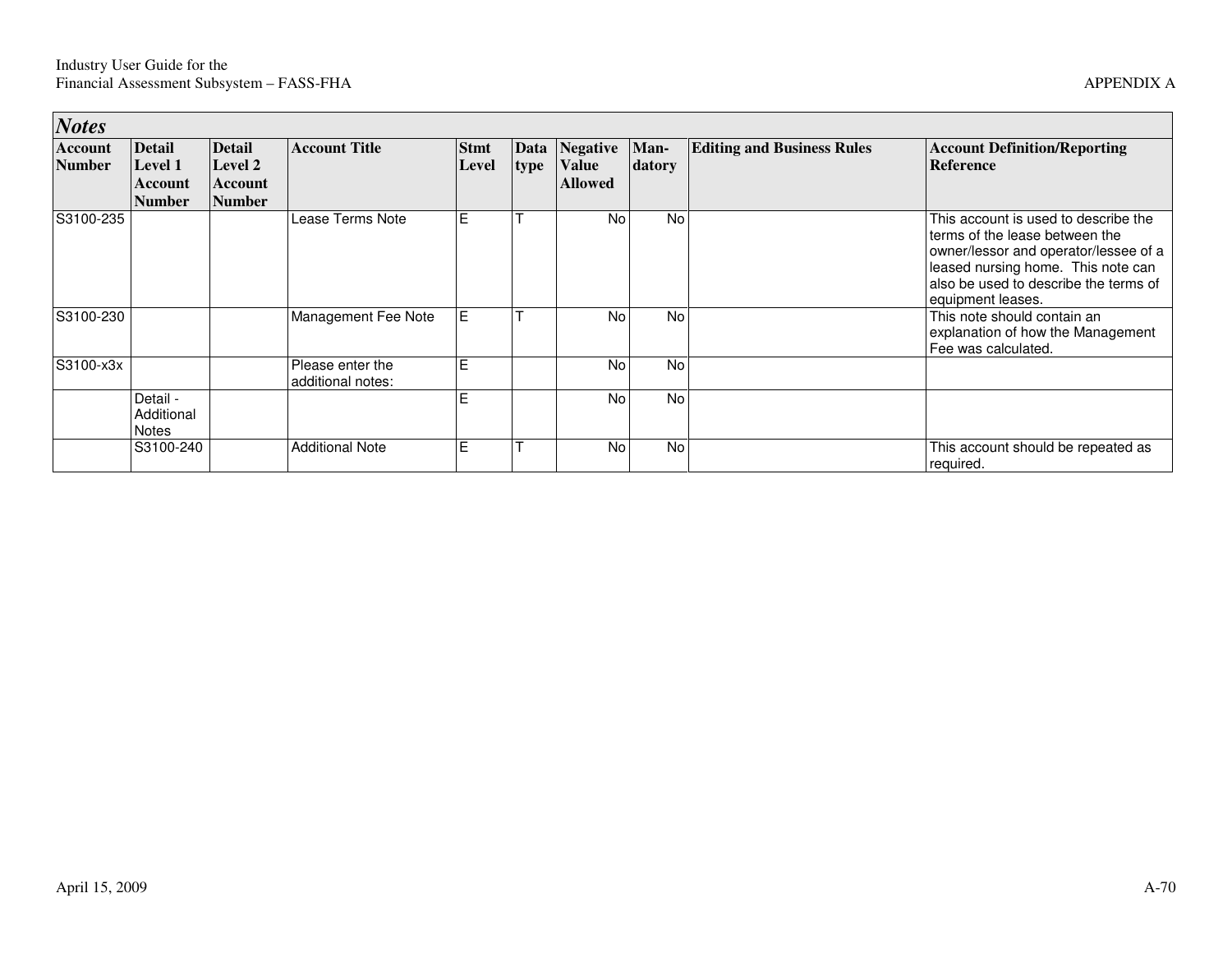## *Notes*

| Account Number | Detail Level 1 Account Number | Detail Level 2 Account Number | Account Title | Stmt Level | Data type | Negative Value Allowed | Man-datory | Editing and Business Rules | Account Definition/Reporting Reference |
|---|---|---|---|---|---|---|---|---|---|
| S3100-235 | | | Lease Terms Note | E | T | No | No | | This account is used to describe the terms of the lease between the owner/lessor and operator/lessee of a leased nursing home. This note can also be used to describe the terms of equipment leases. |
| S3100-230 | | | Management Fee Note | E | T | No | No | | This note should contain an explanation of how the Management Fee was calculated. |
| S3100-x3x | | | Please enter the additional notes: | E | | No | No | | |
| | Detail - Additional Notes | | | E | | No | No | | |
| | S3100-240 | | Additional Note | E | T | No | No | | This account should be repeated as required. |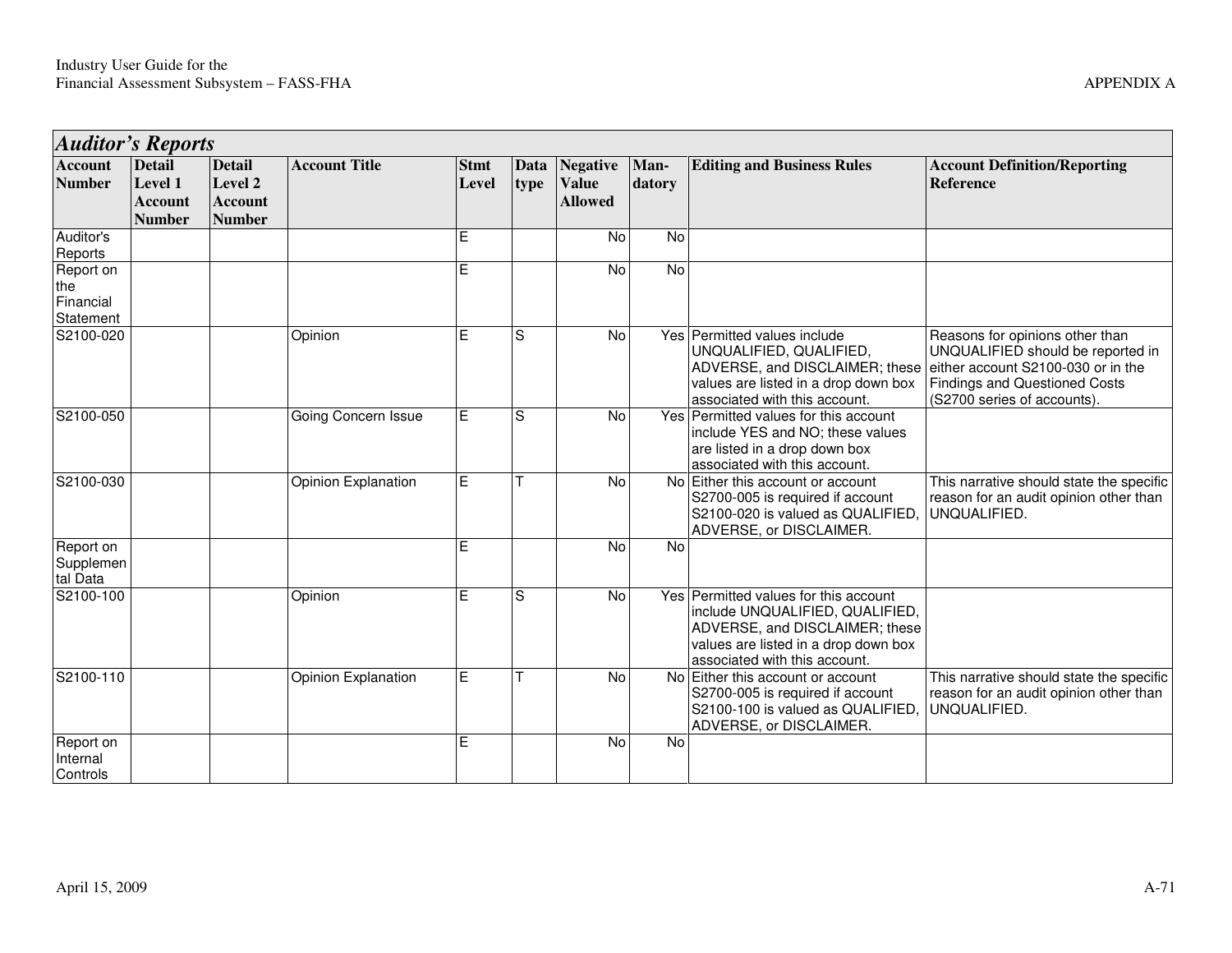## *Auditor's Reports*

| Account Number | Detail Level 1 Account Number | Detail Level 2 Account Number | Account Title | Stmt Level | Data type | Negative Value Allowed | Man-datory | Editing and Business Rules | Account Definition/Reporting Reference |
|---|---|---|---|---|---|---|---|---|---|
| Auditor's Reports | | | | E | | No | No | | |
| Report on the Financial Statement | | | | E | | No | No | | |
| S2100-020 | | | Opinion | E | S | No | Yes | Permitted values include UNQUALIFIED, QUALIFIED, ADVERSE, and DISCLAIMER; these values are listed in a drop down box associated with this account. | Reasons for opinions other than UNQUALIFIED should be reported in either account S2100-030 or in the Findings and Questioned Costs (S2700 series of accounts). |
| S2100-050 | | | Going Concern Issue | E | S | No | Yes | Permitted values for this account include YES and NO; these values are listed in a drop down box associated with this account. | |
| S2100-030 | | | Opinion Explanation | E | T | No | No | Either this account or account S2700-005 is required if account S2100-020 is valued as QUALIFIED, ADVERSE, or DISCLAIMER. | This narrative should state the specific reason for an audit opinion other than UNQUALIFIED. |
| Report on Supplemental Data | | | | E | | No | No | | |
| S2100-100 | | | Opinion | E | S | No | Yes | Permitted values for this account include UNQUALIFIED, QUALIFIED, ADVERSE, and DISCLAIMER; these values are listed in a drop down box associated with this account. | |
| S2100-110 | | | Opinion Explanation | E | T | No | No | Either this account or account S2700-005 is required if account S2100-100 is valued as QUALIFIED, ADVERSE, or DISCLAIMER. | This narrative should state the specific reason for an audit opinion other than UNQUALIFIED. |
| Report on Internal Controls | | | | E | | No | No | | |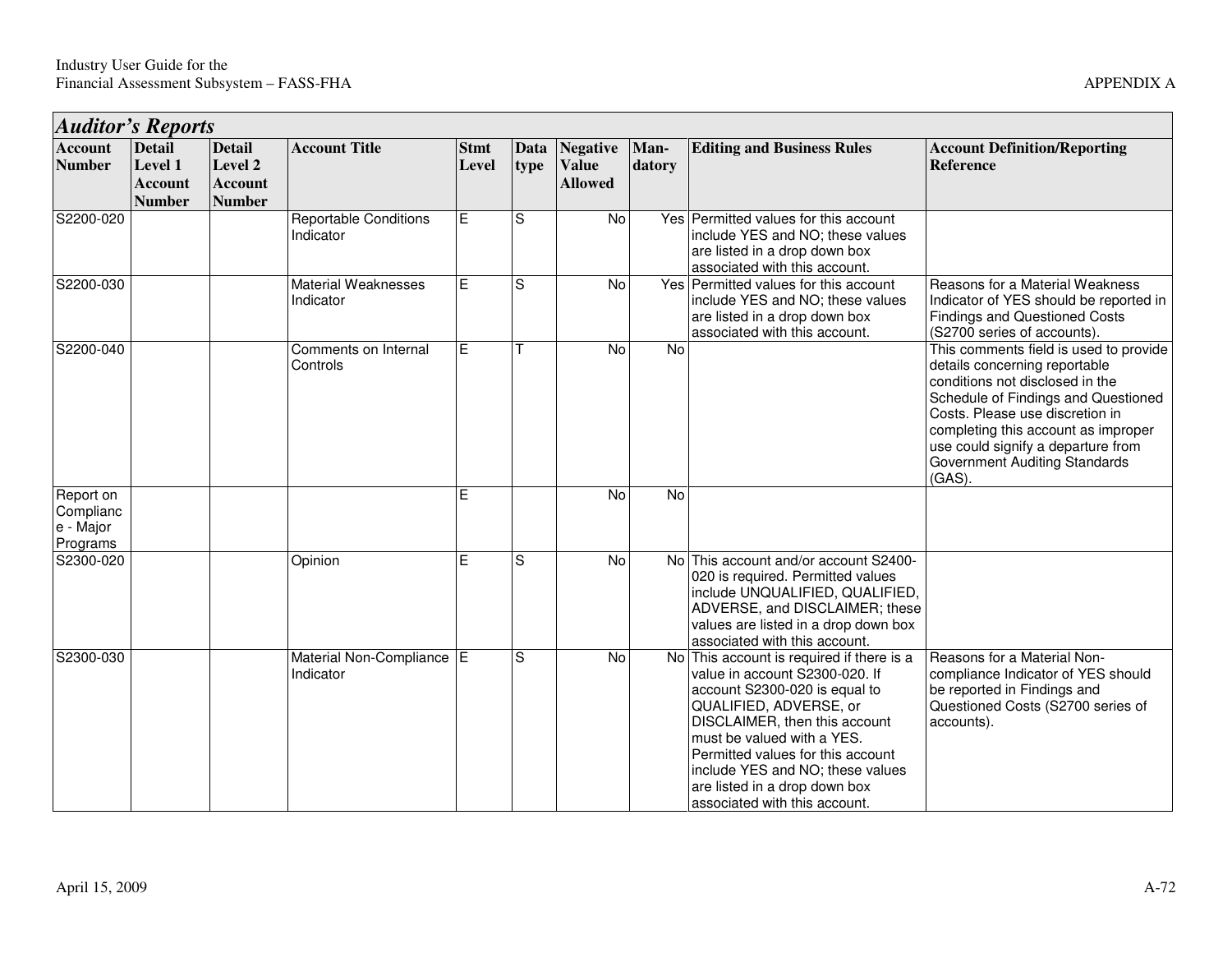## *Auditor's Reports*

| Account Number | Detail Level 1 Account Number | Detail Level 2 Account Number | Account Title | Stmt Level | Data type | Negative Value Allowed | Man-datory | Editing and Business Rules | Account Definition/Reporting Reference |
|---|---|---|---|---|---|---|---|---|---|
| S2200-020 | | | Reportable Conditions Indicator | E | S | No | Yes | Permitted values for this account include YES and NO; these values are listed in a drop down box associated with this account. | |
| S2200-030 | | | Material Weaknesses Indicator | E | S | No | Yes | Permitted values for this account include YES and NO; these values are listed in a drop down box associated with this account. | Reasons for a Material Weakness Indicator of YES should be reported in Findings and Questioned Costs (S2700 series of accounts). |
| S2200-040 | | | Comments on Internal Controls | E | T | No | No | | This comments field is used to provide details concerning reportable conditions not disclosed in the Schedule of Findings and Questioned Costs. Please use discretion in completing this account as improper use could signify a departure from Government Auditing Standards (GAS). |
| Report on Compliance - Major Programs | | | | E | | No | No | | |
| S2300-020 | | | Opinion | E | S | No | No | This account and/or account S2400-020 is required. Permitted values include UNQUALIFIED, QUALIFIED, ADVERSE, and DISCLAIMER; these values are listed in a drop down box associated with this account. | |
| S2300-030 | | | Material Non-Compliance Indicator | E | S | No | No | This account is required if there is a value in account S2300-020. If account S2300-020 is equal to QUALIFIED, ADVERSE, or DISCLAIMER, then this account must be valued with a YES. Permitted values for this account include YES and NO; these values are listed in a drop down box associated with this account. | Reasons for a Material Non-compliance Indicator of YES should be reported in Findings and Questioned Costs (S2700 series of accounts). |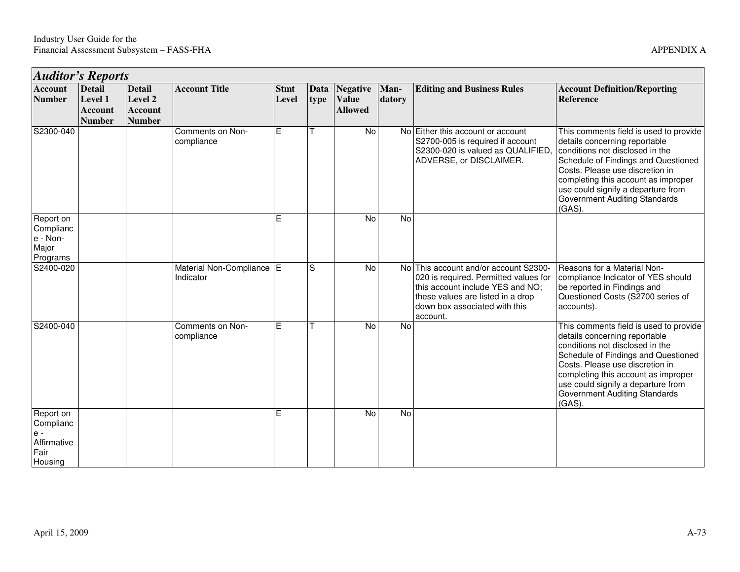## *Auditor's Reports*

| Account Number | Detail Level 1 Account Number | Detail Level 2 Account Number | Account Title | Stmt Level | Data type | Negative Value Allowed | Man-datory | Editing and Business Rules | Account Definition/Reporting Reference |
|---|---|---|---|---|---|---|---|---|---|
| S2300-040 | | | Comments on Non-compliance | E | T | No | No | Either this account or account S2700-005 is required if account S2300-020 is valued as QUALIFIED, ADVERSE, or DISCLAIMER. | This comments field is used to provide details concerning reportable conditions not disclosed in the Schedule of Findings and Questioned Costs. Please use discretion in completing this account as improper use could signify a departure from Government Auditing Standards (GAS). |
| Report on Compliance - Non-Major Programs | | | | E | | No | No | | |
| S2400-020 | | | Material Non-Compliance Indicator | E | S | No | No | This account and/or account S2300-020 is required. Permitted values for this account include YES and NO; these values are listed in a drop down box associated with this account. | Reasons for a Material Non-compliance Indicator of YES should be reported in Findings and Questioned Costs (S2700 series of accounts). |
| S2400-040 | | | Comments on Non-compliance | E | T | No | No | | This comments field is used to provide details concerning reportable conditions not disclosed in the Schedule of Findings and Questioned Costs. Please use discretion in completing this account as improper use could signify a departure from Government Auditing Standards (GAS). |
| Report on Compliance - Affirmative Fair Housing | | | | E | | No | No | | |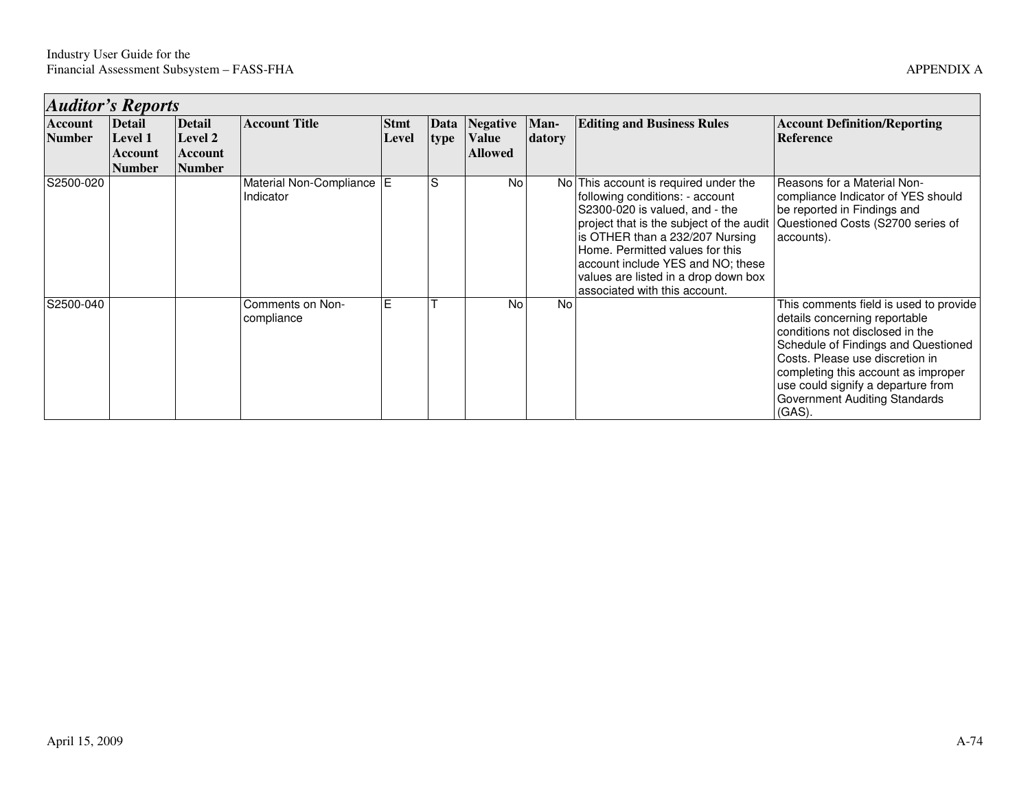## *Auditor's Reports*

| Account Number | Detail Level 1 Account Number | Detail Level 2 Account Number | Account Title | Stmt Level | Data type | Negative Value Allowed | Man-datory | Editing and Business Rules | Account Definition/Reporting Reference |
|---|---|---|---|---|---|---|---|---|---|
| S2500-020 | | | Material Non-Compliance Indicator | E | S | No | No | This account is required under the following conditions: - account S2300-020 is valued, and - the project that is the subject of the audit is OTHER than a 232/207 Nursing Home. Permitted values for this account include YES and NO; these values are listed in a drop down box associated with this account. | Reasons for a Material Non-compliance Indicator of YES should be reported in Findings and Questioned Costs (S2700 series of accounts). |
| S2500-040 | | | Comments on Non-compliance | E | T | No | No | | This comments field is used to provide details concerning reportable conditions not disclosed in the Schedule of Findings and Questioned Costs. Please use discretion in completing this account as improper use could signify a departure from Government Auditing Standards (GAS). |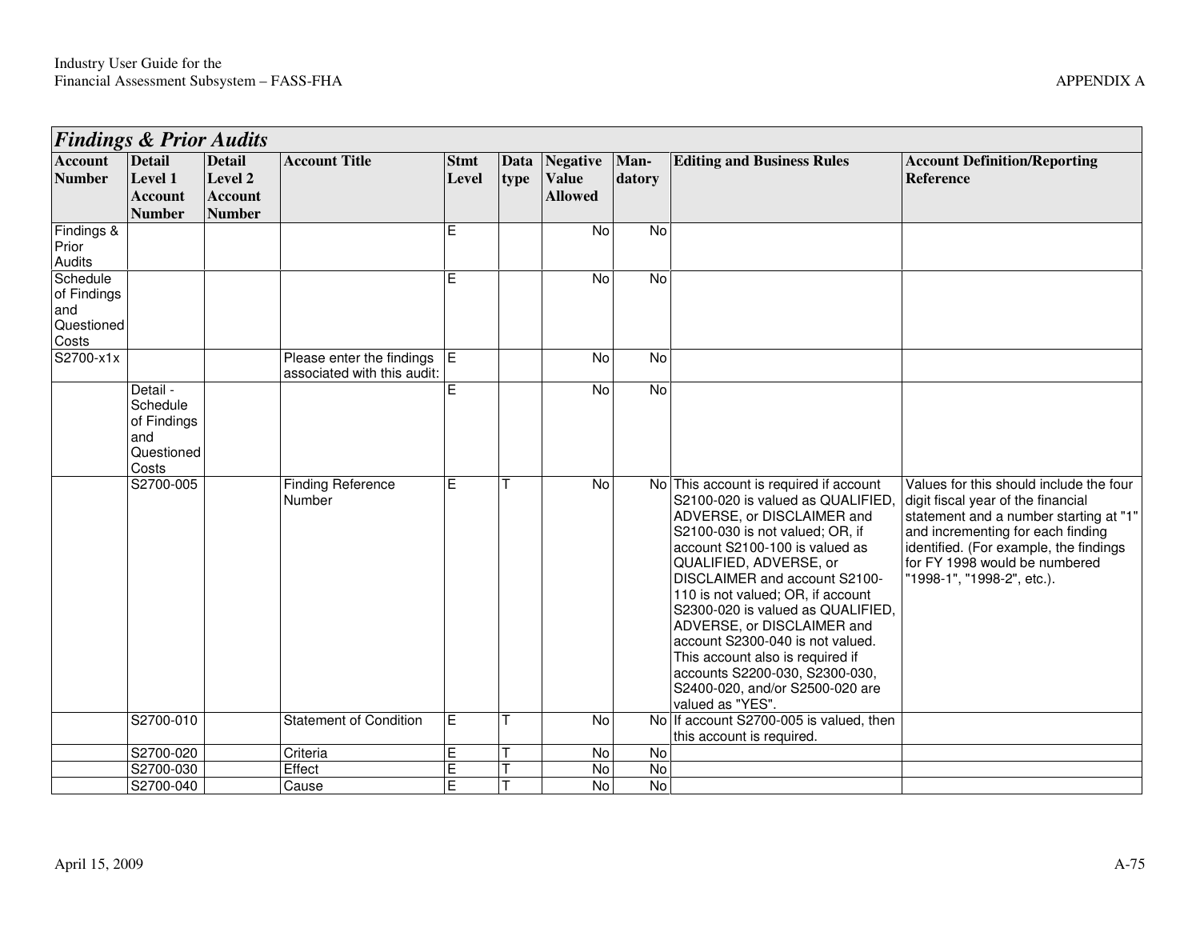| *Findings & Prior Audits* | | | | | | | | | |
|---|---|---|---|---|---|---|---|---|---|
| **Account Number** | **Detail Level 1 Account Number** | **Detail Level 2 Account Number** | **Account Title** | **Stmt Level** | **Data type** | **Negative Value Allowed** | **Man-datory** | **Editing and Business Rules** | **Account Definition/Reporting Reference** |
| Findings & Prior Audits | | | | E | | No | No | | |
| Schedule of Findings and Questioned Costs | | | | E | | No | No | | |
| S2700-x1x | | | Please enter the findings associated with this audit: | E | | No | No | | |
| | Detail - Schedule of Findings and Questioned Costs | | | E | | No | No | | |
| | S2700-005 | | Finding Reference Number | E | T | No | No | This account is required if account S2100-020 is valued as QUALIFIED, ADVERSE, or DISCLAIMER and S2100-030 is not valued; OR, if account S2100-100 is valued as QUALIFIED, ADVERSE, or DISCLAIMER and account S2100-110 is not valued; OR, if account S2300-020 is valued as QUALIFIED, ADVERSE, or DISCLAIMER and account S2300-040 is not valued. This account also is required if accounts S2200-030, S2300-030, S2400-020, and/or S2500-020 are valued as "YES". | Values for this should include the four digit fiscal year of the financial statement and a number starting at "1" and incrementing for each finding identified. (For example, the findings for FY 1998 would be numbered "1998-1", "1998-2", etc.). |
| | S2700-010 | | Statement of Condition | E | T | No | No | If account S2700-005 is valued, then this account is required. | |
| | S2700-020 | | Criteria | E | T | No | No | | |
| | S2700-030 | | Effect | E | T | No | No | | |
| | S2700-040 | | Cause | E | T | No | No | | |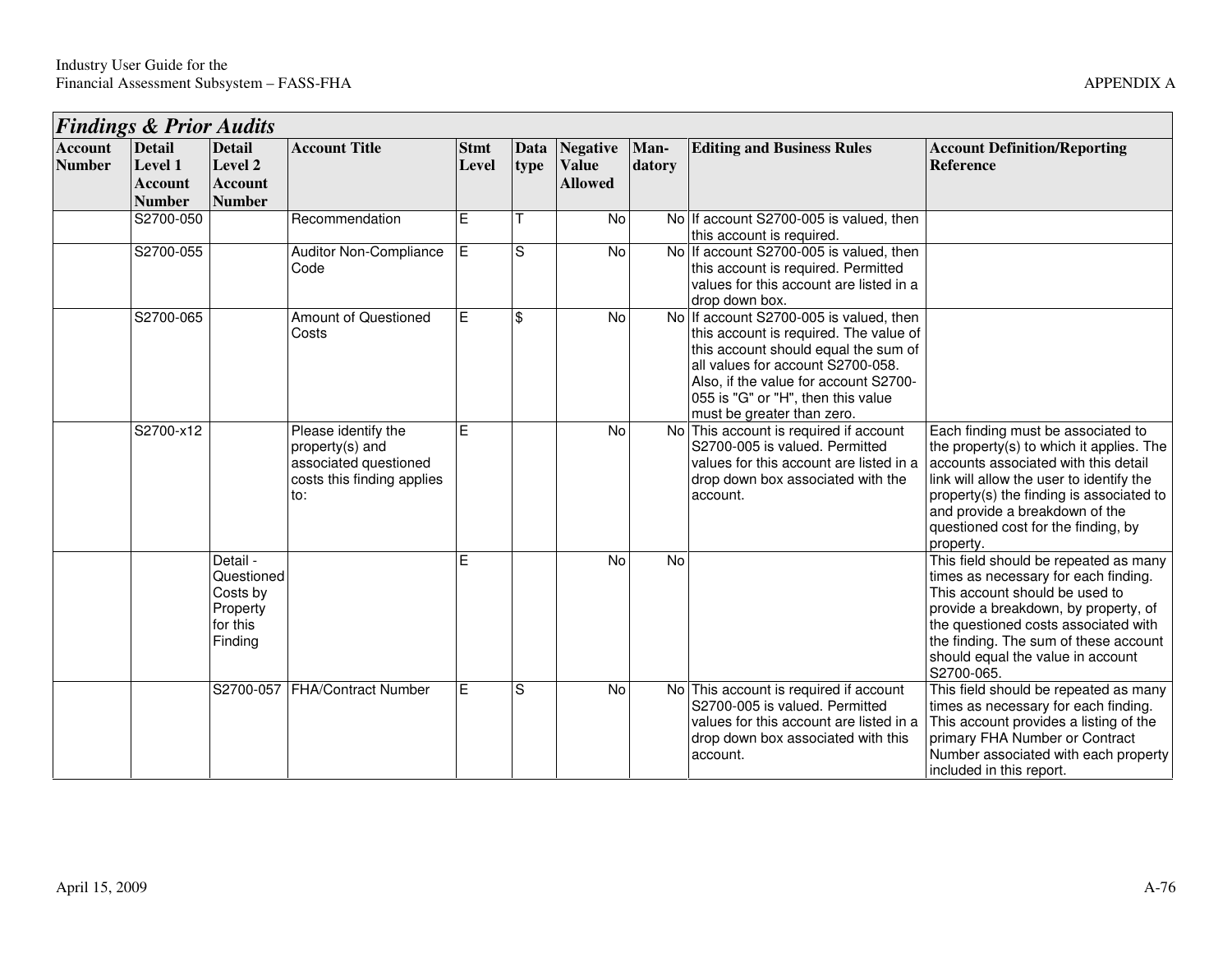## Findings & Prior Audits

| Account Number | Detail Level 1 Account Number | Detail Level 2 Account Number | Account Title | Stmt Level | Data type | Negative Value Allowed | Man-datory | Editing and Business Rules | Account Definition/Reporting Reference |
|---|---|---|---|---|---|---|---|---|---|
| | S2700-050 | | Recommendation | E | T | No | No | If account S2700-005 is valued, then this account is required. | |
| | S2700-055 | | Auditor Non-Compliance Code | E | S | No | No | If account S2700-005 is valued, then this account is required. Permitted values for this account are listed in a drop down box. | |
| | S2700-065 | | Amount of Questioned Costs | E | $ | No | No | If account S2700-005 is valued, then this account is required. The value of this account should equal the sum of all values for account S2700-058. Also, if the value for account S2700-055 is "G" or "H", then this value must be greater than zero. | |
| | S2700-x12 | | Please identify the property(s) and associated questioned costs this finding applies to: | E | | No | No | This account is required if account S2700-005 is valued. Permitted values for this account are listed in a drop down box associated with the account. | Each finding must be associated to the property(s) to which it applies. The accounts associated with this detail link will allow the user to identify the property(s) the finding is associated to and provide a breakdown of the questioned cost for the finding, by property. |
| | | Detail - Questioned Costs by Property for this Finding | | E | | No | No | | This field should be repeated as many times as necessary for each finding. This account should be used to provide a breakdown, by property, of the questioned costs associated with the finding. The sum of these account should equal the value in account S2700-065. |
| | | S2700-057 | FHA/Contract Number | E | S | No | No | This account is required if account S2700-005 is valued. Permitted values for this account are listed in a drop down box associated with this account. | This field should be repeated as many times as necessary for each finding. This account provides a listing of the primary FHA Number or Contract Number associated with each property included in this report. |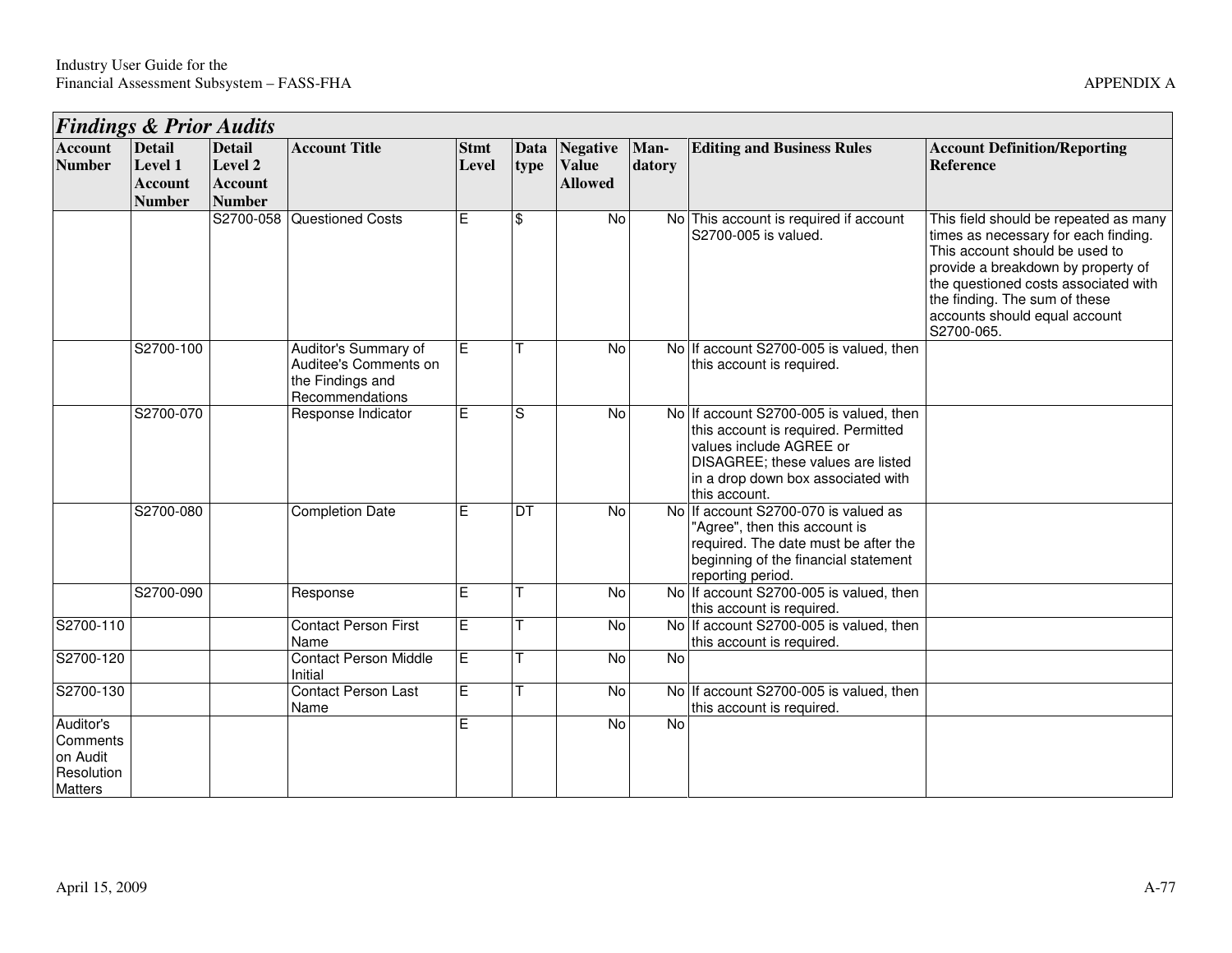## *Findings & Prior Audits*

| Account Number | Detail Level 1 Account Number | Detail Level 2 Account Number | Account Title | Stmt Level | Data type | Negative Value Allowed | Man-datory | Editing and Business Rules | Account Definition/Reporting Reference |
|---|---|---|---|---|---|---|---|---|---|
| | | S2700-058 | Questioned Costs | E | $ | No | No | This account is required if account S2700-005 is valued. | This field should be repeated as many times as necessary for each finding. This account should be used to provide a breakdown by property of the questioned costs associated with the finding. The sum of these accounts should equal account S2700-065. |
| | S2700-100 | | Auditor's Summary of Auditee's Comments on the Findings and Recommendations | E | T | No | No | If account S2700-005 is valued, then this account is required. | |
| | S2700-070 | | Response Indicator | E | S | No | No | If account S2700-005 is valued, then this account is required. Permitted values include AGREE or DISAGREE; these values are listed in a drop down box associated with this account. | |
| | S2700-080 | | Completion Date | E | DT | No | No | If account S2700-070 is valued as "Agree", then this account is required. The date must be after the beginning of the financial statement reporting period. | |
| | S2700-090 | | Response | E | T | No | No | If account S2700-005 is valued, then this account is required. | |
| S2700-110 | | | Contact Person First Name | E | T | No | No | If account S2700-005 is valued, then this account is required. | |
| S2700-120 | | | Contact Person Middle Initial | E | T | No | No | | |
| S2700-130 | | | Contact Person Last Name | E | T | No | No | If account S2700-005 is valued, then this account is required. | |
| Auditor's Comments on Audit Resolution Matters | | | | E | | No | No | | |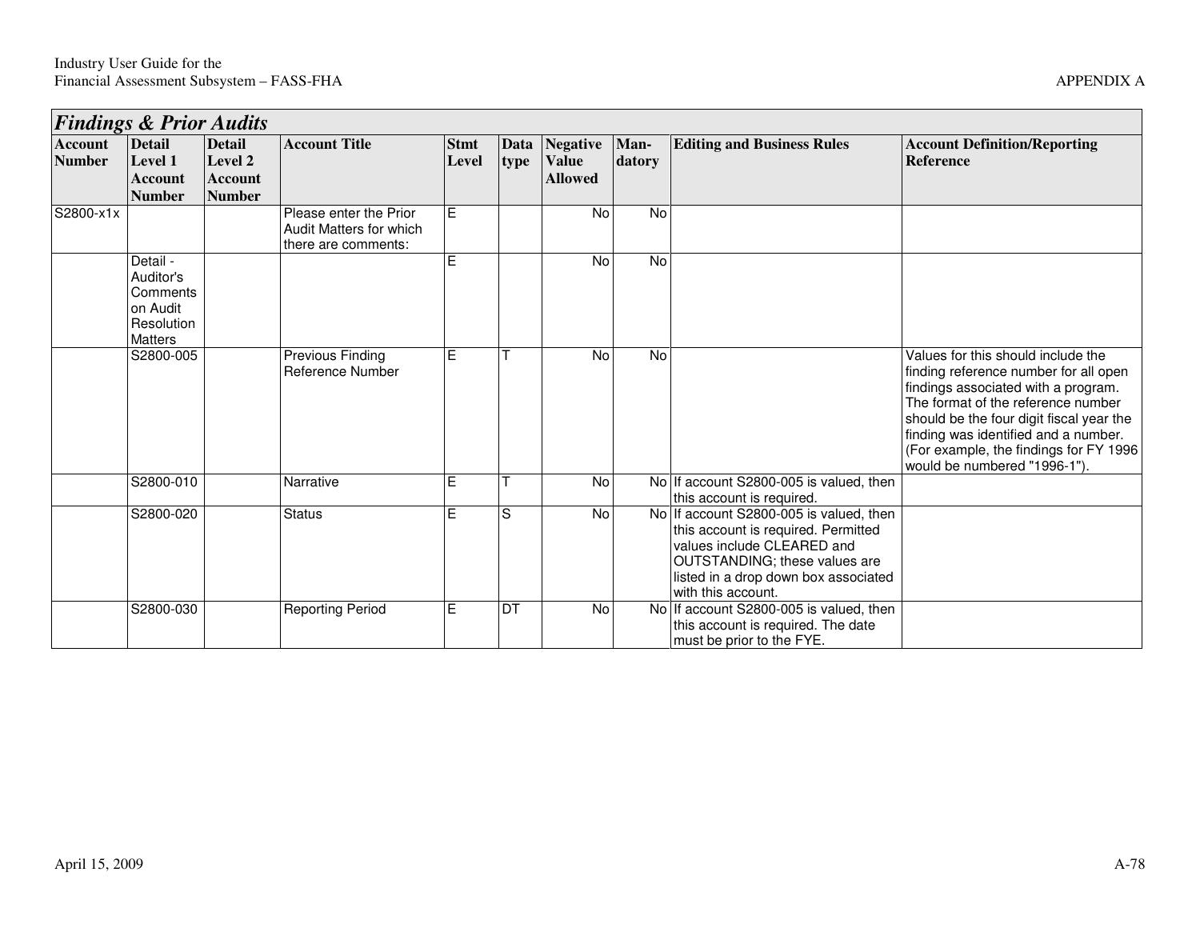## *Findings & Prior Audits*

| Account Number | Detail Level 1 Account Number | Detail Level 2 Account Number | Account Title | Stmt Level | Data type | Negative Value Allowed | Man-datory | Editing and Business Rules | Account Definition/Reporting Reference |
|---|---|---|---|---|---|---|---|---|---|
| S2800-x1x | | | Please enter the Prior Audit Matters for which there are comments: | E | | No | No | | |
| | Detail - Auditor's Comments on Audit Resolution Matters | | | E | | No | No | | |
| | S2800-005 | | Previous Finding Reference Number | E | T | No | No | | Values for this should include the finding reference number for all open findings associated with a program. The format of the reference number should be the four digit fiscal year the finding was identified and a number. (For example, the findings for FY 1996 would be numbered "1996-1"). |
| | S2800-010 | | Narrative | E | T | No | No | If account S2800-005 is valued, then this account is required. | |
| | S2800-020 | | Status | E | S | No | No | If account S2800-005 is valued, then this account is required. Permitted values include CLEARED and OUTSTANDING; these values are listed in a drop down box associated with this account. | |
| | S2800-030 | | Reporting Period | E | DT | No | No | If account S2800-005 is valued, then this account is required. The date must be prior to the FYE. | |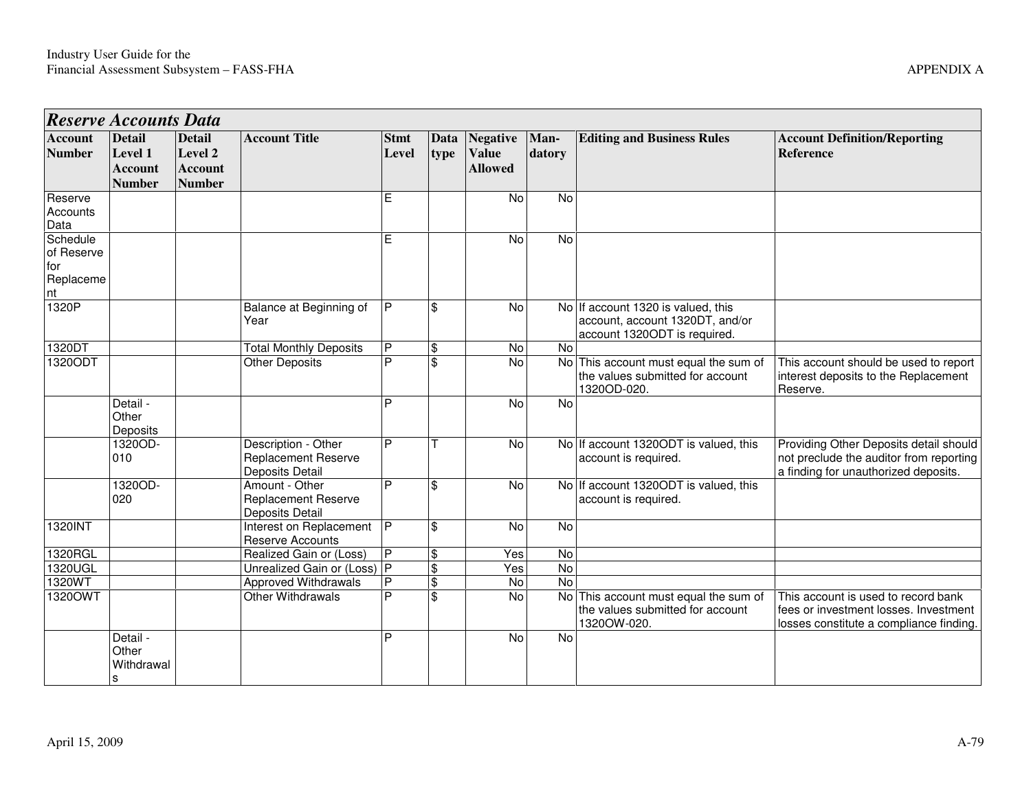## *Reserve Accounts Data*

| Account Number | Detail Level 1 Account Number | Detail Level 2 Account Number | Account Title | Stmt Level | Data type | Negative Value Allowed | Man-datory | Editing and Business Rules | Account Definition/Reporting Reference |
|---|---|---|---|---|---|---|---|---|---|
| Reserve Accounts Data | | | | E | | No | No | | |
| Schedule of Reserve for Replacement | | | | E | | No | No | | |
| 1320P | | | Balance at Beginning of Year | P | $ | No | No | If account 1320 is valued, this account, account 1320DT, and/or account 1320ODT is required. | |
| 1320DT | | | Total Monthly Deposits | P | $ | No | No | | |
| 1320ODT | | | Other Deposits | P | $ | No | No | This account must equal the sum of the values submitted for account 1320OD-020. | This account should be used to report interest deposits to the Replacement Reserve. |
| | Detail - Other Deposits | | | P | | No | No | | |
| | 1320OD-010 | | Description - Other Replacement Reserve Deposits Detail | P | T | No | No | If account 1320ODT is valued, this account is required. | Providing Other Deposits detail should not preclude the auditor from reporting a finding for unauthorized deposits. |
| | 1320OD-020 | | Amount - Other Replacement Reserve Deposits Detail | P | $ | No | No | If account 1320ODT is valued, this account is required. | |
| 1320INT | | | Interest on Replacement Reserve Accounts | P | $ | No | No | | |
| 1320RGL | | | Realized Gain or (Loss) | P | $ | Yes | No | | |
| 1320UGL | | | Unrealized Gain or (Loss) | P | $ | Yes | No | | |
| 1320WT | | | Approved Withdrawals | P | $ | No | No | | |
| 1320OWT | | | Other Withdrawals | P | $ | No | No | This account must equal the sum of the values submitted for account 1320OW-020. | This account is used to record bank fees or investment losses. Investment losses constitute a compliance finding. |
| | Detail - Other Withdrawals | | | P | | No | No | | |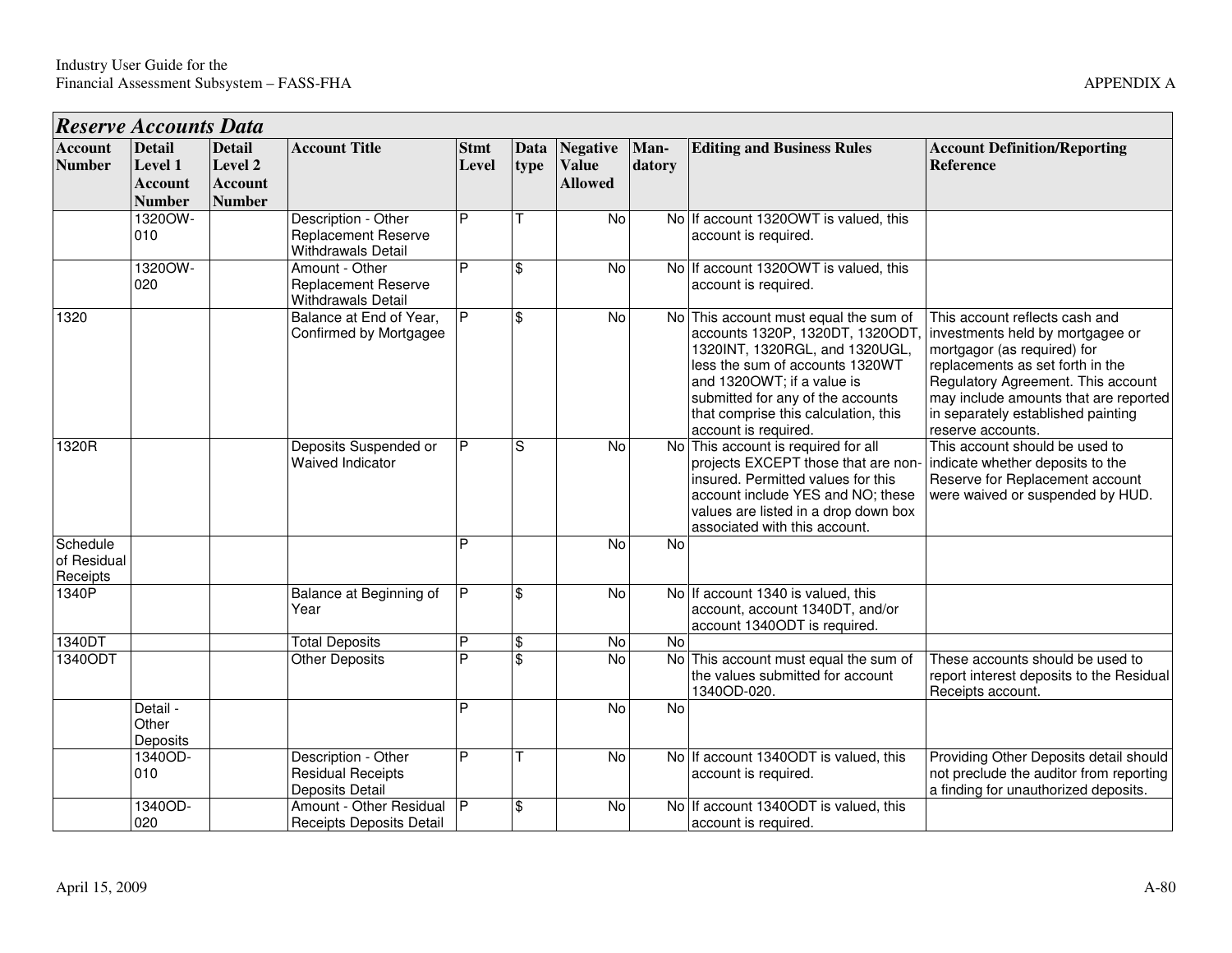## Reserve Accounts Data

| Account Number | Detail Level 1 Account Number | Detail Level 2 Account Number | Account Title | Stmt Level | Data type | Negative Value Allowed | Man-datory | Editing and Business Rules | Account Definition/Reporting Reference |
|---|---|---|---|---|---|---|---|---|---|
| | 1320OW-010 | | Description - Other Replacement Reserve Withdrawals Detail | P | T | No | No | If account 1320OWT is valued, this account is required. | |
| | 1320OW-020 | | Amount - Other Replacement Reserve Withdrawals Detail | P | $ | No | No | If account 1320OWT is valued, this account is required. | |
| 1320 | | | Balance at End of Year, Confirmed by Mortgagee | P | $ | No | No | This account must equal the sum of accounts 1320P, 1320DT, 1320ODT, 1320INT, 1320RGL, and 1320UGL, less the sum of accounts 1320WT and 1320OWT; if a value is submitted for any of the accounts that comprise this calculation, this account is required. | This account reflects cash and investments held by mortgagee or mortgagor (as required) for replacements as set forth in the Regulatory Agreement. This account may include amounts that are reported in separately established painting reserve accounts. |
| 1320R | | | Deposits Suspended or Waived Indicator | P | S | No | No | This account is required for all projects EXCEPT those that are non-insured. Permitted values for this account include YES and NO; these values are listed in a drop down box associated with this account. | This account should be used to indicate whether deposits to the Reserve for Replacement account were waived or suspended by HUD. |
| Schedule of Residual Receipts | | | | P | | No | No | | |
| 1340P | | | Balance at Beginning of Year | P | $ | No | No | If account 1340 is valued, this account, account 1340DT, and/or account 1340ODT is required. | |
| 1340DT | | | Total Deposits | P | $ | No | No | | |
| 1340ODT | | | Other Deposits | P | $ | No | No | This account must equal the sum of the values submitted for account 1340OD-020. | These accounts should be used to report interest deposits to the Residual Receipts account. |
| | Detail - Other Deposits | | | P | | No | No | | |
| | 1340OD-010 | | Description - Other Residual Receipts Deposits Detail | P | T | No | No | If account 1340ODT is valued, this account is required. | Providing Other Deposits detail should not preclude the auditor from reporting a finding for unauthorized deposits. |
| | 1340OD-020 | | Amount - Other Residual Receipts Deposits Detail | P | $ | No | No | If account 1340ODT is valued, this account is required. | |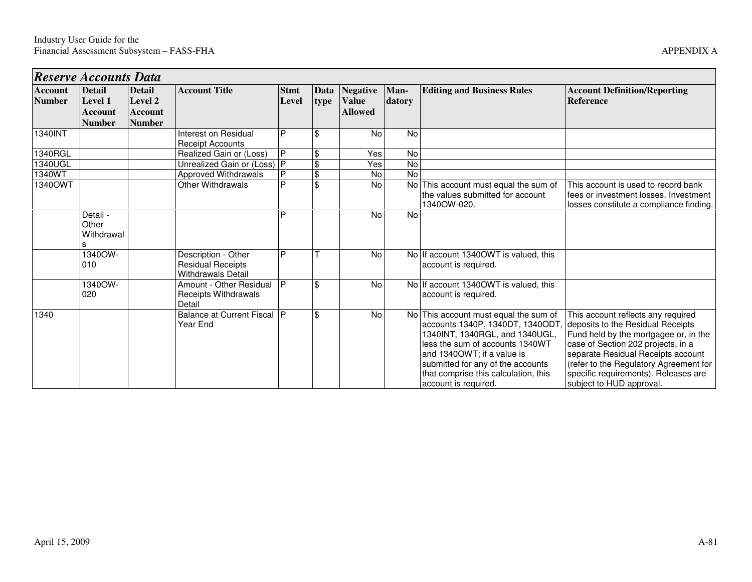## *Reserve Accounts Data*

| Account Number | Detail Level 1 Account Number | Detail Level 2 Account Number | Account Title | Stmt Level | Data type | Negative Value Allowed | Man-datory | Editing and Business Rules | Account Definition/Reporting Reference |
|---|---|---|---|---|---|---|---|---|---|
| 1340INT | | | Interest on Residual Receipt Accounts | P | $ | No | No | | |
| 1340RGL | | | Realized Gain or (Loss) | P | $ | Yes | No | | |
| 1340UGL | | | Unrealized Gain or (Loss) | P | $ | Yes | No | | |
| 1340WT | | | Approved Withdrawals | P | $ | No | No | | |
| 1340OWT | | | Other Withdrawals | P | $ | No | No | This account must equal the sum of the values submitted for account 1340OW-020. | This account is used to record bank fees or investment losses. Investment losses constitute a compliance finding. |
| | Detail - Other Withdrawals | | | P | | No | No | | |
| | 1340OW-010 | | Description - Other Residual Receipts Withdrawals Detail | P | T | No | No | If account 1340OWT is valued, this account is required. | |
| | 1340OW-020 | | Amount - Other Residual Receipts Withdrawals Detail | P | $ | No | No | If account 1340OWT is valued, this account is required. | |
| 1340 | | | Balance at Current Fiscal Year End | P | $ | No | No | This account must equal the sum of accounts 1340P, 1340DT, 1340ODT, 1340INT, 1340RGL, and 1340UGL, less the sum of accounts 1340WT and 1340OWT; if a value is submitted for any of the accounts that comprise this calculation, this account is required. | This account reflects any required deposits to the Residual Receipts Fund held by the mortgagee or, in the case of Section 202 projects, in a separate Residual Receipts account (refer to the Regulatory Agreement for specific requirements). Releases are subject to HUD approval. |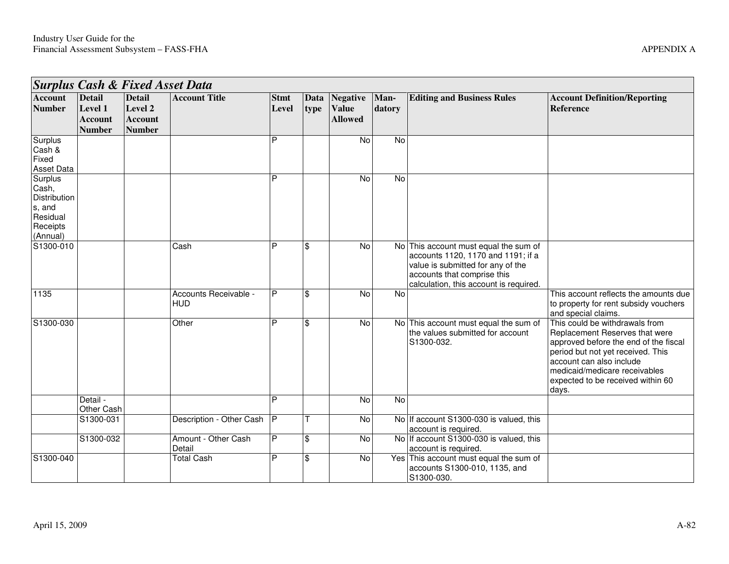## Surplus Cash & Fixed Asset Data

| Account Number | Detail Level 1 Account Number | Detail Level 2 Account Number | Account Title | Stmt Level | Data type | Negative Value Allowed | Man-datory | Editing and Business Rules | Account Definition/Reporting Reference |
|---|---|---|---|---|---|---|---|---|---|
| Surplus Cash & Fixed Asset Data | | | | P | | No | No | | |
| Surplus Cash, Distributions, and Residual Receipts (Annual) | | | | P | | No | No | | |
| S1300-010 | | | Cash | P | $ | No | No | This account must equal the sum of accounts 1120, 1170 and 1191; if a value is submitted for any of the accounts that comprise this calculation, this account is required. | |
| 1135 | | | Accounts Receivable - HUD | P | $ | No | No | | This account reflects the amounts due to property for rent subsidy vouchers and special claims. |
| S1300-030 | | | Other | P | $ | No | No | This account must equal the sum of the values submitted for account S1300-032. | This could be withdrawals from Replacement Reserves that were approved before the end of the fiscal period but not yet received. This account can also include medicaid/medicare receivables expected to be received within 60 days. |
| | Detail - Other Cash | | | P | | No | No | | |
| | S1300-031 | | Description - Other Cash | P | T | No | No | If account S1300-030 is valued, this account is required. | |
| | S1300-032 | | Amount - Other Cash Detail | P | $ | No | No | If account S1300-030 is valued, this account is required. | |
| S1300-040 | | | Total Cash | P | $ | No | Yes | This account must equal the sum of accounts S1300-010, 1135, and S1300-030. | |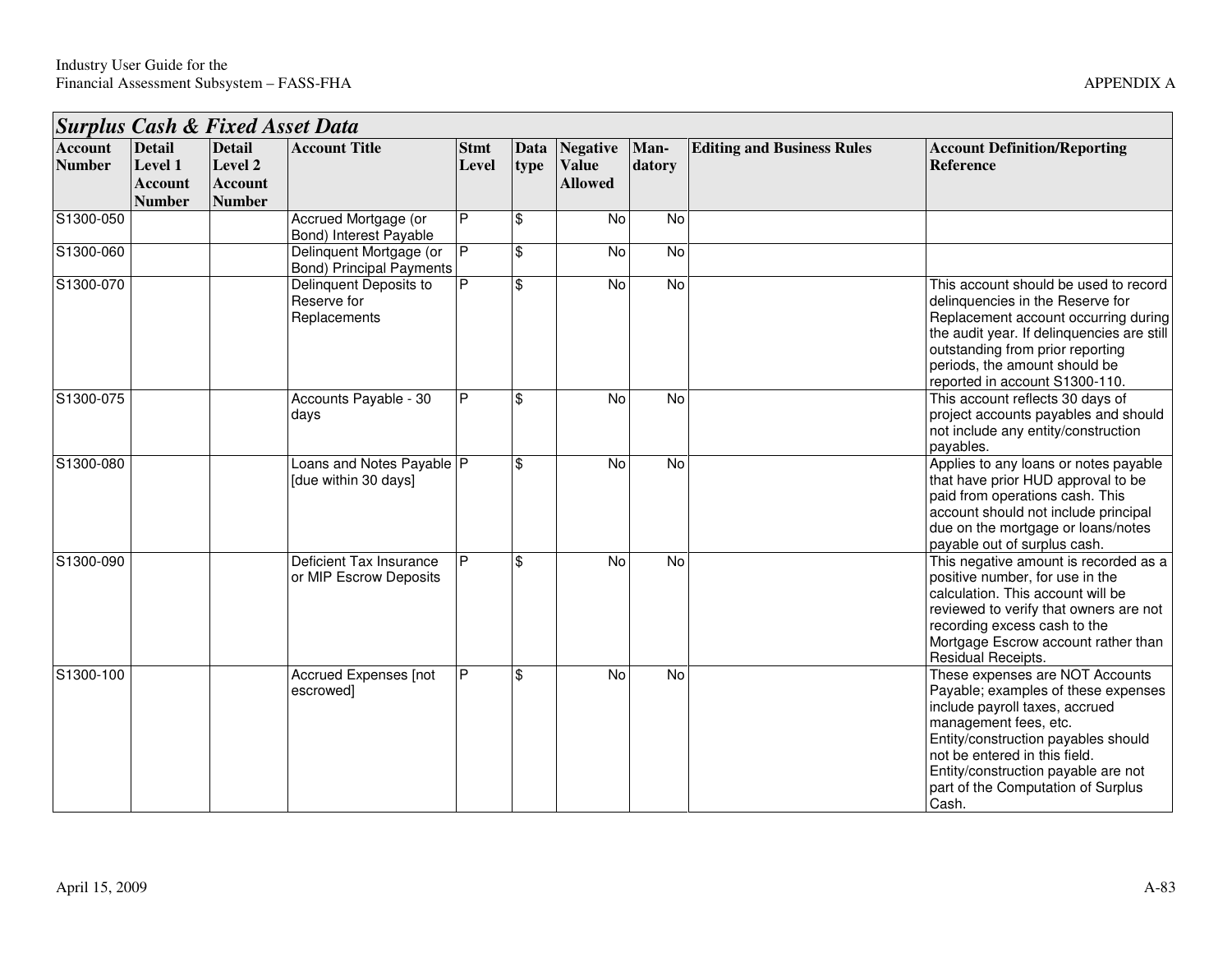## Surplus Cash & Fixed Asset Data

| Account Number | Detail Level 1 Account Number | Detail Level 2 Account Number | Account Title | Stmt Level | Data type | Negative Value Allowed | Man-datory | Editing and Business Rules | Account Definition/Reporting Reference |
|---|---|---|---|---|---|---|---|---|---|
| S1300-050 | | | Accrued Mortgage (or Bond) Interest Payable | P | $ | No | No | | |
| S1300-060 | | | Delinquent Mortgage (or Bond) Principal Payments | P | $ | No | No | | |
| S1300-070 | | | Delinquent Deposits to Reserve for Replacements | P | $ | No | No | | This account should be used to record delinquencies in the Reserve for Replacement account occurring during the audit year. If delinquencies are still outstanding from prior reporting periods, the amount should be reported in account S1300-110. |
| S1300-075 | | | Accounts Payable - 30 days | P | $ | No | No | | This account reflects 30 days of project accounts payables and should not include any entity/construction payables. |
| S1300-080 | | | Loans and Notes Payable [due within 30 days] | P | $ | No | No | | Applies to any loans or notes payable that have prior HUD approval to be paid from operations cash. This account should not include principal due on the mortgage or loans/notes payable out of surplus cash. |
| S1300-090 | | | Deficient Tax Insurance or MIP Escrow Deposits | P | $ | No | No | | This negative amount is recorded as a positive number, for use in the calculation. This account will be reviewed to verify that owners are not recording excess cash to the Mortgage Escrow account rather than Residual Receipts. |
| S1300-100 | | | Accrued Expenses [not escrowed] | P | $ | No | No | | These expenses are NOT Accounts Payable; examples of these expenses include payroll taxes, accrued management fees, etc. Entity/construction payables should not be entered in this field. Entity/construction payable are not part of the Computation of Surplus Cash. |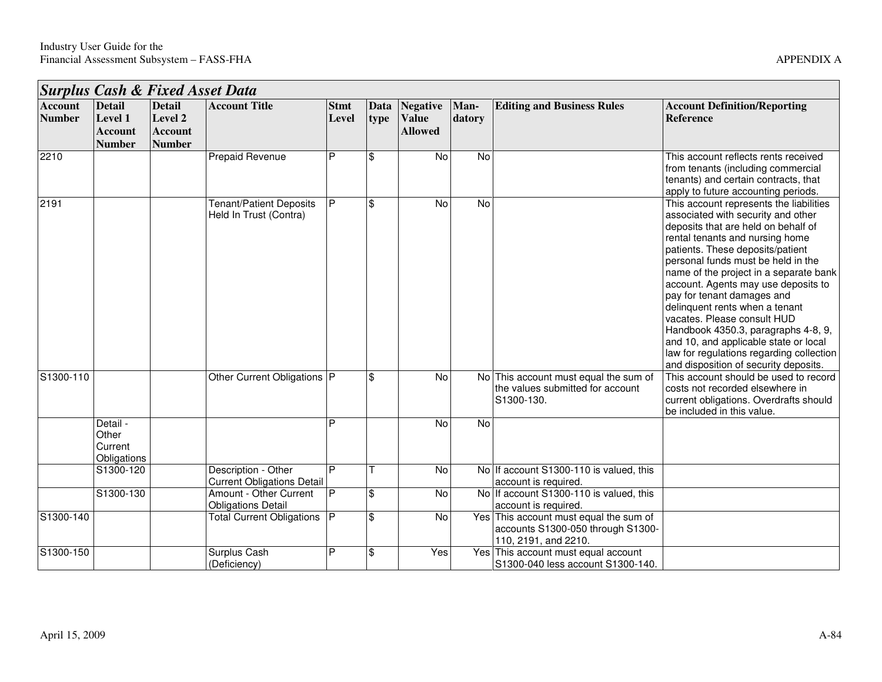## Surplus Cash & Fixed Asset Data

| Account Number | Detail Level 1 Account Number | Detail Level 2 Account Number | Account Title | Stmt Level | Data type | Negative Value Allowed | Man-datory | Editing and Business Rules | Account Definition/Reporting Reference |
|---|---|---|---|---|---|---|---|---|---|
| 2210 | | | Prepaid Revenue | P | $ | No | No | | This account reflects rents received from tenants (including commercial tenants) and certain contracts, that apply to future accounting periods. |
| 2191 | | | Tenant/Patient Deposits Held In Trust (Contra) | P | $ | No | No | | This account represents the liabilities associated with security and other deposits that are held on behalf of rental tenants and nursing home patients. These deposits/patient personal funds must be held in the name of the project in a separate bank account. Agents may use deposits to pay for tenant damages and delinquent rents when a tenant vacates. Please consult HUD Handbook 4350.3, paragraphs 4-8, 9, and 10, and applicable state or local law for regulations regarding collection and disposition of security deposits. |
| S1300-110 | | | Other Current Obligations | P | $ | No | No | This account must equal the sum of the values submitted for account S1300-130. | This account should be used to record costs not recorded elsewhere in current obligations. Overdrafts should be included in this value. |
| | Detail - Other Current Obligations | | | P | | No | No | | |
| | S1300-120 | | Description - Other Current Obligations Detail | P | T | No | No | If account S1300-110 is valued, this account is required. | |
| | S1300-130 | | Amount - Other Current Obligations Detail | P | $ | No | No | If account S1300-110 is valued, this account is required. | |
| S1300-140 | | | Total Current Obligations | P | $ | No | Yes | This account must equal the sum of accounts S1300-050 through S1300-110, 2191, and 2210. | |
| S1300-150 | | | Surplus Cash (Deficiency) | P | $ | Yes | Yes | This account must equal account S1300-040 less account S1300-140. | |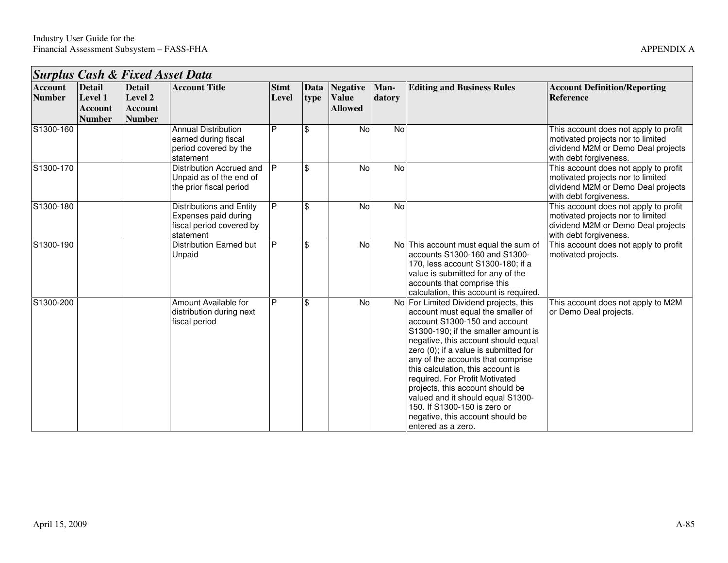## Surplus Cash & Fixed Asset Data

| Account Number | Detail Level 1 Account Number | Detail Level 2 Account Number | Account Title | Stmt Level | Data type | Negative Value Allowed | Man-datory | Editing and Business Rules | Account Definition/Reporting Reference |
|---|---|---|---|---|---|---|---|---|---|
| S1300-160 | | | Annual Distribution earned during fiscal period covered by the statement | P | $ | No | No | | This account does not apply to profit motivated projects nor to limited dividend M2M or Demo Deal projects with debt forgiveness. |
| S1300-170 | | | Distribution Accrued and Unpaid as of the end of the prior fiscal period | P | $ | No | No | | This account does not apply to profit motivated projects nor to limited dividend M2M or Demo Deal projects with debt forgiveness. |
| S1300-180 | | | Distributions and Entity Expenses paid during fiscal period covered by statement | P | $ | No | No | | This account does not apply to profit motivated projects nor to limited dividend M2M or Demo Deal projects with debt forgiveness. |
| S1300-190 | | | Distribution Earned but Unpaid | P | $ | No | No | This account must equal the sum of accounts S1300-160 and S1300-170, less account S1300-180; if a value is submitted for any of the accounts that comprise this calculation, this account is required. | This account does not apply to profit motivated projects. |
| S1300-200 | | | Amount Available for distribution during next fiscal period | P | $ | No | No | For Limited Dividend projects, this account must equal the smaller of account S1300-150 and account S1300-190; if the smaller amount is negative, this account should equal zero (0); if a value is submitted for any of the accounts that comprise this calculation, this account is required. For Profit Motivated projects, this account should be valued and it should equal S1300-150. If S1300-150 is zero or negative, this account should be entered as a zero. | This account does not apply to M2M or Demo Deal projects. |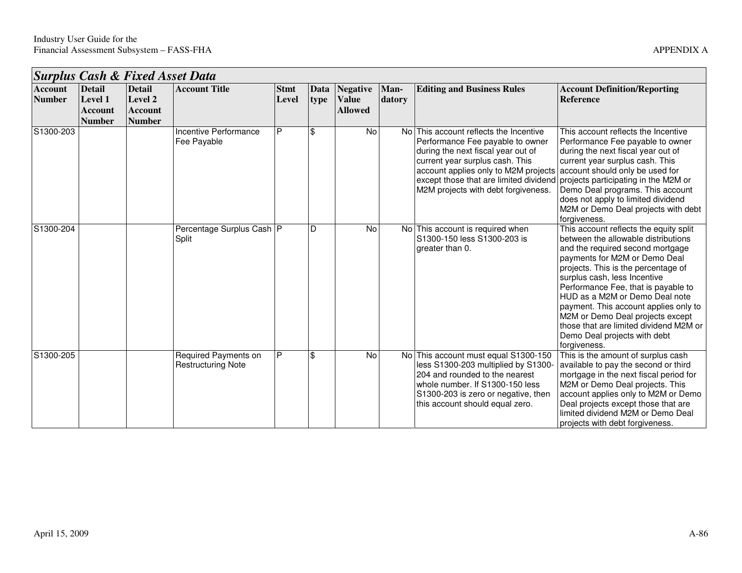## *Surplus Cash & Fixed Asset Data*

| Account Number | Detail Level 1 Account Number | Detail Level 2 Account Number | Account Title | Stmt Level | Data type | Negative Value Allowed | Man-datory | Editing and Business Rules | Account Definition/Reporting Reference |
|---|---|---|---|---|---|---|---|---|---|
| S1300-203 | | | Incentive Performance Fee Payable | P | $ | No | No | This account reflects the Incentive Performance Fee payable to owner during the next fiscal year out of current year surplus cash. This account applies only to M2M projects except those that are limited dividend M2M projects with debt forgiveness. | This account reflects the Incentive Performance Fee payable to owner during the next fiscal year out of current year surplus cash. This account should only be used for projects participating in the M2M or Demo Deal programs. This account does not apply to limited dividend M2M or Demo Deal projects with debt forgiveness. |
| S1300-204 | | | Percentage Surplus Cash Split | P | D | No | No | This account is required when S1300-150 less S1300-203 is greater than 0. | This account reflects the equity split between the allowable distributions and the required second mortgage payments for M2M or Demo Deal projects. This is the percentage of surplus cash, less Incentive Performance Fee, that is payable to HUD as a M2M or Demo Deal note payment. This account applies only to M2M or Demo Deal projects except those that are limited dividend M2M or Demo Deal projects with debt forgiveness. |
| S1300-205 | | | Required Payments on Restructuring Note | P | $ | No | No | This account must equal S1300-150 less S1300-203 multiplied by S1300-204 and rounded to the nearest whole number. If S1300-150 less S1300-203 is zero or negative, then this account should equal zero. | This is the amount of surplus cash available to pay the second or third mortgage in the next fiscal period for M2M or Demo Deal projects. This account applies only to M2M or Demo Deal projects except those that are limited dividend M2M or Demo Deal projects with debt forgiveness. |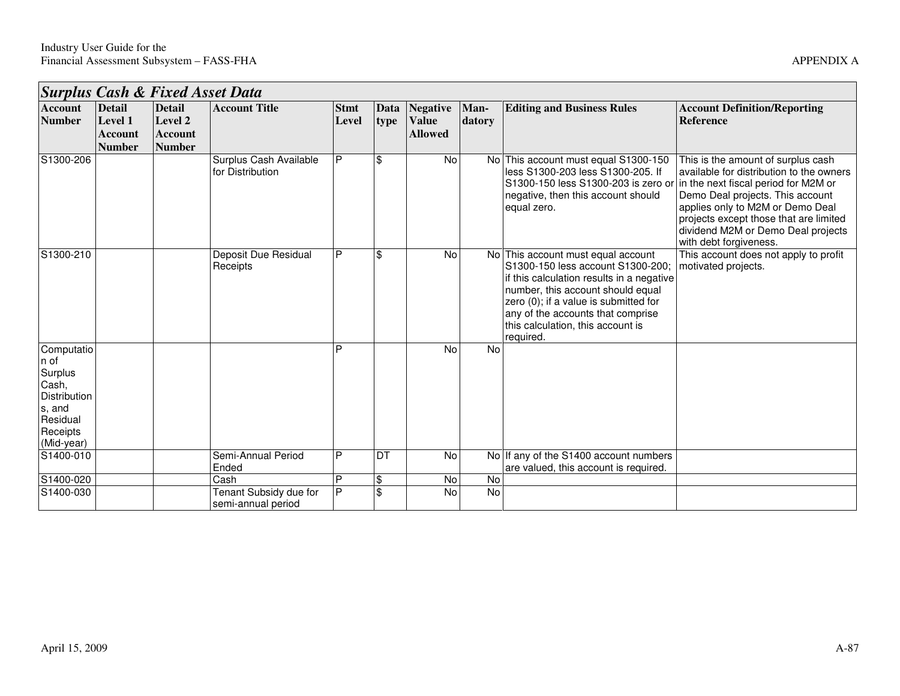## *Surplus Cash & Fixed Asset Data*

| Account Number | Detail Level 1 Account Number | Detail Level 2 Account Number | Account Title | Stmt Level | Data type | Negative Value Allowed | Man-datory | Editing and Business Rules | Account Definition/Reporting Reference |
|---|---|---|---|---|---|---|---|---|---|
| S1300-206 | | | Surplus Cash Available for Distribution | P | $ | No | No | This account must equal S1300-150 less S1300-203 less S1300-205. If S1300-150 less S1300-203 is zero or negative, then this account should equal zero. | This is the amount of surplus cash available for distribution to the owners in the next fiscal period for M2M or Demo Deal projects. This account applies only to M2M or Demo Deal projects except those that are limited dividend M2M or Demo Deal projects with debt forgiveness. |
| S1300-210 | | | Deposit Due Residual Receipts | P | $ | No | No | This account must equal account S1300-150 less account S1300-200; if this calculation results in a negative number, this account should equal zero (0); if a value is submitted for any of the accounts that comprise this calculation, this account is required. | This account does not apply to profit motivated projects. |
| Computation of Surplus Cash, Distributions, and Residual Receipts (Mid-year) | | | | P | | No | No | | |
| S1400-010 | | | Semi-Annual Period Ended | P | DT | No | No | If any of the S1400 account numbers are valued, this account is required. | |
| S1400-020 | | | Cash | P | $ | No | No | | |
| S1400-030 | | | Tenant Subsidy due for semi-annual period | P | $ | No | No | | |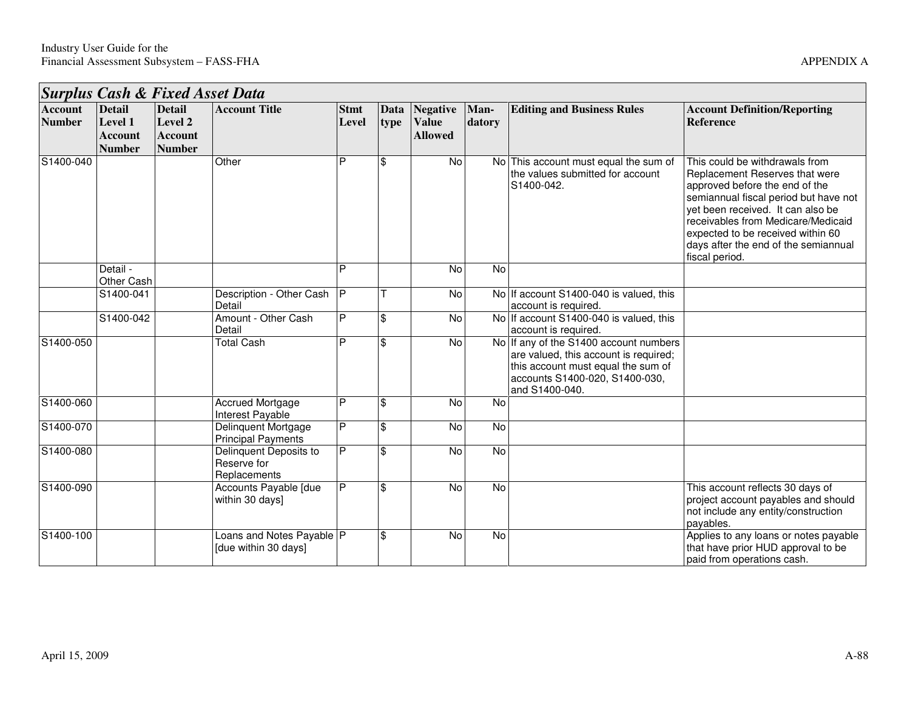| ***Surplus Cash & Fixed Asset Data*** | | | | | | | | | |
|---|---|---|---|---|---|---|---|---|---|
| **Account Number** | **Detail Level 1 Account Number** | **Detail Level 2 Account Number** | **Account Title** | **Stmt Level** | **Data type** | **Negative Value Allowed** | **Man-datory** | **Editing and Business Rules** | **Account Definition/Reporting Reference** |
| S1400-040 | | | Other | P | $ | No | No | This account must equal the sum of the values submitted for account S1400-042. | This could be withdrawals from Replacement Reserves that were approved before the end of the semiannual fiscal period but have not yet been received. It can also be receivables from Medicare/Medicaid expected to be received within 60 days after the end of the semiannual fiscal period. |
| | Detail - Other Cash | | | P | | No | No | | |
| | S1400-041 | | Description - Other Cash Detail | P | T | No | No | If account S1400-040 is valued, this account is required. | |
| | S1400-042 | | Amount - Other Cash Detail | P | $ | No | No | If account S1400-040 is valued, this account is required. | |
| S1400-050 | | | Total Cash | P | $ | No | No | If any of the S1400 account numbers are valued, this account is required; this account must equal the sum of accounts S1400-020, S1400-030, and S1400-040. | |
| S1400-060 | | | Accrued Mortgage Interest Payable | P | $ | No | No | | |
| S1400-070 | | | Delinquent Mortgage Principal Payments | P | $ | No | No | | |
| S1400-080 | | | Delinquent Deposits to Reserve for Replacements | P | $ | No | No | | |
| S1400-090 | | | Accounts Payable [due within 30 days] | P | $ | No | No | | This account reflects 30 days of project account payables and should not include any entity/construction payables. |
| S1400-100 | | | Loans and Notes Payable [due within 30 days] | P | $ | No | No | | Applies to any loans or notes payable that have prior HUD approval to be paid from operations cash. |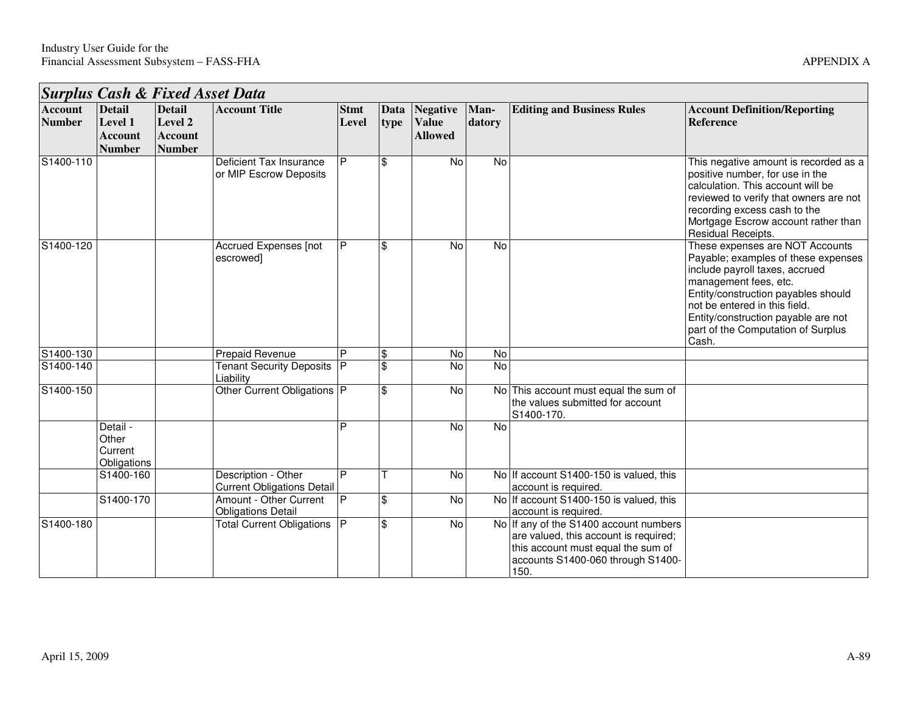## *Surplus Cash & Fixed Asset Data*

| Account Number | Detail Level 1 Account Number | Detail Level 2 Account Number | Account Title | Stmt Level | Data type | Negative Value Allowed | Man-datory | Editing and Business Rules | Account Definition/Reporting Reference |
|---|---|---|---|---|---|---|---|---|---|
| S1400-110 | | | Deficient Tax Insurance or MIP Escrow Deposits | P | $ | No | No | | This negative amount is recorded as a positive number, for use in the calculation. This account will be reviewed to verify that owners are not recording excess cash to the Mortgage Escrow account rather than Residual Receipts. |
| S1400-120 | | | Accrued Expenses [not escrowed] | P | $ | No | No | | These expenses are NOT Accounts Payable; examples of these expenses include payroll taxes, accrued management fees, etc. Entity/construction payables should not be entered in this field. Entity/construction payable are not part of the Computation of Surplus Cash. |
| S1400-130 | | | Prepaid Revenue | P | $ | No | No | | |
| S1400-140 | | | Tenant Security Deposits Liability | P | $ | No | No | | |
| S1400-150 | | | Other Current Obligations | P | $ | No | No | This account must equal the sum of the values submitted for account S1400-170. | |
| | Detail - Other Current Obligations | | | P | | No | No | | |
| | S1400-160 | | Description - Other Current Obligations Detail | P | T | No | No | If account S1400-150 is valued, this account is required. | |
| | S1400-170 | | Amount - Other Current Obligations Detail | P | $ | No | No | If account S1400-150 is valued, this account is required. | |
| S1400-180 | | | Total Current Obligations | P | $ | No | No | If any of the S1400 account numbers are valued, this account is required; this account must equal the sum of accounts S1400-060 through S1400-150. | |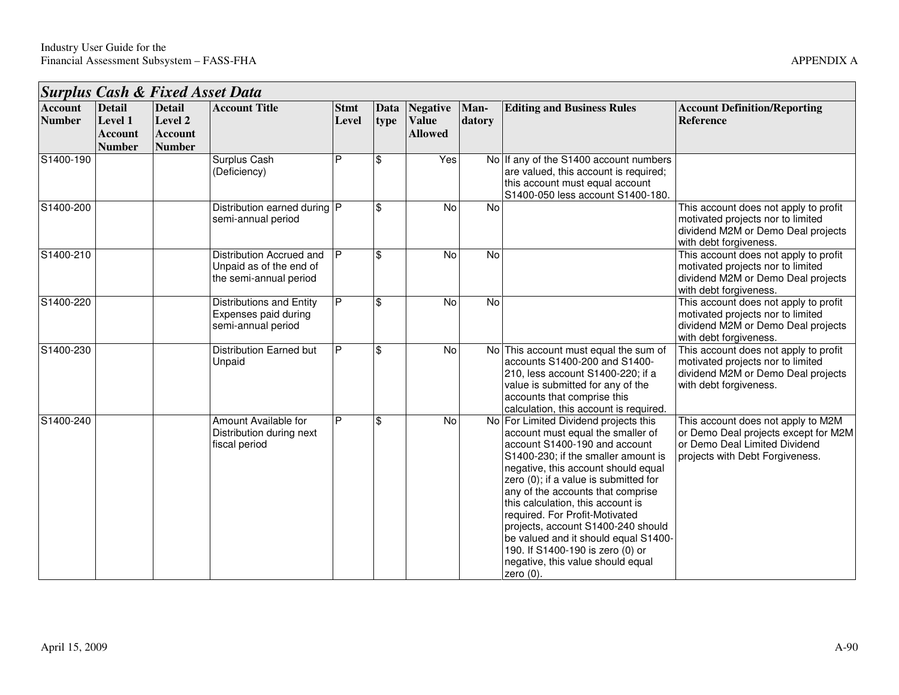## Surplus Cash & Fixed Asset Data

| Account Number | Detail Level 1 Account Number | Detail Level 2 Account Number | Account Title | Stmt Level | Data type | Negative Value Allowed | Man-datory | Editing and Business Rules | Account Definition/Reporting Reference |
|---|---|---|---|---|---|---|---|---|---|
| S1400-190 | | | Surplus Cash (Deficiency) | P | $ | Yes | No | If any of the S1400 account numbers are valued, this account is required; this account must equal account S1400-050 less account S1400-180. | |
| S1400-200 | | | Distribution earned during semi-annual period | P | $ | No | No | | This account does not apply to profit motivated projects nor to limited dividend M2M or Demo Deal projects with debt forgiveness. |
| S1400-210 | | | Distribution Accrued and Unpaid as of the end of the semi-annual period | P | $ | No | No | | This account does not apply to profit motivated projects nor to limited dividend M2M or Demo Deal projects with debt forgiveness. |
| S1400-220 | | | Distributions and Entity Expenses paid during semi-annual period | P | $ | No | No | | This account does not apply to profit motivated projects nor to limited dividend M2M or Demo Deal projects with debt forgiveness. |
| S1400-230 | | | Distribution Earned but Unpaid | P | $ | No | No | This account must equal the sum of accounts S1400-200 and S1400-210, less account S1400-220; if a value is submitted for any of the accounts that comprise this calculation, this account is required. | This account does not apply to profit motivated projects nor to limited dividend M2M or Demo Deal projects with debt forgiveness. |
| S1400-240 | | | Amount Available for Distribution during next fiscal period | P | $ | No | No | For Limited Dividend projects this account must equal the smaller of account S1400-190 and account S1400-230; if the smaller amount is negative, this account should equal zero (0); if a value is submitted for any of the accounts that comprise this calculation, this account is required. For Profit-Motivated projects, account S1400-240 should be valued and it should equal S1400-190. If S1400-190 is zero (0) or negative, this value should equal zero (0). | This account does not apply to M2M or Demo Deal projects except for M2M or Demo Deal Limited Dividend projects with Debt Forgiveness. |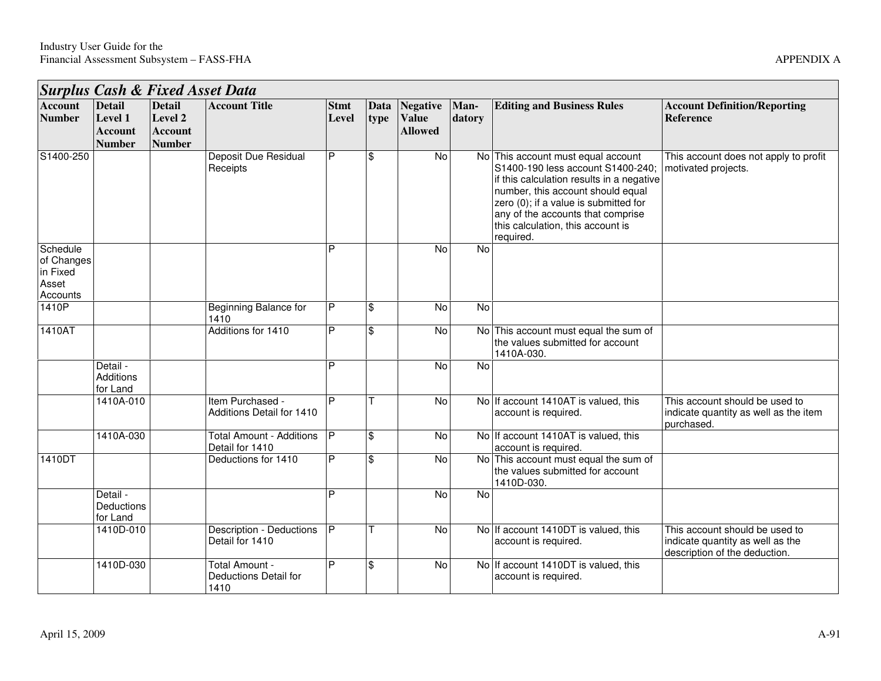## Surplus Cash & Fixed Asset Data

| Account Number | Detail Level 1 Account Number | Detail Level 2 Account Number | Account Title | Stmt Level | Data type | Negative Value Allowed | Man-datory | Editing and Business Rules | Account Definition/Reporting Reference |
|---|---|---|---|---|---|---|---|---|---|
| S1400-250 | | | Deposit Due Residual Receipts | P | $ | No | No | This account must equal account S1400-190 less account S1400-240; if this calculation results in a negative number, this account should equal zero (0); if a value is submitted for any of the accounts that comprise this calculation, this account is required. | This account does not apply to profit motivated projects. |
| Schedule of Changes in Fixed Asset Accounts | | | | P | | No | No | | |
| 1410P | | | Beginning Balance for 1410 | P | $ | No | No | | |
| 1410AT | | | Additions for 1410 | P | $ | No | No | This account must equal the sum of the values submitted for account 1410A-030. | |
| | Detail - Additions for Land | | | P | | No | No | | |
| | 1410A-010 | | Item Purchased - Additions Detail for 1410 | P | T | No | No | If account 1410AT is valued, this account is required. | This account should be used to indicate quantity as well as the item purchased. |
| | 1410A-030 | | Total Amount - Additions Detail for 1410 | P | $ | No | No | If account 1410AT is valued, this account is required. | |
| 1410DT | | | Deductions for 1410 | P | $ | No | No | This account must equal the sum of the values submitted for account 1410D-030. | |
| | Detail - Deductions for Land | | | P | | No | No | | |
| | 1410D-010 | | Description - Deductions Detail for 1410 | P | T | No | No | If account 1410DT is valued, this account is required. | This account should be used to indicate quantity as well as the description of the deduction. |
| | 1410D-030 | | Total Amount - Deductions Detail for 1410 | P | $ | No | No | If account 1410DT is valued, this account is required. | |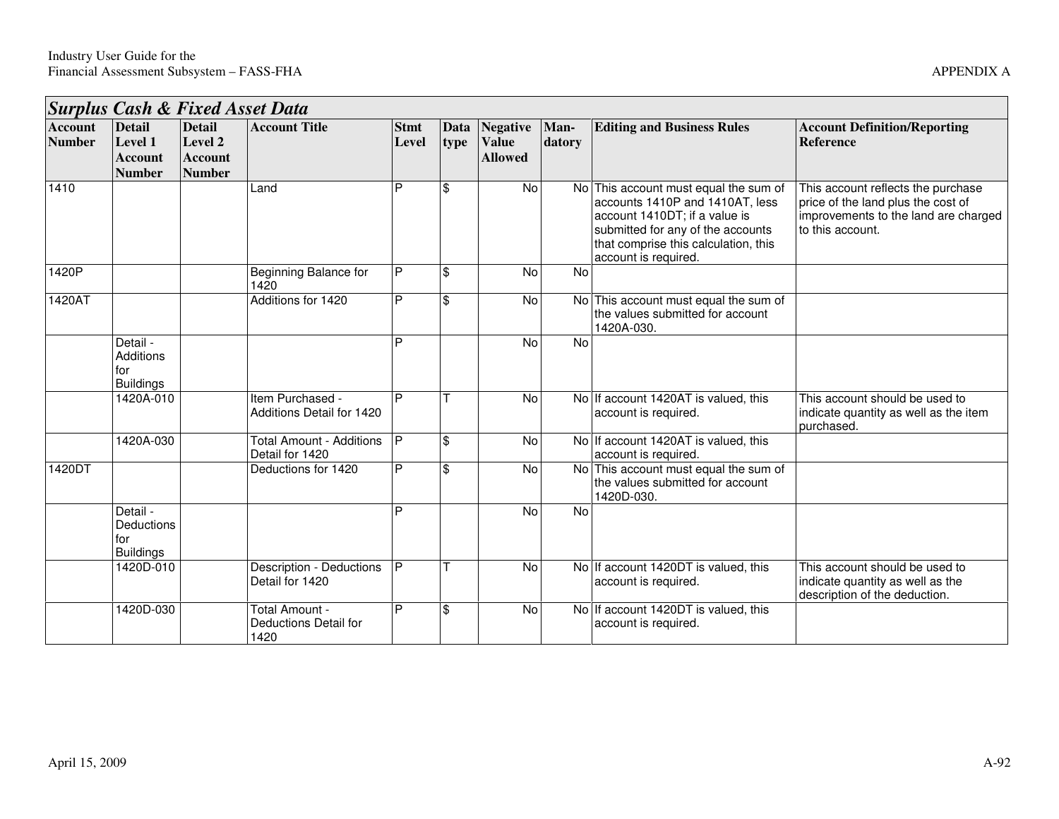## *Surplus Cash & Fixed Asset Data*

| Account Number | Detail Level 1 Account Number | Detail Level 2 Account Number | Account Title | Stmt Level | Data type | Negative Value Allowed | Man-datory | Editing and Business Rules | Account Definition/Reporting Reference |
|---|---|---|---|---|---|---|---|---|---|
| 1410 | | | Land | P | $ | No | No | This account must equal the sum of accounts 1410P and 1410AT, less account 1410DT; if a value is submitted for any of the accounts that comprise this calculation, this account is required. | This account reflects the purchase price of the land plus the cost of improvements to the land are charged to this account. |
| 1420P | | | Beginning Balance for 1420 | P | $ | No | No | | |
| 1420AT | | | Additions for 1420 | P | $ | No | No | This account must equal the sum of the values submitted for account 1420A-030. | |
| | Detail - Additions for Buildings | | | P | | No | No | | |
| | 1420A-010 | | Item Purchased - Additions Detail for 1420 | P | T | No | No | If account 1420AT is valued, this account is required. | This account should be used to indicate quantity as well as the item purchased. |
| | 1420A-030 | | Total Amount - Additions Detail for 1420 | P | $ | No | No | If account 1420AT is valued, this account is required. | |
| 1420DT | | | Deductions for 1420 | P | $ | No | No | This account must equal the sum of the values submitted for account 1420D-030. | |
| | Detail - Deductions for Buildings | | | P | | No | No | | |
| | 1420D-010 | | Description - Deductions Detail for 1420 | P | T | No | No | If account 1420DT is valued, this account is required. | This account should be used to indicate quantity as well as the description of the deduction. |
| | 1420D-030 | | Total Amount - Deductions Detail for 1420 | P | $ | No | No | If account 1420DT is valued, this account is required. | |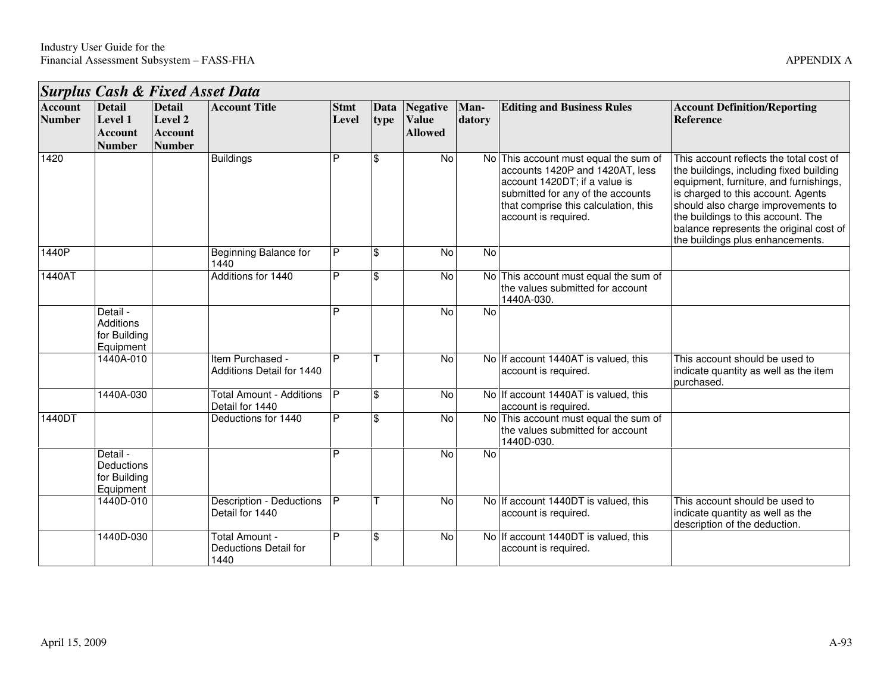## *Surplus Cash & Fixed Asset Data*

| Account Number | Detail Level 1 Account Number | Detail Level 2 Account Number | Account Title | Stmt Level | Data type | Negative Value Allowed | Man-datory | Editing and Business Rules | Account Definition/Reporting Reference |
|---|---|---|---|---|---|---|---|---|---|
| 1420 | | | Buildings | P | $ | No | No | This account must equal the sum of accounts 1420P and 1420AT, less account 1420DT; if a value is submitted for any of the accounts that comprise this calculation, this account is required. | This account reflects the total cost of the buildings, including fixed building equipment, furniture, and furnishings, is charged to this account. Agents should also charge improvements to the buildings to this account. The balance represents the original cost of the buildings plus enhancements. |
| 1440P | | | Beginning Balance for 1440 | P | $ | No | No | | |
| 1440AT | | | Additions for 1440 | P | $ | No | No | This account must equal the sum of the values submitted for account 1440A-030. | |
| | Detail - Additions for Building Equipment | | | P | | No | No | | |
| | 1440A-010 | | Item Purchased - Additions Detail for 1440 | P | T | No | No | If account 1440AT is valued, this account is required. | This account should be used to indicate quantity as well as the item purchased. |
| | 1440A-030 | | Total Amount - Additions Detail for 1440 | P | $ | No | No | If account 1440AT is valued, this account is required. | |
| 1440DT | | | Deductions for 1440 | P | $ | No | No | This account must equal the sum of the values submitted for account 1440D-030. | |
| | Detail - Deductions for Building Equipment | | | P | | No | No | | |
| | 1440D-010 | | Description - Deductions Detail for 1440 | P | T | No | No | If account 1440DT is valued, this account is required. | This account should be used to indicate quantity as well as the description of the deduction. |
| | 1440D-030 | | Total Amount - Deductions Detail for 1440 | P | $ | No | No | If account 1440DT is valued, this account is required. | |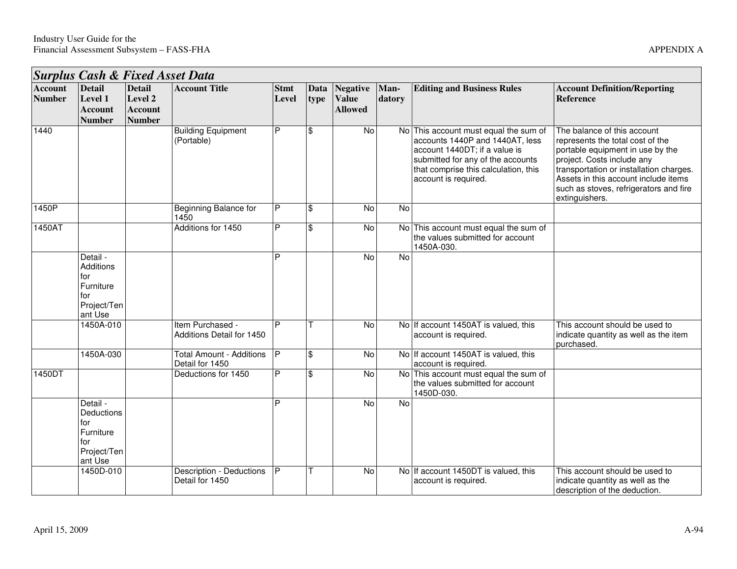| Surplus Cash & Fixed Asset Data | | | | | | | | | |
|---|---|---|---|---|---|---|---|---|---|
| **Account Number** | **Detail Level 1 Account Number** | **Detail Level 2 Account Number** | **Account Title** | **Stmt Level** | **Data type** | **Negative Value Allowed** | **Man-datory** | **Editing and Business Rules** | **Account Definition/Reporting Reference** |
| 1440 | | | Building Equipment (Portable) | P | $ | No | No | This account must equal the sum of accounts 1440P and 1440AT, less account 1440DT; if a value is submitted for any of the accounts that comprise this calculation, this account is required. | The balance of this account represents the total cost of the portable equipment in use by the project. Costs include any transportation or installation charges. Assets in this account include items such as stoves, refrigerators and fire extinguishers. |
| 1450P | | | Beginning Balance for 1450 | P | $ | No | No | | |
| 1450AT | | | Additions for 1450 | P | $ | No | No | This account must equal the sum of the values submitted for account 1450A-030. | |
| | Detail - Additions for Furniture for Project/Tenant Use | | | P | | No | No | | |
| | 1450A-010 | | Item Purchased - Additions Detail for 1450 | P | T | No | No | If account 1450AT is valued, this account is required. | This account should be used to indicate quantity as well as the item purchased. |
| | 1450A-030 | | Total Amount - Additions Detail for 1450 | P | $ | No | No | If account 1450AT is valued, this account is required. | |
| 1450DT | | | Deductions for 1450 | P | $ | No | No | This account must equal the sum of the values submitted for account 1450D-030. | |
| | Detail - Deductions for Furniture for Project/Tenant Use | | | P | | No | No | | |
| | 1450D-010 | | Description - Deductions Detail for 1450 | P | T | No | No | If account 1450DT is valued, this account is required. | This account should be used to indicate quantity as well as the description of the deduction. |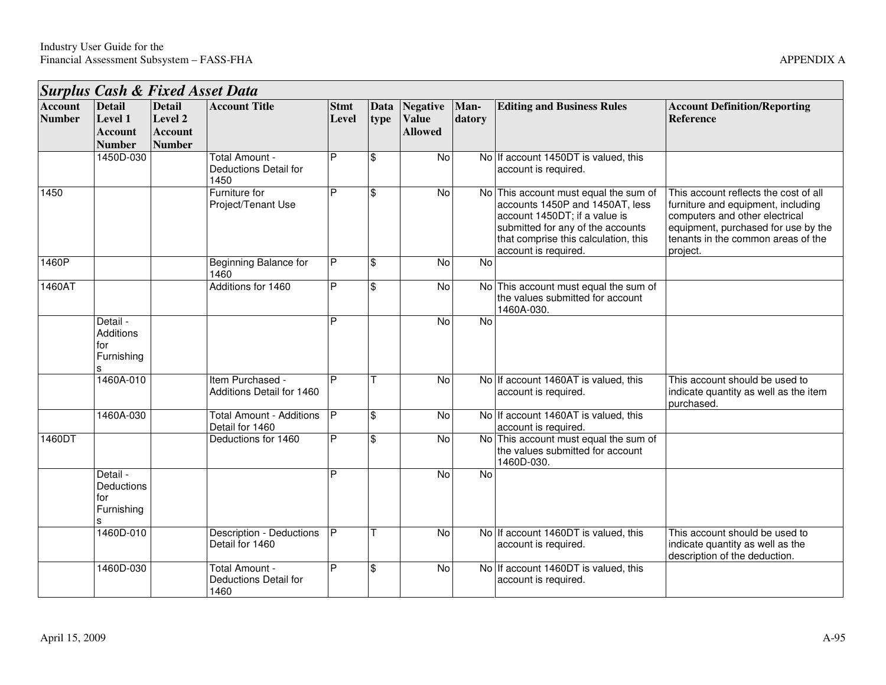| *Surplus Cash & Fixed Asset Data* | | | | | | | | | |
|---|---|---|---|---|---|---|---|---|---|
| **Account Number** | **Detail Level 1 Account Number** | **Detail Level 2 Account Number** | **Account Title** | **Stmt Level** | **Data type** | **Negative Value Allowed** | **Man-datory** | **Editing and Business Rules** | **Account Definition/Reporting Reference** |
| | 1450D-030 | | Total Amount - Deductions Detail for 1450 | P | $ | No | No | If account 1450DT is valued, this account is required. | |
| 1450 | | | Furniture for Project/Tenant Use | P | $ | No | No | This account must equal the sum of accounts 1450P and 1450AT, less account 1450DT; if a value is submitted for any of the accounts that comprise this calculation, this account is required. | This account reflects the cost of all furniture and equipment, including computers and other electrical equipment, purchased for use by the tenants in the common areas of the project. |
| 1460P | | | Beginning Balance for 1460 | P | $ | No | No | | |
| 1460AT | | | Additions for 1460 | P | $ | No | No | This account must equal the sum of the values submitted for account 1460A-030. | |
| | Detail - Additions for Furnishings | | | P | | No | No | | |
| | 1460A-010 | | Item Purchased - Additions Detail for 1460 | P | T | No | No | If account 1460AT is valued, this account is required. | This account should be used to indicate quantity as well as the item purchased. |
| | 1460A-030 | | Total Amount - Additions Detail for 1460 | P | $ | No | No | If account 1460AT is valued, this account is required. | |
| 1460DT | | | Deductions for 1460 | P | $ | No | No | This account must equal the sum of the values submitted for account 1460D-030. | |
| | Detail - Deductions for Furnishings | | | P | | No | No | | |
| | 1460D-010 | | Description - Deductions Detail for 1460 | P | T | No | No | If account 1460DT is valued, this account is required. | This account should be used to indicate quantity as well as the description of the deduction. |
| | 1460D-030 | | Total Amount - Deductions Detail for 1460 | P | $ | No | No | If account 1460DT is valued, this account is required. | |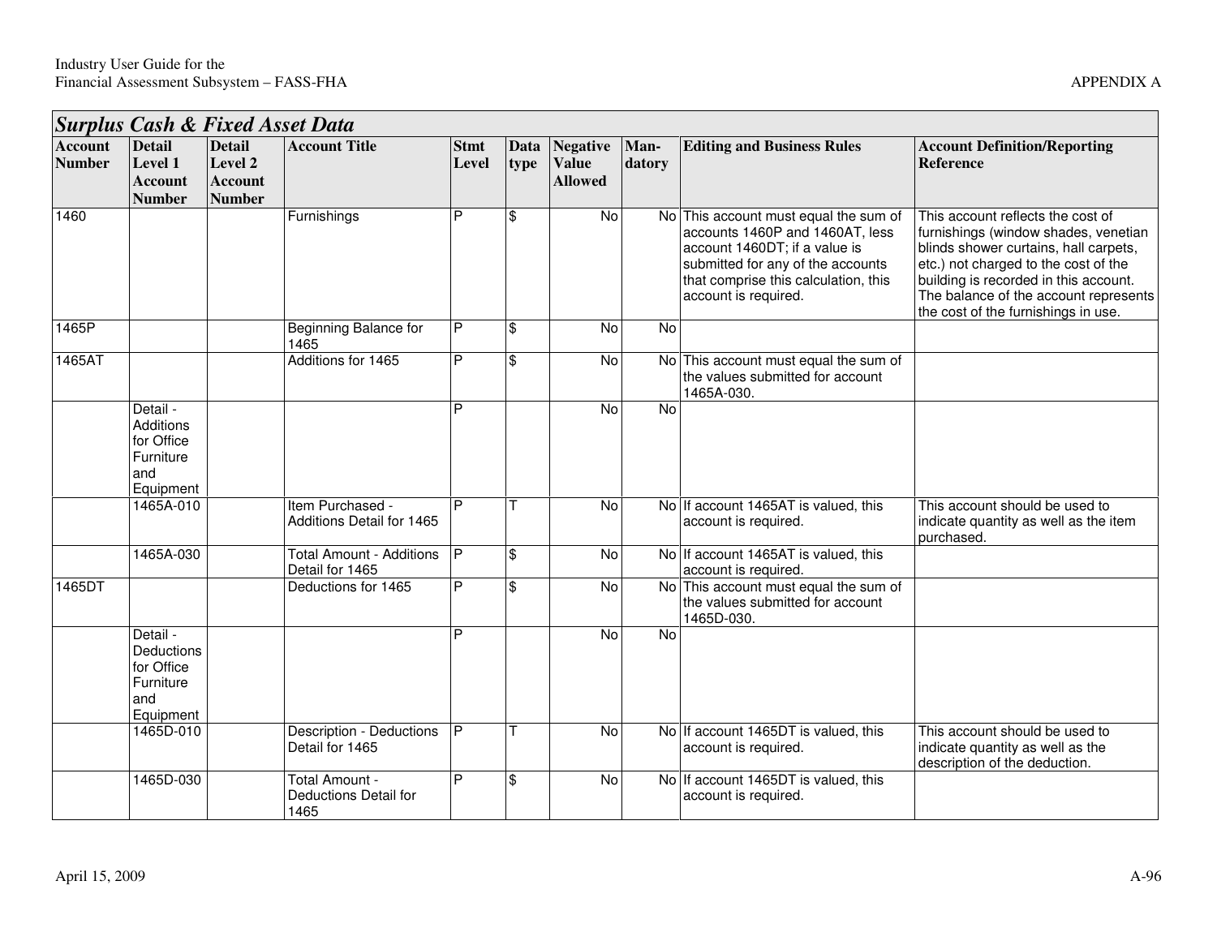| *Surplus Cash & Fixed Asset Data* | | | | | | | | | |
|---|---|---|---|---|---|---|---|---|---|
| **Account Number** | **Detail Level 1 Account Number** | **Detail Level 2 Account Number** | **Account Title** | **Stmt Level** | **Data type** | **Negative Value Allowed** | **Man-datory** | **Editing and Business Rules** | **Account Definition/Reporting Reference** |
| 1460 | | | Furnishings | P | $ | No | No | This account must equal the sum of accounts 1460P and 1460AT, less account 1460DT; if a value is submitted for any of the accounts that comprise this calculation, this account is required. | This account reflects the cost of furnishings (window shades, venetian blinds shower curtains, hall carpets, etc.) not charged to the cost of the building is recorded in this account. The balance of the account represents the cost of the furnishings in use. |
| 1465P | | | Beginning Balance for 1465 | P | $ | No | No | | |
| 1465AT | | | Additions for 1465 | P | $ | No | No | This account must equal the sum of the values submitted for account 1465A-030. | |
| | Detail - Additions for Office Furniture and Equipment | | | P | | No | No | | |
| | 1465A-010 | | Item Purchased - Additions Detail for 1465 | P | T | No | No | If account 1465AT is valued, this account is required. | This account should be used to indicate quantity as well as the item purchased. |
| | 1465A-030 | | Total Amount - Additions Detail for 1465 | P | $ | No | No | If account 1465AT is valued, this account is required. | |
| 1465DT | | | Deductions for 1465 | P | $ | No | No | This account must equal the sum of the values submitted for account 1465D-030. | |
| | Detail - Deductions for Office Furniture and Equipment | | | P | | No | No | | |
| | 1465D-010 | | Description - Deductions Detail for 1465 | P | T | No | No | If account 1465DT is valued, this account is required. | This account should be used to indicate quantity as well as the description of the deduction. |
| | 1465D-030 | | Total Amount - Deductions Detail for 1465 | P | $ | No | No | If account 1465DT is valued, this account is required. | |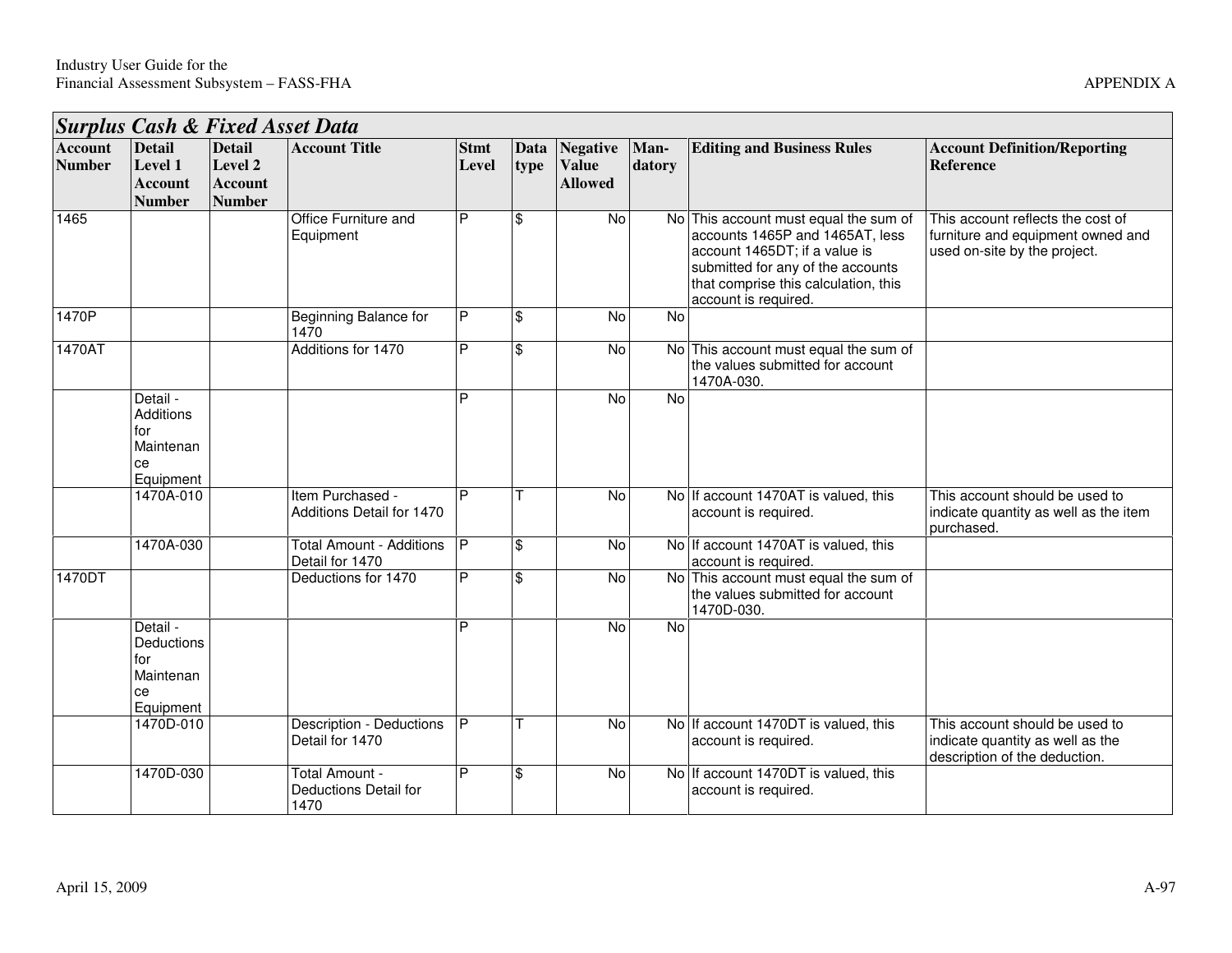## *Surplus Cash & Fixed Asset Data*

| Account Number | Detail Level 1 Account Number | Detail Level 2 Account Number | Account Title | Stmt Level | Data type | Negative Value Allowed | Man-datory | Editing and Business Rules | Account Definition/Reporting Reference |
|---|---|---|---|---|---|---|---|---|---|
| 1465 | | | Office Furniture and Equipment | P | $ | No | No | This account must equal the sum of accounts 1465P and 1465AT, less account 1465DT; if a value is submitted for any of the accounts that comprise this calculation, this account is required. | This account reflects the cost of furniture and equipment owned and used on-site by the project. |
| 1470P | | | Beginning Balance for 1470 | P | $ | No | No | | |
| 1470AT | | | Additions for 1470 | P | $ | No | No | This account must equal the sum of the values submitted for account 1470A-030. | |
| | Detail - Additions for Maintenance Equipment | | | P | | No | No | | |
| | 1470A-010 | | Item Purchased - Additions Detail for 1470 | P | T | No | No | If account 1470AT is valued, this account is required. | This account should be used to indicate quantity as well as the item purchased. |
| | 1470A-030 | | Total Amount - Additions Detail for 1470 | P | $ | No | No | If account 1470AT is valued, this account is required. | |
| 1470DT | | | Deductions for 1470 | P | $ | No | No | This account must equal the sum of the values submitted for account 1470D-030. | |
| | Detail - Deductions for Maintenance Equipment | | | P | | No | No | | |
| | 1470D-010 | | Description - Deductions Detail for 1470 | P | T | No | No | If account 1470DT is valued, this account is required. | This account should be used to indicate quantity as well as the description of the deduction. |
| | 1470D-030 | | Total Amount - Deductions Detail for 1470 | P | $ | No | No | If account 1470DT is valued, this account is required. | |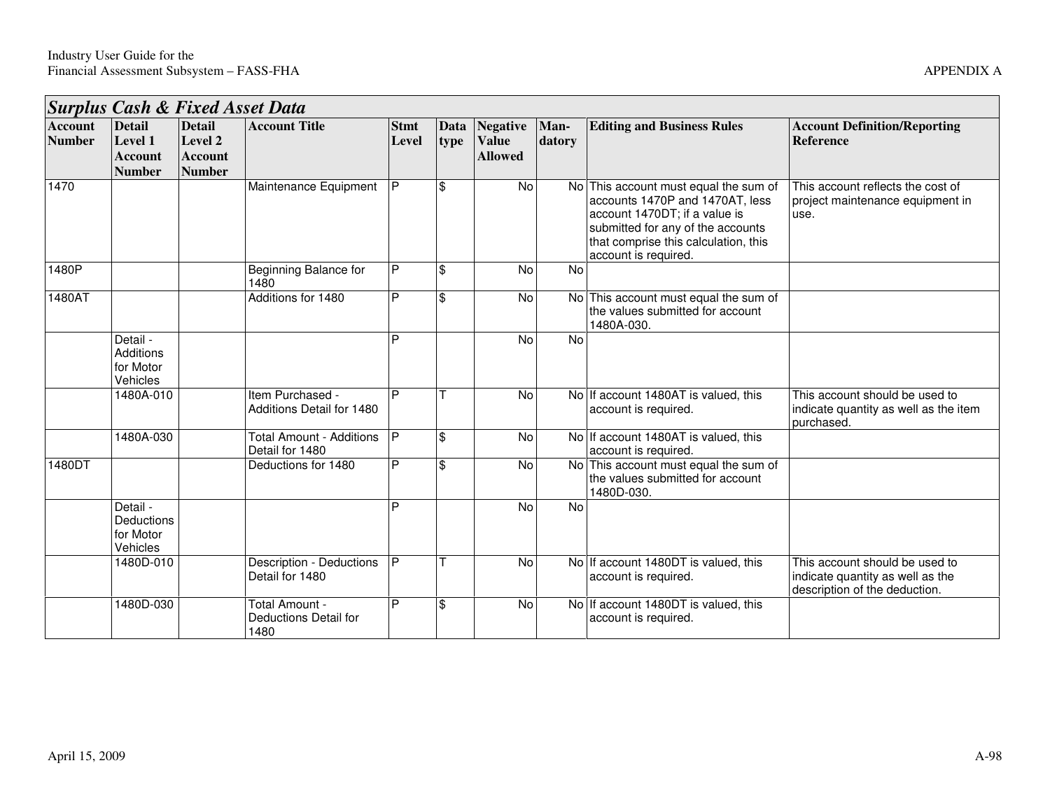| *Surplus Cash & Fixed Asset Data* | | | | | | | | | |
|---|---|---|---|---|---|---|---|---|---|
| **Account Number** | **Detail Level 1 Account Number** | **Detail Level 2 Account Number** | **Account Title** | **Stmt Level** | **Data type** | **Negative Value Allowed** | **Man-datory** | **Editing and Business Rules** | **Account Definition/Reporting Reference** |
| 1470 | | | Maintenance Equipment | P | $ | No | No | This account must equal the sum of accounts 1470P and 1470AT, less account 1470DT; if a value is submitted for any of the accounts that comprise this calculation, this account is required. | This account reflects the cost of project maintenance equipment in use. |
| 1480P | | | Beginning Balance for 1480 | P | $ | No | No | | |
| 1480AT | | | Additions for 1480 | P | $ | No | No | This account must equal the sum of the values submitted for account 1480A-030. | |
| | Detail - Additions for Motor Vehicles | | | P | | No | No | | |
| | 1480A-010 | | Item Purchased - Additions Detail for 1480 | P | T | No | No | If account 1480AT is valued, this account is required. | This account should be used to indicate quantity as well as the item purchased. |
| | 1480A-030 | | Total Amount - Additions Detail for 1480 | P | $ | No | No | If account 1480AT is valued, this account is required. | |
| 1480DT | | | Deductions for 1480 | P | $ | No | No | This account must equal the sum of the values submitted for account 1480D-030. | |
| | Detail - Deductions for Motor Vehicles | | | P | | No | No | | |
| | 1480D-010 | | Description - Deductions Detail for 1480 | P | T | No | No | If account 1480DT is valued, this account is required. | This account should be used to indicate quantity as well as the description of the deduction. |
| | 1480D-030 | | Total Amount - Deductions Detail for 1480 | P | $ | No | No | If account 1480DT is valued, this account is required. | |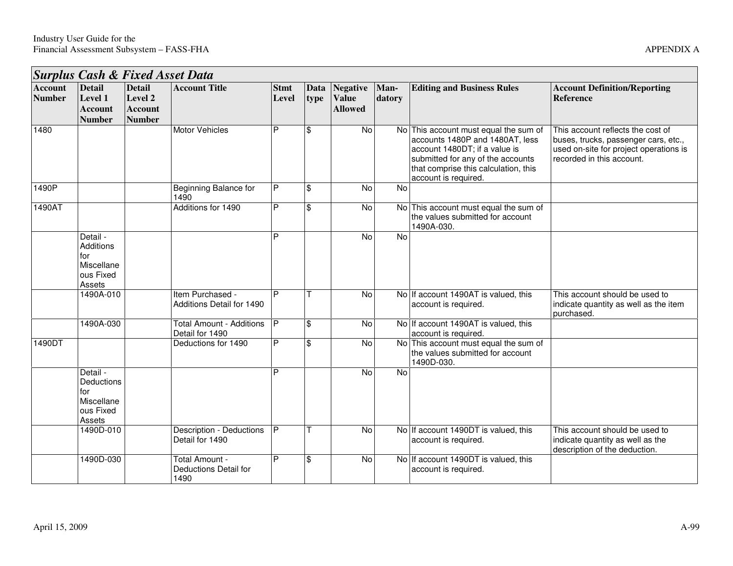## Surplus Cash & Fixed Asset Data

| Account Number | Detail Level 1 Account Number | Detail Level 2 Account Number | Account Title | Stmt Level | Data type | Negative Value Allowed | Man-datory | Editing and Business Rules | Account Definition/Reporting Reference |
|---|---|---|---|---|---|---|---|---|---|
| 1480 | | | Motor Vehicles | P | $ | No | No | This account must equal the sum of accounts 1480P and 1480AT, less account 1480DT; if a value is submitted for any of the accounts that comprise this calculation, this account is required. | This account reflects the cost of buses, trucks, passenger cars, etc., used on-site for project operations is recorded in this account. |
| 1490P | | | Beginning Balance for 1490 | P | $ | No | No | | |
| 1490AT | | | Additions for 1490 | P | $ | No | No | This account must equal the sum of the values submitted for account 1490A-030. | |
| | Detail - Additions for Miscellaneous Fixed Assets | | | P | | No | No | | |
| | 1490A-010 | | Item Purchased - Additions Detail for 1490 | P | T | No | No | If account 1490AT is valued, this account is required. | This account should be used to indicate quantity as well as the item purchased. |
| | 1490A-030 | | Total Amount - Additions Detail for 1490 | P | $ | No | No | If account 1490AT is valued, this account is required. | |
| 1490DT | | | Deductions for 1490 | P | $ | No | No | This account must equal the sum of the values submitted for account 1490D-030. | |
| | Detail - Deductions for Miscellaneous Fixed Assets | | | P | | No | No | | |
| | 1490D-010 | | Description - Deductions Detail for 1490 | P | T | No | No | If account 1490DT is valued, this account is required. | This account should be used to indicate quantity as well as the description of the deduction. |
| | 1490D-030 | | Total Amount - Deductions Detail for 1490 | P | $ | No | No | If account 1490DT is valued, this account is required. | |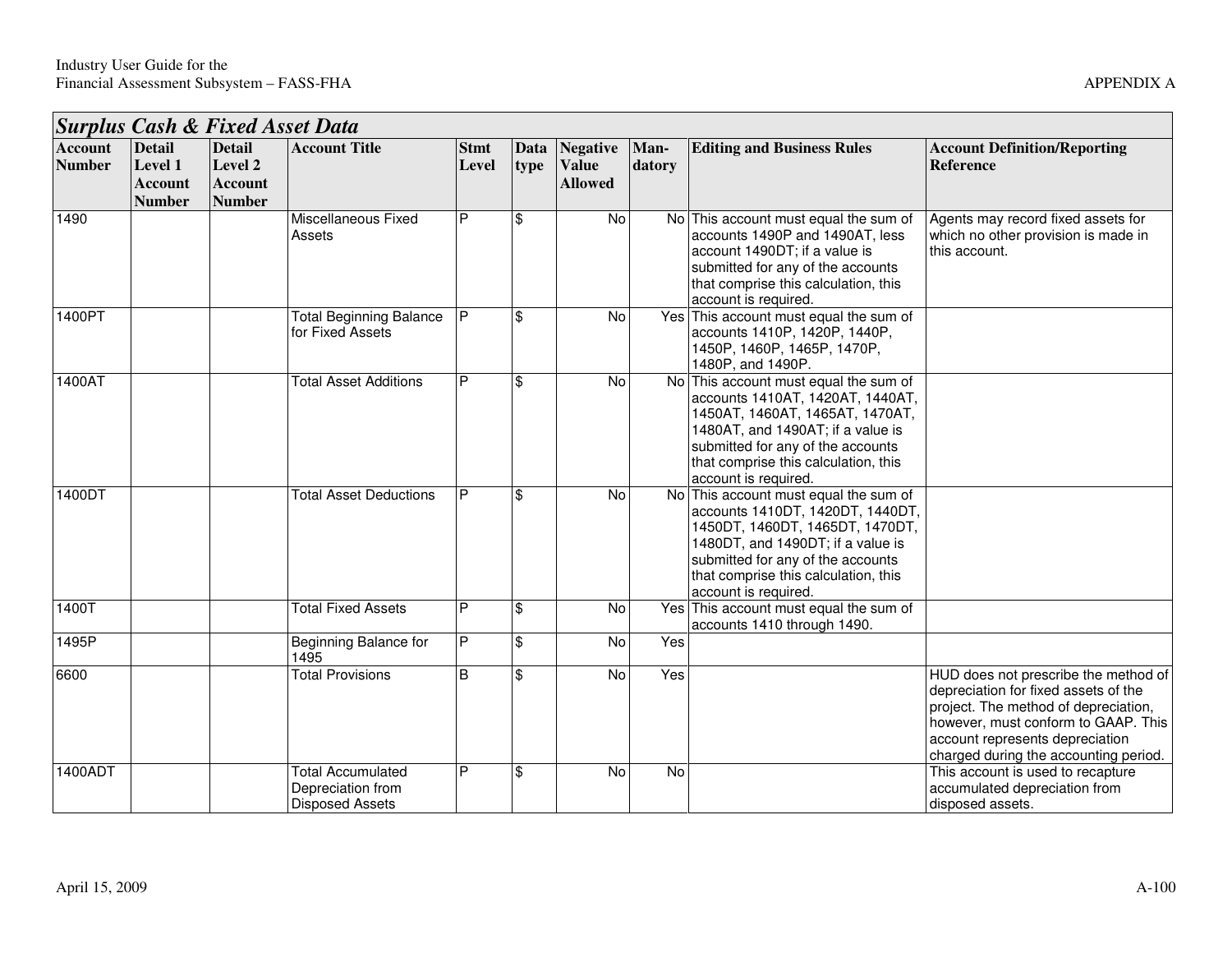## Surplus Cash & Fixed Asset Data

| Account Number | Detail Level 1 Account Number | Detail Level 2 Account Number | Account Title | Stmt Level | Data type | Negative Value Allowed | Man-datory | Editing and Business Rules | Account Definition/Reporting Reference |
|---|---|---|---|---|---|---|---|---|---|
| 1490 | | | Miscellaneous Fixed Assets | P | $ | No | No | This account must equal the sum of accounts 1490P and 1490AT, less account 1490DT; if a value is submitted for any of the accounts that comprise this calculation, this account is required. | Agents may record fixed assets for which no other provision is made in this account. |
| 1400PT | | | Total Beginning Balance for Fixed Assets | P | $ | No | Yes | This account must equal the sum of accounts 1410P, 1420P, 1440P, 1450P, 1460P, 1465P, 1470P, 1480P, and 1490P. | |
| 1400AT | | | Total Asset Additions | P | $ | No | No | This account must equal the sum of accounts 1410AT, 1420AT, 1440AT, 1450AT, 1460AT, 1465AT, 1470AT, 1480AT, and 1490AT; if a value is submitted for any of the accounts that comprise this calculation, this account is required. | |
| 1400DT | | | Total Asset Deductions | P | $ | No | No | This account must equal the sum of accounts 1410DT, 1420DT, 1440DT, 1450DT, 1460DT, 1465DT, 1470DT, 1480DT, and 1490DT; if a value is submitted for any of the accounts that comprise this calculation, this account is required. | |
| 1400T | | | Total Fixed Assets | P | $ | No | Yes | This account must equal the sum of accounts 1410 through 1490. | |
| 1495P | | | Beginning Balance for 1495 | P | $ | No | Yes | | |
| 6600 | | | Total Provisions | B | $ | No | Yes | | HUD does not prescribe the method of depreciation for fixed assets of the project. The method of depreciation, however, must conform to GAAP. This account represents depreciation charged during the accounting period. |
| 1400ADT | | | Total Accumulated Depreciation from Disposed Assets | P | $ | No | No | | This account is used to recapture accumulated depreciation from disposed assets. |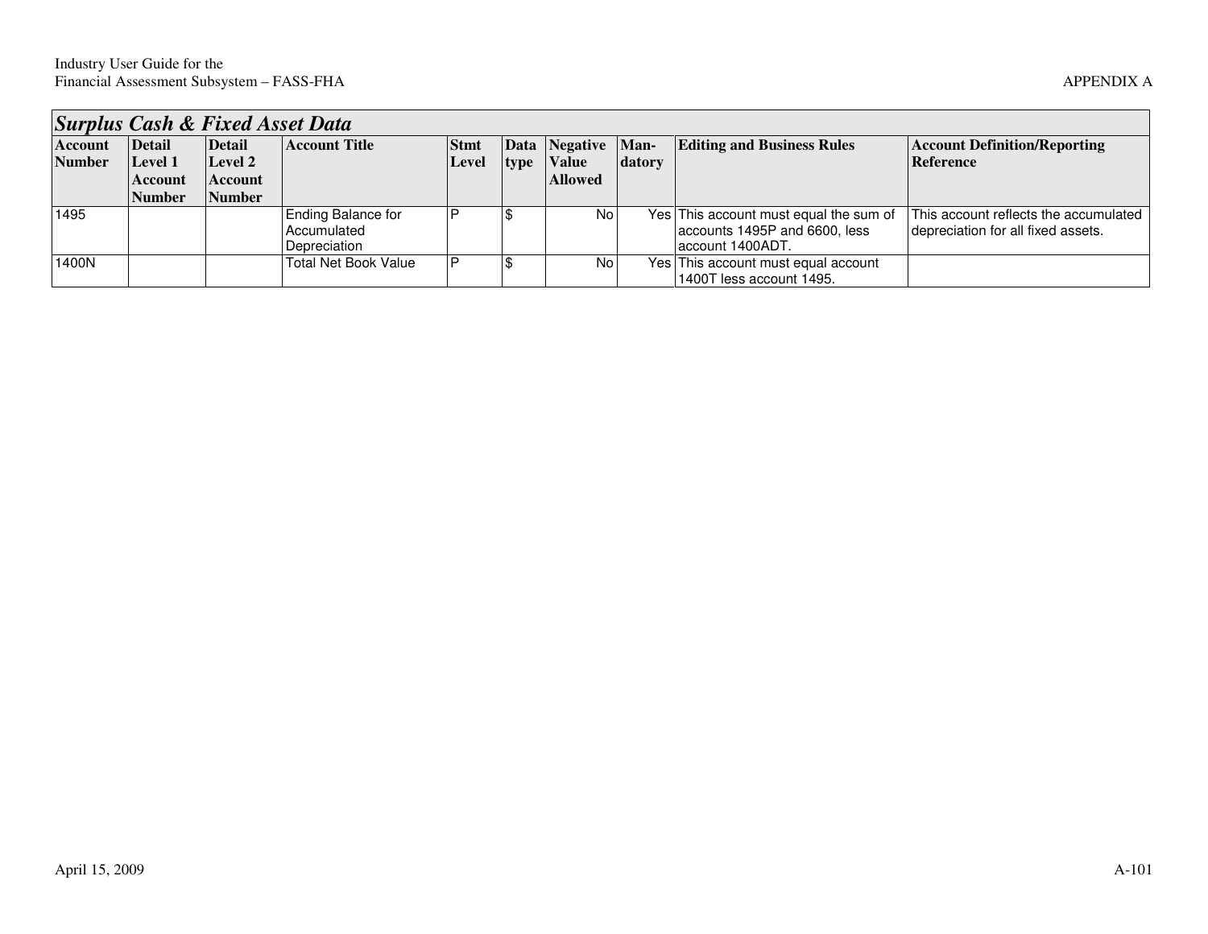## *Surplus Cash & Fixed Asset Data*

| Account Number | Detail Level 1 Account Number | Detail Level 2 Account Number | Account Title | Stmt Level | Data type | Negative Value Allowed | Man-datory | Editing and Business Rules | Account Definition/Reporting Reference |
|---|---|---|---|---|---|---|---|---|---|
| 1495 | | | Ending Balance for Accumulated Depreciation | P | $ | No | Yes | This account must equal the sum of accounts 1495P and 6600, less account 1400ADT. | This account reflects the accumulated depreciation for all fixed assets. |
| 1400N | | | Total Net Book Value | P | $ | No | Yes | This account must equal account 1400T less account 1495. | |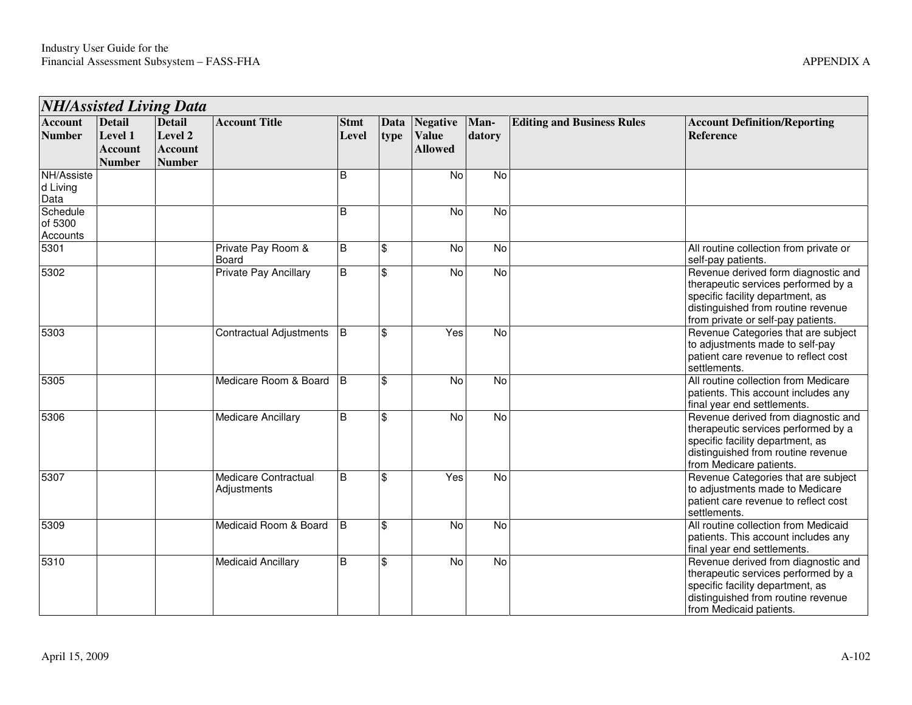| *NH/Assisted Living Data* | | | | | | | | | |
|---|---|---|---|---|---|---|---|---|---|
| **Account Number** | **Detail Level 1 Account Number** | **Detail Level 2 Account Number** | **Account Title** | **Stmt Level** | **Data type** | **Negative Value Allowed** | **Man-datory** | **Editing and Business Rules** | **Account Definition/Reporting Reference** |
| NH/Assisted Living Data | | | | B | | No | No | | |
| Schedule of 5300 Accounts | | | | B | | No | No | | |
| 5301 | | | Private Pay Room & Board | B | $ | No | No | | All routine collection from private or self-pay patients. |
| 5302 | | | Private Pay Ancillary | B | $ | No | No | | Revenue derived form diagnostic and therapeutic services performed by a specific facility department, as distinguished from routine revenue from private or self-pay patients. |
| 5303 | | | Contractual Adjustments | B | $ | Yes | No | | Revenue Categories that are subject to adjustments made to self-pay patient care revenue to reflect cost settlements. |
| 5305 | | | Medicare Room & Board | B | $ | No | No | | All routine collection from Medicare patients. This account includes any final year end settlements. |
| 5306 | | | Medicare Ancillary | B | $ | No | No | | Revenue derived from diagnostic and therapeutic services performed by a specific facility department, as distinguished from routine revenue from Medicare patients. |
| 5307 | | | Medicare Contractual Adjustments | B | $ | Yes | No | | Revenue Categories that are subject to adjustments made to Medicare patient care revenue to reflect cost settlements. |
| 5309 | | | Medicaid Room & Board | B | $ | No | No | | All routine collection from Medicaid patients. This account includes any final year end settlements. |
| 5310 | | | Medicaid Ancillary | B | $ | No | No | | Revenue derived from diagnostic and therapeutic services performed by a specific facility department, as distinguished from routine revenue from Medicaid patients. |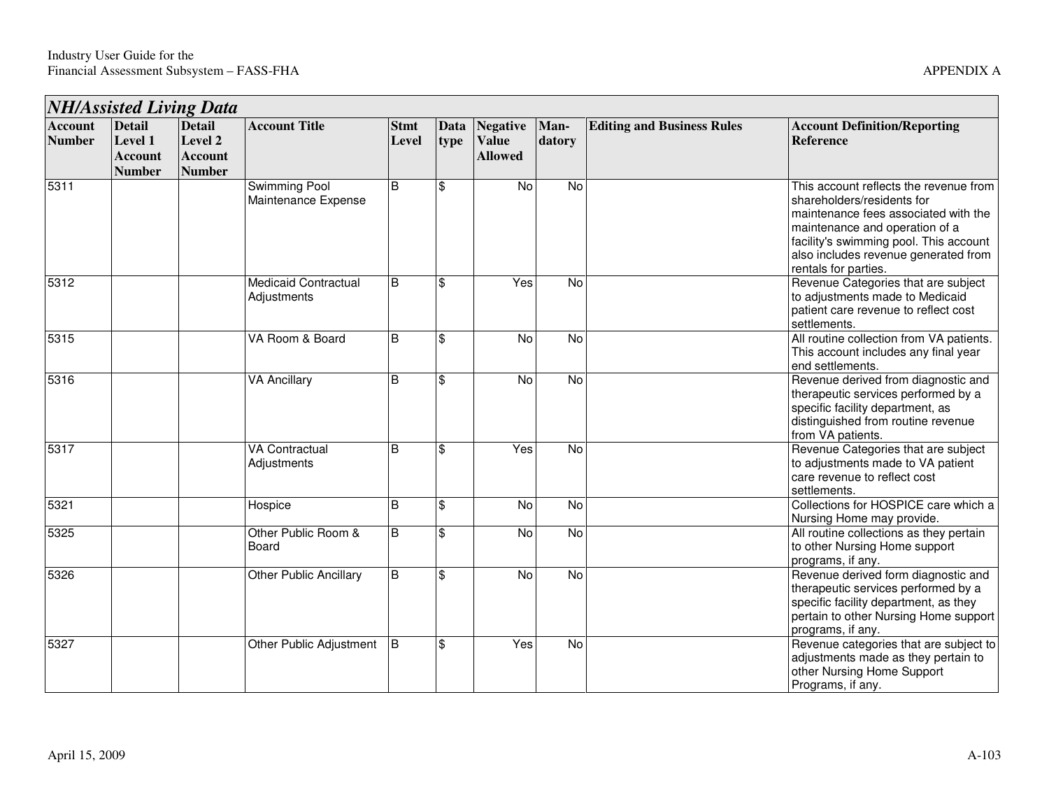| NH/Assisted Living Data | | | | | | | | | |
|---|---|---|---|---|---|---|---|---|---|
| **Account Number** | **Detail Level 1 Account Number** | **Detail Level 2 Account Number** | **Account Title** | **Stmt Level** | **Data type** | **Negative Value Allowed** | **Man-datory** | **Editing and Business Rules** | **Account Definition/Reporting Reference** |
| 5311 | | | Swimming Pool Maintenance Expense | B | $ | No | No | | This account reflects the revenue from shareholders/residents for maintenance fees associated with the maintenance and operation of a facility's swimming pool. This account also includes revenue generated from rentals for parties. |
| 5312 | | | Medicaid Contractual Adjustments | B | $ | Yes | No | | Revenue Categories that are subject to adjustments made to Medicaid patient care revenue to reflect cost settlements. |
| 5315 | | | VA Room & Board | B | $ | No | No | | All routine collection from VA patients. This account includes any final year end settlements. |
| 5316 | | | VA Ancillary | B | $ | No | No | | Revenue derived from diagnostic and therapeutic services performed by a specific facility department, as distinguished from routine revenue from VA patients. |
| 5317 | | | VA Contractual Adjustments | B | $ | Yes | No | | Revenue Categories that are subject to adjustments made to VA patient care revenue to reflect cost settlements. |
| 5321 | | | Hospice | B | $ | No | No | | Collections for HOSPICE care which a Nursing Home may provide. |
| 5325 | | | Other Public Room & Board | B | $ | No | No | | All routine collections as they pertain to other Nursing Home support programs, if any. |
| 5326 | | | Other Public Ancillary | B | $ | No | No | | Revenue derived form diagnostic and therapeutic services performed by a specific facility department, as they pertain to other Nursing Home support programs, if any. |
| 5327 | | | Other Public Adjustment | B | $ | Yes | No | | Revenue categories that are subject to adjustments made as they pertain to other Nursing Home Support Programs, if any. |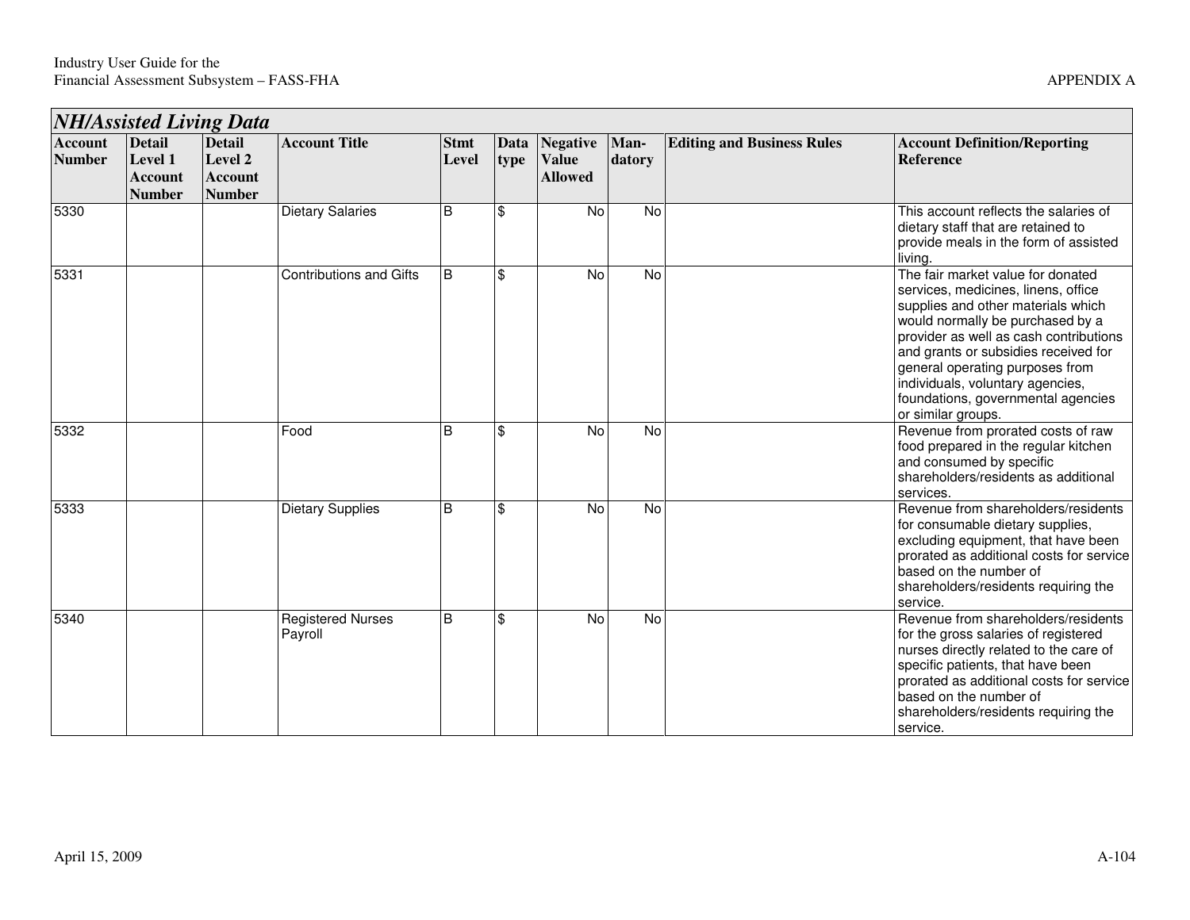## NH/Assisted Living Data

| Account Number | Detail Level 1 Account Number | Detail Level 2 Account Number | Account Title | Stmt Level | Data type | Negative Value Allowed | Man-datory | Editing and Business Rules | Account Definition/Reporting Reference |
|---|---|---|---|---|---|---|---|---|---|
| 5330 | | | Dietary Salaries | B | $ | No | No | | This account reflects the salaries of dietary staff that are retained to provide meals in the form of assisted living. |
| 5331 | | | Contributions and Gifts | B | $ | No | No | | The fair market value for donated services, medicines, linens, office supplies and other materials which would normally be purchased by a provider as well as cash contributions and grants or subsidies received for general operating purposes from individuals, voluntary agencies, foundations, governmental agencies or similar groups. |
| 5332 | | | Food | B | $ | No | No | | Revenue from prorated costs of raw food prepared in the regular kitchen and consumed by specific shareholders/residents as additional services. |
| 5333 | | | Dietary Supplies | B | $ | No | No | | Revenue from shareholders/residents for consumable dietary supplies, excluding equipment, that have been prorated as additional costs for service based on the number of shareholders/residents requiring the service. |
| 5340 | | | Registered Nurses Payroll | B | $ | No | No | | Revenue from shareholders/residents for the gross salaries of registered nurses directly related to the care of specific patients, that have been prorated as additional costs for service based on the number of shareholders/residents requiring the service. |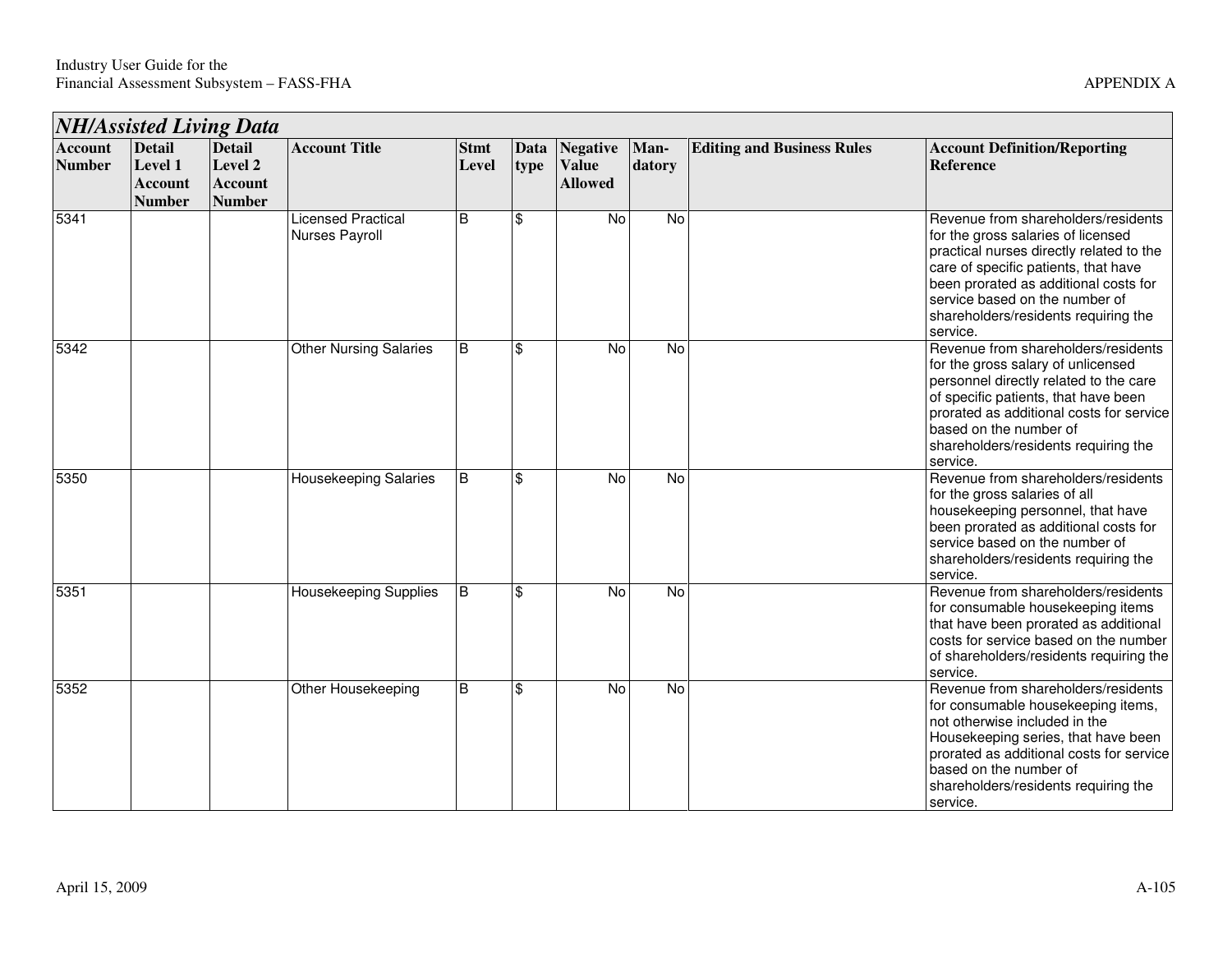## NH/Assisted Living Data

| Account Number | Detail Level 1 Account Number | Detail Level 2 Account Number | Account Title | Stmt Level | Data type | Negative Value Allowed | Man-datory | Editing and Business Rules | Account Definition/Reporting Reference |
|---|---|---|---|---|---|---|---|---|---|
| 5341 | | | Licensed Practical Nurses Payroll | B | $ | No | No | | Revenue from shareholders/residents for the gross salaries of licensed practical nurses directly related to the care of specific patients, that have been prorated as additional costs for service based on the number of shareholders/residents requiring the service. |
| 5342 | | | Other Nursing Salaries | B | $ | No | No | | Revenue from shareholders/residents for the gross salary of unlicensed personnel directly related to the care of specific patients, that have been prorated as additional costs for service based on the number of shareholders/residents requiring the service. |
| 5350 | | | Housekeeping Salaries | B | $ | No | No | | Revenue from shareholders/residents for the gross salaries of all housekeeping personnel, that have been prorated as additional costs for service based on the number of shareholders/residents requiring the service. |
| 5351 | | | Housekeeping Supplies | B | $ | No | No | | Revenue from shareholders/residents for consumable housekeeping items that have been prorated as additional costs for service based on the number of shareholders/residents requiring the service. |
| 5352 | | | Other Housekeeping | B | $ | No | No | | Revenue from shareholders/residents for consumable housekeeping items, not otherwise included in the Housekeeping series, that have been prorated as additional costs for service based on the number of shareholders/residents requiring the service. |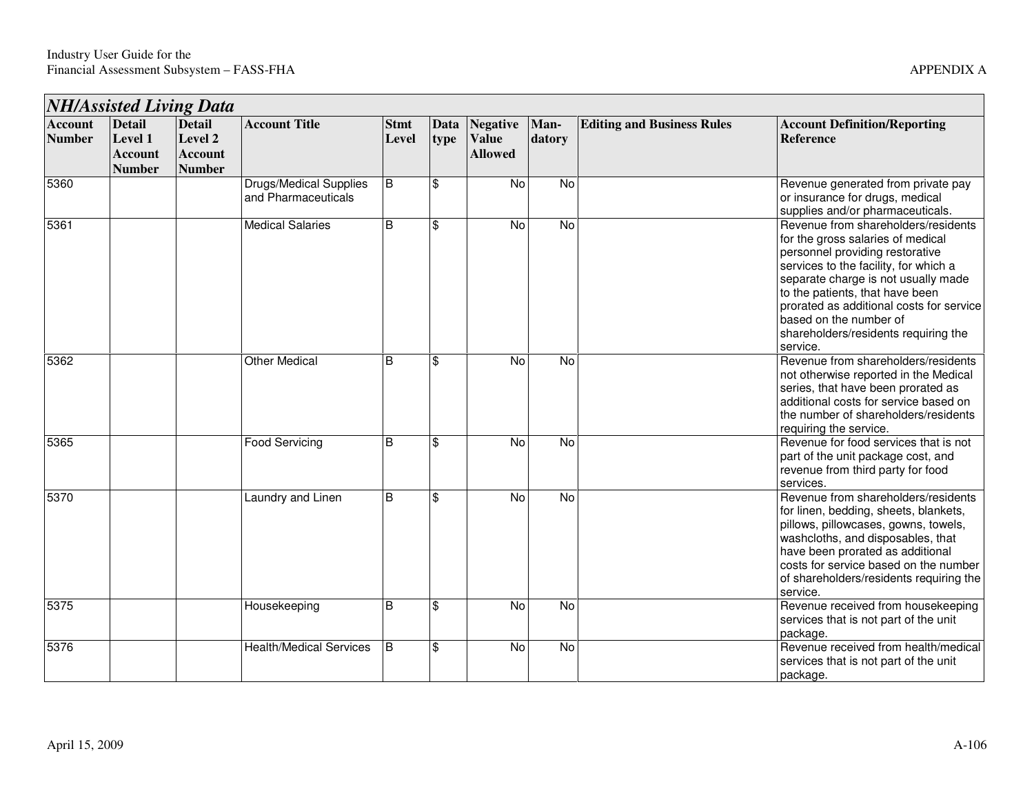## NH/Assisted Living Data

| Account Number | Detail Level 1 Account Number | Detail Level 2 Account Number | Account Title | Stmt Level | Data type | Negative Value Allowed | Man-datory | Editing and Business Rules | Account Definition/Reporting Reference |
|---|---|---|---|---|---|---|---|---|---|
| 5360 | | | Drugs/Medical Supplies and Pharmaceuticals | B | $ | No | No | | Revenue generated from private pay or insurance for drugs, medical supplies and/or pharmaceuticals. |
| 5361 | | | Medical Salaries | B | $ | No | No | | Revenue from shareholders/residents for the gross salaries of medical personnel providing restorative services to the facility, for which a separate charge is not usually made to the patients, that have been prorated as additional costs for service based on the number of shareholders/residents requiring the service. |
| 5362 | | | Other Medical | B | $ | No | No | | Revenue from shareholders/residents not otherwise reported in the Medical series, that have been prorated as additional costs for service based on the number of shareholders/residents requiring the service. |
| 5365 | | | Food Servicing | B | $ | No | No | | Revenue for food services that is not part of the unit package cost, and revenue from third party for food services. |
| 5370 | | | Laundry and Linen | B | $ | No | No | | Revenue from shareholders/residents for linen, bedding, sheets, blankets, pillows, pillowcases, gowns, towels, washcloths, and disposables, that have been prorated as additional costs for service based on the number of shareholders/residents requiring the service. |
| 5375 | | | Housekeeping | B | $ | No | No | | Revenue received from housekeeping services that is not part of the unit package. |
| 5376 | | | Health/Medical Services | B | $ | No | No | | Revenue received from health/medical services that is not part of the unit package. |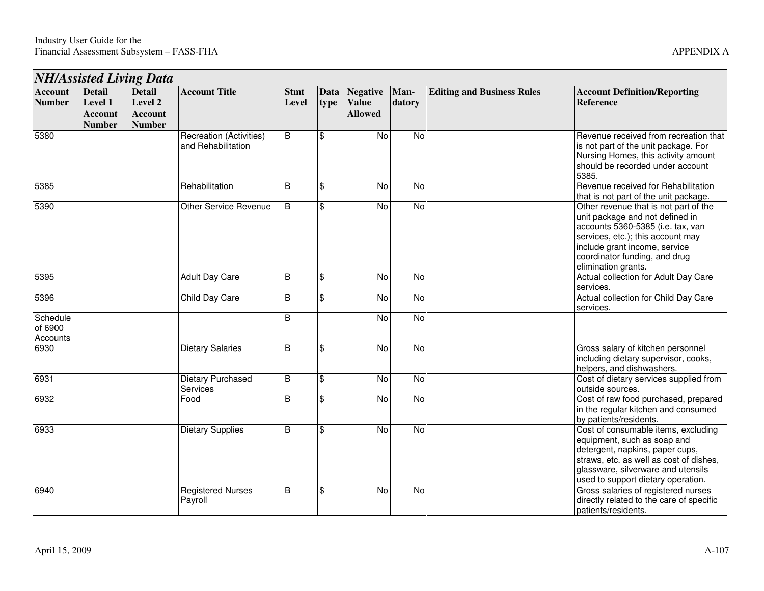| *NH/Assisted Living Data* | | | | | | | | | |
|---|---|---|---|---|---|---|---|---|---|
| **Account Number** | **Detail Level 1 Account Number** | **Detail Level 2 Account Number** | **Account Title** | **Stmt Level** | **Data type** | **Negative Value Allowed** | **Man-datory** | **Editing and Business Rules** | **Account Definition/Reporting Reference** |
| 5380 | | | Recreation (Activities) and Rehabilitation | B | $ | No | No | | Revenue received from recreation that is not part of the unit package. For Nursing Homes, this activity amount should be recorded under account 5385. |
| 5385 | | | Rehabilitation | B | $ | No | No | | Revenue received for Rehabilitation that is not part of the unit package. |
| 5390 | | | Other Service Revenue | B | $ | No | No | | Other revenue that is not part of the unit package and not defined in accounts 5360-5385 (i.e. tax, van services, etc.); this account may include grant income, service coordinator funding, and drug elimination grants. |
| 5395 | | | Adult Day Care | B | $ | No | No | | Actual collection for Adult Day Care services. |
| 5396 | | | Child Day Care | B | $ | No | No | | Actual collection for Child Day Care services. |
| Schedule of 6900 Accounts | | | | B | | No | No | | |
| 6930 | | | Dietary Salaries | B | $ | No | No | | Gross salary of kitchen personnel including dietary supervisor, cooks, helpers, and dishwashers. |
| 6931 | | | Dietary Purchased Services | B | $ | No | No | | Cost of dietary services supplied from outside sources. |
| 6932 | | | Food | B | $ | No | No | | Cost of raw food purchased, prepared in the regular kitchen and consumed by patients/residents. |
| 6933 | | | Dietary Supplies | B | $ | No | No | | Cost of consumable items, excluding equipment, such as soap and detergent, napkins, paper cups, straws, etc. as well as cost of dishes, glassware, silverware and utensils used to support dietary operation. |
| 6940 | | | Registered Nurses Payroll | B | $ | No | No | | Gross salaries of registered nurses directly related to the care of specific patients/residents. |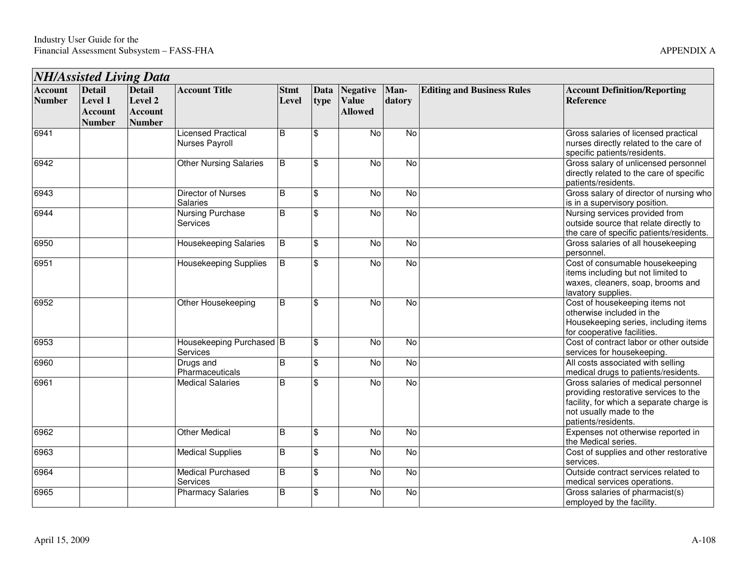| *NH/Assisted Living Data* | | | | | | | | | |
|---|---|---|---|---|---|---|---|---|---|
| **Account Number** | **Detail Level 1 Account Number** | **Detail Level 2 Account Number** | **Account Title** | **Stmt Level** | **Data type** | **Negative Value Allowed** | **Man-datory** | **Editing and Business Rules** | **Account Definition/Reporting Reference** |
| 6941 | | | Licensed Practical Nurses Payroll | B | $ | No | No | | Gross salaries of licensed practical nurses directly related to the care of specific patients/residents. |
| 6942 | | | Other Nursing Salaries | B | $ | No | No | | Gross salary of unlicensed personnel directly related to the care of specific patients/residents. |
| 6943 | | | Director of Nurses Salaries | B | $ | No | No | | Gross salary of director of nursing who is in a supervisory position. |
| 6944 | | | Nursing Purchase Services | B | $ | No | No | | Nursing services provided from outside source that relate directly to the care of specific patients/residents. |
| 6950 | | | Housekeeping Salaries | B | $ | No | No | | Gross salaries of all housekeeping personnel. |
| 6951 | | | Housekeeping Supplies | B | $ | No | No | | Cost of consumable housekeeping items including but not limited to waxes, cleaners, soap, brooms and lavatory supplies. |
| 6952 | | | Other Housekeeping | B | $ | No | No | | Cost of housekeeping items not otherwise included in the Housekeeping series, including items for cooperative facilities. |
| 6953 | | | Housekeeping Purchased Services | B | $ | No | No | | Cost of contract labor or other outside services for housekeeping. |
| 6960 | | | Drugs and Pharmaceuticals | B | $ | No | No | | All costs associated with selling medical drugs to patients/residents. |
| 6961 | | | Medical Salaries | B | $ | No | No | | Gross salaries of medical personnel providing restorative services to the facility, for which a separate charge is not usually made to the patients/residents. |
| 6962 | | | Other Medical | B | $ | No | No | | Expenses not otherwise reported in the Medical series. |
| 6963 | | | Medical Supplies | B | $ | No | No | | Cost of supplies and other restorative services. |
| 6964 | | | Medical Purchased Services | B | $ | No | No | | Outside contract services related to medical services operations. |
| 6965 | | | Pharmacy Salaries | B | $ | No | No | | Gross salaries of pharmacist(s) employed by the facility. |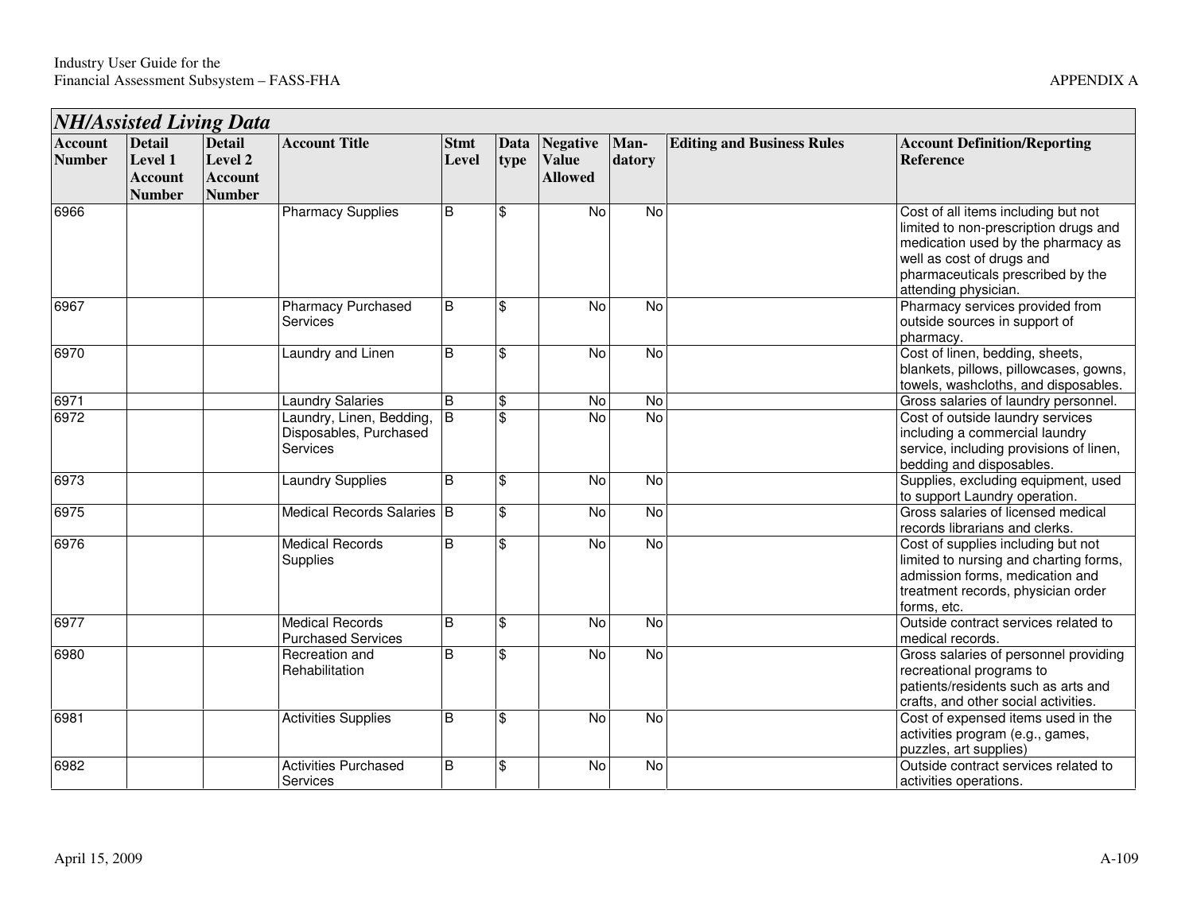## NH/Assisted Living Data

| Account Number | Detail Level 1 Account Number | Detail Level 2 Account Number | Account Title | Stmt Level | Data type | Negative Value Allowed | Man-datory | Editing and Business Rules | Account Definition/Reporting Reference |
|---|---|---|---|---|---|---|---|---|---|
| 6966 | | | Pharmacy Supplies | B | $ | No | No | | Cost of all items including but not limited to non-prescription drugs and medication used by the pharmacy as well as cost of drugs and pharmaceuticals prescribed by the attending physician. |
| 6967 | | | Pharmacy Purchased Services | B | $ | No | No | | Pharmacy services provided from outside sources in support of pharmacy. |
| 6970 | | | Laundry and Linen | B | $ | No | No | | Cost of linen, bedding, sheets, blankets, pillows, pillowcases, gowns, towels, washcloths, and disposables. |
| 6971 | | | Laundry Salaries | B | $ | No | No | | Gross salaries of laundry personnel. |
| 6972 | | | Laundry, Linen, Bedding, Disposables, Purchased Services | B | $ | No | No | | Cost of outside laundry services including a commercial laundry service, including provisions of linen, bedding and disposables. |
| 6973 | | | Laundry Supplies | B | $ | No | No | | Supplies, excluding equipment, used to support Laundry operation. |
| 6975 | | | Medical Records Salaries | B | $ | No | No | | Gross salaries of licensed medical records librarians and clerks. |
| 6976 | | | Medical Records Supplies | B | $ | No | No | | Cost of supplies including but not limited to nursing and charting forms, admission forms, medication and treatment records, physician order forms, etc. |
| 6977 | | | Medical Records Purchased Services | B | $ | No | No | | Outside contract services related to medical records. |
| 6980 | | | Recreation and Rehabilitation | B | $ | No | No | | Gross salaries of personnel providing recreational programs to patients/residents such as arts and crafts, and other social activities. |
| 6981 | | | Activities Supplies | B | $ | No | No | | Cost of expensed items used in the activities program (e.g., games, puzzles, art supplies) |
| 6982 | | | Activities Purchased Services | B | $ | No | No | | Outside contract services related to activities operations. |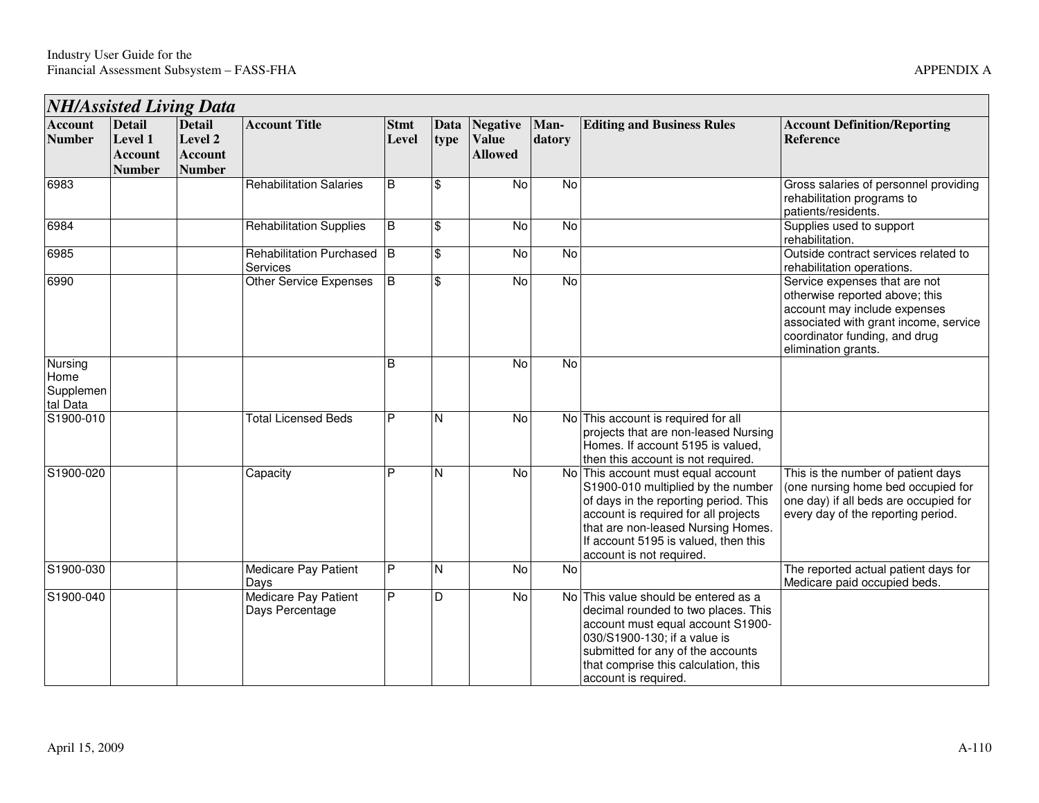## *NH/Assisted Living Data*

| Account Number | Detail Level 1 Account Number | Detail Level 2 Account Number | Account Title | Stmt Level | Data type | Negative Value Allowed | Man-datory | Editing and Business Rules | Account Definition/Reporting Reference |
|---|---|---|---|---|---|---|---|---|---|
| 6983 | | | Rehabilitation Salaries | B | $ | No | No | | Gross salaries of personnel providing rehabilitation programs to patients/residents. |
| 6984 | | | Rehabilitation Supplies | B | $ | No | No | | Supplies used to support rehabilitation. |
| 6985 | | | Rehabilitation Purchased Services | B | $ | No | No | | Outside contract services related to rehabilitation operations. |
| 6990 | | | Other Service Expenses | B | $ | No | No | | Service expenses that are not otherwise reported above; this account may include expenses associated with grant income, service coordinator funding, and drug elimination grants. |
| Nursing Home Supplemental Data | | | | B | | No | No | | |
| S1900-010 | | | Total Licensed Beds | P | N | No | No | This account is required for all projects that are non-leased Nursing Homes. If account 5195 is valued, then this account is not required. | |
| S1900-020 | | | Capacity | P | N | No | No | This account must equal account S1900-010 multiplied by the number of days in the reporting period. This account is required for all projects that are non-leased Nursing Homes. If account 5195 is valued, then this account is not required. | This is the number of patient days (one nursing home bed occupied for one day) if all beds are occupied for every day of the reporting period. |
| S1900-030 | | | Medicare Pay Patient Days | P | N | No | No | | The reported actual patient days for Medicare paid occupied beds. |
| S1900-040 | | | Medicare Pay Patient Days Percentage | P | D | No | No | This value should be entered as a decimal rounded to two places. This account must equal account S1900-030/S1900-130; if a value is submitted for any of the accounts that comprise this calculation, this account is required. | |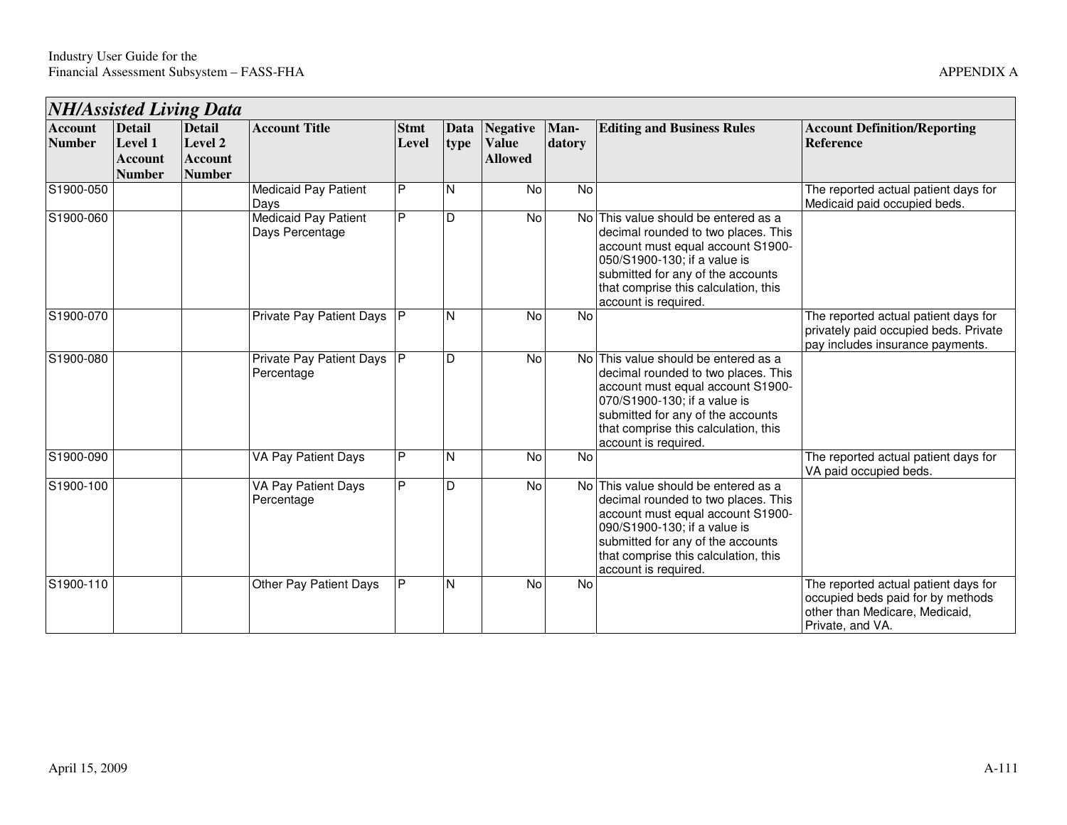| *NH/Assisted Living Data* | | | | | | | | | |
|---|---|---|---|---|---|---|---|---|---|
| **Account Number** | **Detail Level 1 Account Number** | **Detail Level 2 Account Number** | **Account Title** | **Stmt Level** | **Data type** | **Negative Value Allowed** | **Man-datory** | **Editing and Business Rules** | **Account Definition/Reporting Reference** |
| S1900-050 | | | Medicaid Pay Patient Days | P | N | No | No | | The reported actual patient days for Medicaid paid occupied beds. |
| S1900-060 | | | Medicaid Pay Patient Days Percentage | P | D | No | No | This value should be entered as a decimal rounded to two places. This account must equal account S1900-050/S1900-130; if a value is submitted for any of the accounts that comprise this calculation, this account is required. | |
| S1900-070 | | | Private Pay Patient Days | P | N | No | No | | The reported actual patient days for privately paid occupied beds. Private pay includes insurance payments. |
| S1900-080 | | | Private Pay Patient Days Percentage | P | D | No | No | This value should be entered as a decimal rounded to two places. This account must equal account S1900-070/S1900-130; if a value is submitted for any of the accounts that comprise this calculation, this account is required. | |
| S1900-090 | | | VA Pay Patient Days | P | N | No | No | | The reported actual patient days for VA paid occupied beds. |
| S1900-100 | | | VA Pay Patient Days Percentage | P | D | No | No | This value should be entered as a decimal rounded to two places. This account must equal account S1900-090/S1900-130; if a value is submitted for any of the accounts that comprise this calculation, this account is required. | |
| S1900-110 | | | Other Pay Patient Days | P | N | No | No | | The reported actual patient days for occupied beds paid for by methods other than Medicare, Medicaid, Private, and VA. |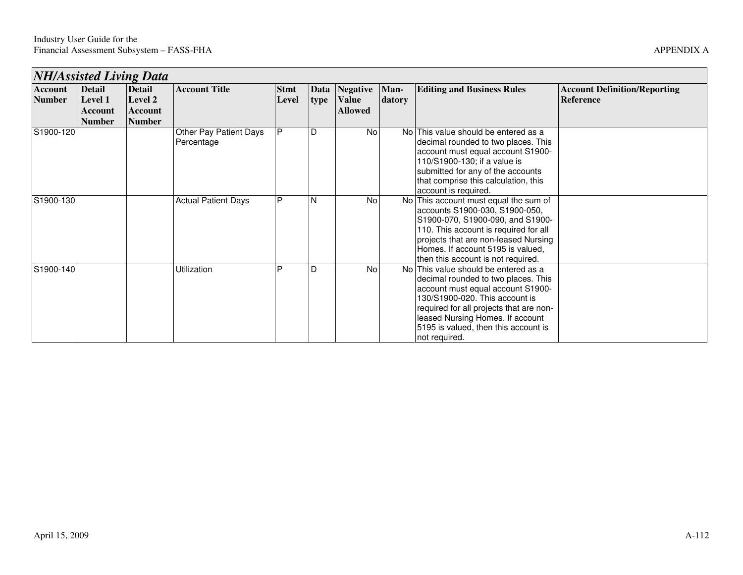## *NH/Assisted Living Data*

| Account Number | Detail Level 1 Account Number | Detail Level 2 Account Number | Account Title | Stmt Level | Data type | Negative Value Allowed | Man-datory | Editing and Business Rules | Account Definition/Reporting Reference |
|---|---|---|---|---|---|---|---|---|---|
| S1900-120 | | | Other Pay Patient Days Percentage | P | D | No | No | This value should be entered as a decimal rounded to two places. This account must equal account S1900-110/S1900-130; if a value is submitted for any of the accounts that comprise this calculation, this account is required. | |
| S1900-130 | | | Actual Patient Days | P | N | No | No | This account must equal the sum of accounts S1900-030, S1900-050, S1900-070, S1900-090, and S1900-110. This account is required for all projects that are non-leased Nursing Homes. If account 5195 is valued, then this account is not required. | |
| S1900-140 | | | Utilization | P | D | No | No | This value should be entered as a decimal rounded to two places. This account must equal account S1900-130/S1900-020. This account is required for all projects that are non-leased Nursing Homes. If account 5195 is valued, then this account is not required. | |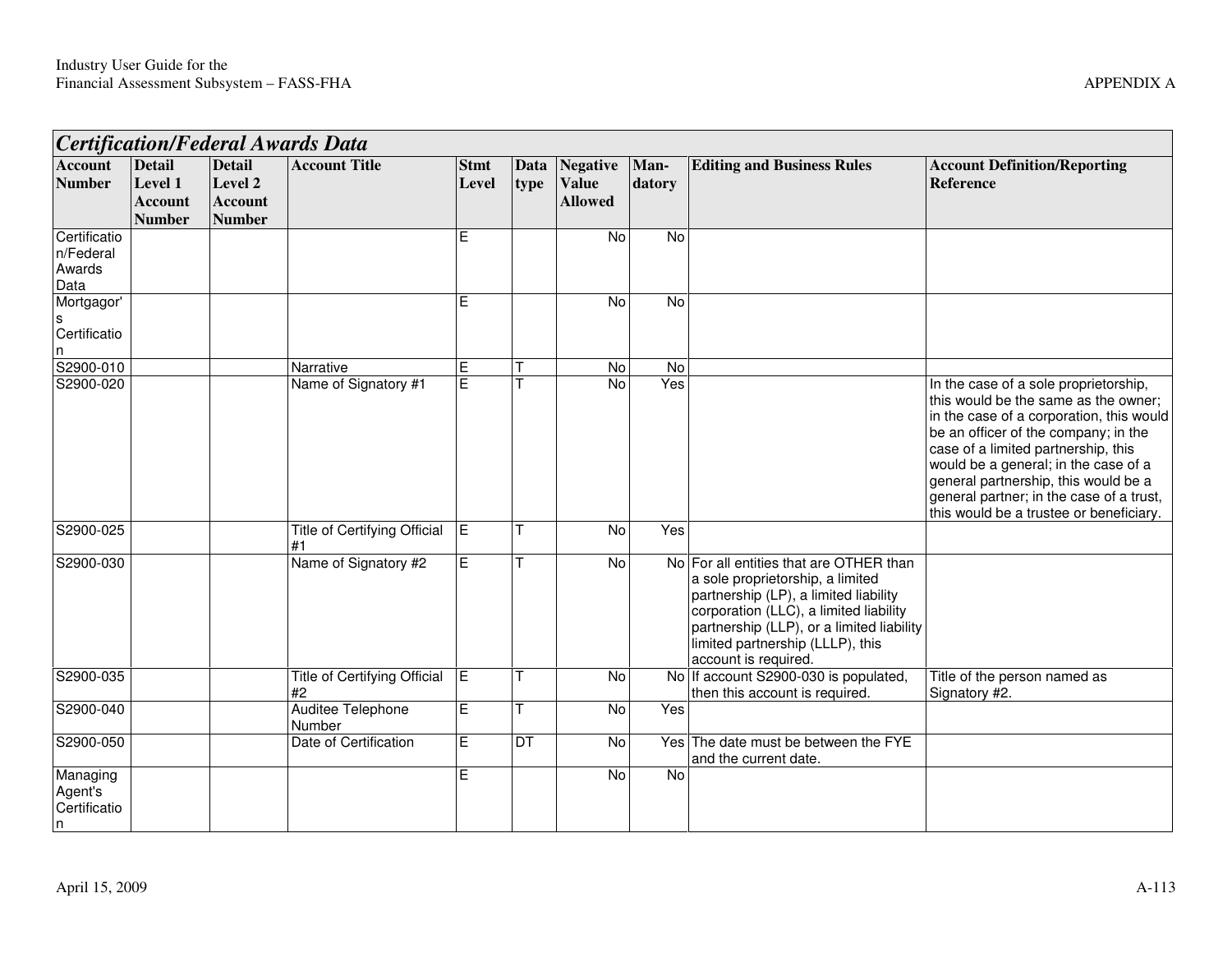| *Certification/Federal Awards Data* | | | | | | | | | |
|---|---|---|---|---|---|---|---|---|---|
| **Account Number** | **Detail Level 1 Account Number** | **Detail Level 2 Account Number** | **Account Title** | **Stmt Level** | **Data type** | **Negative Value Allowed** | **Man-datory** | **Editing and Business Rules** | **Account Definition/Reporting Reference** |
| Certification/Federal Awards Data | | | | E | | No | No | | |
| Mortgagor's Certification | | | | E | | No | No | | |
| S2900-010 | | | Narrative | E | T | No | No | | |
| S2900-020 | | | Name of Signatory #1 | E | T | No | Yes | | In the case of a sole proprietorship, this would be the same as the owner; in the case of a corporation, this would be an officer of the company; in the case of a limited partnership, this would be a general; in the case of a general partnership, this would be a general partner; in the case of a trust, this would be a trustee or beneficiary. |
| S2900-025 | | | Title of Certifying Official #1 | E | T | No | Yes | | |
| S2900-030 | | | Name of Signatory #2 | E | T | No | No | For all entities that are OTHER than a sole proprietorship, a limited partnership (LP), a limited liability corporation (LLC), a limited liability partnership (LLP), or a limited liability limited partnership (LLLP), this account is required. | |
| S2900-035 | | | Title of Certifying Official #2 | E | T | No | No | If account S2900-030 is populated, then this account is required. | Title of the person named as Signatory #2. |
| S2900-040 | | | Auditee Telephone Number | E | T | No | Yes | | |
| S2900-050 | | | Date of Certification | E | DT | No | Yes | The date must be between the FYE and the current date. | |
| Managing Agent's Certification | | | | E | | No | No | | |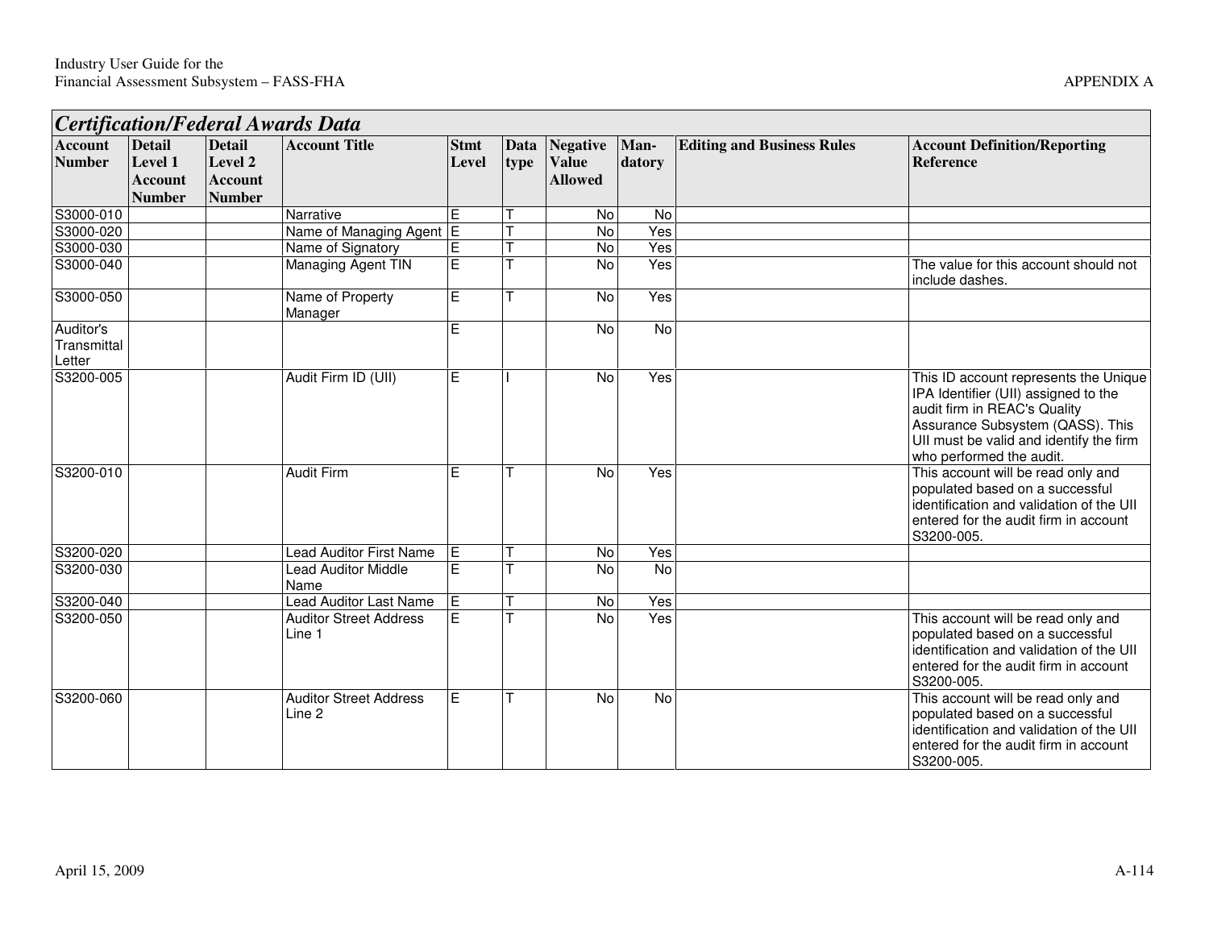## *Certification/Federal Awards Data*

| Account Number | Detail Level 1 Account Number | Detail Level 2 Account Number | Account Title | Stmt Level | Data type | Negative Value Allowed | Man-datory | Editing and Business Rules | Account Definition/Reporting Reference |
|---|---|---|---|---|---|---|---|---|---|
| S3000-010 | | | Narrative | E | T | No | No | | |
| S3000-020 | | | Name of Managing Agent | E | T | No | Yes | | |
| S3000-030 | | | Name of Signatory | E | T | No | Yes | | |
| S3000-040 | | | Managing Agent TIN | E | T | No | Yes | | The value for this account should not include dashes. |
| S3000-050 | | | Name of Property Manager | E | T | No | Yes | | |
| Auditor's Transmittal Letter | | | | E | | No | No | | |
| S3200-005 | | | Audit Firm ID (UII) | E | I | No | Yes | | This ID account represents the Unique IPA Identifier (UII) assigned to the audit firm in REAC's Quality Assurance Subsystem (QASS). This UII must be valid and identify the firm who performed the audit. |
| S3200-010 | | | Audit Firm | E | T | No | Yes | | This account will be read only and populated based on a successful identification and validation of the UII entered for the audit firm in account S3200-005. |
| S3200-020 | | | Lead Auditor First Name | E | T | No | Yes | | |
| S3200-030 | | | Lead Auditor Middle Name | E | T | No | No | | |
| S3200-040 | | | Lead Auditor Last Name | E | T | No | Yes | | |
| S3200-050 | | | Auditor Street Address Line 1 | E | T | No | Yes | | This account will be read only and populated based on a successful identification and validation of the UII entered for the audit firm in account S3200-005. |
| S3200-060 | | | Auditor Street Address Line 2 | E | T | No | No | | This account will be read only and populated based on a successful identification and validation of the UII entered for the audit firm in account S3200-005. |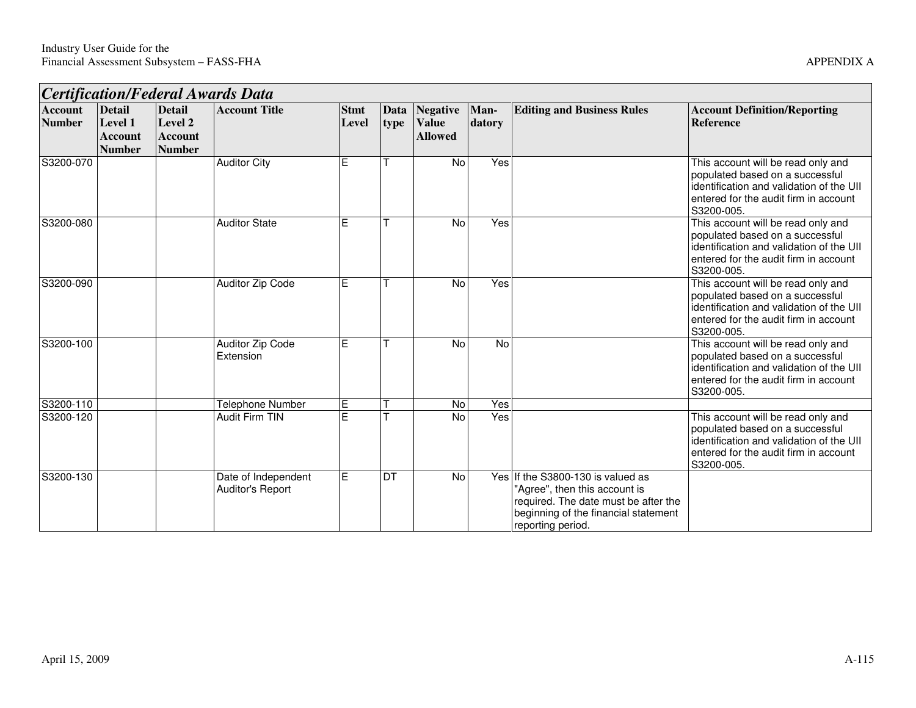## *Certification/Federal Awards Data*

| Account Number | Detail Level 1 Account Number | Detail Level 2 Account Number | Account Title | Stmt Level | Data type | Negative Value Allowed | Man-datory | Editing and Business Rules | Account Definition/Reporting Reference |
|---|---|---|---|---|---|---|---|---|---|
| S3200-070 | | | Auditor City | E | T | No | Yes | | This account will be read only and populated based on a successful identification and validation of the UII entered for the audit firm in account S3200-005. |
| S3200-080 | | | Auditor State | E | T | No | Yes | | This account will be read only and populated based on a successful identification and validation of the UII entered for the audit firm in account S3200-005. |
| S3200-090 | | | Auditor Zip Code | E | T | No | Yes | | This account will be read only and populated based on a successful identification and validation of the UII entered for the audit firm in account S3200-005. |
| S3200-100 | | | Auditor Zip Code Extension | E | T | No | No | | This account will be read only and populated based on a successful identification and validation of the UII entered for the audit firm in account S3200-005. |
| S3200-110 | | | Telephone Number | E | T | No | Yes | | |
| S3200-120 | | | Audit Firm TIN | E | T | No | Yes | | This account will be read only and populated based on a successful identification and validation of the UII entered for the audit firm in account S3200-005. |
| S3200-130 | | | Date of Independent Auditor's Report | E | DT | No | Yes | If the S3800-130 is valued as "Agree", then this account is required. The date must be after the beginning of the financial statement reporting period. | |